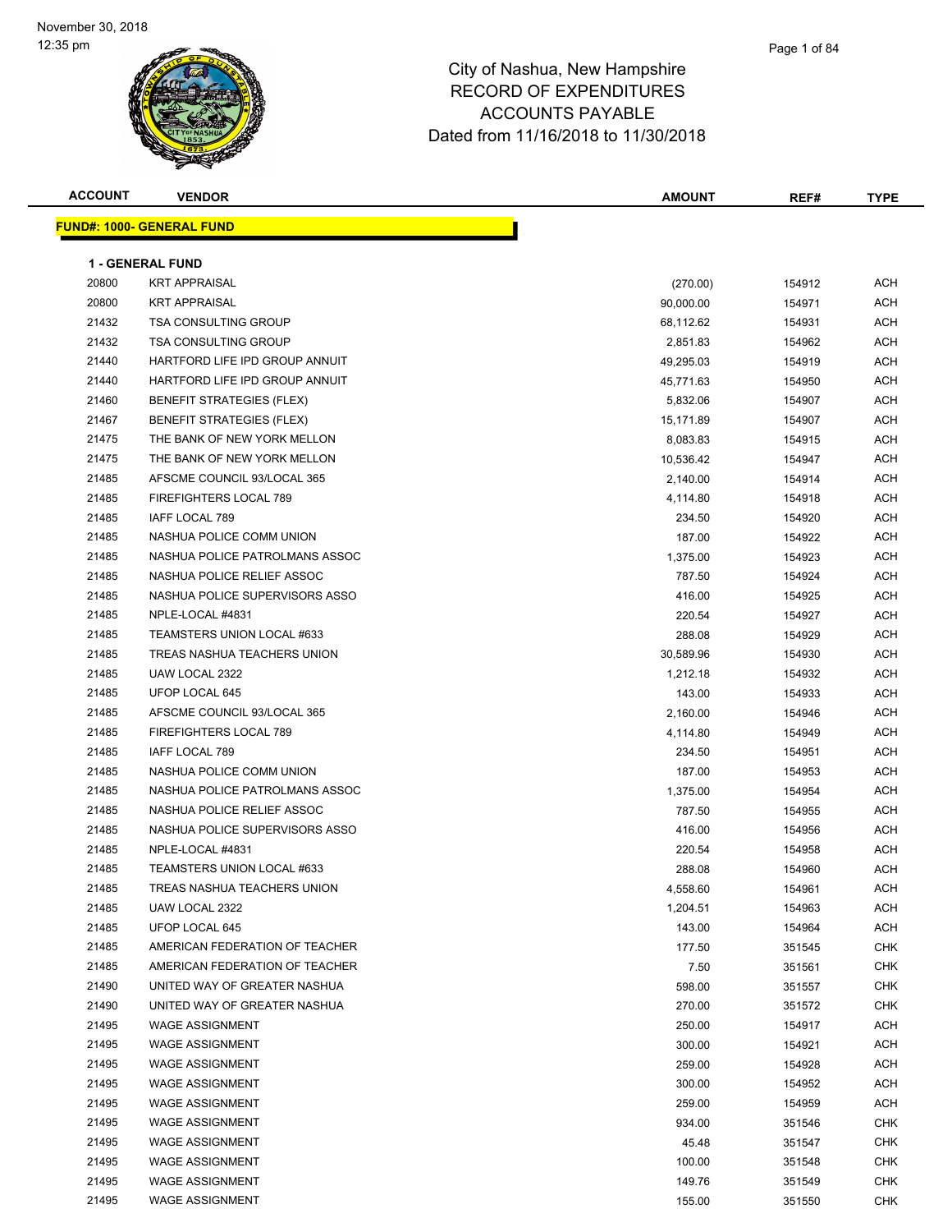November 30, 2018
12:35 pm

# City of Nashua, New Hampshire
## RECORD OF EXPENDITURES
## ACCOUNTS PAYABLE
## Dated from 11/16/2018 to 11/30/2018

| ACCOUNT | VENDOR | AMOUNT | REF# | TYPE |
|---|---|---|---|---|

**FUND#: 1000- GENERAL FUND**

**1 - GENERAL FUND**

| ACCOUNT | VENDOR | AMOUNT | REF# | TYPE |
|---|---|---|---|---|
| 20800 | KRT APPRAISAL | (270.00) | 154912 | ACH |
| 20800 | KRT APPRAISAL | 90,000.00 | 154971 | ACH |
| 21432 | TSA CONSULTING GROUP | 68,112.62 | 154931 | ACH |
| 21432 | TSA CONSULTING GROUP | 2,851.83 | 154962 | ACH |
| 21440 | HARTFORD LIFE IPD GROUP ANNUIT | 49,295.03 | 154919 | ACH |
| 21440 | HARTFORD LIFE IPD GROUP ANNUIT | 45,771.63 | 154950 | ACH |
| 21460 | BENEFIT STRATEGIES (FLEX) | 5,832.06 | 154907 | ACH |
| 21467 | BENEFIT STRATEGIES (FLEX) | 15,171.89 | 154907 | ACH |
| 21475 | THE BANK OF NEW YORK MELLON | 8,083.83 | 154915 | ACH |
| 21475 | THE BANK OF NEW YORK MELLON | 10,536.42 | 154947 | ACH |
| 21485 | AFSCME COUNCIL 93/LOCAL 365 | 2,140.00 | 154914 | ACH |
| 21485 | FIREFIGHTERS LOCAL 789 | 4,114.80 | 154918 | ACH |
| 21485 | IAFF LOCAL 789 | 234.50 | 154920 | ACH |
| 21485 | NASHUA POLICE COMM UNION | 187.00 | 154922 | ACH |
| 21485 | NASHUA POLICE PATROLMANS ASSOC | 1,375.00 | 154923 | ACH |
| 21485 | NASHUA POLICE RELIEF ASSOC | 787.50 | 154924 | ACH |
| 21485 | NASHUA POLICE SUPERVISORS ASSO | 416.00 | 154925 | ACH |
| 21485 | NPLE-LOCAL #4831 | 220.54 | 154927 | ACH |
| 21485 | TEAMSTERS UNION LOCAL #633 | 288.08 | 154929 | ACH |
| 21485 | TREAS NASHUA TEACHERS UNION | 30,589.96 | 154930 | ACH |
| 21485 | UAW LOCAL 2322 | 1,212.18 | 154932 | ACH |
| 21485 | UFOP LOCAL 645 | 143.00 | 154933 | ACH |
| 21485 | AFSCME COUNCIL 93/LOCAL 365 | 2,160.00 | 154946 | ACH |
| 21485 | FIREFIGHTERS LOCAL 789 | 4,114.80 | 154949 | ACH |
| 21485 | IAFF LOCAL 789 | 234.50 | 154951 | ACH |
| 21485 | NASHUA POLICE COMM UNION | 187.00 | 154953 | ACH |
| 21485 | NASHUA POLICE PATROLMANS ASSOC | 1,375.00 | 154954 | ACH |
| 21485 | NASHUA POLICE RELIEF ASSOC | 787.50 | 154955 | ACH |
| 21485 | NASHUA POLICE SUPERVISORS ASSO | 416.00 | 154956 | ACH |
| 21485 | NPLE-LOCAL #4831 | 220.54 | 154958 | ACH |
| 21485 | TEAMSTERS UNION LOCAL #633 | 288.08 | 154960 | ACH |
| 21485 | TREAS NASHUA TEACHERS UNION | 4,558.60 | 154961 | ACH |
| 21485 | UAW LOCAL 2322 | 1,204.51 | 154963 | ACH |
| 21485 | UFOP LOCAL 645 | 143.00 | 154964 | ACH |
| 21485 | AMERICAN FEDERATION OF TEACHER | 177.50 | 351545 | CHK |
| 21485 | AMERICAN FEDERATION OF TEACHER | 7.50 | 351561 | CHK |
| 21490 | UNITED WAY OF GREATER NASHUA | 598.00 | 351557 | CHK |
| 21490 | UNITED WAY OF GREATER NASHUA | 270.00 | 351572 | CHK |
| 21495 | WAGE ASSIGNMENT | 250.00 | 154917 | ACH |
| 21495 | WAGE ASSIGNMENT | 300.00 | 154921 | ACH |
| 21495 | WAGE ASSIGNMENT | 259.00 | 154928 | ACH |
| 21495 | WAGE ASSIGNMENT | 300.00 | 154952 | ACH |
| 21495 | WAGE ASSIGNMENT | 259.00 | 154959 | ACH |
| 21495 | WAGE ASSIGNMENT | 934.00 | 351546 | CHK |
| 21495 | WAGE ASSIGNMENT | 45.48 | 351547 | CHK |
| 21495 | WAGE ASSIGNMENT | 100.00 | 351548 | CHK |
| 21495 | WAGE ASSIGNMENT | 149.76 | 351549 | CHK |
| 21495 | WAGE ASSIGNMENT | 155.00 | 351550 | CHK |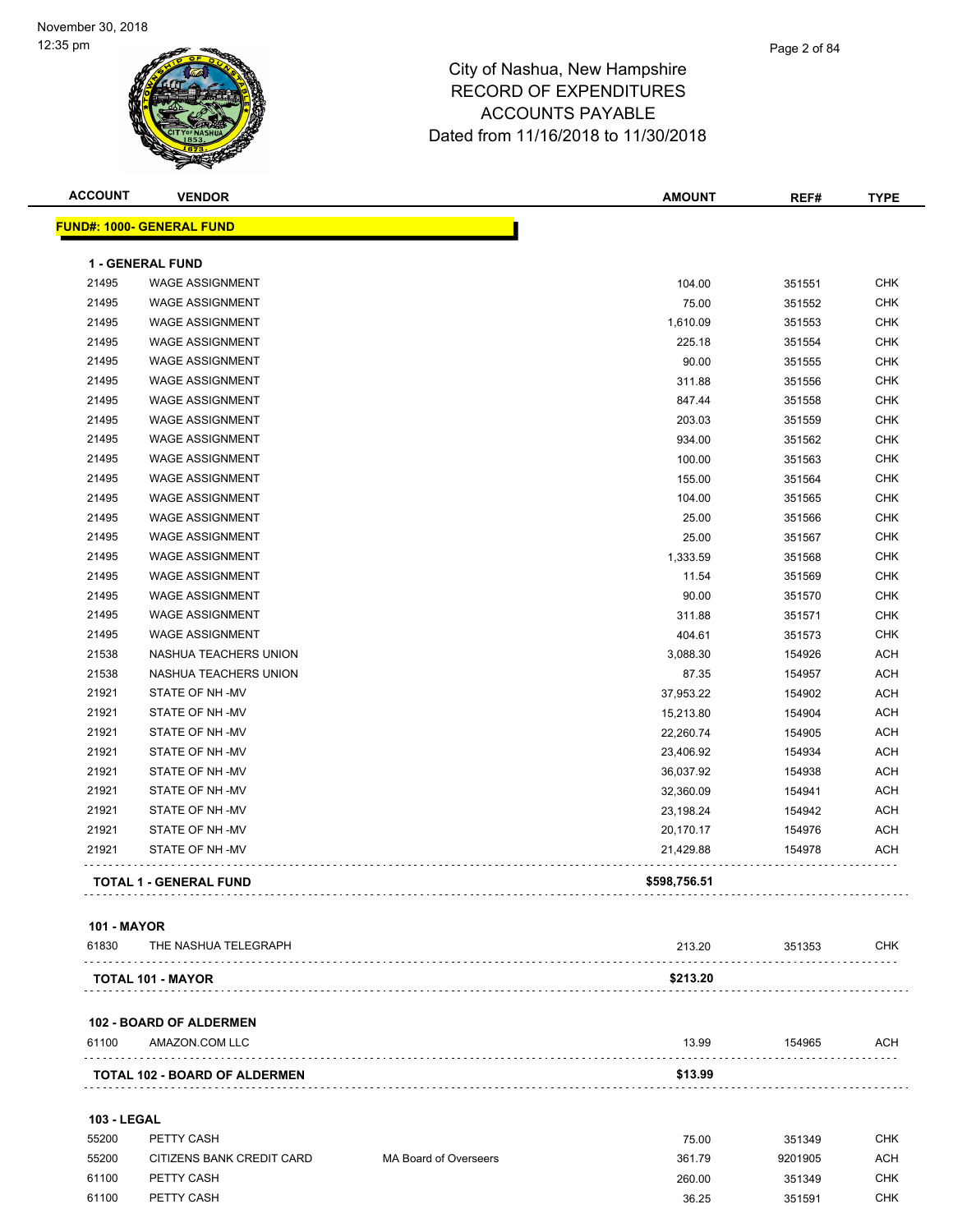# City of Nashua, New Hampshire
## RECORD OF EXPENDITURES
## ACCOUNTS PAYABLE
## Dated from 11/16/2018 to 11/30/2018

November 30, 2018
12:35 pm

| ACCOUNT | VENDOR | | AMOUNT | REF# | TYPE |
|---|---|---|---|---|---|
| **FUND#: 1000- GENERAL FUND** | | | | | |
| **1 - GENERAL FUND** | | | | | |
| 21495 | WAGE ASSIGNMENT | | 104.00 | 351551 | CHK |
| 21495 | WAGE ASSIGNMENT | | 75.00 | 351552 | CHK |
| 21495 | WAGE ASSIGNMENT | | 1,610.09 | 351553 | CHK |
| 21495 | WAGE ASSIGNMENT | | 225.18 | 351554 | CHK |
| 21495 | WAGE ASSIGNMENT | | 90.00 | 351555 | CHK |
| 21495 | WAGE ASSIGNMENT | | 311.88 | 351556 | CHK |
| 21495 | WAGE ASSIGNMENT | | 847.44 | 351558 | CHK |
| 21495 | WAGE ASSIGNMENT | | 203.03 | 351559 | CHK |
| 21495 | WAGE ASSIGNMENT | | 934.00 | 351562 | CHK |
| 21495 | WAGE ASSIGNMENT | | 100.00 | 351563 | CHK |
| 21495 | WAGE ASSIGNMENT | | 155.00 | 351564 | CHK |
| 21495 | WAGE ASSIGNMENT | | 104.00 | 351565 | CHK |
| 21495 | WAGE ASSIGNMENT | | 25.00 | 351566 | CHK |
| 21495 | WAGE ASSIGNMENT | | 25.00 | 351567 | CHK |
| 21495 | WAGE ASSIGNMENT | | 1,333.59 | 351568 | CHK |
| 21495 | WAGE ASSIGNMENT | | 11.54 | 351569 | CHK |
| 21495 | WAGE ASSIGNMENT | | 90.00 | 351570 | CHK |
| 21495 | WAGE ASSIGNMENT | | 311.88 | 351571 | CHK |
| 21495 | WAGE ASSIGNMENT | | 404.61 | 351573 | CHK |
| 21538 | NASHUA TEACHERS UNION | | 3,088.30 | 154926 | ACH |
| 21538 | NASHUA TEACHERS UNION | | 87.35 | 154957 | ACH |
| 21921 | STATE OF NH -MV | | 37,953.22 | 154902 | ACH |
| 21921 | STATE OF NH -MV | | 15,213.80 | 154904 | ACH |
| 21921 | STATE OF NH -MV | | 22,260.74 | 154905 | ACH |
| 21921 | STATE OF NH -MV | | 23,406.92 | 154934 | ACH |
| 21921 | STATE OF NH -MV | | 36,037.92 | 154938 | ACH |
| 21921 | STATE OF NH -MV | | 32,360.09 | 154941 | ACH |
| 21921 | STATE OF NH -MV | | 23,198.24 | 154942 | ACH |
| 21921 | STATE OF NH -MV | | 20,170.17 | 154976 | ACH |
| 21921 | STATE OF NH -MV | | 21,429.88 | 154978 | ACH |
| **TOTAL 1 - GENERAL FUND** | | | **$598,756.51** | | |
| **101 - MAYOR** | | | | | |
| 61830 | THE NASHUA TELEGRAPH | | 213.20 | 351353 | CHK |
| **TOTAL 101 - MAYOR** | | | **$213.20** | | |
| **102 - BOARD OF ALDERMEN** | | | | | |
| 61100 | AMAZON.COM LLC | | 13.99 | 154965 | ACH |
| **TOTAL 102 - BOARD OF ALDERMEN** | | | **$13.99** | | |
| **103 - LEGAL** | | | | | |
| 55200 | PETTY CASH | | 75.00 | 351349 | CHK |
| 55200 | CITIZENS BANK CREDIT CARD | MA Board of Overseers | 361.79 | 9201905 | ACH |
| 61100 | PETTY CASH | | 260.00 | 351349 | CHK |
| 61100 | PETTY CASH | | 36.25 | 351591 | CHK |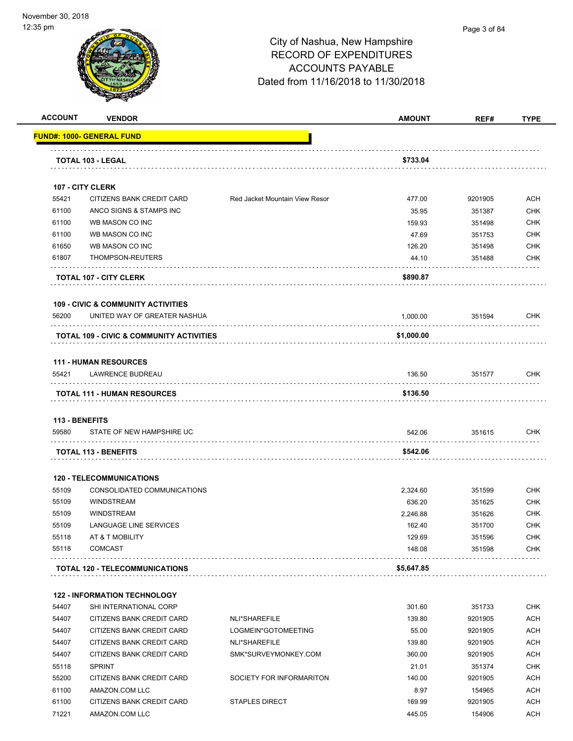# City of Nashua, New Hampshire
## RECORD OF EXPENDITURES
## ACCOUNTS PAYABLE
## Dated from 11/16/2018 to 11/30/2018

| ACCOUNT | VENDOR | | AMOUNT | REF# | TYPE |
|---|---|---|---|---|---|
| **FUND#: 1000- GENERAL FUND** | | | | | |
| **TOTAL 103 - LEGAL** | | | **$733.04** | | |
| **107 - CITY CLERK** | | | | | |
| 55421 | CITIZENS BANK CREDIT CARD | Red Jacket Mountain View Resor | 477.00 | 9201905 | ACH |
| 61100 | ANCO SIGNS & STAMPS INC | | 35.95 | 351387 | CHK |
| 61100 | WB MASON CO INC | | 159.93 | 351498 | CHK |
| 61100 | WB MASON CO INC | | 47.69 | 351753 | CHK |
| 61650 | WB MASON CO INC | | 126.20 | 351498 | CHK |
| 61807 | THOMPSON-REUTERS | | 44.10 | 351488 | CHK |
| **TOTAL 107 - CITY CLERK** | | | **$890.87** | | |
| **109 - CIVIC & COMMUNITY ACTIVITIES** | | | | | |
| 56200 | UNITED WAY OF GREATER NASHUA | | 1,000.00 | 351594 | CHK |
| **TOTAL 109 - CIVIC & COMMUNITY ACTIVITIES** | | | **$1,000.00** | | |
| **111 - HUMAN RESOURCES** | | | | | |
| 55421 | LAWRENCE BUDREAU | | 136.50 | 351577 | CHK |
| **TOTAL 111 - HUMAN RESOURCES** | | | **$136.50** | | |
| **113 - BENEFITS** | | | | | |
| 59580 | STATE OF NEW HAMPSHIRE UC | | 542.06 | 351615 | CHK |
| **TOTAL 113 - BENEFITS** | | | **$542.06** | | |
| **120 - TELECOMMUNICATIONS** | | | | | |
| 55109 | CONSOLIDATED COMMUNICATIONS | | 2,324.60 | 351599 | CHK |
| 55109 | WINDSTREAM | | 636.20 | 351625 | CHK |
| 55109 | WINDSTREAM | | 2,246.88 | 351626 | CHK |
| 55109 | LANGUAGE LINE SERVICES | | 162.40 | 351700 | CHK |
| 55118 | AT & T MOBILITY | | 129.69 | 351596 | CHK |
| 55118 | COMCAST | | 148.08 | 351598 | CHK |
| **TOTAL 120 - TELECOMMUNICATIONS** | | | **$5,647.85** | | |
| **122 - INFORMATION TECHNOLOGY** | | | | | |
| 54407 | SHI INTERNATIONAL CORP | | 301.60 | 351733 | CHK |
| 54407 | CITIZENS BANK CREDIT CARD | NLI*SHAREFILE | 139.80 | 9201905 | ACH |
| 54407 | CITIZENS BANK CREDIT CARD | LOGMEIN*GOTOMEETING | 55.00 | 9201905 | ACH |
| 54407 | CITIZENS BANK CREDIT CARD | NLI*SHAREFILE | 139.80 | 9201905 | ACH |
| 54407 | CITIZENS BANK CREDIT CARD | SMK*SURVEYMONKEY.COM | 360.00 | 9201905 | ACH |
| 55118 | SPRINT | | 21.01 | 351374 | CHK |
| 55200 | CITIZENS BANK CREDIT CARD | SOCIETY FOR INFORMARITON | 140.00 | 9201905 | ACH |
| 61100 | AMAZON.COM LLC | | 8.97 | 154965 | ACH |
| 61100 | CITIZENS BANK CREDIT CARD | STAPLES DIRECT | 169.99 | 9201905 | ACH |
| 71221 | AMAZON.COM LLC | | 445.05 | 154906 | ACH |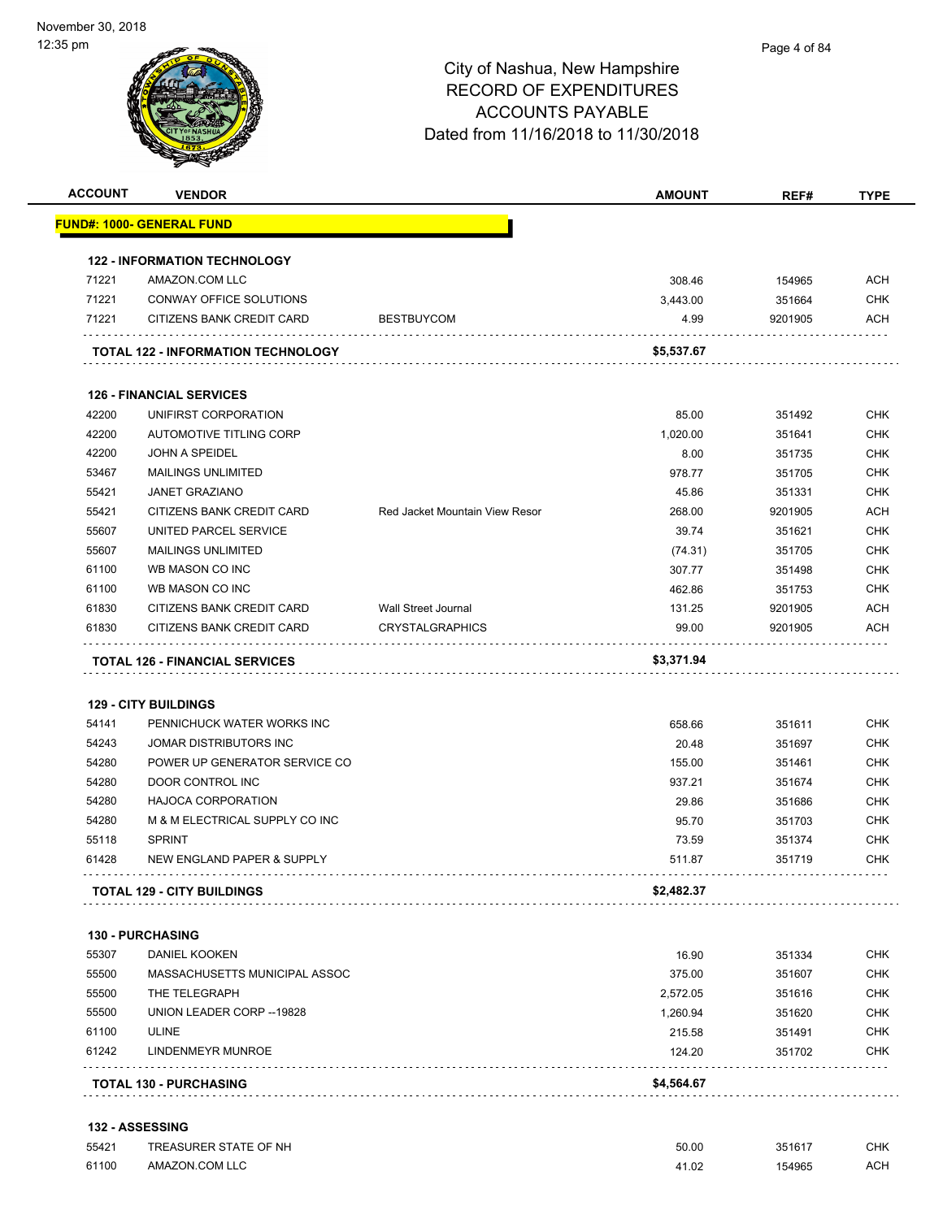November 30, 2018
12:35 pm

# City of Nashua, New Hampshire
## RECORD OF EXPENDITURES
## ACCOUNTS PAYABLE
## Dated from 11/16/2018 to 11/30/2018

| ACCOUNT | VENDOR | | AMOUNT | REF# | TYPE |
|---|---|---|---|---|---|
| **FUND#: 1000- GENERAL FUND** | | | | | |
| **122 - INFORMATION TECHNOLOGY** | | | | | |
| 71221 | AMAZON.COM LLC | | 308.46 | 154965 | ACH |
| 71221 | CONWAY OFFICE SOLUTIONS | | 3,443.00 | 351664 | CHK |
| 71221 | CITIZENS BANK CREDIT CARD | BESTBUYCOM | 4.99 | 9201905 | ACH |
| | **TOTAL 122 - INFORMATION TECHNOLOGY** | | **$5,537.67** | | |
| **126 - FINANCIAL SERVICES** | | | | | |
| 42200 | UNIFIRST CORPORATION | | 85.00 | 351492 | CHK |
| 42200 | AUTOMOTIVE TITLING CORP | | 1,020.00 | 351641 | CHK |
| 42200 | JOHN A SPEIDEL | | 8.00 | 351735 | CHK |
| 53467 | MAILINGS UNLIMITED | | 978.77 | 351705 | CHK |
| 55421 | JANET GRAZIANO | | 45.86 | 351331 | CHK |
| 55421 | CITIZENS BANK CREDIT CARD | Red Jacket Mountain View Resor | 268.00 | 9201905 | ACH |
| 55607 | UNITED PARCEL SERVICE | | 39.74 | 351621 | CHK |
| 55607 | MAILINGS UNLIMITED | | (74.31) | 351705 | CHK |
| 61100 | WB MASON CO INC | | 307.77 | 351498 | CHK |
| 61100 | WB MASON CO INC | | 462.86 | 351753 | CHK |
| 61830 | CITIZENS BANK CREDIT CARD | Wall Street Journal | 131.25 | 9201905 | ACH |
| 61830 | CITIZENS BANK CREDIT CARD | CRYSTALGRAPHICS | 99.00 | 9201905 | ACH |
| | **TOTAL 126 - FINANCIAL SERVICES** | | **$3,371.94** | | |
| **129 - CITY BUILDINGS** | | | | | |
| 54141 | PENNICHUCK WATER WORKS INC | | 658.66 | 351611 | CHK |
| 54243 | JOMAR DISTRIBUTORS INC | | 20.48 | 351697 | CHK |
| 54280 | POWER UP GENERATOR SERVICE CO | | 155.00 | 351461 | CHK |
| 54280 | DOOR CONTROL INC | | 937.21 | 351674 | CHK |
| 54280 | HAJOCA CORPORATION | | 29.86 | 351686 | CHK |
| 54280 | M & M ELECTRICAL SUPPLY CO INC | | 95.70 | 351703 | CHK |
| 55118 | SPRINT | | 73.59 | 351374 | CHK |
| 61428 | NEW ENGLAND PAPER & SUPPLY | | 511.87 | 351719 | CHK |
| | **TOTAL 129 - CITY BUILDINGS** | | **$2,482.37** | | |
| **130 - PURCHASING** | | | | | |
| 55307 | DANIEL KOOKEN | | 16.90 | 351334 | CHK |
| 55500 | MASSACHUSETTS MUNICIPAL ASSOC | | 375.00 | 351607 | CHK |
| 55500 | THE TELEGRAPH | | 2,572.05 | 351616 | CHK |
| 55500 | UNION LEADER CORP --19828 | | 1,260.94 | 351620 | CHK |
| 61100 | ULINE | | 215.58 | 351491 | CHK |
| 61242 | LINDENMEYR MUNROE | | 124.20 | 351702 | CHK |
| | **TOTAL 130 - PURCHASING** | | **$4,564.67** | | |
| **132 - ASSESSING** | | | | | |
| 55421 | TREASURER STATE OF NH | | 50.00 | 351617 | CHK |
| 61100 | AMAZON.COM LLC | | 41.02 | 154965 | ACH |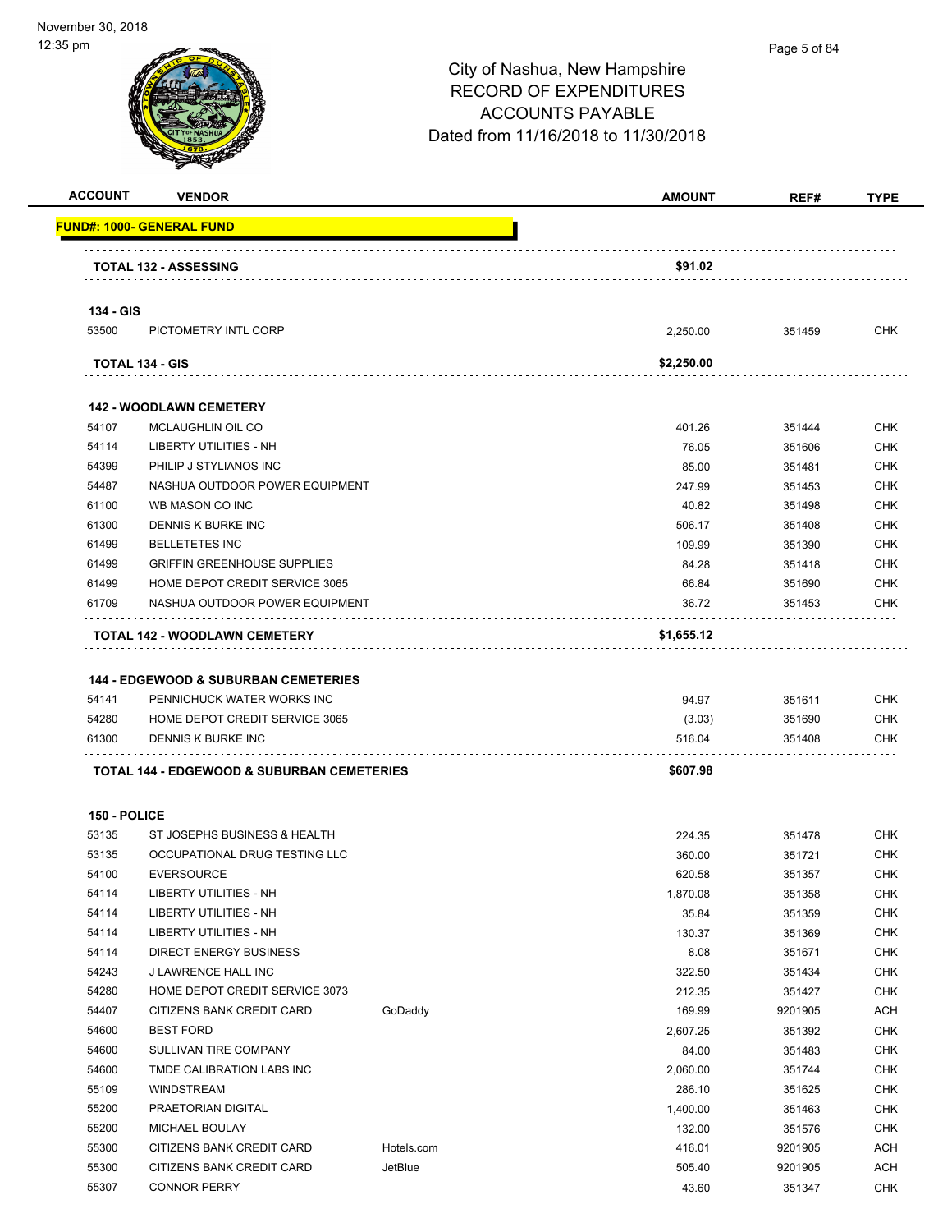City of Nashua, New Hampshire
RECORD OF EXPENDITURES
ACCOUNTS PAYABLE
Dated from 11/16/2018 to 11/30/2018

| ACCOUNT | VENDOR | | AMOUNT | REF# | TYPE |
|---|---|---|---|---|---|
| **FUND#: 1000- GENERAL FUND** | | | | | |
| **TOTAL 132 - ASSESSING** | | | **$91.02** | | |
| **134 - GIS** | | | | | |
| 53500 | PICTOMETRY INTL CORP | | 2,250.00 | 351459 | CHK |
| **TOTAL 134 - GIS** | | | **$2,250.00** | | |
| **142 - WOODLAWN CEMETERY** | | | | | |
| 54107 | MCLAUGHLIN OIL CO | | 401.26 | 351444 | CHK |
| 54114 | LIBERTY UTILITIES - NH | | 76.05 | 351606 | CHK |
| 54399 | PHILIP J STYLIANOS INC | | 85.00 | 351481 | CHK |
| 54487 | NASHUA OUTDOOR POWER EQUIPMENT | | 247.99 | 351453 | CHK |
| 61100 | WB MASON CO INC | | 40.82 | 351498 | CHK |
| 61300 | DENNIS K BURKE INC | | 506.17 | 351408 | CHK |
| 61499 | BELLETETES INC | | 109.99 | 351390 | CHK |
| 61499 | GRIFFIN GREENHOUSE SUPPLIES | | 84.28 | 351418 | CHK |
| 61499 | HOME DEPOT CREDIT SERVICE 3065 | | 66.84 | 351690 | CHK |
| 61709 | NASHUA OUTDOOR POWER EQUIPMENT | | 36.72 | 351453 | CHK |
| **TOTAL 142 - WOODLAWN CEMETERY** | | | **$1,655.12** | | |
| **144 - EDGEWOOD & SUBURBAN CEMETERIES** | | | | | |
| 54141 | PENNICHUCK WATER WORKS INC | | 94.97 | 351611 | CHK |
| 54280 | HOME DEPOT CREDIT SERVICE 3065 | | (3.03) | 351690 | CHK |
| 61300 | DENNIS K BURKE INC | | 516.04 | 351408 | CHK |
| **TOTAL 144 - EDGEWOOD & SUBURBAN CEMETERIES** | | | **$607.98** | | |
| **150 - POLICE** | | | | | |
| 53135 | ST JOSEPHS BUSINESS & HEALTH | | 224.35 | 351478 | CHK |
| 53135 | OCCUPATIONAL DRUG TESTING LLC | | 360.00 | 351721 | CHK |
| 54100 | EVERSOURCE | | 620.58 | 351357 | CHK |
| 54114 | LIBERTY UTILITIES - NH | | 1,870.08 | 351358 | CHK |
| 54114 | LIBERTY UTILITIES - NH | | 35.84 | 351359 | CHK |
| 54114 | LIBERTY UTILITIES - NH | | 130.37 | 351369 | CHK |
| 54114 | DIRECT ENERGY BUSINESS | | 8.08 | 351671 | CHK |
| 54243 | J LAWRENCE HALL INC | | 322.50 | 351434 | CHK |
| 54280 | HOME DEPOT CREDIT SERVICE 3073 | | 212.35 | 351427 | CHK |
| 54407 | CITIZENS BANK CREDIT CARD | GoDaddy | 169.99 | 9201905 | ACH |
| 54600 | BEST FORD | | 2,607.25 | 351392 | CHK |
| 54600 | SULLIVAN TIRE COMPANY | | 84.00 | 351483 | CHK |
| 54600 | TMDE CALIBRATION LABS INC | | 2,060.00 | 351744 | CHK |
| 55109 | WINDSTREAM | | 286.10 | 351625 | CHK |
| 55200 | PRAETORIAN DIGITAL | | 1,400.00 | 351463 | CHK |
| 55200 | MICHAEL BOULAY | | 132.00 | 351576 | CHK |
| 55300 | CITIZENS BANK CREDIT CARD | Hotels.com | 416.01 | 9201905 | ACH |
| 55300 | CITIZENS BANK CREDIT CARD | JetBlue | 505.40 | 9201905 | ACH |
| 55307 | CONNOR PERRY | | 43.60 | 351347 | CHK |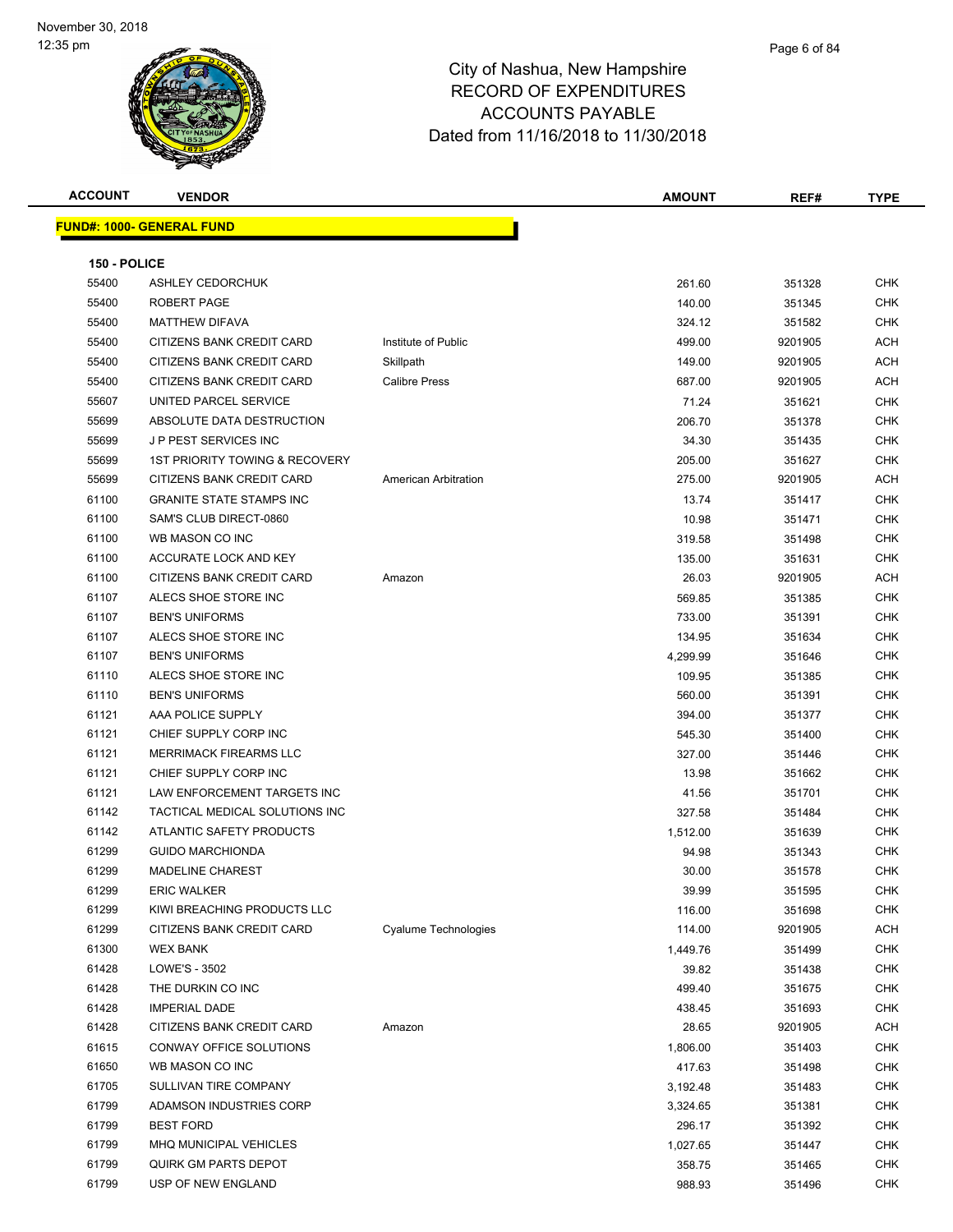November 30, 2018
12:35 pm

# City of Nashua, New Hampshire
## RECORD OF EXPENDITURES
## ACCOUNTS PAYABLE
## Dated from 11/16/2018 to 11/30/2018

| ACCOUNT | VENDOR | | AMOUNT | REF# | TYPE |
|---|---|---|---|---|---|

**FUND#: 1000- GENERAL FUND**

**150 - POLICE**

| ACCOUNT | VENDOR | | AMOUNT | REF# | TYPE |
|---|---|---|---|---|---|
| 55400 | ASHLEY CEDORCHUK | | 261.60 | 351328 | CHK |
| 55400 | ROBERT PAGE | | 140.00 | 351345 | CHK |
| 55400 | MATTHEW DIFAVA | | 324.12 | 351582 | CHK |
| 55400 | CITIZENS BANK CREDIT CARD | Institute of Public | 499.00 | 9201905 | ACH |
| 55400 | CITIZENS BANK CREDIT CARD | Skillpath | 149.00 | 9201905 | ACH |
| 55400 | CITIZENS BANK CREDIT CARD | Calibre Press | 687.00 | 9201905 | ACH |
| 55607 | UNITED PARCEL SERVICE | | 71.24 | 351621 | CHK |
| 55699 | ABSOLUTE DATA DESTRUCTION | | 206.70 | 351378 | CHK |
| 55699 | J P PEST SERVICES INC | | 34.30 | 351435 | CHK |
| 55699 | 1ST PRIORITY TOWING & RECOVERY | | 205.00 | 351627 | CHK |
| 55699 | CITIZENS BANK CREDIT CARD | American Arbitration | 275.00 | 9201905 | ACH |
| 61100 | GRANITE STATE STAMPS INC | | 13.74 | 351417 | CHK |
| 61100 | SAM'S CLUB DIRECT-0860 | | 10.98 | 351471 | CHK |
| 61100 | WB MASON CO INC | | 319.58 | 351498 | CHK |
| 61100 | ACCURATE LOCK AND KEY | | 135.00 | 351631 | CHK |
| 61100 | CITIZENS BANK CREDIT CARD | Amazon | 26.03 | 9201905 | ACH |
| 61107 | ALECS SHOE STORE INC | | 569.85 | 351385 | CHK |
| 61107 | BEN'S UNIFORMS | | 733.00 | 351391 | CHK |
| 61107 | ALECS SHOE STORE INC | | 134.95 | 351634 | CHK |
| 61107 | BEN'S UNIFORMS | | 4,299.99 | 351646 | CHK |
| 61110 | ALECS SHOE STORE INC | | 109.95 | 351385 | CHK |
| 61110 | BEN'S UNIFORMS | | 560.00 | 351391 | CHK |
| 61121 | AAA POLICE SUPPLY | | 394.00 | 351377 | CHK |
| 61121 | CHIEF SUPPLY CORP INC | | 545.30 | 351400 | CHK |
| 61121 | MERRIMACK FIREARMS LLC | | 327.00 | 351446 | CHK |
| 61121 | CHIEF SUPPLY CORP INC | | 13.98 | 351662 | CHK |
| 61121 | LAW ENFORCEMENT TARGETS INC | | 41.56 | 351701 | CHK |
| 61142 | TACTICAL MEDICAL SOLUTIONS INC | | 327.58 | 351484 | CHK |
| 61142 | ATLANTIC SAFETY PRODUCTS | | 1,512.00 | 351639 | CHK |
| 61299 | GUIDO MARCHIONDA | | 94.98 | 351343 | CHK |
| 61299 | MADELINE CHAREST | | 30.00 | 351578 | CHK |
| 61299 | ERIC WALKER | | 39.99 | 351595 | CHK |
| 61299 | KIWI BREACHING PRODUCTS LLC | | 116.00 | 351698 | CHK |
| 61299 | CITIZENS BANK CREDIT CARD | Cyalume Technologies | 114.00 | 9201905 | ACH |
| 61300 | WEX BANK | | 1,449.76 | 351499 | CHK |
| 61428 | LOWE'S - 3502 | | 39.82 | 351438 | CHK |
| 61428 | THE DURKIN CO INC | | 499.40 | 351675 | CHK |
| 61428 | IMPERIAL DADE | | 438.45 | 351693 | CHK |
| 61428 | CITIZENS BANK CREDIT CARD | Amazon | 28.65 | 9201905 | ACH |
| 61615 | CONWAY OFFICE SOLUTIONS | | 1,806.00 | 351403 | CHK |
| 61650 | WB MASON CO INC | | 417.63 | 351498 | CHK |
| 61705 | SULLIVAN TIRE COMPANY | | 3,192.48 | 351483 | CHK |
| 61799 | ADAMSON INDUSTRIES CORP | | 3,324.65 | 351381 | CHK |
| 61799 | BEST FORD | | 296.17 | 351392 | CHK |
| 61799 | MHQ MUNICIPAL VEHICLES | | 1,027.65 | 351447 | CHK |
| 61799 | QUIRK GM PARTS DEPOT | | 358.75 | 351465 | CHK |
| 61799 | USP OF NEW ENGLAND | | 988.93 | 351496 | CHK |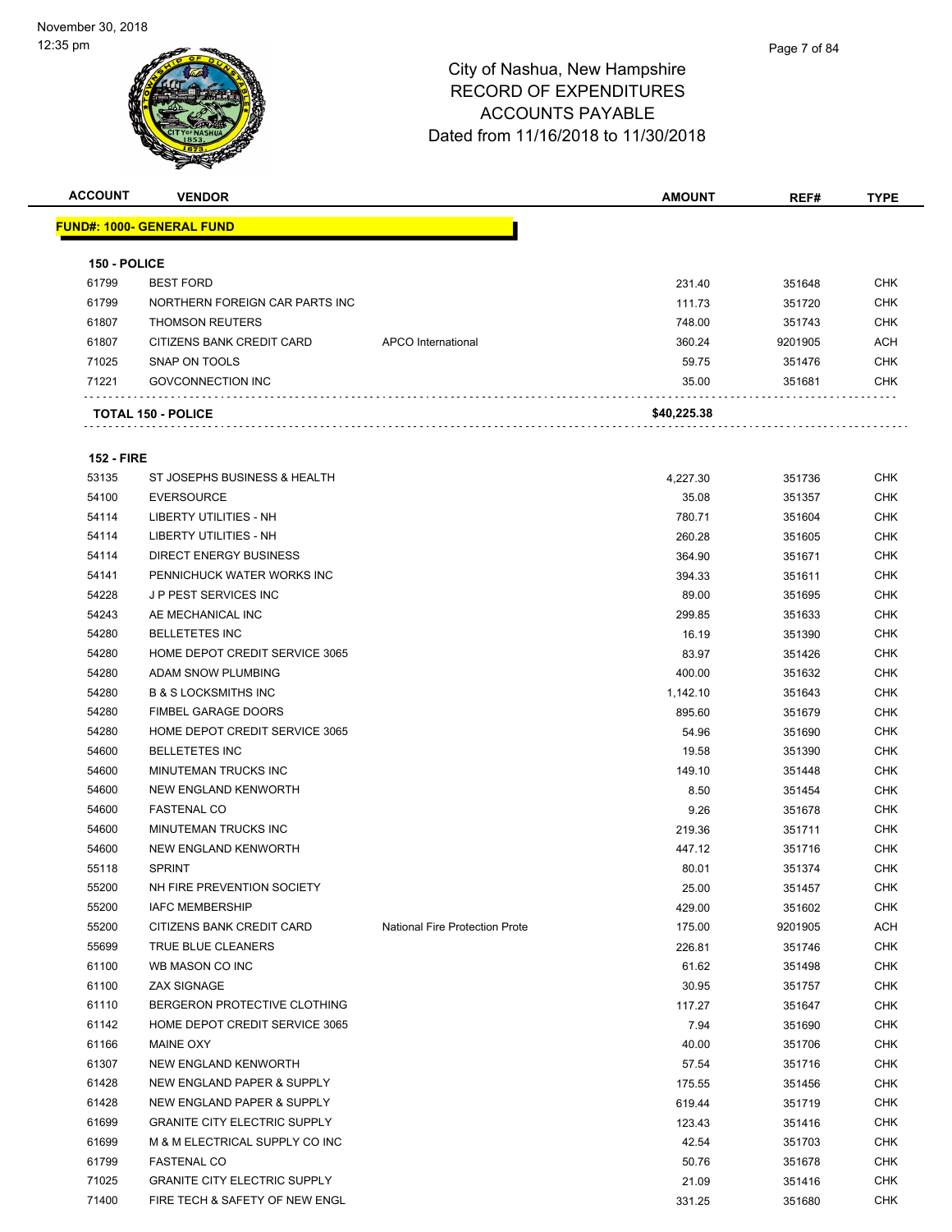# City of Nashua, New Hampshire
## RECORD OF EXPENDITURES
## ACCOUNTS PAYABLE
## Dated from 11/16/2018 to 11/30/2018

November 30, 2018
12:35 pm

**FUND#: 1000- GENERAL FUND**

**150 - POLICE**

| ACCOUNT | VENDOR | | AMOUNT | REF# | TYPE |
|---|---|---|---|---|---|
| 61799 | BEST FORD | | 231.40 | 351648 | CHK |
| 61799 | NORTHERN FOREIGN CAR PARTS INC | | 111.73 | 351720 | CHK |
| 61807 | THOMSON REUTERS | | 748.00 | 351743 | CHK |
| 61807 | CITIZENS BANK CREDIT CARD | APCO International | 360.24 | 9201905 | ACH |
| 71025 | SNAP ON TOOLS | | 59.75 | 351476 | CHK |
| 71221 | GOVCONNECTION INC | | 35.00 | 351681 | CHK |
| | **TOTAL 150 - POLICE** | | **$40,225.38** | | |

**152 - FIRE**

| ACCOUNT | VENDOR | | AMOUNT | REF# | TYPE |
|---|---|---|---|---|---|
| 53135 | ST JOSEPHS BUSINESS & HEALTH | | 4,227.30 | 351736 | CHK |
| 54100 | EVERSOURCE | | 35.08 | 351357 | CHK |
| 54114 | LIBERTY UTILITIES - NH | | 780.71 | 351604 | CHK |
| 54114 | LIBERTY UTILITIES - NH | | 260.28 | 351605 | CHK |
| 54114 | DIRECT ENERGY BUSINESS | | 364.90 | 351671 | CHK |
| 54141 | PENNICHUCK WATER WORKS INC | | 394.33 | 351611 | CHK |
| 54228 | J P PEST SERVICES INC | | 89.00 | 351695 | CHK |
| 54243 | AE MECHANICAL INC | | 299.85 | 351633 | CHK |
| 54280 | BELLETETES INC | | 16.19 | 351390 | CHK |
| 54280 | HOME DEPOT CREDIT SERVICE 3065 | | 83.97 | 351426 | CHK |
| 54280 | ADAM SNOW PLUMBING | | 400.00 | 351632 | CHK |
| 54280 | B & S LOCKSMITHS INC | | 1,142.10 | 351643 | CHK |
| 54280 | FIMBEL GARAGE DOORS | | 895.60 | 351679 | CHK |
| 54280 | HOME DEPOT CREDIT SERVICE 3065 | | 54.96 | 351690 | CHK |
| 54600 | BELLETETES INC | | 19.58 | 351390 | CHK |
| 54600 | MINUTEMAN TRUCKS INC | | 149.10 | 351448 | CHK |
| 54600 | NEW ENGLAND KENWORTH | | 8.50 | 351454 | CHK |
| 54600 | FASTENAL CO | | 9.26 | 351678 | CHK |
| 54600 | MINUTEMAN TRUCKS INC | | 219.36 | 351711 | CHK |
| 54600 | NEW ENGLAND KENWORTH | | 447.12 | 351716 | CHK |
| 55118 | SPRINT | | 80.01 | 351374 | CHK |
| 55200 | NH FIRE PREVENTION SOCIETY | | 25.00 | 351457 | CHK |
| 55200 | IAFC MEMBERSHIP | | 429.00 | 351602 | CHK |
| 55200 | CITIZENS BANK CREDIT CARD | National Fire Protection Prote | 175.00 | 9201905 | ACH |
| 55699 | TRUE BLUE CLEANERS | | 226.81 | 351746 | CHK |
| 61100 | WB MASON CO INC | | 61.62 | 351498 | CHK |
| 61100 | ZAX SIGNAGE | | 30.95 | 351757 | CHK |
| 61110 | BERGERON PROTECTIVE CLOTHING | | 117.27 | 351647 | CHK |
| 61142 | HOME DEPOT CREDIT SERVICE 3065 | | 7.94 | 351690 | CHK |
| 61166 | MAINE OXY | | 40.00 | 351706 | CHK |
| 61307 | NEW ENGLAND KENWORTH | | 57.54 | 351716 | CHK |
| 61428 | NEW ENGLAND PAPER & SUPPLY | | 175.55 | 351456 | CHK |
| 61428 | NEW ENGLAND PAPER & SUPPLY | | 619.44 | 351719 | CHK |
| 61699 | GRANITE CITY ELECTRIC SUPPLY | | 123.43 | 351416 | CHK |
| 61699 | M & M ELECTRICAL SUPPLY CO INC | | 42.54 | 351703 | CHK |
| 61799 | FASTENAL CO | | 50.76 | 351678 | CHK |
| 71025 | GRANITE CITY ELECTRIC SUPPLY | | 21.09 | 351416 | CHK |
| 71400 | FIRE TECH & SAFETY OF NEW ENGL | | 331.25 | 351680 | CHK |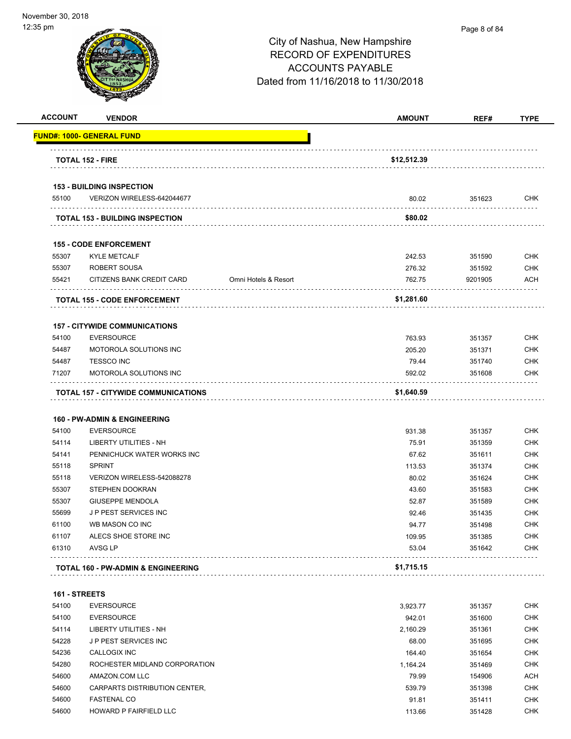City of Nashua, New Hampshire
RECORD OF EXPENDITURES
ACCOUNTS PAYABLE
Dated from 11/16/2018 to 11/30/2018

| ACCOUNT | VENDOR | | AMOUNT | REF# | TYPE |
|---|---|---|---|---|---|
| **FUND#: 1000- GENERAL FUND** | | | | | |
| **TOTAL 152 - FIRE** | | | **$12,512.39** | | |
| **153 - BUILDING INSPECTION** | | | | | |
| 55100 | VERIZON WIRELESS-642044677 | | 80.02 | 351623 | CHK |
| **TOTAL 153 - BUILDING INSPECTION** | | | **$80.02** | | |
| **155 - CODE ENFORCEMENT** | | | | | |
| 55307 | KYLE METCALF | | 242.53 | 351590 | CHK |
| 55307 | ROBERT SOUSA | | 276.32 | 351592 | CHK |
| 55421 | CITIZENS BANK CREDIT CARD | Omni Hotels & Resort | 762.75 | 9201905 | ACH |
| **TOTAL 155 - CODE ENFORCEMENT** | | | **$1,281.60** | | |
| **157 - CITYWIDE COMMUNICATIONS** | | | | | |
| 54100 | EVERSOURCE | | 763.93 | 351357 | CHK |
| 54487 | MOTOROLA SOLUTIONS INC | | 205.20 | 351371 | CHK |
| 54487 | TESSCO INC | | 79.44 | 351740 | CHK |
| 71207 | MOTOROLA SOLUTIONS INC | | 592.02 | 351608 | CHK |
| **TOTAL 157 - CITYWIDE COMMUNICATIONS** | | | **$1,640.59** | | |
| **160 - PW-ADMIN & ENGINEERING** | | | | | |
| 54100 | EVERSOURCE | | 931.38 | 351357 | CHK |
| 54114 | LIBERTY UTILITIES - NH | | 75.91 | 351359 | CHK |
| 54141 | PENNICHUCK WATER WORKS INC | | 67.62 | 351611 | CHK |
| 55118 | SPRINT | | 113.53 | 351374 | CHK |
| 55118 | VERIZON WIRELESS-542088278 | | 80.02 | 351624 | CHK |
| 55307 | STEPHEN DOOKRAN | | 43.60 | 351583 | CHK |
| 55307 | GIUSEPPE MENDOLA | | 52.87 | 351589 | CHK |
| 55699 | J P PEST SERVICES INC | | 92.46 | 351435 | CHK |
| 61100 | WB MASON CO INC | | 94.77 | 351498 | CHK |
| 61107 | ALECS SHOE STORE INC | | 109.95 | 351385 | CHK |
| 61310 | AVSG LP | | 53.04 | 351642 | CHK |
| **TOTAL 160 - PW-ADMIN & ENGINEERING** | | | **$1,715.15** | | |
| **161 - STREETS** | | | | | |
| 54100 | EVERSOURCE | | 3,923.77 | 351357 | CHK |
| 54100 | EVERSOURCE | | 942.01 | 351600 | CHK |
| 54114 | LIBERTY UTILITIES - NH | | 2,160.29 | 351361 | CHK |
| 54228 | J P PEST SERVICES INC | | 68.00 | 351695 | CHK |
| 54236 | CALLOGIX INC | | 164.40 | 351654 | CHK |
| 54280 | ROCHESTER MIDLAND CORPORATION | | 1,164.24 | 351469 | CHK |
| 54600 | AMAZON.COM LLC | | 79.99 | 154906 | ACH |
| 54600 | CARPARTS DISTRIBUTION CENTER, | | 539.79 | 351398 | CHK |
| 54600 | FASTENAL CO | | 91.81 | 351411 | CHK |
| 54600 | HOWARD P FAIRFIELD LLC | | 113.66 | 351428 | CHK |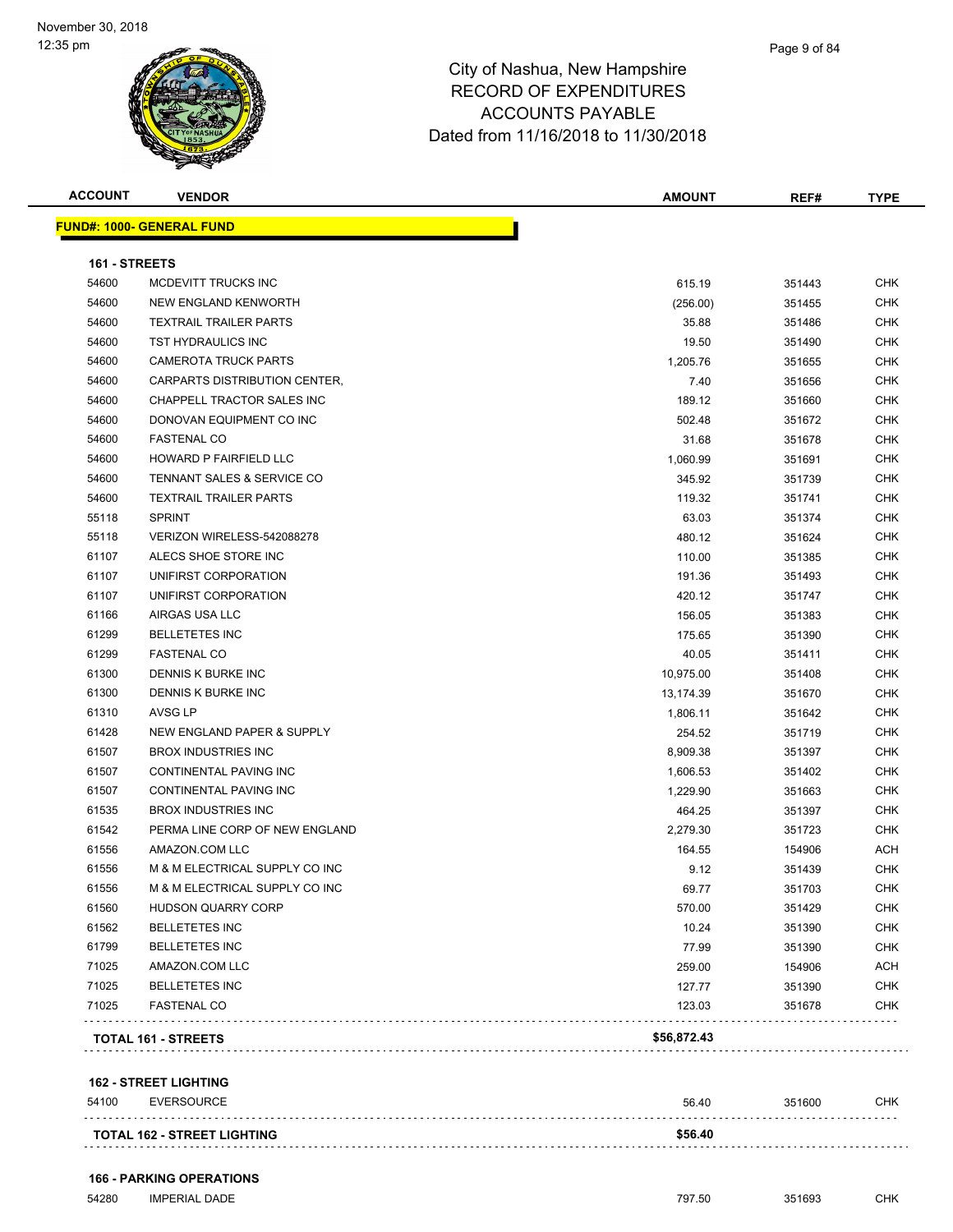# City of Nashua, New Hampshire
# RECORD OF EXPENDITURES
# ACCOUNTS PAYABLE
# Dated from 11/16/2018 to 11/30/2018

November 30, 2018
12:35 pm

| ACCOUNT | VENDOR | AMOUNT | REF# | TYPE |
|---|---|---|---|---|
| **FUND#: 1000- GENERAL FUND** | | | | |
| **161 - STREETS** | | | | |
| 54600 | MCDEVITT TRUCKS INC | 615.19 | 351443 | CHK |
| 54600 | NEW ENGLAND KENWORTH | (256.00) | 351455 | CHK |
| 54600 | TEXTRAIL TRAILER PARTS | 35.88 | 351486 | CHK |
| 54600 | TST HYDRAULICS INC | 19.50 | 351490 | CHK |
| 54600 | CAMEROTA TRUCK PARTS | 1,205.76 | 351655 | CHK |
| 54600 | CARPARTS DISTRIBUTION CENTER, | 7.40 | 351656 | CHK |
| 54600 | CHAPPELL TRACTOR SALES INC | 189.12 | 351660 | CHK |
| 54600 | DONOVAN EQUIPMENT CO INC | 502.48 | 351672 | CHK |
| 54600 | FASTENAL CO | 31.68 | 351678 | CHK |
| 54600 | HOWARD P FAIRFIELD LLC | 1,060.99 | 351691 | CHK |
| 54600 | TENNANT SALES & SERVICE CO | 345.92 | 351739 | CHK |
| 54600 | TEXTRAIL TRAILER PARTS | 119.32 | 351741 | CHK |
| 55118 | SPRINT | 63.03 | 351374 | CHK |
| 55118 | VERIZON WIRELESS-542088278 | 480.12 | 351624 | CHK |
| 61107 | ALECS SHOE STORE INC | 110.00 | 351385 | CHK |
| 61107 | UNIFIRST CORPORATION | 191.36 | 351493 | CHK |
| 61107 | UNIFIRST CORPORATION | 420.12 | 351747 | CHK |
| 61166 | AIRGAS USA LLC | 156.05 | 351383 | CHK |
| 61299 | BELLETETES INC | 175.65 | 351390 | CHK |
| 61299 | FASTENAL CO | 40.05 | 351411 | CHK |
| 61300 | DENNIS K BURKE INC | 10,975.00 | 351408 | CHK |
| 61300 | DENNIS K BURKE INC | 13,174.39 | 351670 | CHK |
| 61310 | AVSG LP | 1,806.11 | 351642 | CHK |
| 61428 | NEW ENGLAND PAPER & SUPPLY | 254.52 | 351719 | CHK |
| 61507 | BROX INDUSTRIES INC | 8,909.38 | 351397 | CHK |
| 61507 | CONTINENTAL PAVING INC | 1,606.53 | 351402 | CHK |
| 61507 | CONTINENTAL PAVING INC | 1,229.90 | 351663 | CHK |
| 61535 | BROX INDUSTRIES INC | 464.25 | 351397 | CHK |
| 61542 | PERMA LINE CORP OF NEW ENGLAND | 2,279.30 | 351723 | CHK |
| 61556 | AMAZON.COM LLC | 164.55 | 154906 | ACH |
| 61556 | M & M ELECTRICAL SUPPLY CO INC | 9.12 | 351439 | CHK |
| 61556 | M & M ELECTRICAL SUPPLY CO INC | 69.77 | 351703 | CHK |
| 61560 | HUDSON QUARRY CORP | 570.00 | 351429 | CHK |
| 61562 | BELLETETES INC | 10.24 | 351390 | CHK |
| 61799 | BELLETETES INC | 77.99 | 351390 | CHK |
| 71025 | AMAZON.COM LLC | 259.00 | 154906 | ACH |
| 71025 | BELLETETES INC | 127.77 | 351390 | CHK |
| 71025 | FASTENAL CO | 123.03 | 351678 | CHK |
| **TOTAL 161 - STREETS** | | **$56,872.43** | | |
| **162 - STREET LIGHTING** | | | | |
| 54100 | EVERSOURCE | 56.40 | 351600 | CHK |
| **TOTAL 162 - STREET LIGHTING** | | **$56.40** | | |
| **166 - PARKING OPERATIONS** | | | | |
| 54280 | IMPERIAL DADE | 797.50 | 351693 | CHK |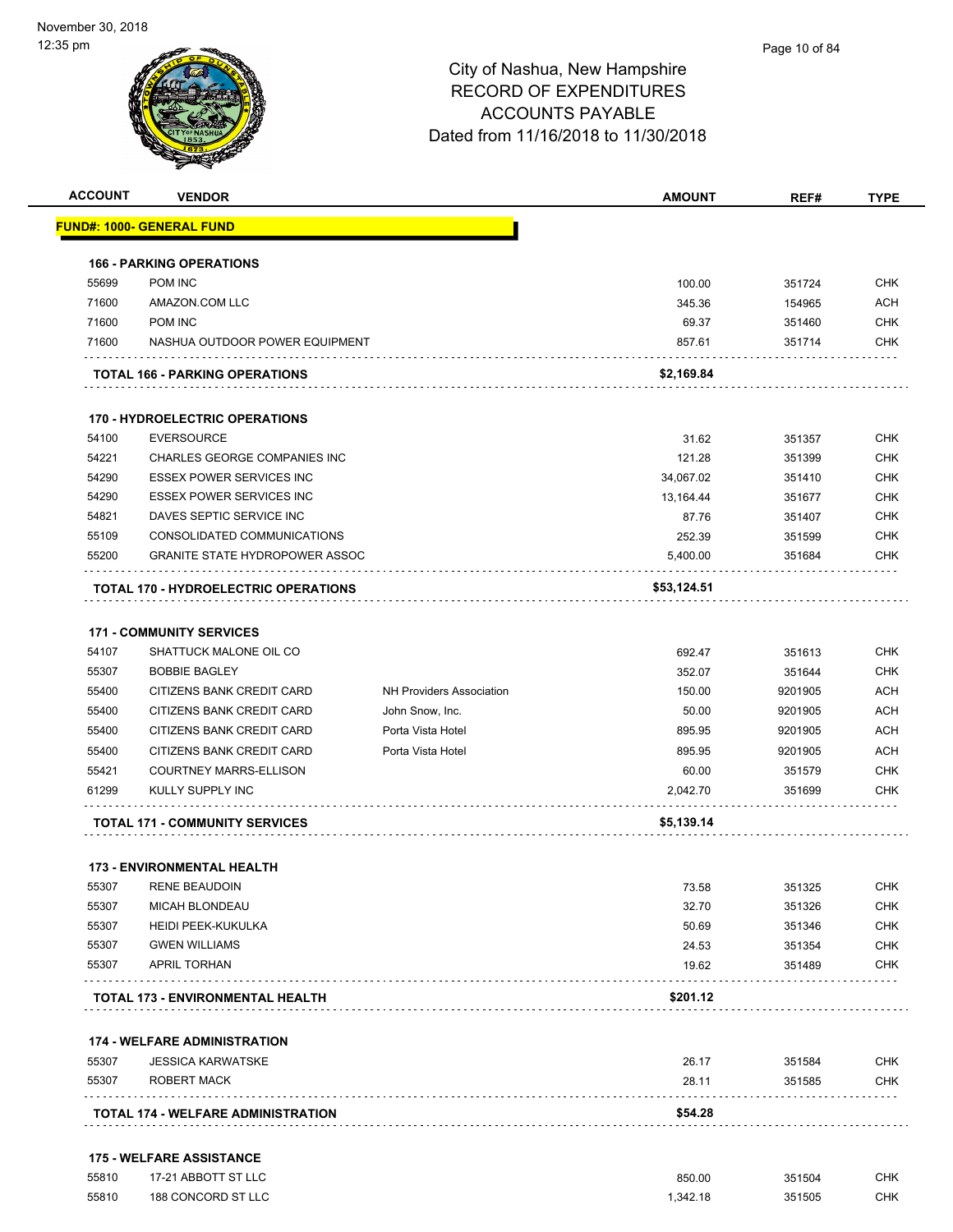November 30, 2018
12:35 pm

City of Nashua, New Hampshire
RECORD OF EXPENDITURES
ACCOUNTS PAYABLE
Dated from 11/16/2018 to 11/30/2018

| ACCOUNT | VENDOR | | AMOUNT | REF# | TYPE |
|---|---|---|---|---|---|
| **FUND#: 1000- GENERAL FUND** | | | | | |
| **166 - PARKING OPERATIONS** | | | | | |
| 55699 | POM INC | | 100.00 | 351724 | CHK |
| 71600 | AMAZON.COM LLC | | 345.36 | 154965 | ACH |
| 71600 | POM INC | | 69.37 | 351460 | CHK |
| 71600 | NASHUA OUTDOOR POWER EQUIPMENT | | 857.61 | 351714 | CHK |
| **TOTAL 166 - PARKING OPERATIONS** | | | **$2,169.84** | | |
| **170 - HYDROELECTRIC OPERATIONS** | | | | | |
| 54100 | EVERSOURCE | | 31.62 | 351357 | CHK |
| 54221 | CHARLES GEORGE COMPANIES INC | | 121.28 | 351399 | CHK |
| 54290 | ESSEX POWER SERVICES INC | | 34,067.02 | 351410 | CHK |
| 54290 | ESSEX POWER SERVICES INC | | 13,164.44 | 351677 | CHK |
| 54821 | DAVES SEPTIC SERVICE INC | | 87.76 | 351407 | CHK |
| 55109 | CONSOLIDATED COMMUNICATIONS | | 252.39 | 351599 | CHK |
| 55200 | GRANITE STATE HYDROPOWER ASSOC | | 5,400.00 | 351684 | CHK |
| **TOTAL 170 - HYDROELECTRIC OPERATIONS** | | | **$53,124.51** | | |
| **171 - COMMUNITY SERVICES** | | | | | |
| 54107 | SHATTUCK MALONE OIL CO | | 692.47 | 351613 | CHK |
| 55307 | BOBBIE BAGLEY | | 352.07 | 351644 | CHK |
| 55400 | CITIZENS BANK CREDIT CARD | NH Providers Association | 150.00 | 9201905 | ACH |
| 55400 | CITIZENS BANK CREDIT CARD | John Snow, Inc. | 50.00 | 9201905 | ACH |
| 55400 | CITIZENS BANK CREDIT CARD | Porta Vista Hotel | 895.95 | 9201905 | ACH |
| 55400 | CITIZENS BANK CREDIT CARD | Porta Vista Hotel | 895.95 | 9201905 | ACH |
| 55421 | COURTNEY MARRS-ELLISON | | 60.00 | 351579 | CHK |
| 61299 | KULLY SUPPLY INC | | 2,042.70 | 351699 | CHK |
| **TOTAL 171 - COMMUNITY SERVICES** | | | **$5,139.14** | | |
| **173 - ENVIRONMENTAL HEALTH** | | | | | |
| 55307 | RENE BEAUDOIN | | 73.58 | 351325 | CHK |
| 55307 | MICAH BLONDEAU | | 32.70 | 351326 | CHK |
| 55307 | HEIDI PEEK-KUKULKA | | 50.69 | 351346 | CHK |
| 55307 | GWEN WILLIAMS | | 24.53 | 351354 | CHK |
| 55307 | APRIL TORHAN | | 19.62 | 351489 | CHK |
| **TOTAL 173 - ENVIRONMENTAL HEALTH** | | | **$201.12** | | |
| **174 - WELFARE ADMINISTRATION** | | | | | |
| 55307 | JESSICA KARWATSKE | | 26.17 | 351584 | CHK |
| 55307 | ROBERT MACK | | 28.11 | 351585 | CHK |
| **TOTAL 174 - WELFARE ADMINISTRATION** | | | **$54.28** | | |
| **175 - WELFARE ASSISTANCE** | | | | | |
| 55810 | 17-21 ABBOTT ST LLC | | 850.00 | 351504 | CHK |
| 55810 | 188 CONCORD ST LLC | | 1,342.18 | 351505 | CHK |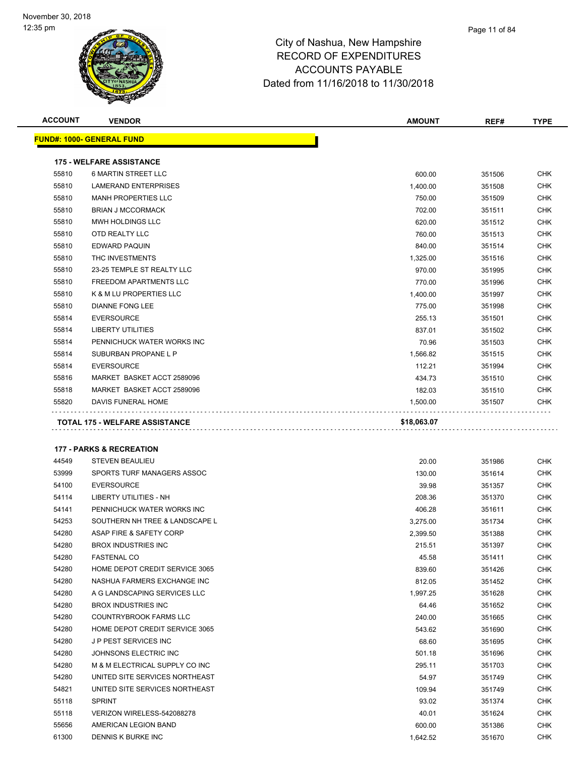City of Nashua, New Hampshire
RECORD OF EXPENDITURES
ACCOUNTS PAYABLE
Dated from 11/16/2018 to 11/30/2018

November 30, 2018
12:35 pm

| ACCOUNT | VENDOR | AMOUNT | REF# | TYPE |
|---|---|---|---|---|
| **FUND#: 1000- GENERAL FUND** | | | | |
| **175 - WELFARE ASSISTANCE** | | | | |
| 55810 | 6 MARTIN STREET LLC | 600.00 | 351506 | CHK |
| 55810 | LAMERAND ENTERPRISES | 1,400.00 | 351508 | CHK |
| 55810 | MANH PROPERTIES LLC | 750.00 | 351509 | CHK |
| 55810 | BRIAN J MCCORMACK | 702.00 | 351511 | CHK |
| 55810 | MWH HOLDINGS LLC | 620.00 | 351512 | CHK |
| 55810 | OTD REALTY LLC | 760.00 | 351513 | CHK |
| 55810 | EDWARD PAQUIN | 840.00 | 351514 | CHK |
| 55810 | THC INVESTMENTS | 1,325.00 | 351516 | CHK |
| 55810 | 23-25 TEMPLE ST REALTY LLC | 970.00 | 351995 | CHK |
| 55810 | FREEDOM APARTMENTS LLC | 770.00 | 351996 | CHK |
| 55810 | K & M LU PROPERTIES LLC | 1,400.00 | 351997 | CHK |
| 55810 | DIANNE FONG LEE | 775.00 | 351998 | CHK |
| 55814 | EVERSOURCE | 255.13 | 351501 | CHK |
| 55814 | LIBERTY UTILITIES | 837.01 | 351502 | CHK |
| 55814 | PENNICHUCK WATER WORKS INC | 70.96 | 351503 | CHK |
| 55814 | SUBURBAN PROPANE L P | 1,566.82 | 351515 | CHK |
| 55814 | EVERSOURCE | 112.21 | 351994 | CHK |
| 55816 | MARKET BASKET ACCT 2589096 | 434.73 | 351510 | CHK |
| 55818 | MARKET BASKET ACCT 2589096 | 182.03 | 351510 | CHK |
| 55820 | DAVIS FUNERAL HOME | 1,500.00 | 351507 | CHK |
| **TOTAL 175 - WELFARE ASSISTANCE** | | **$18,063.07** | | |
| **177 - PARKS & RECREATION** | | | | |
| 44549 | STEVEN BEAULIEU | 20.00 | 351986 | CHK |
| 53999 | SPORTS TURF MANAGERS ASSOC | 130.00 | 351614 | CHK |
| 54100 | EVERSOURCE | 39.98 | 351357 | CHK |
| 54114 | LIBERTY UTILITIES - NH | 208.36 | 351370 | CHK |
| 54141 | PENNICHUCK WATER WORKS INC | 406.28 | 351611 | CHK |
| 54253 | SOUTHERN NH TREE & LANDSCAPE L | 3,275.00 | 351734 | CHK |
| 54280 | ASAP FIRE & SAFETY CORP | 2,399.50 | 351388 | CHK |
| 54280 | BROX INDUSTRIES INC | 215.51 | 351397 | CHK |
| 54280 | FASTENAL CO | 45.58 | 351411 | CHK |
| 54280 | HOME DEPOT CREDIT SERVICE 3065 | 839.60 | 351426 | CHK |
| 54280 | NASHUA FARMERS EXCHANGE INC | 812.05 | 351452 | CHK |
| 54280 | A G LANDSCAPING SERVICES LLC | 1,997.25 | 351628 | CHK |
| 54280 | BROX INDUSTRIES INC | 64.46 | 351652 | CHK |
| 54280 | COUNTRYBROOK FARMS LLC | 240.00 | 351665 | CHK |
| 54280 | HOME DEPOT CREDIT SERVICE 3065 | 543.62 | 351690 | CHK |
| 54280 | J P PEST SERVICES INC | 68.60 | 351695 | CHK |
| 54280 | JOHNSONS ELECTRIC INC | 501.18 | 351696 | CHK |
| 54280 | M & M ELECTRICAL SUPPLY CO INC | 295.11 | 351703 | CHK |
| 54280 | UNITED SITE SERVICES NORTHEAST | 54.97 | 351749 | CHK |
| 54821 | UNITED SITE SERVICES NORTHEAST | 109.94 | 351749 | CHK |
| 55118 | SPRINT | 93.02 | 351374 | CHK |
| 55118 | VERIZON WIRELESS-542088278 | 40.01 | 351624 | CHK |
| 55656 | AMERICAN LEGION BAND | 600.00 | 351386 | CHK |
| 61300 | DENNIS K BURKE INC | 1,642.52 | 351670 | CHK |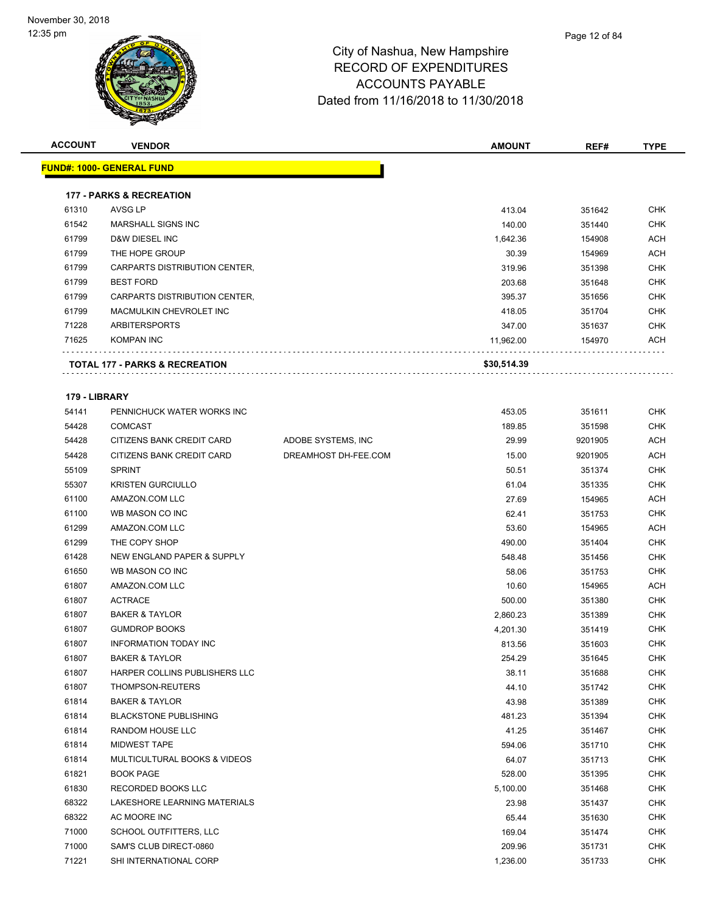# City of Nashua, New Hampshire
## RECORD OF EXPENDITURES
## ACCOUNTS PAYABLE
## Dated from 11/16/2018 to 11/30/2018

| ACCOUNT | VENDOR | | AMOUNT | REF# | TYPE |
|---|---|---|---|---|---|
| **FUND#: 1000- GENERAL FUND** | | | | | |
| **177 - PARKS & RECREATION** | | | | | |
| 61310 | AVSG LP | | 413.04 | 351642 | CHK |
| 61542 | MARSHALL SIGNS INC | | 140.00 | 351440 | CHK |
| 61799 | D&W DIESEL INC | | 1,642.36 | 154908 | ACH |
| 61799 | THE HOPE GROUP | | 30.39 | 154969 | ACH |
| 61799 | CARPARTS DISTRIBUTION CENTER, | | 319.96 | 351398 | CHK |
| 61799 | BEST FORD | | 203.68 | 351648 | CHK |
| 61799 | CARPARTS DISTRIBUTION CENTER, | | 395.37 | 351656 | CHK |
| 61799 | MACMULKIN CHEVROLET INC | | 418.05 | 351704 | CHK |
| 71228 | ARBITERSPORTS | | 347.00 | 351637 | CHK |
| 71625 | KOMPAN INC | | 11,962.00 | 154970 | ACH |
| **TOTAL 177 - PARKS & RECREATION** | | | **$30,514.39** | | |
| **179 - LIBRARY** | | | | | |
| 54141 | PENNICHUCK WATER WORKS INC | | 453.05 | 351611 | CHK |
| 54428 | COMCAST | | 189.85 | 351598 | CHK |
| 54428 | CITIZENS BANK CREDIT CARD | ADOBE SYSTEMS, INC | 29.99 | 9201905 | ACH |
| 54428 | CITIZENS BANK CREDIT CARD | DREAMHOST DH-FEE.COM | 15.00 | 9201905 | ACH |
| 55109 | SPRINT | | 50.51 | 351374 | CHK |
| 55307 | KRISTEN GURCIULLO | | 61.04 | 351335 | CHK |
| 61100 | AMAZON.COM LLC | | 27.69 | 154965 | ACH |
| 61100 | WB MASON CO INC | | 62.41 | 351753 | CHK |
| 61299 | AMAZON.COM LLC | | 53.60 | 154965 | ACH |
| 61299 | THE COPY SHOP | | 490.00 | 351404 | CHK |
| 61428 | NEW ENGLAND PAPER & SUPPLY | | 548.48 | 351456 | CHK |
| 61650 | WB MASON CO INC | | 58.06 | 351753 | CHK |
| 61807 | AMAZON.COM LLC | | 10.60 | 154965 | ACH |
| 61807 | ACTRACE | | 500.00 | 351380 | CHK |
| 61807 | BAKER & TAYLOR | | 2,860.23 | 351389 | CHK |
| 61807 | GUMDROP BOOKS | | 4,201.30 | 351419 | CHK |
| 61807 | INFORMATION TODAY INC | | 813.56 | 351603 | CHK |
| 61807 | BAKER & TAYLOR | | 254.29 | 351645 | CHK |
| 61807 | HARPER COLLINS PUBLISHERS LLC | | 38.11 | 351688 | CHK |
| 61807 | THOMPSON-REUTERS | | 44.10 | 351742 | CHK |
| 61814 | BAKER & TAYLOR | | 43.98 | 351389 | CHK |
| 61814 | BLACKSTONE PUBLISHING | | 481.23 | 351394 | CHK |
| 61814 | RANDOM HOUSE LLC | | 41.25 | 351467 | CHK |
| 61814 | MIDWEST TAPE | | 594.06 | 351710 | CHK |
| 61814 | MULTICULTURAL BOOKS & VIDEOS | | 64.07 | 351713 | CHK |
| 61821 | BOOK PAGE | | 528.00 | 351395 | CHK |
| 61830 | RECORDED BOOKS LLC | | 5,100.00 | 351468 | CHK |
| 68322 | LAKESHORE LEARNING MATERIALS | | 23.98 | 351437 | CHK |
| 68322 | AC MOORE INC | | 65.44 | 351630 | CHK |
| 71000 | SCHOOL OUTFITTERS, LLC | | 169.04 | 351474 | CHK |
| 71000 | SAM'S CLUB DIRECT-0860 | | 209.96 | 351731 | CHK |
| 71221 | SHI INTERNATIONAL CORP | | 1,236.00 | 351733 | CHK |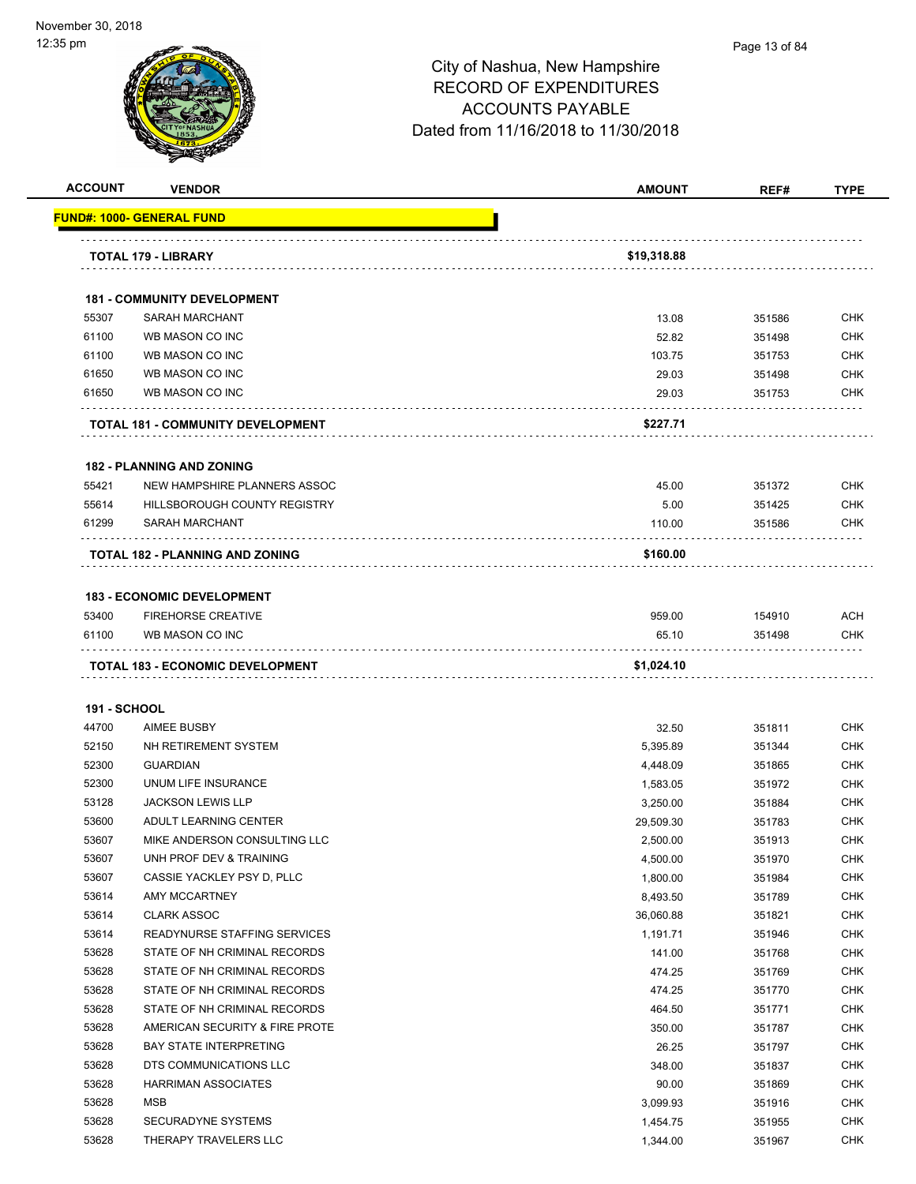November 30, 2018
12:35 pm

# City of Nashua, New Hampshire
## RECORD OF EXPENDITURES
## ACCOUNTS PAYABLE
## Dated from 11/16/2018 to 11/30/2018

| ACCOUNT | VENDOR | AMOUNT | REF# | TYPE |
|---|---|---|---|---|
| **FUND#: 1000- GENERAL FUND** | | | | |
| | **TOTAL 179 - LIBRARY** | **$19,318.88** | | |
| | **181 - COMMUNITY DEVELOPMENT** | | | |
| 55307 | SARAH MARCHANT | 13.08 | 351586 | CHK |
| 61100 | WB MASON CO INC | 52.82 | 351498 | CHK |
| 61100 | WB MASON CO INC | 103.75 | 351753 | CHK |
| 61650 | WB MASON CO INC | 29.03 | 351498 | CHK |
| 61650 | WB MASON CO INC | 29.03 | 351753 | CHK |
| | **TOTAL 181 - COMMUNITY DEVELOPMENT** | **$227.71** | | |
| | **182 - PLANNING AND ZONING** | | | |
| 55421 | NEW HAMPSHIRE PLANNERS ASSOC | 45.00 | 351372 | CHK |
| 55614 | HILLSBOROUGH COUNTY REGISTRY | 5.00 | 351425 | CHK |
| 61299 | SARAH MARCHANT | 110.00 | 351586 | CHK |
| | **TOTAL 182 - PLANNING AND ZONING** | **$160.00** | | |
| | **183 - ECONOMIC DEVELOPMENT** | | | |
| 53400 | FIREHORSE CREATIVE | 959.00 | 154910 | ACH |
| 61100 | WB MASON CO INC | 65.10 | 351498 | CHK |
| | **TOTAL 183 - ECONOMIC DEVELOPMENT** | **$1,024.10** | | |
| **191 - SCHOOL** | | | | |
| 44700 | AIMEE BUSBY | 32.50 | 351811 | CHK |
| 52150 | NH RETIREMENT SYSTEM | 5,395.89 | 351344 | CHK |
| 52300 | GUARDIAN | 4,448.09 | 351865 | CHK |
| 52300 | UNUM LIFE INSURANCE | 1,583.05 | 351972 | CHK |
| 53128 | JACKSON LEWIS LLP | 3,250.00 | 351884 | CHK |
| 53600 | ADULT LEARNING CENTER | 29,509.30 | 351783 | CHK |
| 53607 | MIKE ANDERSON CONSULTING LLC | 2,500.00 | 351913 | CHK |
| 53607 | UNH PROF DEV & TRAINING | 4,500.00 | 351970 | CHK |
| 53607 | CASSIE YACKLEY PSY D, PLLC | 1,800.00 | 351984 | CHK |
| 53614 | AMY MCCARTNEY | 8,493.50 | 351789 | CHK |
| 53614 | CLARK ASSOC | 36,060.88 | 351821 | CHK |
| 53614 | READYNURSE STAFFING SERVICES | 1,191.71 | 351946 | CHK |
| 53628 | STATE OF NH CRIMINAL RECORDS | 141.00 | 351768 | CHK |
| 53628 | STATE OF NH CRIMINAL RECORDS | 474.25 | 351769 | CHK |
| 53628 | STATE OF NH CRIMINAL RECORDS | 474.25 | 351770 | CHK |
| 53628 | STATE OF NH CRIMINAL RECORDS | 464.50 | 351771 | CHK |
| 53628 | AMERICAN SECURITY & FIRE PROTE | 350.00 | 351787 | CHK |
| 53628 | BAY STATE INTERPRETING | 26.25 | 351797 | CHK |
| 53628 | DTS COMMUNICATIONS LLC | 348.00 | 351837 | CHK |
| 53628 | HARRIMAN ASSOCIATES | 90.00 | 351869 | CHK |
| 53628 | MSB | 3,099.93 | 351916 | CHK |
| 53628 | SECURADYNE SYSTEMS | 1,454.75 | 351955 | CHK |
| 53628 | THERAPY TRAVELERS LLC | 1,344.00 | 351967 | CHK |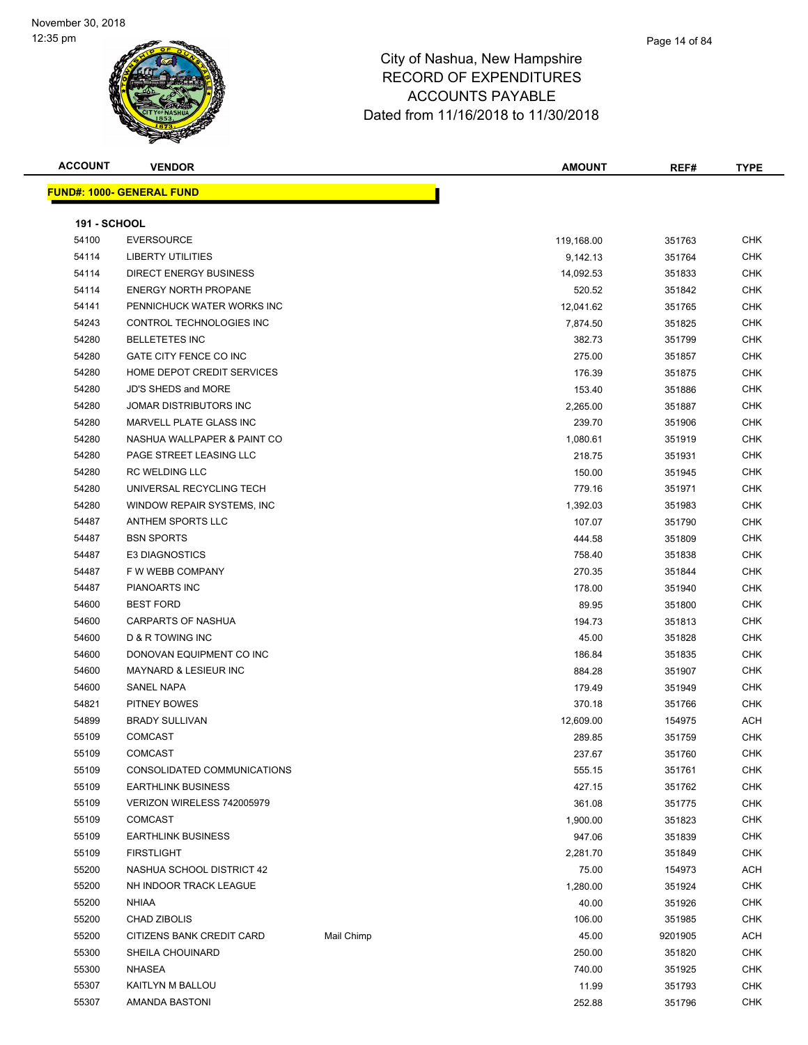# City of Nashua, New Hampshire
## RECORD OF EXPENDITURES
## ACCOUNTS PAYABLE
## Dated from 11/16/2018 to 11/30/2018

November 30, 2018
12:35 pm

| ACCOUNT | VENDOR | | AMOUNT | REF# | TYPE |
|---|---|---|---|---|---|

**FUND#: 1000- GENERAL FUND**

**191 - SCHOOL**

| ACCOUNT | VENDOR | | AMOUNT | REF# | TYPE |
|---|---|---|---|---|---|
| 54100 | EVERSOURCE | | 119,168.00 | 351763 | CHK |
| 54114 | LIBERTY UTILITIES | | 9,142.13 | 351764 | CHK |
| 54114 | DIRECT ENERGY BUSINESS | | 14,092.53 | 351833 | CHK |
| 54114 | ENERGY NORTH PROPANE | | 520.52 | 351842 | CHK |
| 54141 | PENNICHUCK WATER WORKS INC | | 12,041.62 | 351765 | CHK |
| 54243 | CONTROL TECHNOLOGIES INC | | 7,874.50 | 351825 | CHK |
| 54280 | BELLETETES INC | | 382.73 | 351799 | CHK |
| 54280 | GATE CITY FENCE CO INC | | 275.00 | 351857 | CHK |
| 54280 | HOME DEPOT CREDIT SERVICES | | 176.39 | 351875 | CHK |
| 54280 | JD'S SHEDS and MORE | | 153.40 | 351886 | CHK |
| 54280 | JOMAR DISTRIBUTORS INC | | 2,265.00 | 351887 | CHK |
| 54280 | MARVELL PLATE GLASS INC | | 239.70 | 351906 | CHK |
| 54280 | NASHUA WALLPAPER & PAINT CO | | 1,080.61 | 351919 | CHK |
| 54280 | PAGE STREET LEASING LLC | | 218.75 | 351931 | CHK |
| 54280 | RC WELDING LLC | | 150.00 | 351945 | CHK |
| 54280 | UNIVERSAL RECYCLING TECH | | 779.16 | 351971 | CHK |
| 54280 | WINDOW REPAIR SYSTEMS, INC | | 1,392.03 | 351983 | CHK |
| 54487 | ANTHEM SPORTS LLC | | 107.07 | 351790 | CHK |
| 54487 | BSN SPORTS | | 444.58 | 351809 | CHK |
| 54487 | E3 DIAGNOSTICS | | 758.40 | 351838 | CHK |
| 54487 | F W WEBB COMPANY | | 270.35 | 351844 | CHK |
| 54487 | PIANOARTS INC | | 178.00 | 351940 | CHK |
| 54600 | BEST FORD | | 89.95 | 351800 | CHK |
| 54600 | CARPARTS OF NASHUA | | 194.73 | 351813 | CHK |
| 54600 | D & R TOWING INC | | 45.00 | 351828 | CHK |
| 54600 | DONOVAN EQUIPMENT CO INC | | 186.84 | 351835 | CHK |
| 54600 | MAYNARD & LESIEUR INC | | 884.28 | 351907 | CHK |
| 54600 | SANEL NAPA | | 179.49 | 351949 | CHK |
| 54821 | PITNEY BOWES | | 370.18 | 351766 | CHK |
| 54899 | BRADY SULLIVAN | | 12,609.00 | 154975 | ACH |
| 55109 | COMCAST | | 289.85 | 351759 | CHK |
| 55109 | COMCAST | | 237.67 | 351760 | CHK |
| 55109 | CONSOLIDATED COMMUNICATIONS | | 555.15 | 351761 | CHK |
| 55109 | EARTHLINK BUSINESS | | 427.15 | 351762 | CHK |
| 55109 | VERIZON WIRELESS 742005979 | | 361.08 | 351775 | CHK |
| 55109 | COMCAST | | 1,900.00 | 351823 | CHK |
| 55109 | EARTHLINK BUSINESS | | 947.06 | 351839 | CHK |
| 55109 | FIRSTLIGHT | | 2,281.70 | 351849 | CHK |
| 55200 | NASHUA SCHOOL DISTRICT 42 | | 75.00 | 154973 | ACH |
| 55200 | NH INDOOR TRACK LEAGUE | | 1,280.00 | 351924 | CHK |
| 55200 | NHIAA | | 40.00 | 351926 | CHK |
| 55200 | CHAD ZIBOLIS | | 106.00 | 351985 | CHK |
| 55200 | CITIZENS BANK CREDIT CARD | Mail Chimp | 45.00 | 9201905 | ACH |
| 55300 | SHEILA CHOUINARD | | 250.00 | 351820 | CHK |
| 55300 | NHASEA | | 740.00 | 351925 | CHK |
| 55307 | KAITLYN M BALLOU | | 11.99 | 351793 | CHK |
| 55307 | AMANDA BASTONI | | 252.88 | 351796 | CHK |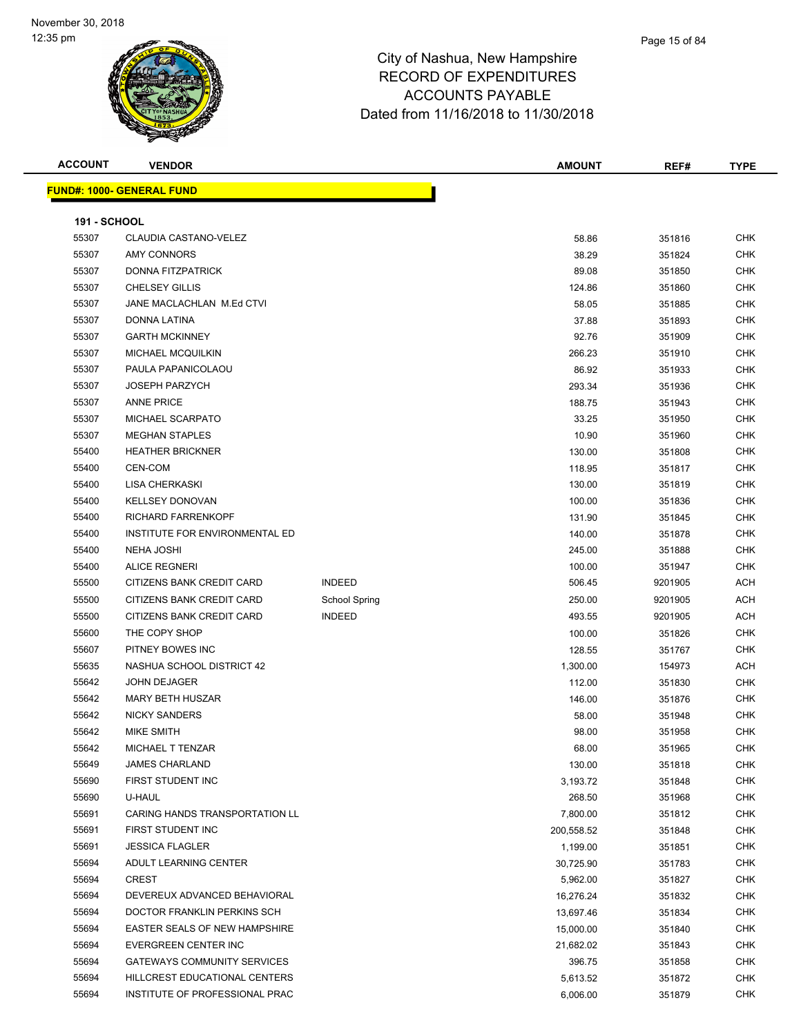# City of Nashua, New Hampshire
## RECORD OF EXPENDITURES
## ACCOUNTS PAYABLE
## Dated from 11/16/2018 to 11/30/2018

| ACCOUNT | VENDOR | | AMOUNT | REF# | TYPE |
|---|---|---|---|---|---|
| **FUND#: 1000- GENERAL FUND** | | | | | |
| **191 - SCHOOL** | | | | | |
| 55307 | CLAUDIA CASTANO-VELEZ | | 58.86 | 351816 | CHK |
| 55307 | AMY CONNORS | | 38.29 | 351824 | CHK |
| 55307 | DONNA FITZPATRICK | | 89.08 | 351850 | CHK |
| 55307 | CHELSEY GILLIS | | 124.86 | 351860 | CHK |
| 55307 | JANE MACLACHLAN M.Ed CTVI | | 58.05 | 351885 | CHK |
| 55307 | DONNA LATINA | | 37.88 | 351893 | CHK |
| 55307 | GARTH MCKINNEY | | 92.76 | 351909 | CHK |
| 55307 | MICHAEL MCQUILKIN | | 266.23 | 351910 | CHK |
| 55307 | PAULA PAPANICOLAOU | | 86.92 | 351933 | CHK |
| 55307 | JOSEPH PARZYCH | | 293.34 | 351936 | CHK |
| 55307 | ANNE PRICE | | 188.75 | 351943 | CHK |
| 55307 | MICHAEL SCARPATO | | 33.25 | 351950 | CHK |
| 55307 | MEGHAN STAPLES | | 10.90 | 351960 | CHK |
| 55400 | HEATHER BRICKNER | | 130.00 | 351808 | CHK |
| 55400 | CEN-COM | | 118.95 | 351817 | CHK |
| 55400 | LISA CHERKASKI | | 130.00 | 351819 | CHK |
| 55400 | KELLSEY DONOVAN | | 100.00 | 351836 | CHK |
| 55400 | RICHARD FARRENKOPF | | 131.90 | 351845 | CHK |
| 55400 | INSTITUTE FOR ENVIRONMENTAL ED | | 140.00 | 351878 | CHK |
| 55400 | NEHA JOSHI | | 245.00 | 351888 | CHK |
| 55400 | ALICE REGNERI | | 100.00 | 351947 | CHK |
| 55500 | CITIZENS BANK CREDIT CARD | INDEED | 506.45 | 9201905 | ACH |
| 55500 | CITIZENS BANK CREDIT CARD | School Spring | 250.00 | 9201905 | ACH |
| 55500 | CITIZENS BANK CREDIT CARD | INDEED | 493.55 | 9201905 | ACH |
| 55600 | THE COPY SHOP | | 100.00 | 351826 | CHK |
| 55607 | PITNEY BOWES INC | | 128.55 | 351767 | CHK |
| 55635 | NASHUA SCHOOL DISTRICT 42 | | 1,300.00 | 154973 | ACH |
| 55642 | JOHN DEJAGER | | 112.00 | 351830 | CHK |
| 55642 | MARY BETH HUSZAR | | 146.00 | 351876 | CHK |
| 55642 | NICKY SANDERS | | 58.00 | 351948 | CHK |
| 55642 | MIKE SMITH | | 98.00 | 351958 | CHK |
| 55642 | MICHAEL T TENZAR | | 68.00 | 351965 | CHK |
| 55649 | JAMES CHARLAND | | 130.00 | 351818 | CHK |
| 55690 | FIRST STUDENT INC | | 3,193.72 | 351848 | CHK |
| 55690 | U-HAUL | | 268.50 | 351968 | CHK |
| 55691 | CARING HANDS TRANSPORTATION LL | | 7,800.00 | 351812 | CHK |
| 55691 | FIRST STUDENT INC | | 200,558.52 | 351848 | CHK |
| 55691 | JESSICA FLAGLER | | 1,199.00 | 351851 | CHK |
| 55694 | ADULT LEARNING CENTER | | 30,725.90 | 351783 | CHK |
| 55694 | CREST | | 5,962.00 | 351827 | CHK |
| 55694 | DEVEREUX ADVANCED BEHAVIORAL | | 16,276.24 | 351832 | CHK |
| 55694 | DOCTOR FRANKLIN PERKINS SCH | | 13,697.46 | 351834 | CHK |
| 55694 | EASTER SEALS OF NEW HAMPSHIRE | | 15,000.00 | 351840 | CHK |
| 55694 | EVERGREEN CENTER INC | | 21,682.02 | 351843 | CHK |
| 55694 | GATEWAYS COMMUNITY SERVICES | | 396.75 | 351858 | CHK |
| 55694 | HILLCREST EDUCATIONAL CENTERS | | 5,613.52 | 351872 | CHK |
| 55694 | INSTITUTE OF PROFESSIONAL PRAC | | 6,006.00 | 351879 | CHK |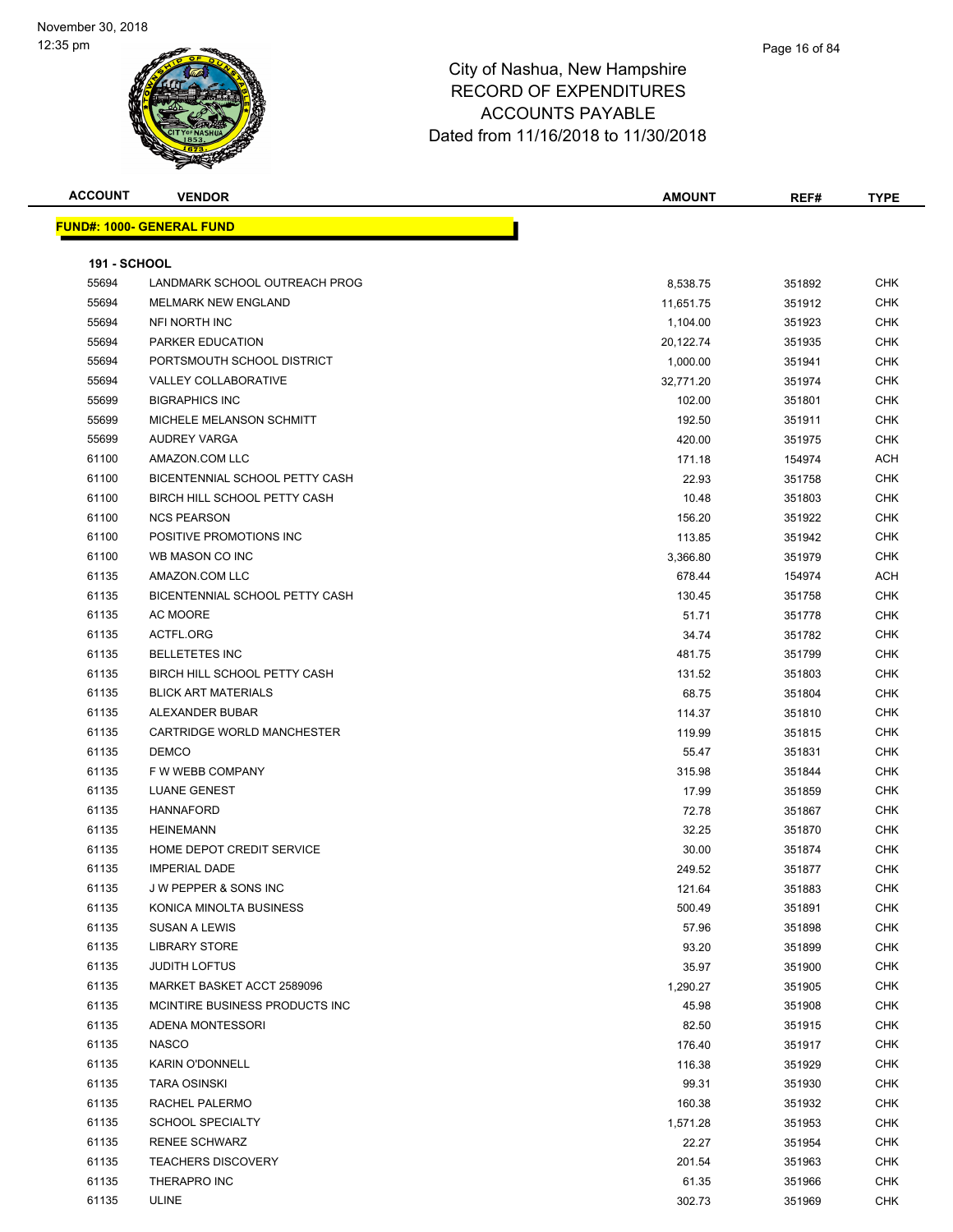November 30, 2018
12:35 pm

# City of Nashua, New Hampshire
## RECORD OF EXPENDITURES
## ACCOUNTS PAYABLE
## Dated from 11/16/2018 to 11/30/2018

| ACCOUNT | VENDOR | AMOUNT | REF# | TYPE |
|---|---|---|---|---|
| **FUND#: 1000- GENERAL FUND** | | | | |
| **191 - SCHOOL** | | | | |
| 55694 | LANDMARK SCHOOL OUTREACH PROG | 8,538.75 | 351892 | CHK |
| 55694 | MELMARK NEW ENGLAND | 11,651.75 | 351912 | CHK |
| 55694 | NFI NORTH INC | 1,104.00 | 351923 | CHK |
| 55694 | PARKER EDUCATION | 20,122.74 | 351935 | CHK |
| 55694 | PORTSMOUTH SCHOOL DISTRICT | 1,000.00 | 351941 | CHK |
| 55694 | VALLEY COLLABORATIVE | 32,771.20 | 351974 | CHK |
| 55699 | BIGRAPHICS INC | 102.00 | 351801 | CHK |
| 55699 | MICHELE MELANSON SCHMITT | 192.50 | 351911 | CHK |
| 55699 | AUDREY VARGA | 420.00 | 351975 | CHK |
| 61100 | AMAZON.COM LLC | 171.18 | 154974 | ACH |
| 61100 | BICENTENNIAL SCHOOL PETTY CASH | 22.93 | 351758 | CHK |
| 61100 | BIRCH HILL SCHOOL PETTY CASH | 10.48 | 351803 | CHK |
| 61100 | NCS PEARSON | 156.20 | 351922 | CHK |
| 61100 | POSITIVE PROMOTIONS INC | 113.85 | 351942 | CHK |
| 61100 | WB MASON CO INC | 3,366.80 | 351979 | CHK |
| 61135 | AMAZON.COM LLC | 678.44 | 154974 | ACH |
| 61135 | BICENTENNIAL SCHOOL PETTY CASH | 130.45 | 351758 | CHK |
| 61135 | AC MOORE | 51.71 | 351778 | CHK |
| 61135 | ACTFL.ORG | 34.74 | 351782 | CHK |
| 61135 | BELLETETES INC | 481.75 | 351799 | CHK |
| 61135 | BIRCH HILL SCHOOL PETTY CASH | 131.52 | 351803 | CHK |
| 61135 | BLICK ART MATERIALS | 68.75 | 351804 | CHK |
| 61135 | ALEXANDER BUBAR | 114.37 | 351810 | CHK |
| 61135 | CARTRIDGE WORLD MANCHESTER | 119.99 | 351815 | CHK |
| 61135 | DEMCO | 55.47 | 351831 | CHK |
| 61135 | F W WEBB COMPANY | 315.98 | 351844 | CHK |
| 61135 | LUANE GENEST | 17.99 | 351859 | CHK |
| 61135 | HANNAFORD | 72.78 | 351867 | CHK |
| 61135 | HEINEMANN | 32.25 | 351870 | CHK |
| 61135 | HOME DEPOT CREDIT SERVICE | 30.00 | 351874 | CHK |
| 61135 | IMPERIAL DADE | 249.52 | 351877 | CHK |
| 61135 | J W PEPPER & SONS INC | 121.64 | 351883 | CHK |
| 61135 | KONICA MINOLTA BUSINESS | 500.49 | 351891 | CHK |
| 61135 | SUSAN A LEWIS | 57.96 | 351898 | CHK |
| 61135 | LIBRARY STORE | 93.20 | 351899 | CHK |
| 61135 | JUDITH LOFTUS | 35.97 | 351900 | CHK |
| 61135 | MARKET BASKET ACCT 2589096 | 1,290.27 | 351905 | CHK |
| 61135 | MCINTIRE BUSINESS PRODUCTS INC | 45.98 | 351908 | CHK |
| 61135 | ADENA MONTESSORI | 82.50 | 351915 | CHK |
| 61135 | NASCO | 176.40 | 351917 | CHK |
| 61135 | KARIN O'DONNELL | 116.38 | 351929 | CHK |
| 61135 | TARA OSINSKI | 99.31 | 351930 | CHK |
| 61135 | RACHEL PALERMO | 160.38 | 351932 | CHK |
| 61135 | SCHOOL SPECIALTY | 1,571.28 | 351953 | CHK |
| 61135 | RENEE SCHWARZ | 22.27 | 351954 | CHK |
| 61135 | TEACHERS DISCOVERY | 201.54 | 351963 | CHK |
| 61135 | THERAPRO INC | 61.35 | 351966 | CHK |
| 61135 | ULINE | 302.73 | 351969 | CHK |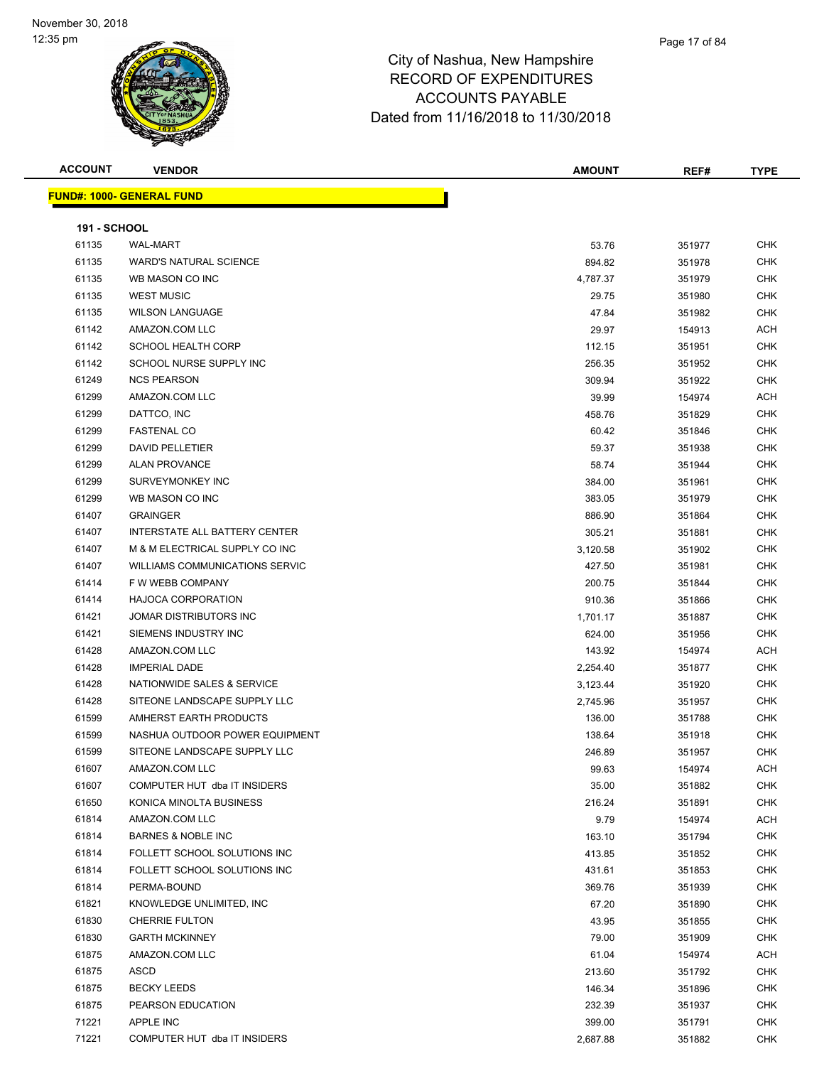November 30, 2018
12:35 pm

# City of Nashua, New Hampshire
## RECORD OF EXPENDITURES
## ACCOUNTS PAYABLE
## Dated from 11/16/2018 to 11/30/2018

| ACCOUNT | VENDOR | AMOUNT | REF# | TYPE |
|---|---|---|---|---|
| **FUND#: 1000- GENERAL FUND** | | | | |
| **191 - SCHOOL** | | | | |
| 61135 | WAL-MART | 53.76 | 351977 | CHK |
| 61135 | WARD'S NATURAL SCIENCE | 894.82 | 351978 | CHK |
| 61135 | WB MASON CO INC | 4,787.37 | 351979 | CHK |
| 61135 | WEST MUSIC | 29.75 | 351980 | CHK |
| 61135 | WILSON LANGUAGE | 47.84 | 351982 | CHK |
| 61142 | AMAZON.COM LLC | 29.97 | 154913 | ACH |
| 61142 | SCHOOL HEALTH CORP | 112.15 | 351951 | CHK |
| 61142 | SCHOOL NURSE SUPPLY INC | 256.35 | 351952 | CHK |
| 61249 | NCS PEARSON | 309.94 | 351922 | CHK |
| 61299 | AMAZON.COM LLC | 39.99 | 154974 | ACH |
| 61299 | DATTCO, INC | 458.76 | 351829 | CHK |
| 61299 | FASTENAL CO | 60.42 | 351846 | CHK |
| 61299 | DAVID PELLETIER | 59.37 | 351938 | CHK |
| 61299 | ALAN PROVANCE | 58.74 | 351944 | CHK |
| 61299 | SURVEYMONKEY INC | 384.00 | 351961 | CHK |
| 61299 | WB MASON CO INC | 383.05 | 351979 | CHK |
| 61407 | GRAINGER | 886.90 | 351864 | CHK |
| 61407 | INTERSTATE ALL BATTERY CENTER | 305.21 | 351881 | CHK |
| 61407 | M & M ELECTRICAL SUPPLY CO INC | 3,120.58 | 351902 | CHK |
| 61407 | WILLIAMS COMMUNICATIONS SERVIC | 427.50 | 351981 | CHK |
| 61414 | F W WEBB COMPANY | 200.75 | 351844 | CHK |
| 61414 | HAJOCA CORPORATION | 910.36 | 351866 | CHK |
| 61421 | JOMAR DISTRIBUTORS INC | 1,701.17 | 351887 | CHK |
| 61421 | SIEMENS INDUSTRY INC | 624.00 | 351956 | CHK |
| 61428 | AMAZON.COM LLC | 143.92 | 154974 | ACH |
| 61428 | IMPERIAL DADE | 2,254.40 | 351877 | CHK |
| 61428 | NATIONWIDE SALES & SERVICE | 3,123.44 | 351920 | CHK |
| 61428 | SITEONE LANDSCAPE SUPPLY LLC | 2,745.96 | 351957 | CHK |
| 61599 | AMHERST EARTH PRODUCTS | 136.00 | 351788 | CHK |
| 61599 | NASHUA OUTDOOR POWER EQUIPMENT | 138.64 | 351918 | CHK |
| 61599 | SITEONE LANDSCAPE SUPPLY LLC | 246.89 | 351957 | CHK |
| 61607 | AMAZON.COM LLC | 99.63 | 154974 | ACH |
| 61607 | COMPUTER HUT dba IT INSIDERS | 35.00 | 351882 | CHK |
| 61650 | KONICA MINOLTA BUSINESS | 216.24 | 351891 | CHK |
| 61814 | AMAZON.COM LLC | 9.79 | 154974 | ACH |
| 61814 | BARNES & NOBLE INC | 163.10 | 351794 | CHK |
| 61814 | FOLLETT SCHOOL SOLUTIONS INC | 413.85 | 351852 | CHK |
| 61814 | FOLLETT SCHOOL SOLUTIONS INC | 431.61 | 351853 | CHK |
| 61814 | PERMA-BOUND | 369.76 | 351939 | CHK |
| 61821 | KNOWLEDGE UNLIMITED, INC | 67.20 | 351890 | CHK |
| 61830 | CHERRIE FULTON | 43.95 | 351855 | CHK |
| 61830 | GARTH MCKINNEY | 79.00 | 351909 | CHK |
| 61875 | AMAZON.COM LLC | 61.04 | 154974 | ACH |
| 61875 | ASCD | 213.60 | 351792 | CHK |
| 61875 | BECKY LEEDS | 146.34 | 351896 | CHK |
| 61875 | PEARSON EDUCATION | 232.39 | 351937 | CHK |
| 71221 | APPLE INC | 399.00 | 351791 | CHK |
| 71221 | COMPUTER HUT dba IT INSIDERS | 2,687.88 | 351882 | CHK |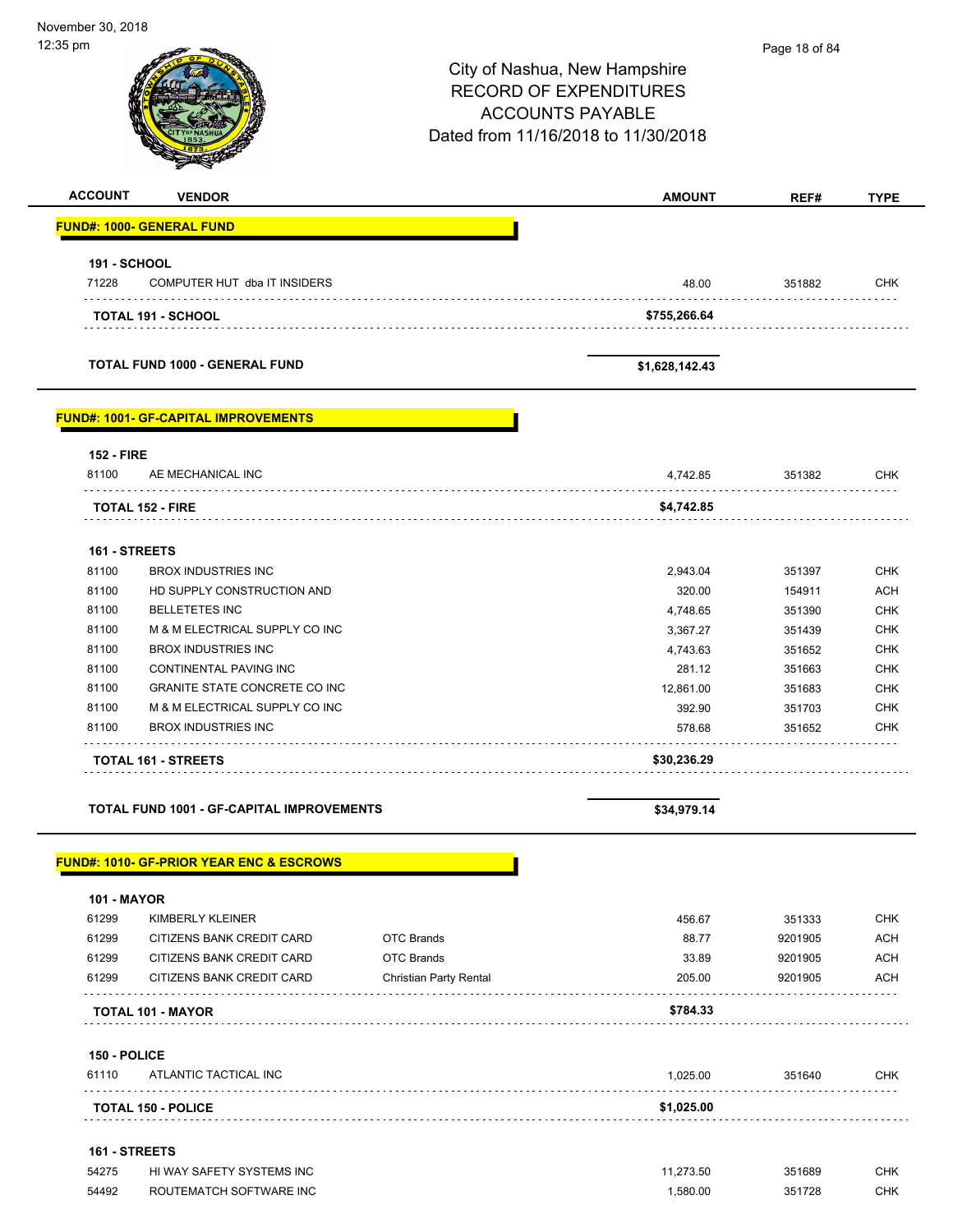City of Nashua, New Hampshire
RECORD OF EXPENDITURES
ACCOUNTS PAYABLE
Dated from 11/16/2018 to 11/30/2018

| ACCOUNT | VENDOR | | AMOUNT | REF# | TYPE |
|---|---|---|---|---|---|
| **FUND#: 1000- GENERAL FUND** | | | | | |
| **191 - SCHOOL** | | | | | |
| 71228 | COMPUTER HUT dba IT INSIDERS | | 48.00 | 351882 | CHK |
| **TOTAL 191 - SCHOOL** | | | **$755,266.64** | | |
| **TOTAL FUND 1000 - GENERAL FUND** | | | **$1,628,142.43** | | |
| **FUND#: 1001- GF-CAPITAL IMPROVEMENTS** | | | | | |
| **152 - FIRE** | | | | | |
| 81100 | AE MECHANICAL INC | | 4,742.85 | 351382 | CHK |
| **TOTAL 152 - FIRE** | | | **$4,742.85** | | |
| **161 - STREETS** | | | | | |
| 81100 | BROX INDUSTRIES INC | | 2,943.04 | 351397 | CHK |
| 81100 | HD SUPPLY CONSTRUCTION AND | | 320.00 | 154911 | ACH |
| 81100 | BELLETETES INC | | 4,748.65 | 351390 | CHK |
| 81100 | M & M ELECTRICAL SUPPLY CO INC | | 3,367.27 | 351439 | CHK |
| 81100 | BROX INDUSTRIES INC | | 4,743.63 | 351652 | CHK |
| 81100 | CONTINENTAL PAVING INC | | 281.12 | 351663 | CHK |
| 81100 | GRANITE STATE CONCRETE CO INC | | 12,861.00 | 351683 | CHK |
| 81100 | M & M ELECTRICAL SUPPLY CO INC | | 392.90 | 351703 | CHK |
| 81100 | BROX INDUSTRIES INC | | 578.68 | 351652 | CHK |
| **TOTAL 161 - STREETS** | | | **$30,236.29** | | |
| **TOTAL FUND 1001 - GF-CAPITAL IMPROVEMENTS** | | | **$34,979.14** | | |
| **FUND#: 1010- GF-PRIOR YEAR ENC & ESCROWS** | | | | | |
| **101 - MAYOR** | | | | | |
| 61299 | KIMBERLY KLEINER | | 456.67 | 351333 | CHK |
| 61299 | CITIZENS BANK CREDIT CARD | OTC Brands | 88.77 | 9201905 | ACH |
| 61299 | CITIZENS BANK CREDIT CARD | OTC Brands | 33.89 | 9201905 | ACH |
| 61299 | CITIZENS BANK CREDIT CARD | Christian Party Rental | 205.00 | 9201905 | ACH |
| **TOTAL 101 - MAYOR** | | | **$784.33** | | |
| **150 - POLICE** | | | | | |
| 61110 | ATLANTIC TACTICAL INC | | 1,025.00 | 351640 | CHK |
| **TOTAL 150 - POLICE** | | | **$1,025.00** | | |
| **161 - STREETS** | | | | | |
| 54275 | HI WAY SAFETY SYSTEMS INC | | 11,273.50 | 351689 | CHK |
| 54492 | ROUTEMATCH SOFTWARE INC | | 1,580.00 | 351728 | CHK |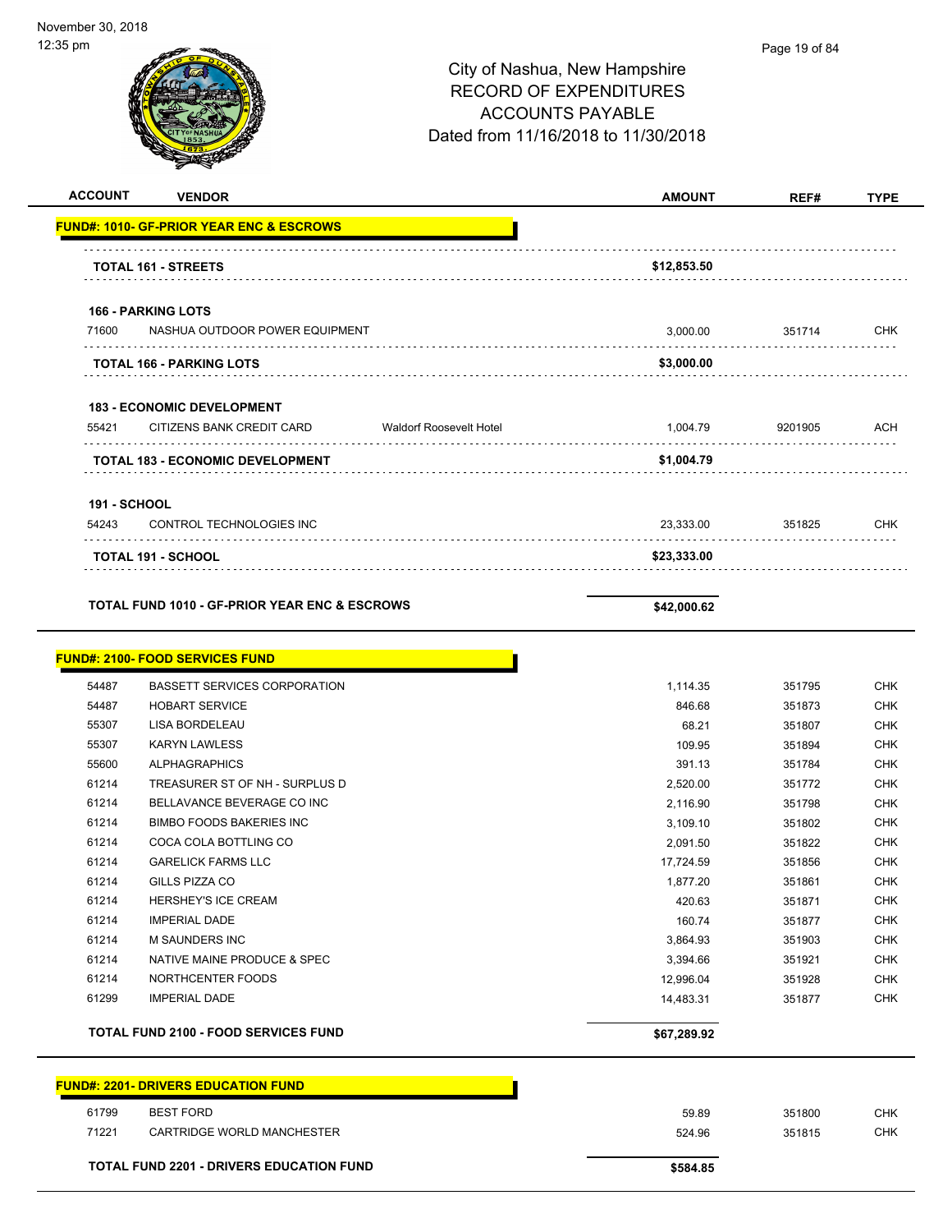# City of Nashua, New Hampshire
## RECORD OF EXPENDITURES
## ACCOUNTS PAYABLE
## Dated from 11/16/2018 to 11/30/2018

| ACCOUNT | VENDOR | | AMOUNT | REF# | TYPE |
|---|---|---|---|---|---|
| **FUND#: 1010- GF-PRIOR YEAR ENC & ESCROWS** | | | | | |
| **TOTAL 161 - STREETS** | | | **$12,853.50** | | |
| **166 - PARKING LOTS** | | | | | |
| 71600 | NASHUA OUTDOOR POWER EQUIPMENT | | 3,000.00 | 351714 | CHK |
| **TOTAL 166 - PARKING LOTS** | | | **$3,000.00** | | |
| **183 - ECONOMIC DEVELOPMENT** | | | | | |
| 55421 | CITIZENS BANK CREDIT CARD | Waldorf Roosevelt Hotel | 1,004.79 | 9201905 | ACH |
| **TOTAL 183 - ECONOMIC DEVELOPMENT** | | | **$1,004.79** | | |
| **191 - SCHOOL** | | | | | |
| 54243 | CONTROL TECHNOLOGIES INC | | 23,333.00 | 351825 | CHK |
| **TOTAL 191 - SCHOOL** | | | **$23,333.00** | | |
| **TOTAL FUND 1010 - GF-PRIOR YEAR ENC & ESCROWS** | | | **$42,000.62** | | |

| ACCOUNT | VENDOR | AMOUNT | REF# | TYPE |
|---|---|---|---|---|
| **FUND#: 2100- FOOD SERVICES FUND** | | | | |
| 54487 | BASSETT SERVICES CORPORATION | 1,114.35 | 351795 | CHK |
| 54487 | HOBART SERVICE | 846.68 | 351873 | CHK |
| 55307 | LISA BORDELEAU | 68.21 | 351807 | CHK |
| 55307 | KARYN LAWLESS | 109.95 | 351894 | CHK |
| 55600 | ALPHAGRAPHICS | 391.13 | 351784 | CHK |
| 61214 | TREASURER ST OF NH - SURPLUS D | 2,520.00 | 351772 | CHK |
| 61214 | BELLAVANCE BEVERAGE CO INC | 2,116.90 | 351798 | CHK |
| 61214 | BIMBO FOODS BAKERIES INC | 3,109.10 | 351802 | CHK |
| 61214 | COCA COLA BOTTLING CO | 2,091.50 | 351822 | CHK |
| 61214 | GARELICK FARMS LLC | 17,724.59 | 351856 | CHK |
| 61214 | GILLS PIZZA CO | 1,877.20 | 351861 | CHK |
| 61214 | HERSHEY'S ICE CREAM | 420.63 | 351871 | CHK |
| 61214 | IMPERIAL DADE | 160.74 | 351877 | CHK |
| 61214 | M SAUNDERS INC | 3,864.93 | 351903 | CHK |
| 61214 | NATIVE MAINE PRODUCE & SPEC | 3,394.66 | 351921 | CHK |
| 61214 | NORTHCENTER FOODS | 12,996.04 | 351928 | CHK |
| 61299 | IMPERIAL DADE | 14,483.31 | 351877 | CHK |
| **TOTAL FUND 2100 - FOOD SERVICES FUND** | | **$67,289.92** | | |

| ACCOUNT | VENDOR | AMOUNT | REF# | TYPE |
|---|---|---|---|---|
| **FUND#: 2201- DRIVERS EDUCATION FUND** | | | | |
| 61799 | BEST FORD | 59.89 | 351800 | CHK |
| 71221 | CARTRIDGE WORLD MANCHESTER | 524.96 | 351815 | CHK |
| **TOTAL FUND 2201 - DRIVERS EDUCATION FUND** | | **$584.85** | | |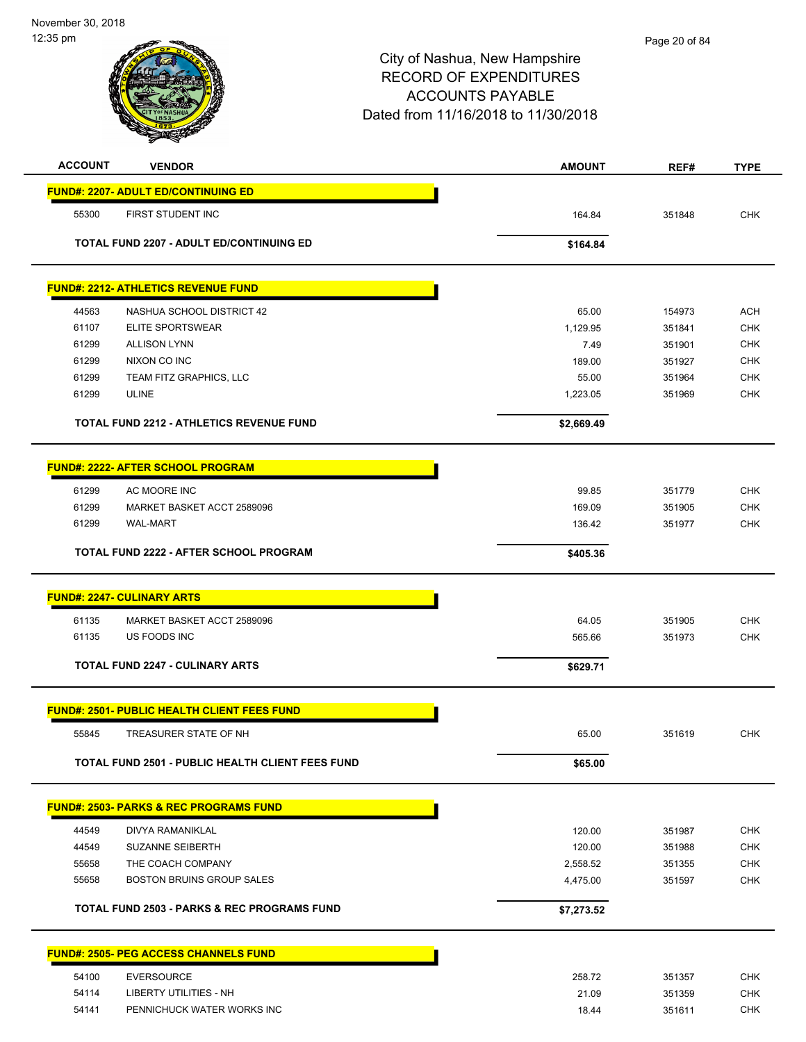City of Nashua, New Hampshire
RECORD OF EXPENDITURES
ACCOUNTS PAYABLE
Dated from 11/16/2018 to 11/30/2018

| ACCOUNT | VENDOR | AMOUNT | REF# | TYPE |
|---|---|---|---|---|
| **FUND#: 2207- ADULT ED/CONTINUING ED** | | | | |
| 55300 | FIRST STUDENT INC | 164.84 | 351848 | CHK |
| | **TOTAL FUND 2207 - ADULT ED/CONTINUING ED** | **$164.84** | | |
| **FUND#: 2212- ATHLETICS REVENUE FUND** | | | | |
| 44563 | NASHUA SCHOOL DISTRICT 42 | 65.00 | 154973 | ACH |
| 61107 | ELITE SPORTSWEAR | 1,129.95 | 351841 | CHK |
| 61299 | ALLISON LYNN | 7.49 | 351901 | CHK |
| 61299 | NIXON CO INC | 189.00 | 351927 | CHK |
| 61299 | TEAM FITZ GRAPHICS, LLC | 55.00 | 351964 | CHK |
| 61299 | ULINE | 1,223.05 | 351969 | CHK |
| | **TOTAL FUND 2212 - ATHLETICS REVENUE FUND** | **$2,669.49** | | |
| **FUND#: 2222- AFTER SCHOOL PROGRAM** | | | | |
| 61299 | AC MOORE INC | 99.85 | 351779 | CHK |
| 61299 | MARKET BASKET ACCT 2589096 | 169.09 | 351905 | CHK |
| 61299 | WAL-MART | 136.42 | 351977 | CHK |
| | **TOTAL FUND 2222 - AFTER SCHOOL PROGRAM** | **$405.36** | | |
| **FUND#: 2247- CULINARY ARTS** | | | | |
| 61135 | MARKET BASKET ACCT 2589096 | 64.05 | 351905 | CHK |
| 61135 | US FOODS INC | 565.66 | 351973 | CHK |
| | **TOTAL FUND 2247 - CULINARY ARTS** | **$629.71** | | |
| **FUND#: 2501- PUBLIC HEALTH CLIENT FEES FUND** | | | | |
| 55845 | TREASURER STATE OF NH | 65.00 | 351619 | CHK |
| | **TOTAL FUND 2501 - PUBLIC HEALTH CLIENT FEES FUND** | **$65.00** | | |
| **FUND#: 2503- PARKS & REC PROGRAMS FUND** | | | | |
| 44549 | DIVYA RAMANIKLAL | 120.00 | 351987 | CHK |
| 44549 | SUZANNE SEIBERTH | 120.00 | 351988 | CHK |
| 55658 | THE COACH COMPANY | 2,558.52 | 351355 | CHK |
| 55658 | BOSTON BRUINS GROUP SALES | 4,475.00 | 351597 | CHK |
| | **TOTAL FUND 2503 - PARKS & REC PROGRAMS FUND** | **$7,273.52** | | |
| **FUND#: 2505- PEG ACCESS CHANNELS FUND** | | | | |
| 54100 | EVERSOURCE | 258.72 | 351357 | CHK |
| 54114 | LIBERTY UTILITIES - NH | 21.09 | 351359 | CHK |
| 54141 | PENNICHUCK WATER WORKS INC | 18.44 | 351611 | CHK |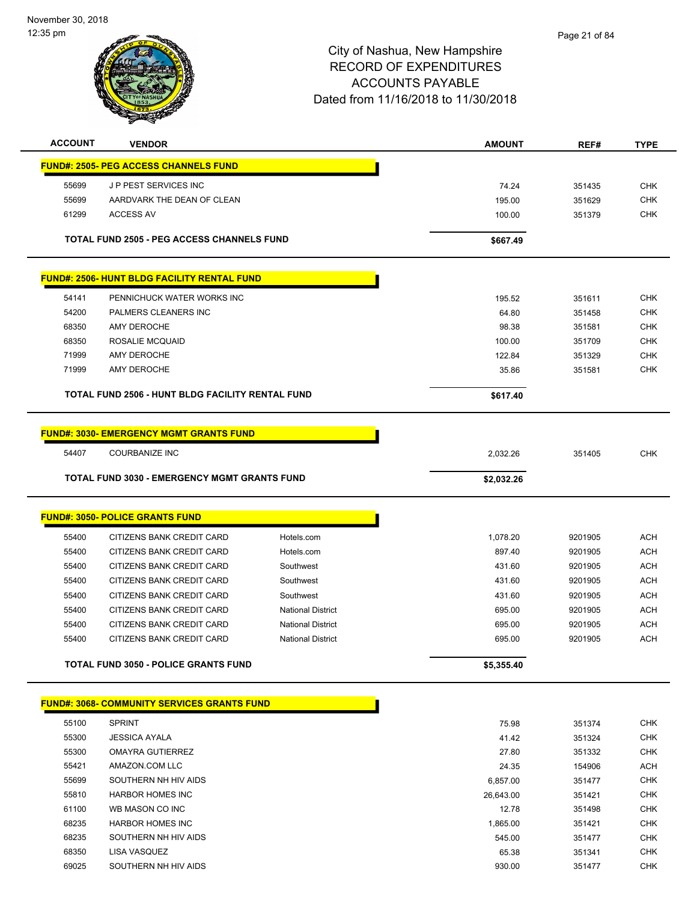City of Nashua, New Hampshire
RECORD OF EXPENDITURES
ACCOUNTS PAYABLE
Dated from 11/16/2018 to 11/30/2018

| ACCOUNT | VENDOR | | AMOUNT | REF# | TYPE |
|---|---|---|---|---|---|
| **FUND#: 2505- PEG ACCESS CHANNELS FUND** | | | | | |
| 55699 | J P PEST SERVICES INC | | 74.24 | 351435 | CHK |
| 55699 | AARDVARK THE DEAN OF CLEAN | | 195.00 | 351629 | CHK |
| 61299 | ACCESS AV | | 100.00 | 351379 | CHK |
| **TOTAL FUND 2505 - PEG ACCESS CHANNELS FUND** | | | **$667.49** | | |
| **FUND#: 2506- HUNT BLDG FACILITY RENTAL FUND** | | | | | |
| 54141 | PENNICHUCK WATER WORKS INC | | 195.52 | 351611 | CHK |
| 54200 | PALMERS CLEANERS INC | | 64.80 | 351458 | CHK |
| 68350 | AMY DEROCHE | | 98.38 | 351581 | CHK |
| 68350 | ROSALIE MCQUAID | | 100.00 | 351709 | CHK |
| 71999 | AMY DEROCHE | | 122.84 | 351329 | CHK |
| 71999 | AMY DEROCHE | | 35.86 | 351581 | CHK |
| **TOTAL FUND 2506 - HUNT BLDG FACILITY RENTAL FUND** | | | **$617.40** | | |
| **FUND#: 3030- EMERGENCY MGMT GRANTS FUND** | | | | | |
| 54407 | COURBANIZE INC | | 2,032.26 | 351405 | CHK |
| **TOTAL FUND 3030 - EMERGENCY MGMT GRANTS FUND** | | | **$2,032.26** | | |
| **FUND#: 3050- POLICE GRANTS FUND** | | | | | |
| 55400 | CITIZENS BANK CREDIT CARD | Hotels.com | 1,078.20 | 9201905 | ACH |
| 55400 | CITIZENS BANK CREDIT CARD | Hotels.com | 897.40 | 9201905 | ACH |
| 55400 | CITIZENS BANK CREDIT CARD | Southwest | 431.60 | 9201905 | ACH |
| 55400 | CITIZENS BANK CREDIT CARD | Southwest | 431.60 | 9201905 | ACH |
| 55400 | CITIZENS BANK CREDIT CARD | Southwest | 431.60 | 9201905 | ACH |
| 55400 | CITIZENS BANK CREDIT CARD | National District | 695.00 | 9201905 | ACH |
| 55400 | CITIZENS BANK CREDIT CARD | National District | 695.00 | 9201905 | ACH |
| 55400 | CITIZENS BANK CREDIT CARD | National District | 695.00 | 9201905 | ACH |
| **TOTAL FUND 3050 - POLICE GRANTS FUND** | | | **$5,355.40** | | |
| **FUND#: 3068- COMMUNITY SERVICES GRANTS FUND** | | | | | |
| 55100 | SPRINT | | 75.98 | 351374 | CHK |
| 55300 | JESSICA AYALA | | 41.42 | 351324 | CHK |
| 55300 | OMAYRA GUTIERREZ | | 27.80 | 351332 | CHK |
| 55421 | AMAZON.COM LLC | | 24.35 | 154906 | ACH |
| 55699 | SOUTHERN NH HIV AIDS | | 6,857.00 | 351477 | CHK |
| 55810 | HARBOR HOMES INC | | 26,643.00 | 351421 | CHK |
| 61100 | WB MASON CO INC | | 12.78 | 351498 | CHK |
| 68235 | HARBOR HOMES INC | | 1,865.00 | 351421 | CHK |
| 68235 | SOUTHERN NH HIV AIDS | | 545.00 | 351477 | CHK |
| 68350 | LISA VASQUEZ | | 65.38 | 351341 | CHK |
| 69025 | SOUTHERN NH HIV AIDS | | 930.00 | 351477 | CHK |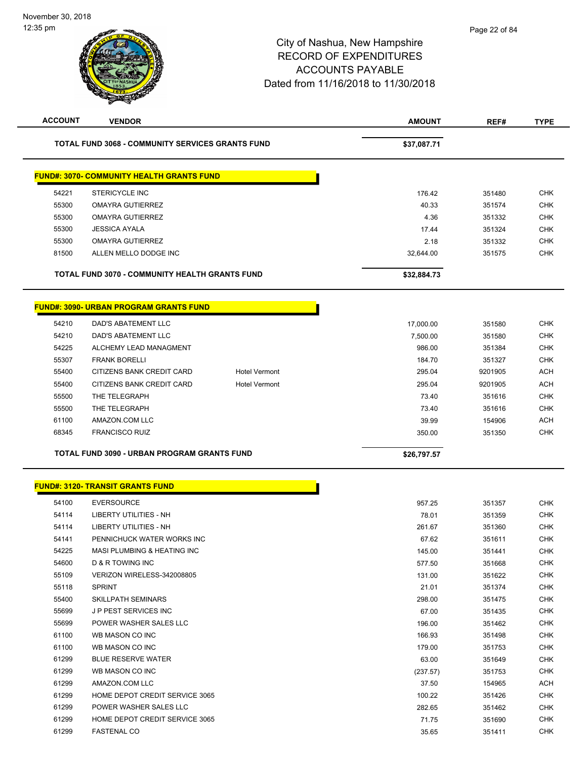# City of Nashua, New Hampshire
# RECORD OF EXPENDITURES
# ACCOUNTS PAYABLE
# Dated from 11/16/2018 to 11/30/2018

November 30, 2018
12:35 pm

| ACCOUNT | VENDOR | | AMOUNT | REF# | TYPE |
|---|---|---|---|---|---|
| | **TOTAL FUND 3068 - COMMUNITY SERVICES GRANTS FUND** | | **$37,087.71** | | |

**FUND#: 3070- COMMUNITY HEALTH GRANTS FUND**

| ACCOUNT | VENDOR | | AMOUNT | REF# | TYPE |
|---|---|---|---|---|---|
| 54221 | STERICYCLE INC | | 176.42 | 351480 | CHK |
| 55300 | OMAYRA GUTIERREZ | | 40.33 | 351574 | CHK |
| 55300 | OMAYRA GUTIERREZ | | 4.36 | 351332 | CHK |
| 55300 | JESSICA AYALA | | 17.44 | 351324 | CHK |
| 55300 | OMAYRA GUTIERREZ | | 2.18 | 351332 | CHK |
| 81500 | ALLEN MELLO DODGE INC | | 32,644.00 | 351575 | CHK |
| | **TOTAL FUND 3070 - COMMUNITY HEALTH GRANTS FUND** | | **$32,884.73** | | |

**FUND#: 3090- URBAN PROGRAM GRANTS FUND**

| ACCOUNT | VENDOR | | AMOUNT | REF# | TYPE |
|---|---|---|---|---|---|
| 54210 | DAD'S ABATEMENT LLC | | 17,000.00 | 351580 | CHK |
| 54210 | DAD'S ABATEMENT LLC | | 7,500.00 | 351580 | CHK |
| 54225 | ALCHEMY LEAD MANAGMENT | | 986.00 | 351384 | CHK |
| 55307 | FRANK BORELLI | | 184.70 | 351327 | CHK |
| 55400 | CITIZENS BANK CREDIT CARD | Hotel Vermont | 295.04 | 9201905 | ACH |
| 55400 | CITIZENS BANK CREDIT CARD | Hotel Vermont | 295.04 | 9201905 | ACH |
| 55500 | THE TELEGRAPH | | 73.40 | 351616 | CHK |
| 55500 | THE TELEGRAPH | | 73.40 | 351616 | CHK |
| 61100 | AMAZON.COM LLC | | 39.99 | 154906 | ACH |
| 68345 | FRANCISCO RUIZ | | 350.00 | 351350 | CHK |
| | **TOTAL FUND 3090 - URBAN PROGRAM GRANTS FUND** | | **$26,797.57** | | |

**FUND#: 3120- TRANSIT GRANTS FUND**

| ACCOUNT | VENDOR | | AMOUNT | REF# | TYPE |
|---|---|---|---|---|---|
| 54100 | EVERSOURCE | | 957.25 | 351357 | CHK |
| 54114 | LIBERTY UTILITIES - NH | | 78.01 | 351359 | CHK |
| 54114 | LIBERTY UTILITIES - NH | | 261.67 | 351360 | CHK |
| 54141 | PENNICHUCK WATER WORKS INC | | 67.62 | 351611 | CHK |
| 54225 | MASI PLUMBING & HEATING INC | | 145.00 | 351441 | CHK |
| 54600 | D & R TOWING INC | | 577.50 | 351668 | CHK |
| 55109 | VERIZON WIRELESS-342008805 | | 131.00 | 351622 | CHK |
| 55118 | SPRINT | | 21.01 | 351374 | CHK |
| 55400 | SKILLPATH SEMINARS | | 298.00 | 351475 | CHK |
| 55699 | J P PEST SERVICES INC | | 67.00 | 351435 | CHK |
| 55699 | POWER WASHER SALES LLC | | 196.00 | 351462 | CHK |
| 61100 | WB MASON CO INC | | 166.93 | 351498 | CHK |
| 61100 | WB MASON CO INC | | 179.00 | 351753 | CHK |
| 61299 | BLUE RESERVE WATER | | 63.00 | 351649 | CHK |
| 61299 | WB MASON CO INC | | (237.57) | 351753 | CHK |
| 61299 | AMAZON.COM LLC | | 37.50 | 154965 | ACH |
| 61299 | HOME DEPOT CREDIT SERVICE 3065 | | 100.22 | 351426 | CHK |
| 61299 | POWER WASHER SALES LLC | | 282.65 | 351462 | CHK |
| 61299 | HOME DEPOT CREDIT SERVICE 3065 | | 71.75 | 351690 | CHK |
| 61299 | FASTENAL CO | | 35.65 | 351411 | CHK |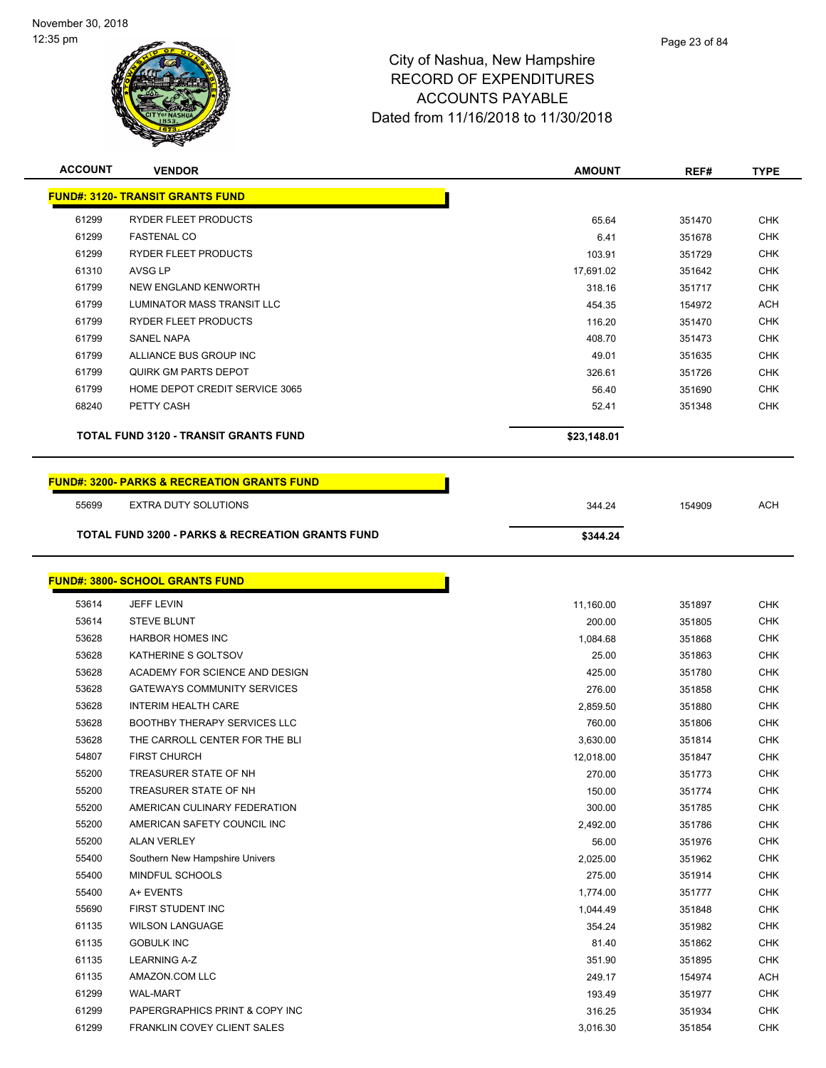November 30, 2018
12:35 pm

# City of Nashua, New Hampshire
## RECORD OF EXPENDITURES
## ACCOUNTS PAYABLE
## Dated from 11/16/2018 to 11/30/2018

| ACCOUNT | VENDOR | AMOUNT | REF# | TYPE |
|---|---|---|---|---|
| **FUND#: 3120- TRANSIT GRANTS FUND** | | | | |
| 61299 | RYDER FLEET PRODUCTS | 65.64 | 351470 | CHK |
| 61299 | FASTENAL CO | 6.41 | 351678 | CHK |
| 61299 | RYDER FLEET PRODUCTS | 103.91 | 351729 | CHK |
| 61310 | AVSG LP | 17,691.02 | 351642 | CHK |
| 61799 | NEW ENGLAND KENWORTH | 318.16 | 351717 | CHK |
| 61799 | LUMINATOR MASS TRANSIT LLC | 454.35 | 154972 | ACH |
| 61799 | RYDER FLEET PRODUCTS | 116.20 | 351470 | CHK |
| 61799 | SANEL NAPA | 408.70 | 351473 | CHK |
| 61799 | ALLIANCE BUS GROUP INC | 49.01 | 351635 | CHK |
| 61799 | QUIRK GM PARTS DEPOT | 326.61 | 351726 | CHK |
| 61799 | HOME DEPOT CREDIT SERVICE 3065 | 56.40 | 351690 | CHK |
| 68240 | PETTY CASH | 52.41 | 351348 | CHK |
| | **TOTAL FUND 3120 - TRANSIT GRANTS FUND** | **$23,148.01** | | |

| ACCOUNT | VENDOR | AMOUNT | REF# | TYPE |
|---|---|---|---|---|
| **FUND#: 3200- PARKS & RECREATION GRANTS FUND** | | | | |
| 55699 | EXTRA DUTY SOLUTIONS | 344.24 | 154909 | ACH |
| | **TOTAL FUND 3200 - PARKS & RECREATION GRANTS FUND** | **$344.24** | | |

| ACCOUNT | VENDOR | AMOUNT | REF# | TYPE |
|---|---|---|---|---|
| **FUND#: 3800- SCHOOL GRANTS FUND** | | | | |
| 53614 | JEFF LEVIN | 11,160.00 | 351897 | CHK |
| 53614 | STEVE BLUNT | 200.00 | 351805 | CHK |
| 53628 | HARBOR HOMES INC | 1,084.68 | 351868 | CHK |
| 53628 | KATHERINE S GOLTSOV | 25.00 | 351863 | CHK |
| 53628 | ACADEMY FOR SCIENCE AND DESIGN | 425.00 | 351780 | CHK |
| 53628 | GATEWAYS COMMUNITY SERVICES | 276.00 | 351858 | CHK |
| 53628 | INTERIM HEALTH CARE | 2,859.50 | 351880 | CHK |
| 53628 | BOOTHBY THERAPY SERVICES LLC | 760.00 | 351806 | CHK |
| 53628 | THE CARROLL CENTER FOR THE BLI | 3,630.00 | 351814 | CHK |
| 54807 | FIRST CHURCH | 12,018.00 | 351847 | CHK |
| 55200 | TREASURER STATE OF NH | 270.00 | 351773 | CHK |
| 55200 | TREASURER STATE OF NH | 150.00 | 351774 | CHK |
| 55200 | AMERICAN CULINARY FEDERATION | 300.00 | 351785 | CHK |
| 55200 | AMERICAN SAFETY COUNCIL INC | 2,492.00 | 351786 | CHK |
| 55200 | ALAN VERLEY | 56.00 | 351976 | CHK |
| 55400 | Southern New Hampshire Univers | 2,025.00 | 351962 | CHK |
| 55400 | MINDFUL SCHOOLS | 275.00 | 351914 | CHK |
| 55400 | A+ EVENTS | 1,774.00 | 351777 | CHK |
| 55690 | FIRST STUDENT INC | 1,044.49 | 351848 | CHK |
| 61135 | WILSON LANGUAGE | 354.24 | 351982 | CHK |
| 61135 | GOBULK INC | 81.40 | 351862 | CHK |
| 61135 | LEARNING A-Z | 351.90 | 351895 | CHK |
| 61135 | AMAZON.COM LLC | 249.17 | 154974 | ACH |
| 61299 | WAL-MART | 193.49 | 351977 | CHK |
| 61299 | PAPERGRAPHICS PRINT & COPY INC | 316.25 | 351934 | CHK |
| 61299 | FRANKLIN COVEY CLIENT SALES | 3,016.30 | 351854 | CHK |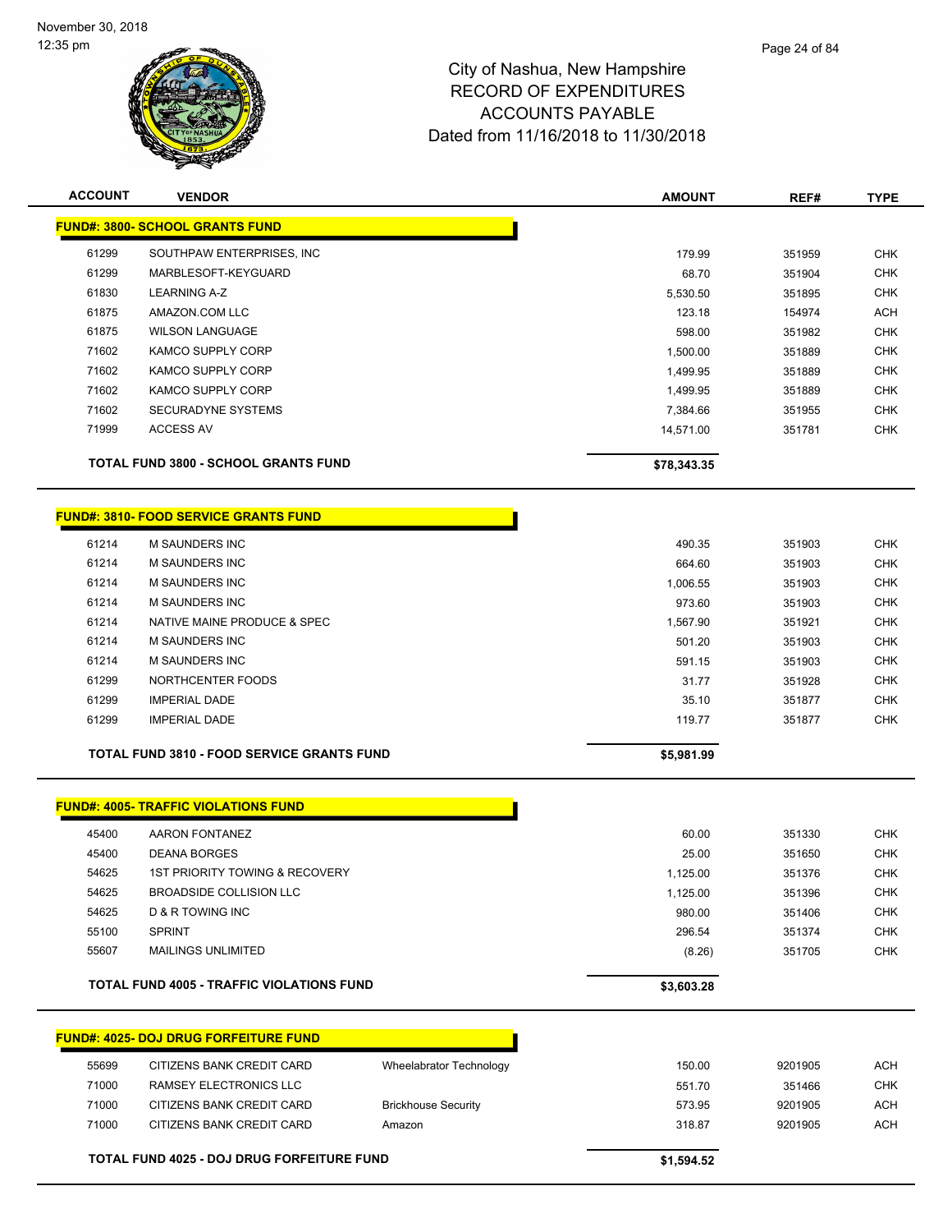# City of Nashua, New Hampshire
## RECORD OF EXPENDITURES
## ACCOUNTS PAYABLE
## Dated from 11/16/2018 to 11/30/2018

November 30, 2018
12:35 pm

| ACCOUNT | VENDOR | | AMOUNT | REF# | TYPE |
|---|---|---|---|---|---|
| **FUND#: 3800- SCHOOL GRANTS FUND** | | | | | |
| 61299 | SOUTHPAW ENTERPRISES, INC | | 179.99 | 351959 | CHK |
| 61299 | MARBLESOFT-KEYGUARD | | 68.70 | 351904 | CHK |
| 61830 | LEARNING A-Z | | 5,530.50 | 351895 | CHK |
| 61875 | AMAZON.COM LLC | | 123.18 | 154974 | ACH |
| 61875 | WILSON LANGUAGE | | 598.00 | 351982 | CHK |
| 71602 | KAMCO SUPPLY CORP | | 1,500.00 | 351889 | CHK |
| 71602 | KAMCO SUPPLY CORP | | 1,499.95 | 351889 | CHK |
| 71602 | KAMCO SUPPLY CORP | | 1,499.95 | 351889 | CHK |
| 71602 | SECURADYNE SYSTEMS | | 7,384.66 | 351955 | CHK |
| 71999 | ACCESS AV | | 14,571.00 | 351781 | CHK |
| **TOTAL FUND 3800 - SCHOOL GRANTS FUND** | | | **$78,343.35** | | |
| **FUND#: 3810- FOOD SERVICE GRANTS FUND** | | | | | |
| 61214 | M SAUNDERS INC | | 490.35 | 351903 | CHK |
| 61214 | M SAUNDERS INC | | 664.60 | 351903 | CHK |
| 61214 | M SAUNDERS INC | | 1,006.55 | 351903 | CHK |
| 61214 | M SAUNDERS INC | | 973.60 | 351903 | CHK |
| 61214 | NATIVE MAINE PRODUCE & SPEC | | 1,567.90 | 351921 | CHK |
| 61214 | M SAUNDERS INC | | 501.20 | 351903 | CHK |
| 61214 | M SAUNDERS INC | | 591.15 | 351903 | CHK |
| 61299 | NORTHCENTER FOODS | | 31.77 | 351928 | CHK |
| 61299 | IMPERIAL DADE | | 35.10 | 351877 | CHK |
| 61299 | IMPERIAL DADE | | 119.77 | 351877 | CHK |
| **TOTAL FUND 3810 - FOOD SERVICE GRANTS FUND** | | | **$5,981.99** | | |
| **FUND#: 4005- TRAFFIC VIOLATIONS FUND** | | | | | |
| 45400 | AARON FONTANEZ | | 60.00 | 351330 | CHK |
| 45400 | DEANA BORGES | | 25.00 | 351650 | CHK |
| 54625 | 1ST PRIORITY TOWING & RECOVERY | | 1,125.00 | 351376 | CHK |
| 54625 | BROADSIDE COLLISION LLC | | 1,125.00 | 351396 | CHK |
| 54625 | D & R TOWING INC | | 980.00 | 351406 | CHK |
| 55100 | SPRINT | | 296.54 | 351374 | CHK |
| 55607 | MAILINGS UNLIMITED | | (8.26) | 351705 | CHK |
| **TOTAL FUND 4005 - TRAFFIC VIOLATIONS FUND** | | | **$3,603.28** | | |
| **FUND#: 4025- DOJ DRUG FORFEITURE FUND** | | | | | |
| 55699 | CITIZENS BANK CREDIT CARD | Wheelabrator Technology | 150.00 | 9201905 | ACH |
| 71000 | RAMSEY ELECTRONICS LLC | | 551.70 | 351466 | CHK |
| 71000 | CITIZENS BANK CREDIT CARD | Brickhouse Security | 573.95 | 9201905 | ACH |
| 71000 | CITIZENS BANK CREDIT CARD | Amazon | 318.87 | 9201905 | ACH |
| **TOTAL FUND 4025 - DOJ DRUG FORFEITURE FUND** | | | **$1,594.52** | | |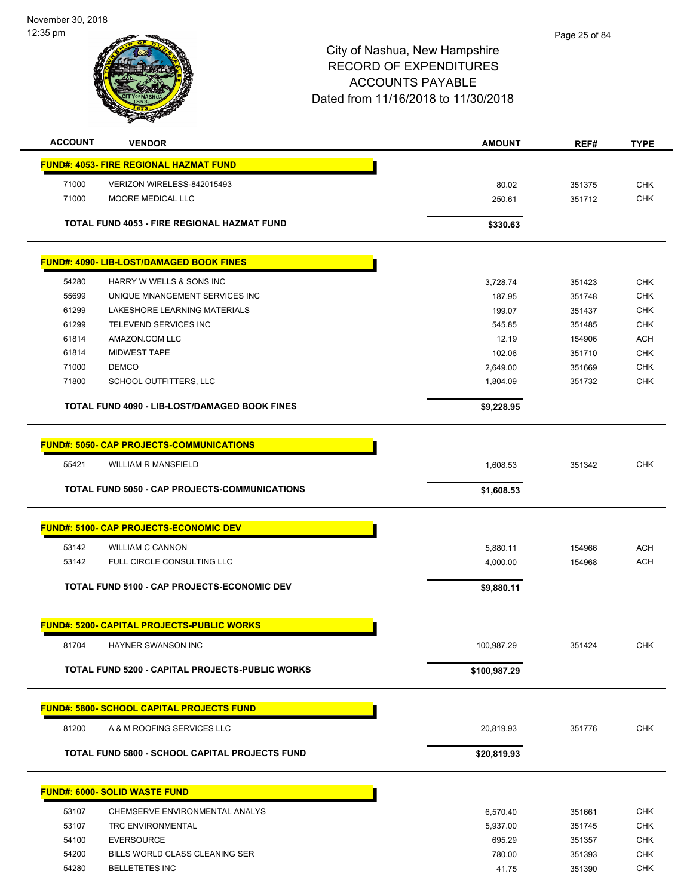# City of Nashua, New Hampshire
## RECORD OF EXPENDITURES
## ACCOUNTS PAYABLE
## Dated from 11/16/2018 to 11/30/2018

| ACCOUNT | VENDOR | AMOUNT | REF# | TYPE |
|---|---|---|---|---|
| **FUND#: 4053- FIRE REGIONAL HAZMAT FUND** | | | | |
| 71000 | VERIZON WIRELESS-842015493 | 80.02 | 351375 | CHK |
| 71000 | MOORE MEDICAL LLC | 250.61 | 351712 | CHK |
| | **TOTAL FUND 4053 - FIRE REGIONAL HAZMAT FUND** | **$330.63** | | |
| **FUND#: 4090- LIB-LOST/DAMAGED BOOK FINES** | | | | |
| 54280 | HARRY W WELLS & SONS INC | 3,728.74 | 351423 | CHK |
| 55699 | UNIQUE MNANGEMENT SERVICES INC | 187.95 | 351748 | CHK |
| 61299 | LAKESHORE LEARNING MATERIALS | 199.07 | 351437 | CHK |
| 61299 | TELEVEND SERVICES INC | 545.85 | 351485 | CHK |
| 61814 | AMAZON.COM LLC | 12.19 | 154906 | ACH |
| 61814 | MIDWEST TAPE | 102.06 | 351710 | CHK |
| 71000 | DEMCO | 2,649.00 | 351669 | CHK |
| 71800 | SCHOOL OUTFITTERS, LLC | 1,804.09 | 351732 | CHK |
| | **TOTAL FUND 4090 - LIB-LOST/DAMAGED BOOK FINES** | **$9,228.95** | | |
| **FUND#: 5050- CAP PROJECTS-COMMUNICATIONS** | | | | |
| 55421 | WILLIAM R MANSFIELD | 1,608.53 | 351342 | CHK |
| | **TOTAL FUND 5050 - CAP PROJECTS-COMMUNICATIONS** | **$1,608.53** | | |
| **FUND#: 5100- CAP PROJECTS-ECONOMIC DEV** | | | | |
| 53142 | WILLIAM C CANNON | 5,880.11 | 154966 | ACH |
| 53142 | FULL CIRCLE CONSULTING LLC | 4,000.00 | 154968 | ACH |
| | **TOTAL FUND 5100 - CAP PROJECTS-ECONOMIC DEV** | **$9,880.11** | | |
| **FUND#: 5200- CAPITAL PROJECTS-PUBLIC WORKS** | | | | |
| 81704 | HAYNER SWANSON INC | 100,987.29 | 351424 | CHK |
| | **TOTAL FUND 5200 - CAPITAL PROJECTS-PUBLIC WORKS** | **$100,987.29** | | |
| **FUND#: 5800- SCHOOL CAPITAL PROJECTS FUND** | | | | |
| 81200 | A & M ROOFING SERVICES LLC | 20,819.93 | 351776 | CHK |
| | **TOTAL FUND 5800 - SCHOOL CAPITAL PROJECTS FUND** | **$20,819.93** | | |
| **FUND#: 6000- SOLID WASTE FUND** | | | | |
| 53107 | CHEMSERVE ENVIRONMENTAL ANALYS | 6,570.40 | 351661 | CHK |
| 53107 | TRC ENVIRONMENTAL | 5,937.00 | 351745 | CHK |
| 54100 | EVERSOURCE | 695.29 | 351357 | CHK |
| 54200 | BILLS WORLD CLASS CLEANING SER | 780.00 | 351393 | CHK |
| 54280 | BELLETETES INC | 41.75 | 351390 | CHK |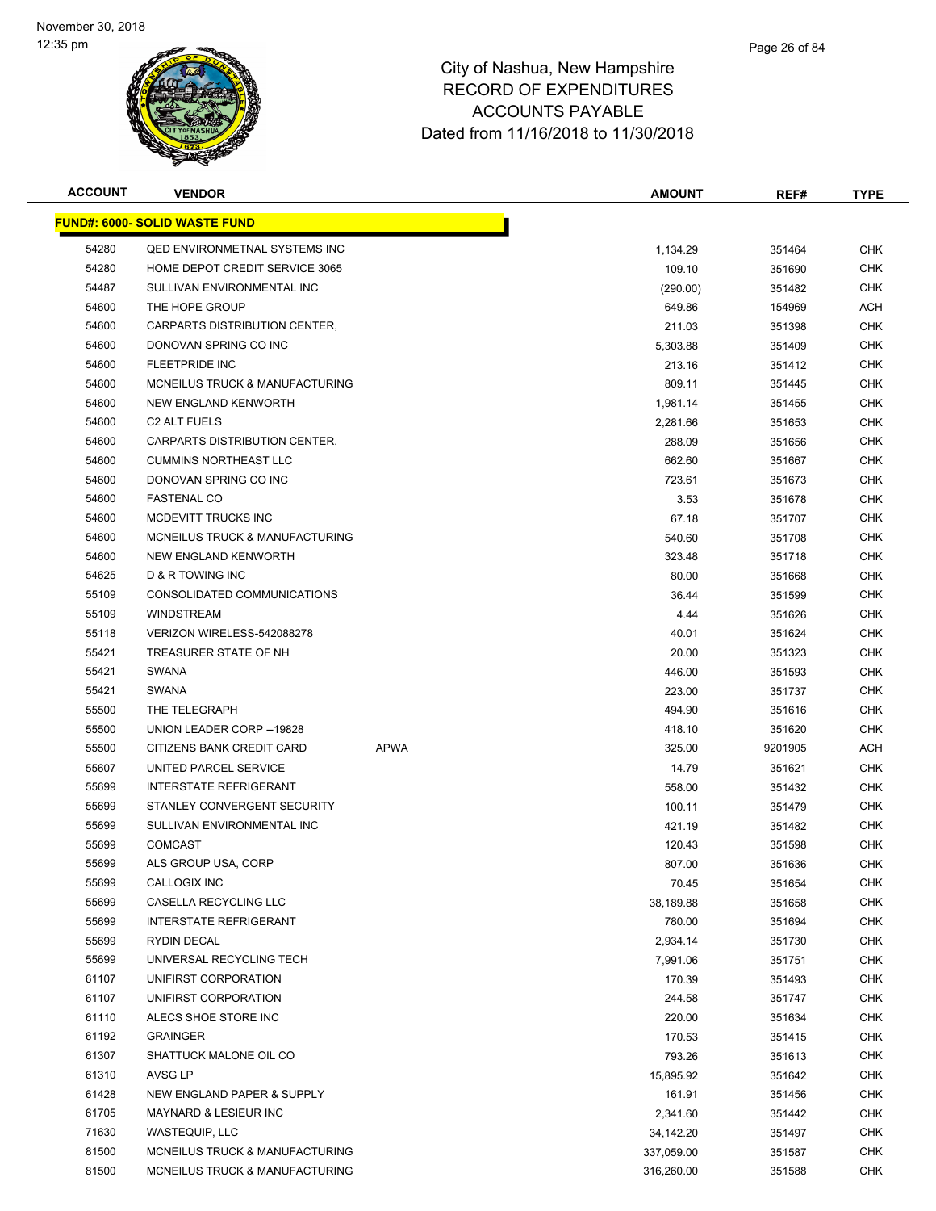November 30, 2018
12:35 pm

# City of Nashua, New Hampshire
## RECORD OF EXPENDITURES
## ACCOUNTS PAYABLE
## Dated from 11/16/2018 to 11/30/2018

| ACCOUNT | VENDOR | | AMOUNT | REF# | TYPE |
|---|---|---|---|---|---|
| **FUND#: 6000- SOLID WASTE FUND** | | | | | |
| 54280 | QED ENVIRONMETNAL SYSTEMS INC | | 1,134.29 | 351464 | CHK |
| 54280 | HOME DEPOT CREDIT SERVICE 3065 | | 109.10 | 351690 | CHK |
| 54487 | SULLIVAN ENVIRONMENTAL INC | | (290.00) | 351482 | CHK |
| 54600 | THE HOPE GROUP | | 649.86 | 154969 | ACH |
| 54600 | CARPARTS DISTRIBUTION CENTER, | | 211.03 | 351398 | CHK |
| 54600 | DONOVAN SPRING CO INC | | 5,303.88 | 351409 | CHK |
| 54600 | FLEETPRIDE INC | | 213.16 | 351412 | CHK |
| 54600 | MCNEILUS TRUCK & MANUFACTURING | | 809.11 | 351445 | CHK |
| 54600 | NEW ENGLAND KENWORTH | | 1,981.14 | 351455 | CHK |
| 54600 | C2 ALT FUELS | | 2,281.66 | 351653 | CHK |
| 54600 | CARPARTS DISTRIBUTION CENTER, | | 288.09 | 351656 | CHK |
| 54600 | CUMMINS NORTHEAST LLC | | 662.60 | 351667 | CHK |
| 54600 | DONOVAN SPRING CO INC | | 723.61 | 351673 | CHK |
| 54600 | FASTENAL CO | | 3.53 | 351678 | CHK |
| 54600 | MCDEVITT TRUCKS INC | | 67.18 | 351707 | CHK |
| 54600 | MCNEILUS TRUCK & MANUFACTURING | | 540.60 | 351708 | CHK |
| 54600 | NEW ENGLAND KENWORTH | | 323.48 | 351718 | CHK |
| 54625 | D & R TOWING INC | | 80.00 | 351668 | CHK |
| 55109 | CONSOLIDATED COMMUNICATIONS | | 36.44 | 351599 | CHK |
| 55109 | WINDSTREAM | | 4.44 | 351626 | CHK |
| 55118 | VERIZON WIRELESS-542088278 | | 40.01 | 351624 | CHK |
| 55421 | TREASURER STATE OF NH | | 20.00 | 351323 | CHK |
| 55421 | SWANA | | 446.00 | 351593 | CHK |
| 55421 | SWANA | | 223.00 | 351737 | CHK |
| 55500 | THE TELEGRAPH | | 494.90 | 351616 | CHK |
| 55500 | UNION LEADER CORP --19828 | | 418.10 | 351620 | CHK |
| 55500 | CITIZENS BANK CREDIT CARD | APWA | 325.00 | 9201905 | ACH |
| 55607 | UNITED PARCEL SERVICE | | 14.79 | 351621 | CHK |
| 55699 | INTERSTATE REFRIGERANT | | 558.00 | 351432 | CHK |
| 55699 | STANLEY CONVERGENT SECURITY | | 100.11 | 351479 | CHK |
| 55699 | SULLIVAN ENVIRONMENTAL INC | | 421.19 | 351482 | CHK |
| 55699 | COMCAST | | 120.43 | 351598 | CHK |
| 55699 | ALS GROUP USA, CORP | | 807.00 | 351636 | CHK |
| 55699 | CALLOGIX INC | | 70.45 | 351654 | CHK |
| 55699 | CASELLA RECYCLING LLC | | 38,189.88 | 351658 | CHK |
| 55699 | INTERSTATE REFRIGERANT | | 780.00 | 351694 | CHK |
| 55699 | RYDIN DECAL | | 2,934.14 | 351730 | CHK |
| 55699 | UNIVERSAL RECYCLING TECH | | 7,991.06 | 351751 | CHK |
| 61107 | UNIFIRST CORPORATION | | 170.39 | 351493 | CHK |
| 61107 | UNIFIRST CORPORATION | | 244.58 | 351747 | CHK |
| 61110 | ALECS SHOE STORE INC | | 220.00 | 351634 | CHK |
| 61192 | GRAINGER | | 170.53 | 351415 | CHK |
| 61307 | SHATTUCK MALONE OIL CO | | 793.26 | 351613 | CHK |
| 61310 | AVSG LP | | 15,895.92 | 351642 | CHK |
| 61428 | NEW ENGLAND PAPER & SUPPLY | | 161.91 | 351456 | CHK |
| 61705 | MAYNARD & LESIEUR INC | | 2,341.60 | 351442 | CHK |
| 71630 | WASTEQUIP, LLC | | 34,142.20 | 351497 | CHK |
| 81500 | MCNEILUS TRUCK & MANUFACTURING | | 337,059.00 | 351587 | CHK |
| 81500 | MCNEILUS TRUCK & MANUFACTURING | | 316,260.00 | 351588 | CHK |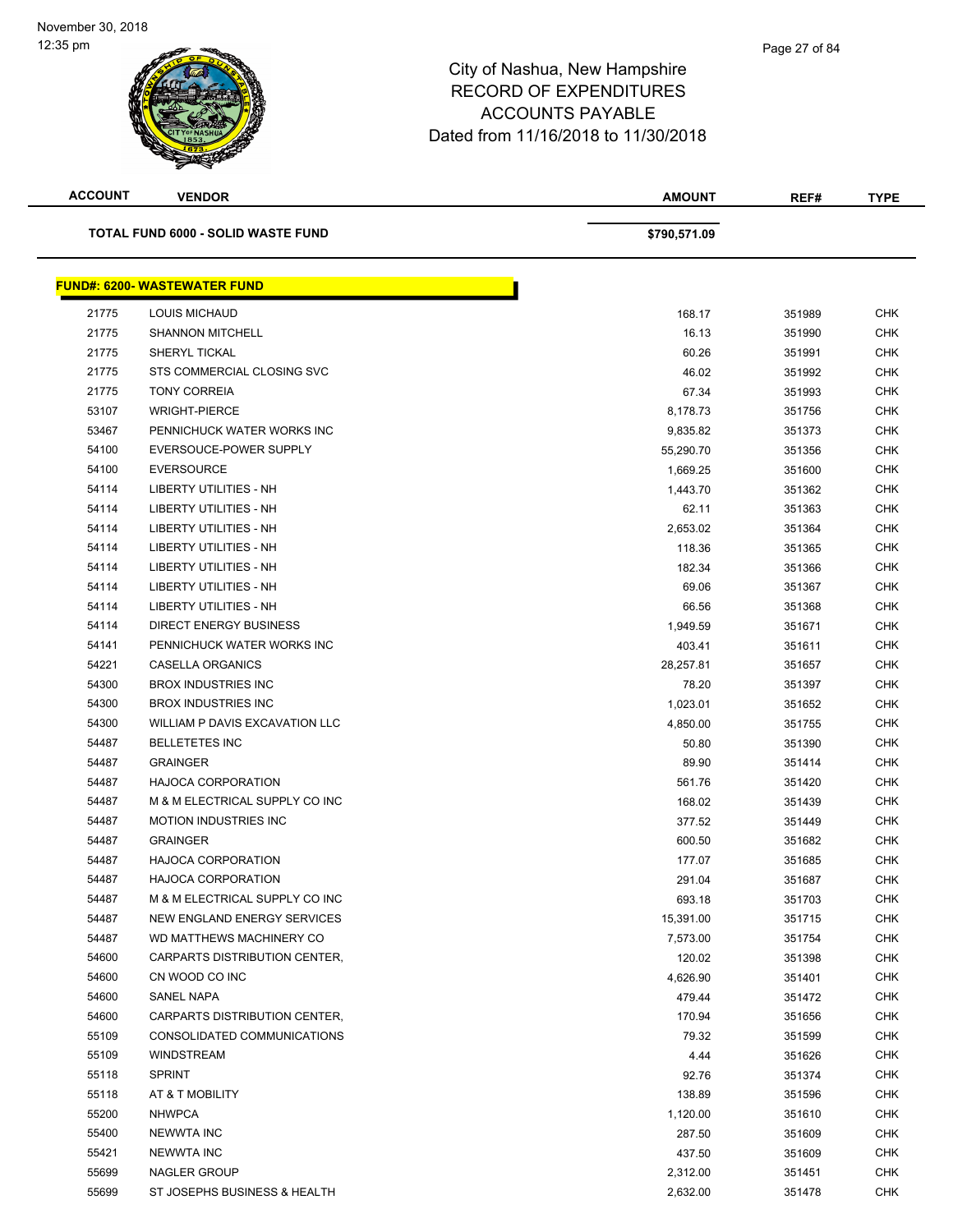November 30, 2018
12:35 pm

# City of Nashua, New Hampshire
## RECORD OF EXPENDITURES
## ACCOUNTS PAYABLE
## Dated from 11/16/2018 to 11/30/2018

| ACCOUNT | VENDOR | AMOUNT | REF# | TYPE |
|---|---|---|---|---|
| | **TOTAL FUND 6000 - SOLID WASTE FUND** | **$790,571.09** | | |

**FUND#: 6200- WASTEWATER FUND**

| ACCOUNT | VENDOR | AMOUNT | REF# | TYPE |
|---|---|---|---|---|
| 21775 | LOUIS MICHAUD | 168.17 | 351989 | CHK |
| 21775 | SHANNON MITCHELL | 16.13 | 351990 | CHK |
| 21775 | SHERYL TICKAL | 60.26 | 351991 | CHK |
| 21775 | STS COMMERCIAL CLOSING SVC | 46.02 | 351992 | CHK |
| 21775 | TONY CORREIA | 67.34 | 351993 | CHK |
| 53107 | WRIGHT-PIERCE | 8,178.73 | 351756 | CHK |
| 53467 | PENNICHUCK WATER WORKS INC | 9,835.82 | 351373 | CHK |
| 54100 | EVERSOUCE-POWER SUPPLY | 55,290.70 | 351356 | CHK |
| 54100 | EVERSOURCE | 1,669.25 | 351600 | CHK |
| 54114 | LIBERTY UTILITIES - NH | 1,443.70 | 351362 | CHK |
| 54114 | LIBERTY UTILITIES - NH | 62.11 | 351363 | CHK |
| 54114 | LIBERTY UTILITIES - NH | 2,653.02 | 351364 | CHK |
| 54114 | LIBERTY UTILITIES - NH | 118.36 | 351365 | CHK |
| 54114 | LIBERTY UTILITIES - NH | 182.34 | 351366 | CHK |
| 54114 | LIBERTY UTILITIES - NH | 69.06 | 351367 | CHK |
| 54114 | LIBERTY UTILITIES - NH | 66.56 | 351368 | CHK |
| 54114 | DIRECT ENERGY BUSINESS | 1,949.59 | 351671 | CHK |
| 54141 | PENNICHUCK WATER WORKS INC | 403.41 | 351611 | CHK |
| 54221 | CASELLA ORGANICS | 28,257.81 | 351657 | CHK |
| 54300 | BROX INDUSTRIES INC | 78.20 | 351397 | CHK |
| 54300 | BROX INDUSTRIES INC | 1,023.01 | 351652 | CHK |
| 54300 | WILLIAM P DAVIS EXCAVATION LLC | 4,850.00 | 351755 | CHK |
| 54487 | BELLETETES INC | 50.80 | 351390 | CHK |
| 54487 | GRAINGER | 89.90 | 351414 | CHK |
| 54487 | HAJOCA CORPORATION | 561.76 | 351420 | CHK |
| 54487 | M & M ELECTRICAL SUPPLY CO INC | 168.02 | 351439 | CHK |
| 54487 | MOTION INDUSTRIES INC | 377.52 | 351449 | CHK |
| 54487 | GRAINGER | 600.50 | 351682 | CHK |
| 54487 | HAJOCA CORPORATION | 177.07 | 351685 | CHK |
| 54487 | HAJOCA CORPORATION | 291.04 | 351687 | CHK |
| 54487 | M & M ELECTRICAL SUPPLY CO INC | 693.18 | 351703 | CHK |
| 54487 | NEW ENGLAND ENERGY SERVICES | 15,391.00 | 351715 | CHK |
| 54487 | WD MATTHEWS MACHINERY CO | 7,573.00 | 351754 | CHK |
| 54600 | CARPARTS DISTRIBUTION CENTER, | 120.02 | 351398 | CHK |
| 54600 | CN WOOD CO INC | 4,626.90 | 351401 | CHK |
| 54600 | SANEL NAPA | 479.44 | 351472 | CHK |
| 54600 | CARPARTS DISTRIBUTION CENTER, | 170.94 | 351656 | CHK |
| 55109 | CONSOLIDATED COMMUNICATIONS | 79.32 | 351599 | CHK |
| 55109 | WINDSTREAM | 4.44 | 351626 | CHK |
| 55118 | SPRINT | 92.76 | 351374 | CHK |
| 55118 | AT & T MOBILITY | 138.89 | 351596 | CHK |
| 55200 | NHWPCA | 1,120.00 | 351610 | CHK |
| 55400 | NEWWTA INC | 287.50 | 351609 | CHK |
| 55421 | NEWWTA INC | 437.50 | 351609 | CHK |
| 55699 | NAGLER GROUP | 2,312.00 | 351451 | CHK |
| 55699 | ST JOSEPHS BUSINESS & HEALTH | 2,632.00 | 351478 | CHK |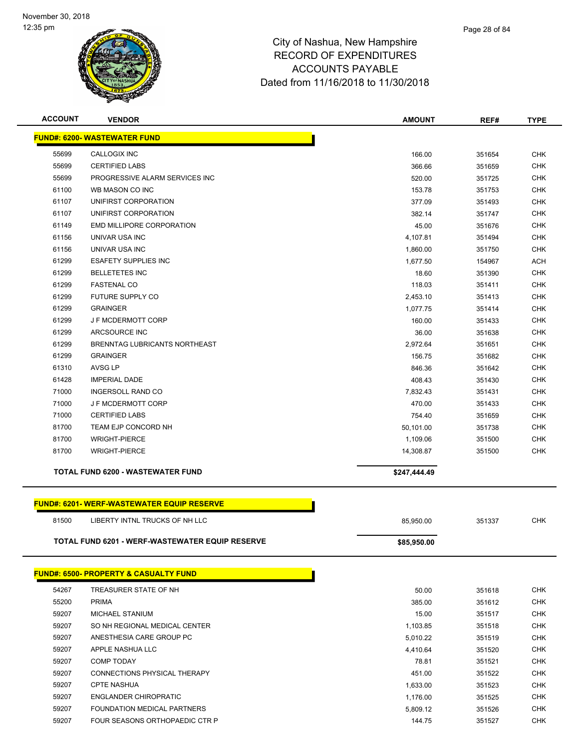# City of Nashua, New Hampshire
## RECORD OF EXPENDITURES
## ACCOUNTS PAYABLE
### Dated from 11/16/2018 to 11/30/2018

| ACCOUNT | VENDOR | AMOUNT | REF# | TYPE |
|---|---|---|---|---|
| **FUND#: 6200- WASTEWATER FUND** | | | | |
| 55699 | CALLOGIX INC | 166.00 | 351654 | CHK |
| 55699 | CERTIFIED LABS | 366.66 | 351659 | CHK |
| 55699 | PROGRESSIVE ALARM SERVICES INC | 520.00 | 351725 | CHK |
| 61100 | WB MASON CO INC | 153.78 | 351753 | CHK |
| 61107 | UNIFIRST CORPORATION | 377.09 | 351493 | CHK |
| 61107 | UNIFIRST CORPORATION | 382.14 | 351747 | CHK |
| 61149 | EMD MILLIPORE CORPORATION | 45.00 | 351676 | CHK |
| 61156 | UNIVAR USA INC | 4,107.81 | 351494 | CHK |
| 61156 | UNIVAR USA INC | 1,860.00 | 351750 | CHK |
| 61299 | ESAFETY SUPPLIES INC | 1,677.50 | 154967 | ACH |
| 61299 | BELLETETES INC | 18.60 | 351390 | CHK |
| 61299 | FASTENAL CO | 118.03 | 351411 | CHK |
| 61299 | FUTURE SUPPLY CO | 2,453.10 | 351413 | CHK |
| 61299 | GRAINGER | 1,077.75 | 351414 | CHK |
| 61299 | J F MCDERMOTT CORP | 160.00 | 351433 | CHK |
| 61299 | ARCSOURCE INC | 36.00 | 351638 | CHK |
| 61299 | BRENNTAG LUBRICANTS NORTHEAST | 2,972.64 | 351651 | CHK |
| 61299 | GRAINGER | 156.75 | 351682 | CHK |
| 61310 | AVSG LP | 846.36 | 351642 | CHK |
| 61428 | IMPERIAL DADE | 408.43 | 351430 | CHK |
| 71000 | INGERSOLL RAND CO | 7,832.43 | 351431 | CHK |
| 71000 | J F MCDERMOTT CORP | 470.00 | 351433 | CHK |
| 71000 | CERTIFIED LABS | 754.40 | 351659 | CHK |
| 81700 | TEAM EJP CONCORD NH | 50,101.00 | 351738 | CHK |
| 81700 | WRIGHT-PIERCE | 1,109.06 | 351500 | CHK |
| 81700 | WRIGHT-PIERCE | 14,308.87 | 351500 | CHK |
| | **TOTAL FUND 6200 - WASTEWATER FUND** | **$247,444.49** | | |
| **FUND#: 6201- WERF-WASTEWATER EQUIP RESERVE** | | | | |
| 81500 | LIBERTY INTNL TRUCKS OF NH LLC | 85,950.00 | 351337 | CHK |
| | **TOTAL FUND 6201 - WERF-WASTEWATER EQUIP RESERVE** | **$85,950.00** | | |
| **FUND#: 6500- PROPERTY & CASUALTY FUND** | | | | |
| 54267 | TREASURER STATE OF NH | 50.00 | 351618 | CHK |
| 55200 | PRIMA | 385.00 | 351612 | CHK |
| 59207 | MICHAEL STANIUM | 15.00 | 351517 | CHK |
| 59207 | SO NH REGIONAL MEDICAL CENTER | 1,103.85 | 351518 | CHK |
| 59207 | ANESTHESIA CARE GROUP PC | 5,010.22 | 351519 | CHK |
| 59207 | APPLE NASHUA LLC | 4,410.64 | 351520 | CHK |
| 59207 | COMP TODAY | 78.81 | 351521 | CHK |
| 59207 | CONNECTIONS PHYSICAL THERAPY | 451.00 | 351522 | CHK |
| 59207 | CPTE NASHUA | 1,633.00 | 351523 | CHK |
| 59207 | ENGLANDER CHIROPRATIC | 1,176.00 | 351525 | CHK |
| 59207 | FOUNDATION MEDICAL PARTNERS | 5,809.12 | 351526 | CHK |
| 59207 | FOUR SEASONS ORTHOPAEDIC CTR P | 144.75 | 351527 | CHK |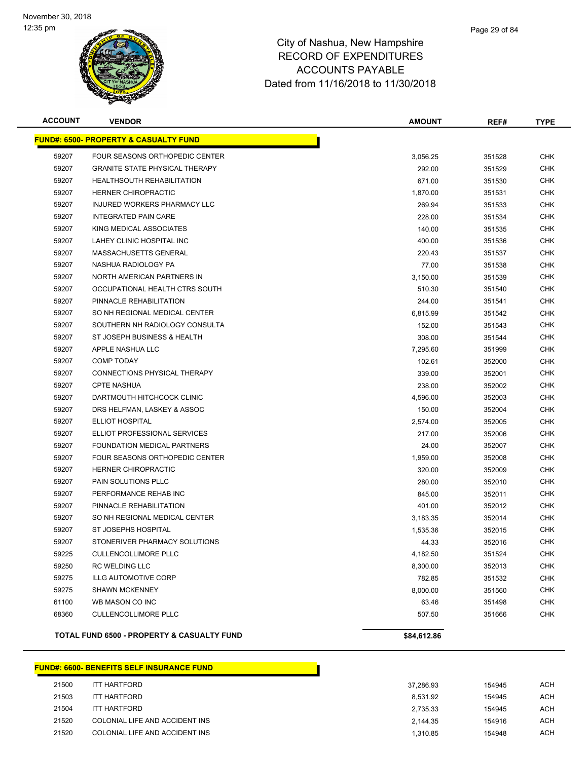City of Nashua, New Hampshire
RECORD OF EXPENDITURES
ACCOUNTS PAYABLE
Dated from 11/16/2018 to 11/30/2018

| ACCOUNT | VENDOR | AMOUNT | REF# | TYPE |
|---|---|---|---|---|
| **FUND#: 6500- PROPERTY & CASUALTY FUND** | | | | |
| 59207 | FOUR SEASONS ORTHOPEDIC CENTER | 3,056.25 | 351528 | CHK |
| 59207 | GRANITE STATE PHYSICAL THERAPY | 292.00 | 351529 | CHK |
| 59207 | HEALTHSOUTH REHABILITATION | 671.00 | 351530 | CHK |
| 59207 | HERNER CHIROPRACTIC | 1,870.00 | 351531 | CHK |
| 59207 | INJURED WORKERS PHARMACY LLC | 269.94 | 351533 | CHK |
| 59207 | INTEGRATED PAIN CARE | 228.00 | 351534 | CHK |
| 59207 | KING MEDICAL ASSOCIATES | 140.00 | 351535 | CHK |
| 59207 | LAHEY CLINIC HOSPITAL INC | 400.00 | 351536 | CHK |
| 59207 | MASSACHUSETTS GENERAL | 220.43 | 351537 | CHK |
| 59207 | NASHUA RADIOLOGY PA | 77.00 | 351538 | CHK |
| 59207 | NORTH AMERICAN PARTNERS IN | 3,150.00 | 351539 | CHK |
| 59207 | OCCUPATIONAL HEALTH CTRS SOUTH | 510.30 | 351540 | CHK |
| 59207 | PINNACLE REHABILITATION | 244.00 | 351541 | CHK |
| 59207 | SO NH REGIONAL MEDICAL CENTER | 6,815.99 | 351542 | CHK |
| 59207 | SOUTHERN NH RADIOLOGY CONSULTA | 152.00 | 351543 | CHK |
| 59207 | ST JOSEPH BUSINESS & HEALTH | 308.00 | 351544 | CHK |
| 59207 | APPLE NASHUA LLC | 7,295.60 | 351999 | CHK |
| 59207 | COMP TODAY | 102.61 | 352000 | CHK |
| 59207 | CONNECTIONS PHYSICAL THERAPY | 339.00 | 352001 | CHK |
| 59207 | CPTE NASHUA | 238.00 | 352002 | CHK |
| 59207 | DARTMOUTH HITCHCOCK CLINIC | 4,596.00 | 352003 | CHK |
| 59207 | DRS HELFMAN, LASKEY & ASSOC | 150.00 | 352004 | CHK |
| 59207 | ELLIOT HOSPITAL | 2,574.00 | 352005 | CHK |
| 59207 | ELLIOT PROFESSIONAL SERVICES | 217.00 | 352006 | CHK |
| 59207 | FOUNDATION MEDICAL PARTNERS | 24.00 | 352007 | CHK |
| 59207 | FOUR SEASONS ORTHOPEDIC CENTER | 1,959.00 | 352008 | CHK |
| 59207 | HERNER CHIROPRACTIC | 320.00 | 352009 | CHK |
| 59207 | PAIN SOLUTIONS PLLC | 280.00 | 352010 | CHK |
| 59207 | PERFORMANCE REHAB INC | 845.00 | 352011 | CHK |
| 59207 | PINNACLE REHABILITATION | 401.00 | 352012 | CHK |
| 59207 | SO NH REGIONAL MEDICAL CENTER | 3,183.35 | 352014 | CHK |
| 59207 | ST JOSEPHS HOSPITAL | 1,535.36 | 352015 | CHK |
| 59207 | STONERIVER PHARMACY SOLUTIONS | 44.33 | 352016 | CHK |
| 59225 | CULLENCOLLIMORE PLLC | 4,182.50 | 351524 | CHK |
| 59250 | RC WELDING LLC | 8,300.00 | 352013 | CHK |
| 59275 | ILLG AUTOMOTIVE CORP | 782.85 | 351532 | CHK |
| 59275 | SHAWN MCKENNEY | 8,000.00 | 351560 | CHK |
| 61100 | WB MASON CO INC | 63.46 | 351498 | CHK |
| 68360 | CULLENCOLLIMORE PLLC | 507.50 | 351666 | CHK |
| | **TOTAL FUND 6500 - PROPERTY & CASUALTY FUND** | **$84,612.86** | | |

| ACCOUNT | VENDOR | AMOUNT | REF# | TYPE |
|---|---|---|---|---|
| **FUND#: 6600- BENEFITS SELF INSURANCE FUND** | | | | |
| 21500 | ITT HARTFORD | 37,286.93 | 154945 | ACH |
| 21503 | ITT HARTFORD | 8,531.92 | 154945 | ACH |
| 21504 | ITT HARTFORD | 2,735.33 | 154945 | ACH |
| 21520 | COLONIAL LIFE AND ACCIDENT INS | 2,144.35 | 154916 | ACH |
| 21520 | COLONIAL LIFE AND ACCIDENT INS | 1,310.85 | 154948 | ACH |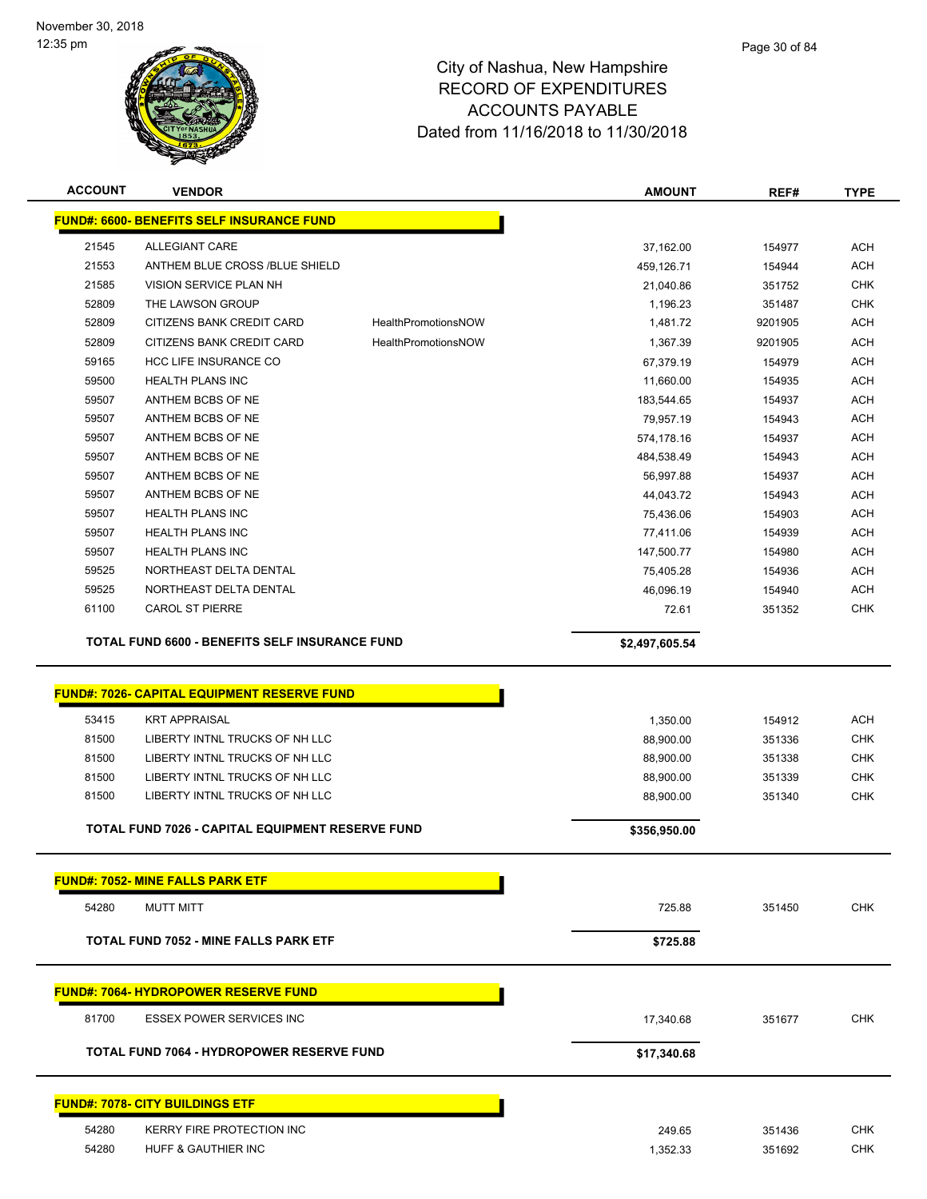# City of Nashua, New Hampshire
## RECORD OF EXPENDITURES
## ACCOUNTS PAYABLE
## Dated from 11/16/2018 to 11/30/2018

November 30, 2018
12:35 pm

| ACCOUNT | VENDOR | | AMOUNT | REF# | TYPE |
|---|---|---|---|---|---|
| **FUND#: 6600- BENEFITS SELF INSURANCE FUND** | | | | | |
| 21545 | ALLEGIANT CARE | | 37,162.00 | 154977 | ACH |
| 21553 | ANTHEM BLUE CROSS /BLUE SHIELD | | 459,126.71 | 154944 | ACH |
| 21585 | VISION SERVICE PLAN NH | | 21,040.86 | 351752 | CHK |
| 52809 | THE LAWSON GROUP | | 1,196.23 | 351487 | CHK |
| 52809 | CITIZENS BANK CREDIT CARD | HealthPromotionsNOW | 1,481.72 | 9201905 | ACH |
| 52809 | CITIZENS BANK CREDIT CARD | HealthPromotionsNOW | 1,367.39 | 9201905 | ACH |
| 59165 | HCC LIFE INSURANCE CO | | 67,379.19 | 154979 | ACH |
| 59500 | HEALTH PLANS INC | | 11,660.00 | 154935 | ACH |
| 59507 | ANTHEM BCBS OF NE | | 183,544.65 | 154937 | ACH |
| 59507 | ANTHEM BCBS OF NE | | 79,957.19 | 154943 | ACH |
| 59507 | ANTHEM BCBS OF NE | | 574,178.16 | 154937 | ACH |
| 59507 | ANTHEM BCBS OF NE | | 484,538.49 | 154943 | ACH |
| 59507 | ANTHEM BCBS OF NE | | 56,997.88 | 154937 | ACH |
| 59507 | ANTHEM BCBS OF NE | | 44,043.72 | 154943 | ACH |
| 59507 | HEALTH PLANS INC | | 75,436.06 | 154903 | ACH |
| 59507 | HEALTH PLANS INC | | 77,411.06 | 154939 | ACH |
| 59507 | HEALTH PLANS INC | | 147,500.77 | 154980 | ACH |
| 59525 | NORTHEAST DELTA DENTAL | | 75,405.28 | 154936 | ACH |
| 59525 | NORTHEAST DELTA DENTAL | | 46,096.19 | 154940 | ACH |
| 61100 | CAROL ST PIERRE | | 72.61 | 351352 | CHK |
| **TOTAL FUND 6600 - BENEFITS SELF INSURANCE FUND** | | | **$2,497,605.54** | | |
| **FUND#: 7026- CAPITAL EQUIPMENT RESERVE FUND** | | | | | |
| 53415 | KRT APPRAISAL | | 1,350.00 | 154912 | ACH |
| 81500 | LIBERTY INTNL TRUCKS OF NH LLC | | 88,900.00 | 351336 | CHK |
| 81500 | LIBERTY INTNL TRUCKS OF NH LLC | | 88,900.00 | 351338 | CHK |
| 81500 | LIBERTY INTNL TRUCKS OF NH LLC | | 88,900.00 | 351339 | CHK |
| 81500 | LIBERTY INTNL TRUCKS OF NH LLC | | 88,900.00 | 351340 | CHK |
| **TOTAL FUND 7026 - CAPITAL EQUIPMENT RESERVE FUND** | | | **$356,950.00** | | |
| **FUND#: 7052- MINE FALLS PARK ETF** | | | | | |
| 54280 | MUTT MITT | | 725.88 | 351450 | CHK |
| **TOTAL FUND 7052 - MINE FALLS PARK ETF** | | | **$725.88** | | |
| **FUND#: 7064- HYDROPOWER RESERVE FUND** | | | | | |
| 81700 | ESSEX POWER SERVICES INC | | 17,340.68 | 351677 | CHK |
| **TOTAL FUND 7064 - HYDROPOWER RESERVE FUND** | | | **$17,340.68** | | |
| **FUND#: 7078- CITY BUILDINGS ETF** | | | | | |
| 54280 | KERRY FIRE PROTECTION INC | | 249.65 | 351436 | CHK |
| 54280 | HUFF & GAUTHIER INC | | 1,352.33 | 351692 | CHK |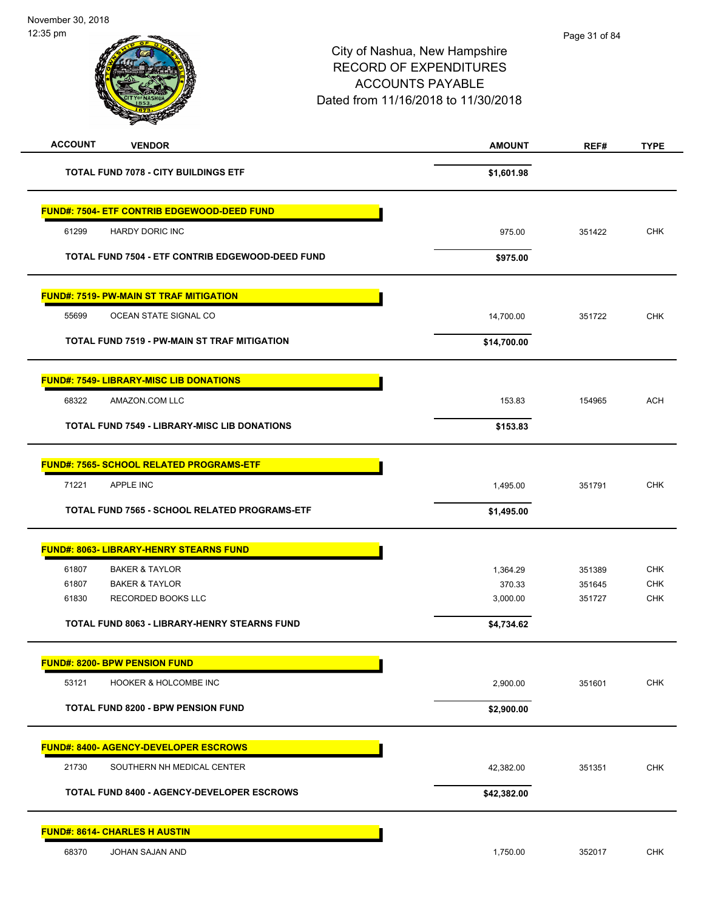# City of Nashua, New Hampshire
# RECORD OF EXPENDITURES
# ACCOUNTS PAYABLE
# Dated from 11/16/2018 to 11/30/2018

| ACCOUNT | VENDOR | AMOUNT | REF# | TYPE |
|---|---|---|---|---|
| | **TOTAL FUND 7078 - CITY BUILDINGS ETF** | **$1,601.98** | | |
| | **FUND#: 7504- ETF CONTRIB EDGEWOOD-DEED FUND** | | | |
| 61299 | HARDY DORIC INC | 975.00 | 351422 | CHK |
| | **TOTAL FUND 7504 - ETF CONTRIB EDGEWOOD-DEED FUND** | **$975.00** | | |
| | **FUND#: 7519- PW-MAIN ST TRAF MITIGATION** | | | |
| 55699 | OCEAN STATE SIGNAL CO | 14,700.00 | 351722 | CHK |
| | **TOTAL FUND 7519 - PW-MAIN ST TRAF MITIGATION** | **$14,700.00** | | |
| | **FUND#: 7549- LIBRARY-MISC LIB DONATIONS** | | | |
| 68322 | AMAZON.COM LLC | 153.83 | 154965 | ACH |
| | **TOTAL FUND 7549 - LIBRARY-MISC LIB DONATIONS** | **$153.83** | | |
| | **FUND#: 7565- SCHOOL RELATED PROGRAMS-ETF** | | | |
| 71221 | APPLE INC | 1,495.00 | 351791 | CHK |
| | **TOTAL FUND 7565 - SCHOOL RELATED PROGRAMS-ETF** | **$1,495.00** | | |
| | **FUND#: 8063- LIBRARY-HENRY STEARNS FUND** | | | |
| 61807 | BAKER & TAYLOR | 1,364.29 | 351389 | CHK |
| 61807 | BAKER & TAYLOR | 370.33 | 351645 | CHK |
| 61830 | RECORDED BOOKS LLC | 3,000.00 | 351727 | CHK |
| | **TOTAL FUND 8063 - LIBRARY-HENRY STEARNS FUND** | **$4,734.62** | | |
| | **FUND#: 8200- BPW PENSION FUND** | | | |
| 53121 | HOOKER & HOLCOMBE INC | 2,900.00 | 351601 | CHK |
| | **TOTAL FUND 8200 - BPW PENSION FUND** | **$2,900.00** | | |
| | **FUND#: 8400- AGENCY-DEVELOPER ESCROWS** | | | |
| 21730 | SOUTHERN NH MEDICAL CENTER | 42,382.00 | 351351 | CHK |
| | **TOTAL FUND 8400 - AGENCY-DEVELOPER ESCROWS** | **$42,382.00** | | |
| | **FUND#: 8614- CHARLES H AUSTIN** | | | |
| 68370 | JOHAN SAJAN AND | 1,750.00 | 352017 | CHK |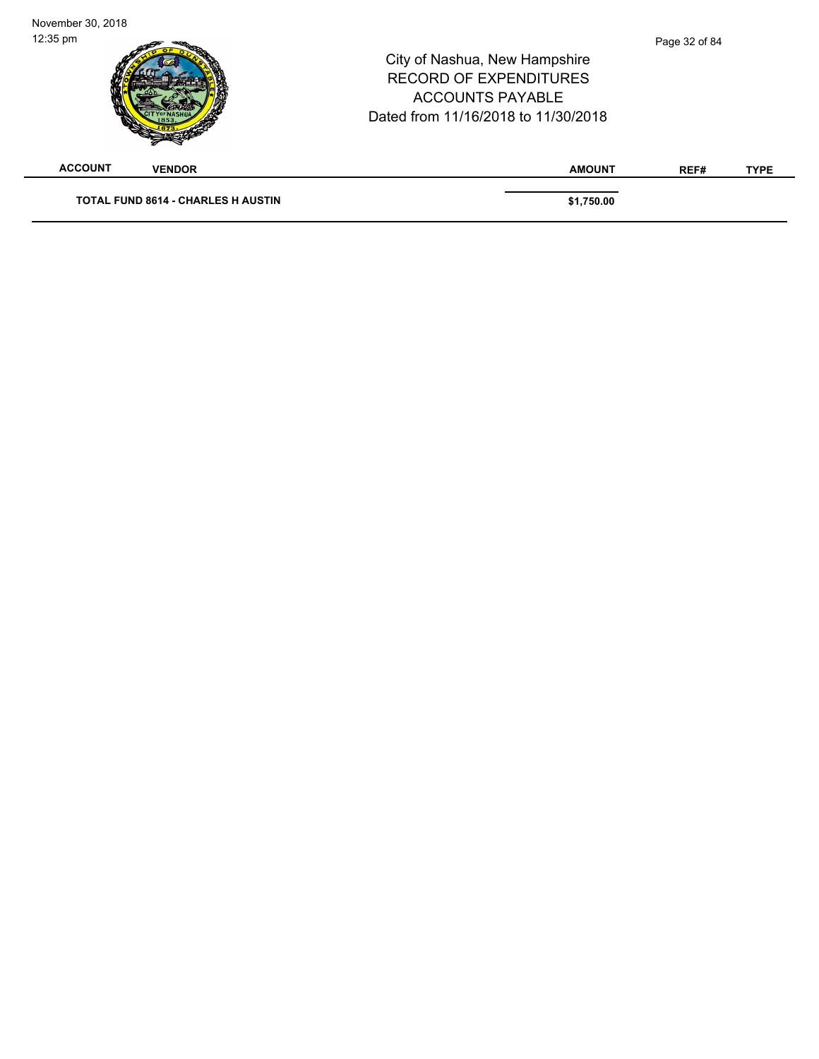| ACCOUNT | VENDOR | AMOUNT | REF# | TYPE |
|---|---|---|---|---|
| | **TOTAL FUND 8614 - CHARLES H AUSTIN** | **$1,750.00** | | |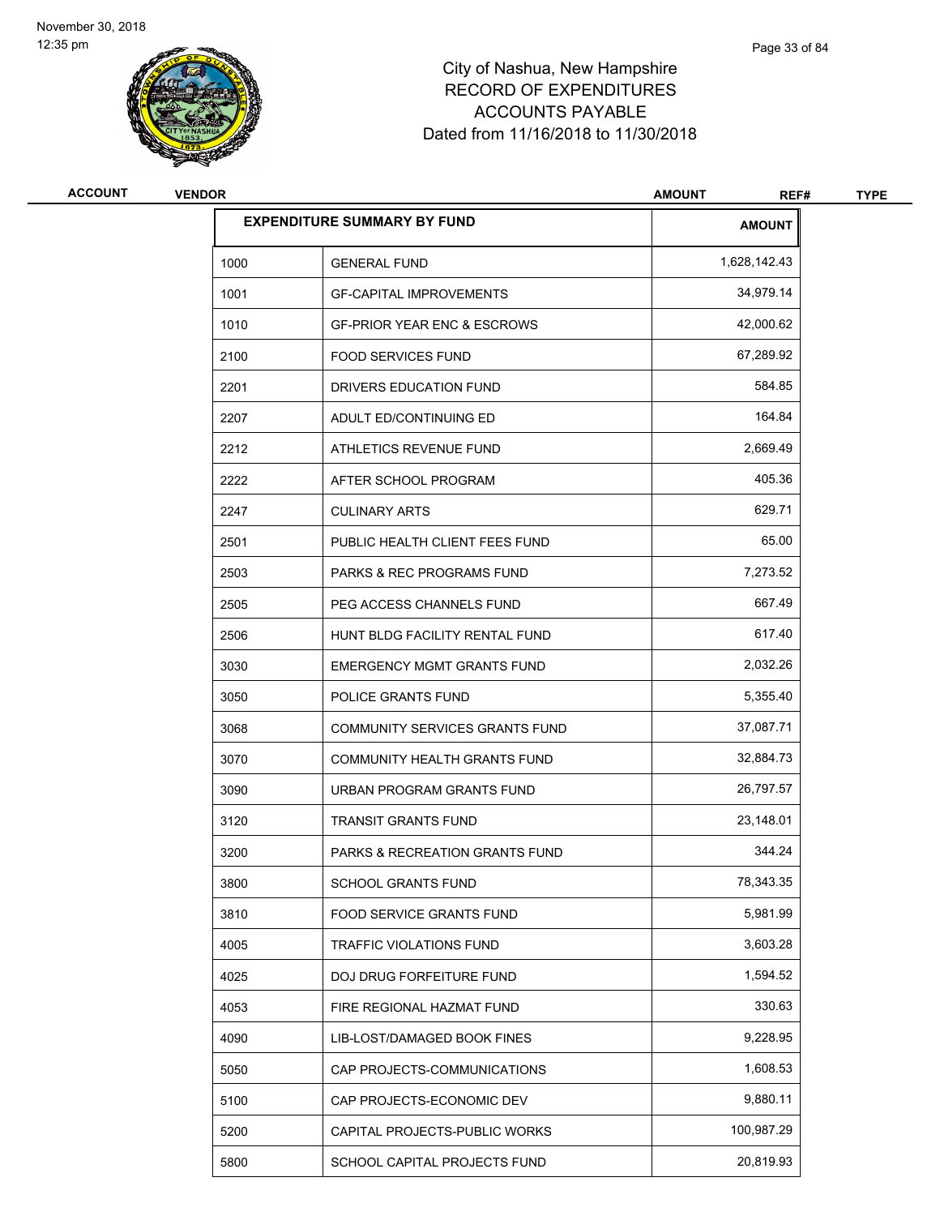# City of Nashua, New Hampshire
# RECORD OF EXPENDITURES
# ACCOUNTS PAYABLE
# Dated from 11/16/2018 to 11/30/2018

| ACCOUNT | VENDOR | AMOUNT | REF# | TYPE |
|---|---|---|---|---|

## EXPENDITURE SUMMARY BY FUND

| | EXPENDITURE SUMMARY BY FUND | AMOUNT |
|---|---|---|
| 1000 | GENERAL FUND | 1,628,142.43 |
| 1001 | GF-CAPITAL IMPROVEMENTS | 34,979.14 |
| 1010 | GF-PRIOR YEAR ENC & ESCROWS | 42,000.62 |
| 2100 | FOOD SERVICES FUND | 67,289.92 |
| 2201 | DRIVERS EDUCATION FUND | 584.85 |
| 2207 | ADULT ED/CONTINUING ED | 164.84 |
| 2212 | ATHLETICS REVENUE FUND | 2,669.49 |
| 2222 | AFTER SCHOOL PROGRAM | 405.36 |
| 2247 | CULINARY ARTS | 629.71 |
| 2501 | PUBLIC HEALTH CLIENT FEES FUND | 65.00 |
| 2503 | PARKS & REC PROGRAMS FUND | 7,273.52 |
| 2505 | PEG ACCESS CHANNELS FUND | 667.49 |
| 2506 | HUNT BLDG FACILITY RENTAL FUND | 617.40 |
| 3030 | EMERGENCY MGMT GRANTS FUND | 2,032.26 |
| 3050 | POLICE GRANTS FUND | 5,355.40 |
| 3068 | COMMUNITY SERVICES GRANTS FUND | 37,087.71 |
| 3070 | COMMUNITY HEALTH GRANTS FUND | 32,884.73 |
| 3090 | URBAN PROGRAM GRANTS FUND | 26,797.57 |
| 3120 | TRANSIT GRANTS FUND | 23,148.01 |
| 3200 | PARKS & RECREATION GRANTS FUND | 344.24 |
| 3800 | SCHOOL GRANTS FUND | 78,343.35 |
| 3810 | FOOD SERVICE GRANTS FUND | 5,981.99 |
| 4005 | TRAFFIC VIOLATIONS FUND | 3,603.28 |
| 4025 | DOJ DRUG FORFEITURE FUND | 1,594.52 |
| 4053 | FIRE REGIONAL HAZMAT FUND | 330.63 |
| 4090 | LIB-LOST/DAMAGED BOOK FINES | 9,228.95 |
| 5050 | CAP PROJECTS-COMMUNICATIONS | 1,608.53 |
| 5100 | CAP PROJECTS-ECONOMIC DEV | 9,880.11 |
| 5200 | CAPITAL PROJECTS-PUBLIC WORKS | 100,987.29 |
| 5800 | SCHOOL CAPITAL PROJECTS FUND | 20,819.93 |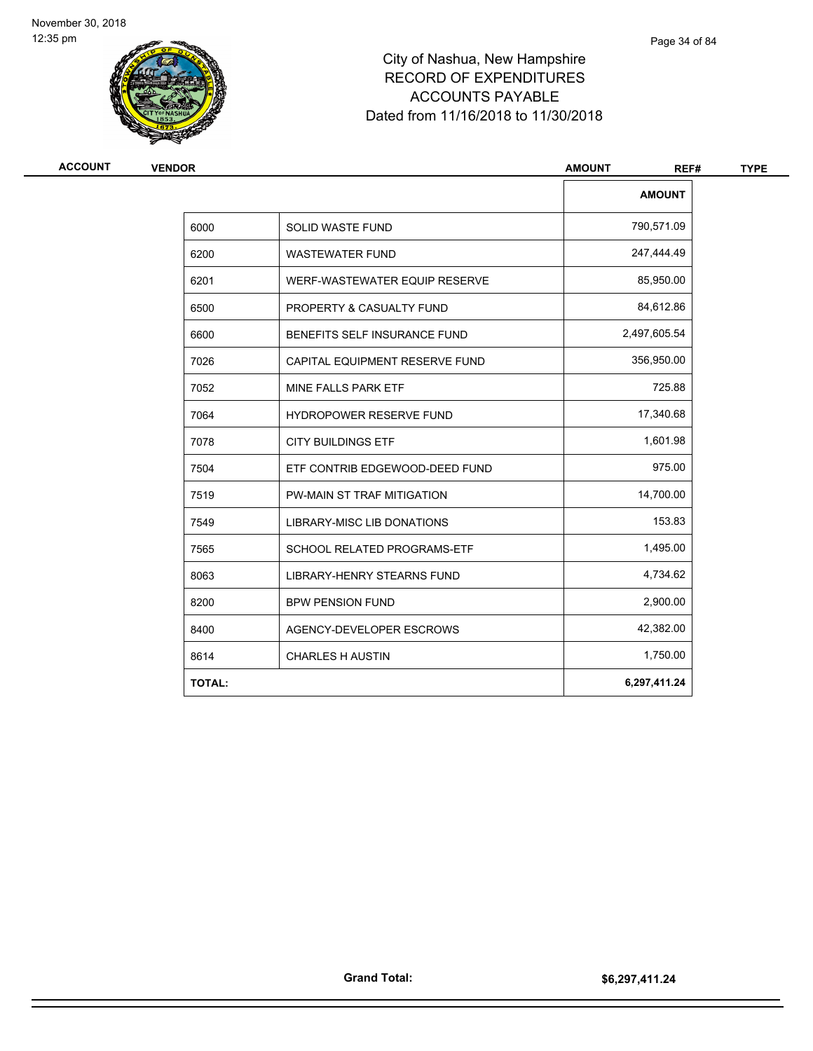# City of Nashua, New Hampshire
# RECORD OF EXPENDITURES
# ACCOUNTS PAYABLE
# Dated from 11/16/2018 to 11/30/2018

| ACCOUNT | VENDOR | AMOUNT | REF# | TYPE |
|---|---|---|---|---|

| | | AMOUNT |
|---|---|---|
| 6000 | SOLID WASTE FUND | 790,571.09 |
| 6200 | WASTEWATER FUND | 247,444.49 |
| 6201 | WERF-WASTEWATER EQUIP RESERVE | 85,950.00 |
| 6500 | PROPERTY & CASUALTY FUND | 84,612.86 |
| 6600 | BENEFITS SELF INSURANCE FUND | 2,497,605.54 |
| 7026 | CAPITAL EQUIPMENT RESERVE FUND | 356,950.00 |
| 7052 | MINE FALLS PARK ETF | 725.88 |
| 7064 | HYDROPOWER RESERVE FUND | 17,340.68 |
| 7078 | CITY BUILDINGS ETF | 1,601.98 |
| 7504 | ETF CONTRIB EDGEWOOD-DEED FUND | 975.00 |
| 7519 | PW-MAIN ST TRAF MITIGATION | 14,700.00 |
| 7549 | LIBRARY-MISC LIB DONATIONS | 153.83 |
| 7565 | SCHOOL RELATED PROGRAMS-ETF | 1,495.00 |
| 8063 | LIBRARY-HENRY STEARNS FUND | 4,734.62 |
| 8200 | BPW PENSION FUND | 2,900.00 |
| 8400 | AGENCY-DEVELOPER ESCROWS | 42,382.00 |
| 8614 | CHARLES H AUSTIN | 1,750.00 |
| **TOTAL:** | | **6,297,411.24** |

**Grand Total:** **$6,297,411.24**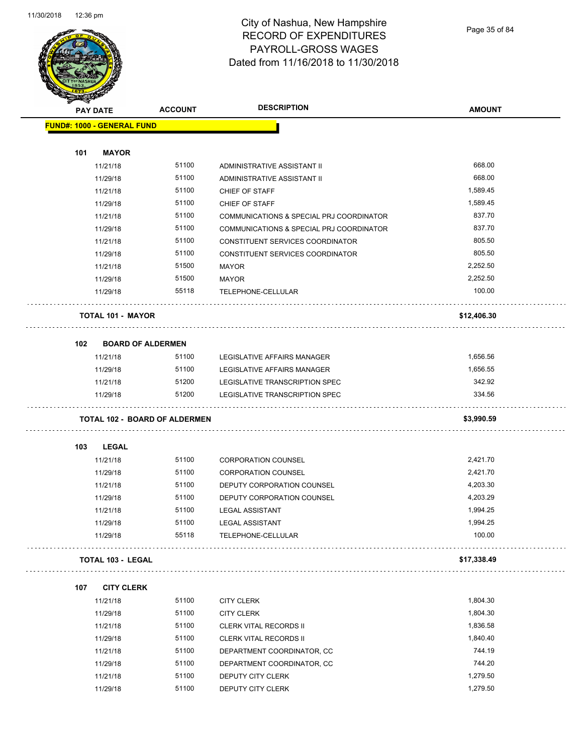# City of Nashua, New Hampshire
# RECORD OF EXPENDITURES
# PAYROLL-GROSS WAGES
# Dated from 11/16/2018 to 11/30/2018

| PAY DATE | ACCOUNT | DESCRIPTION | AMOUNT |
|---|---|---|---|
| **FUND#: 1000 - GENERAL FUND** | | | |
| **101 MAYOR** | | | |
| 11/21/18 | 51100 | ADMINISTRATIVE ASSISTANT II | 668.00 |
| 11/29/18 | 51100 | ADMINISTRATIVE ASSISTANT II | 668.00 |
| 11/21/18 | 51100 | CHIEF OF STAFF | 1,589.45 |
| 11/29/18 | 51100 | CHIEF OF STAFF | 1,589.45 |
| 11/21/18 | 51100 | COMMUNICATIONS & SPECIAL PRJ COORDINATOR | 837.70 |
| 11/29/18 | 51100 | COMMUNICATIONS & SPECIAL PRJ COORDINATOR | 837.70 |
| 11/21/18 | 51100 | CONSTITUENT SERVICES COORDINATOR | 805.50 |
| 11/29/18 | 51100 | CONSTITUENT SERVICES COORDINATOR | 805.50 |
| 11/21/18 | 51500 | MAYOR | 2,252.50 |
| 11/29/18 | 51500 | MAYOR | 2,252.50 |
| 11/29/18 | 55118 | TELEPHONE-CELLULAR | 100.00 |
| **TOTAL 101 - MAYOR** | | | **$12,406.30** |
| **102 BOARD OF ALDERMEN** | | | |
| 11/21/18 | 51100 | LEGISLATIVE AFFAIRS MANAGER | 1,656.56 |
| 11/29/18 | 51100 | LEGISLATIVE AFFAIRS MANAGER | 1,656.55 |
| 11/21/18 | 51200 | LEGISLATIVE TRANSCRIPTION SPEC | 342.92 |
| 11/29/18 | 51200 | LEGISLATIVE TRANSCRIPTION SPEC | 334.56 |
| **TOTAL 102 - BOARD OF ALDERMEN** | | | **$3,990.59** |
| **103 LEGAL** | | | |
| 11/21/18 | 51100 | CORPORATION COUNSEL | 2,421.70 |
| 11/29/18 | 51100 | CORPORATION COUNSEL | 2,421.70 |
| 11/21/18 | 51100 | DEPUTY CORPORATION COUNSEL | 4,203.30 |
| 11/29/18 | 51100 | DEPUTY CORPORATION COUNSEL | 4,203.29 |
| 11/21/18 | 51100 | LEGAL ASSISTANT | 1,994.25 |
| 11/29/18 | 51100 | LEGAL ASSISTANT | 1,994.25 |
| 11/29/18 | 55118 | TELEPHONE-CELLULAR | 100.00 |
| **TOTAL 103 - LEGAL** | | | **$17,338.49** |
| **107 CITY CLERK** | | | |
| 11/21/18 | 51100 | CITY CLERK | 1,804.30 |
| 11/29/18 | 51100 | CITY CLERK | 1,804.30 |
| 11/21/18 | 51100 | CLERK VITAL RECORDS II | 1,836.58 |
| 11/29/18 | 51100 | CLERK VITAL RECORDS II | 1,840.40 |
| 11/21/18 | 51100 | DEPARTMENT COORDINATOR, CC | 744.19 |
| 11/29/18 | 51100 | DEPARTMENT COORDINATOR, CC | 744.20 |
| 11/21/18 | 51100 | DEPUTY CITY CLERK | 1,279.50 |
| 11/29/18 | 51100 | DEPUTY CITY CLERK | 1,279.50 |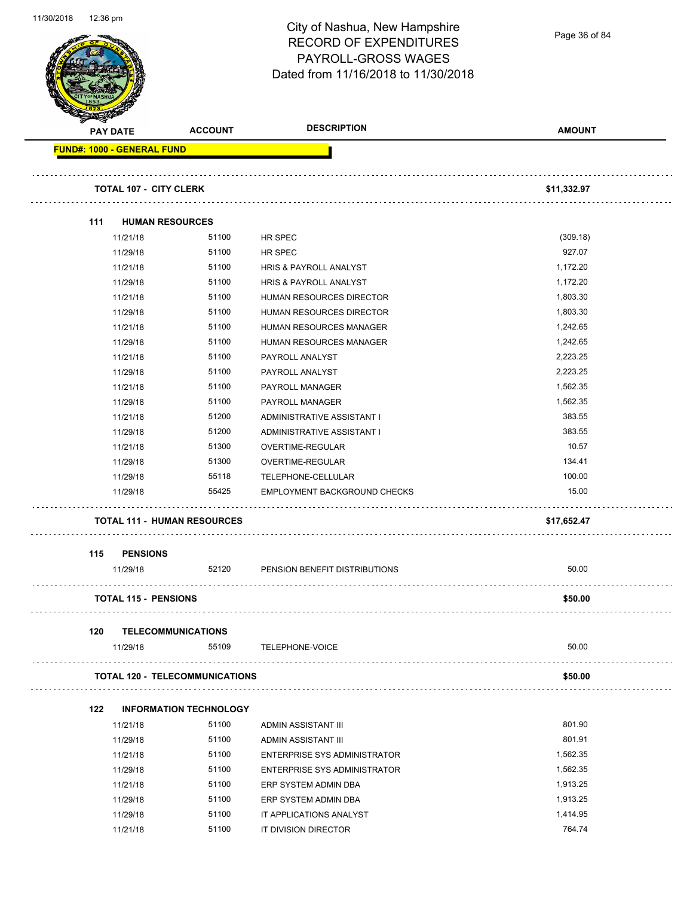City of Nashua, New Hampshire
RECORD OF EXPENDITURES
PAYROLL-GROSS WAGES
Dated from 11/16/2018 to 11/30/2018

| PAY DATE | ACCOUNT | DESCRIPTION | AMOUNT |
|---|---|---|---|
| **FUND#: 1000 - GENERAL FUND** | | | |
| **TOTAL 107 - CITY CLERK** | | | **$11,332.97** |
| **111 HUMAN RESOURCES** | | | |
| 11/21/18 | 51100 | HR SPEC | (309.18) |
| 11/29/18 | 51100 | HR SPEC | 927.07 |
| 11/21/18 | 51100 | HRIS & PAYROLL ANALYST | 1,172.20 |
| 11/29/18 | 51100 | HRIS & PAYROLL ANALYST | 1,172.20 |
| 11/21/18 | 51100 | HUMAN RESOURCES DIRECTOR | 1,803.30 |
| 11/29/18 | 51100 | HUMAN RESOURCES DIRECTOR | 1,803.30 |
| 11/21/18 | 51100 | HUMAN RESOURCES MANAGER | 1,242.65 |
| 11/29/18 | 51100 | HUMAN RESOURCES MANAGER | 1,242.65 |
| 11/21/18 | 51100 | PAYROLL ANALYST | 2,223.25 |
| 11/29/18 | 51100 | PAYROLL ANALYST | 2,223.25 |
| 11/21/18 | 51100 | PAYROLL MANAGER | 1,562.35 |
| 11/29/18 | 51100 | PAYROLL MANAGER | 1,562.35 |
| 11/21/18 | 51200 | ADMINISTRATIVE ASSISTANT I | 383.55 |
| 11/29/18 | 51200 | ADMINISTRATIVE ASSISTANT I | 383.55 |
| 11/21/18 | 51300 | OVERTIME-REGULAR | 10.57 |
| 11/29/18 | 51300 | OVERTIME-REGULAR | 134.41 |
| 11/29/18 | 55118 | TELEPHONE-CELLULAR | 100.00 |
| 11/29/18 | 55425 | EMPLOYMENT BACKGROUND CHECKS | 15.00 |
| **TOTAL 111 - HUMAN RESOURCES** | | | **$17,652.47** |
| **115 PENSIONS** | | | |
| 11/29/18 | 52120 | PENSION BENEFIT DISTRIBUTIONS | 50.00 |
| **TOTAL 115 - PENSIONS** | | | **$50.00** |
| **120 TELECOMMUNICATIONS** | | | |
| 11/29/18 | 55109 | TELEPHONE-VOICE | 50.00 |
| **TOTAL 120 - TELECOMMUNICATIONS** | | | **$50.00** |
| **122 INFORMATION TECHNOLOGY** | | | |
| 11/21/18 | 51100 | ADMIN ASSISTANT III | 801.90 |
| 11/29/18 | 51100 | ADMIN ASSISTANT III | 801.91 |
| 11/21/18 | 51100 | ENTERPRISE SYS ADMINISTRATOR | 1,562.35 |
| 11/29/18 | 51100 | ENTERPRISE SYS ADMINISTRATOR | 1,562.35 |
| 11/21/18 | 51100 | ERP SYSTEM ADMIN DBA | 1,913.25 |
| 11/29/18 | 51100 | ERP SYSTEM ADMIN DBA | 1,913.25 |
| 11/29/18 | 51100 | IT APPLICATIONS ANALYST | 1,414.95 |
| 11/21/18 | 51100 | IT DIVISION DIRECTOR | 764.74 |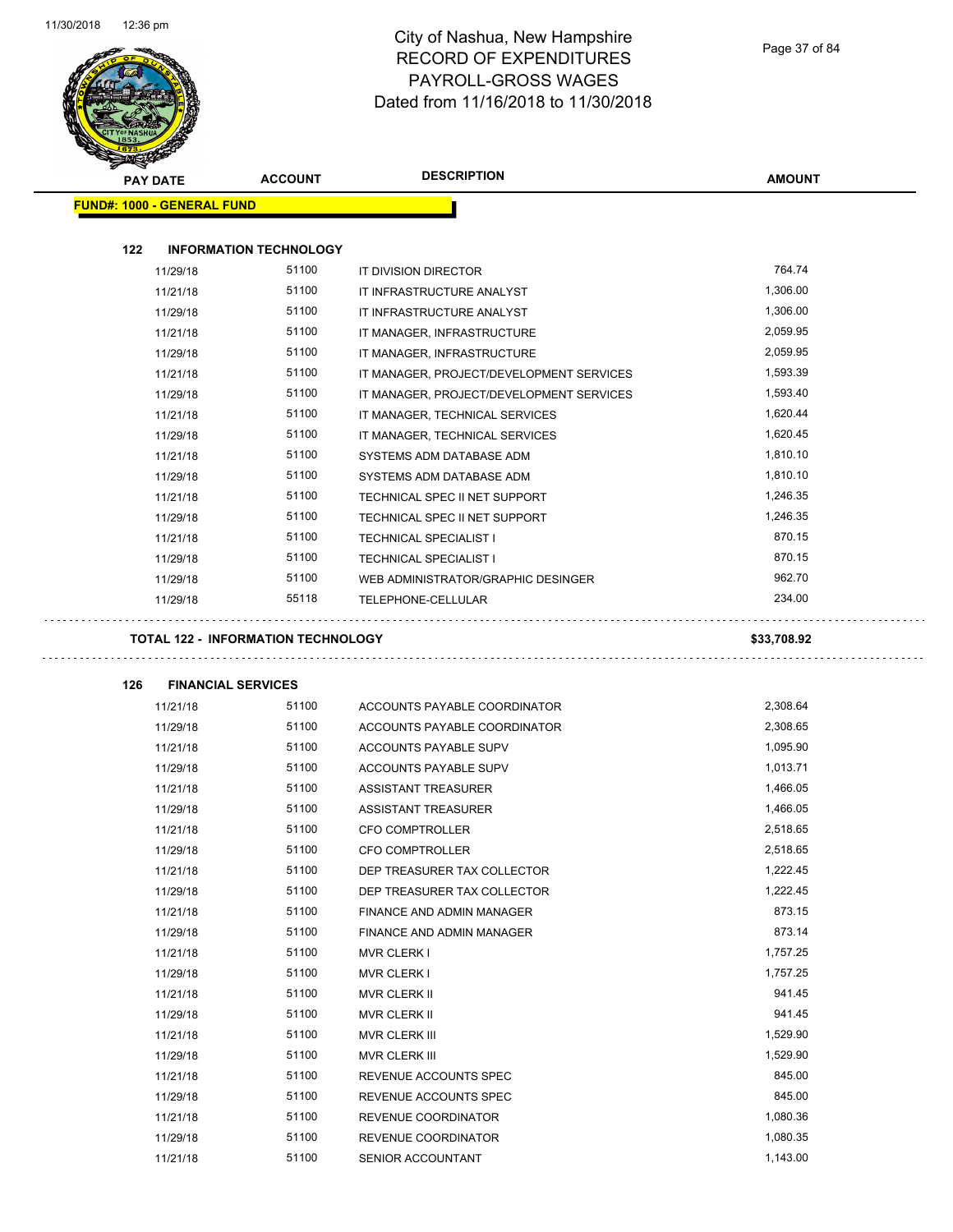# City of Nashua, New Hampshire
## RECORD OF EXPENDITURES
## PAYROLL-GROSS WAGES
## Dated from 11/16/2018 to 11/30/2018

| PAY DATE | ACCOUNT | DESCRIPTION | AMOUNT |
|---|---|---|---|
| **FUND#: 1000 - GENERAL FUND** | | | |
| **122 INFORMATION TECHNOLOGY** | | | |
| 11/29/18 | 51100 | IT DIVISION DIRECTOR | 764.74 |
| 11/21/18 | 51100 | IT INFRASTRUCTURE ANALYST | 1,306.00 |
| 11/29/18 | 51100 | IT INFRASTRUCTURE ANALYST | 1,306.00 |
| 11/21/18 | 51100 | IT MANAGER, INFRASTRUCTURE | 2,059.95 |
| 11/29/18 | 51100 | IT MANAGER, INFRASTRUCTURE | 2,059.95 |
| 11/21/18 | 51100 | IT MANAGER, PROJECT/DEVELOPMENT SERVICES | 1,593.39 |
| 11/29/18 | 51100 | IT MANAGER, PROJECT/DEVELOPMENT SERVICES | 1,593.40 |
| 11/21/18 | 51100 | IT MANAGER, TECHNICAL SERVICES | 1,620.44 |
| 11/29/18 | 51100 | IT MANAGER, TECHNICAL SERVICES | 1,620.45 |
| 11/21/18 | 51100 | SYSTEMS ADM DATABASE ADM | 1,810.10 |
| 11/29/18 | 51100 | SYSTEMS ADM DATABASE ADM | 1,810.10 |
| 11/21/18 | 51100 | TECHNICAL SPEC II NET SUPPORT | 1,246.35 |
| 11/29/18 | 51100 | TECHNICAL SPEC II NET SUPPORT | 1,246.35 |
| 11/21/18 | 51100 | TECHNICAL SPECIALIST I | 870.15 |
| 11/29/18 | 51100 | TECHNICAL SPECIALIST I | 870.15 |
| 11/29/18 | 51100 | WEB ADMINISTRATOR/GRAPHIC DESINGER | 962.70 |
| 11/29/18 | 55118 | TELEPHONE-CELLULAR | 234.00 |
| **TOTAL 122 - INFORMATION TECHNOLOGY** | | | **$33,708.92** |
| **126 FINANCIAL SERVICES** | | | |
| 11/21/18 | 51100 | ACCOUNTS PAYABLE COORDINATOR | 2,308.64 |
| 11/29/18 | 51100 | ACCOUNTS PAYABLE COORDINATOR | 2,308.65 |
| 11/21/18 | 51100 | ACCOUNTS PAYABLE SUPV | 1,095.90 |
| 11/29/18 | 51100 | ACCOUNTS PAYABLE SUPV | 1,013.71 |
| 11/21/18 | 51100 | ASSISTANT TREASURER | 1,466.05 |
| 11/29/18 | 51100 | ASSISTANT TREASURER | 1,466.05 |
| 11/21/18 | 51100 | CFO COMPTROLLER | 2,518.65 |
| 11/29/18 | 51100 | CFO COMPTROLLER | 2,518.65 |
| 11/21/18 | 51100 | DEP TREASURER TAX COLLECTOR | 1,222.45 |
| 11/29/18 | 51100 | DEP TREASURER TAX COLLECTOR | 1,222.45 |
| 11/21/18 | 51100 | FINANCE AND ADMIN MANAGER | 873.15 |
| 11/29/18 | 51100 | FINANCE AND ADMIN MANAGER | 873.14 |
| 11/21/18 | 51100 | MVR CLERK I | 1,757.25 |
| 11/29/18 | 51100 | MVR CLERK I | 1,757.25 |
| 11/21/18 | 51100 | MVR CLERK II | 941.45 |
| 11/29/18 | 51100 | MVR CLERK II | 941.45 |
| 11/21/18 | 51100 | MVR CLERK III | 1,529.90 |
| 11/29/18 | 51100 | MVR CLERK III | 1,529.90 |
| 11/21/18 | 51100 | REVENUE ACCOUNTS SPEC | 845.00 |
| 11/29/18 | 51100 | REVENUE ACCOUNTS SPEC | 845.00 |
| 11/21/18 | 51100 | REVENUE COORDINATOR | 1,080.36 |
| 11/29/18 | 51100 | REVENUE COORDINATOR | 1,080.35 |
| 11/21/18 | 51100 | SENIOR ACCOUNTANT | 1,143.00 |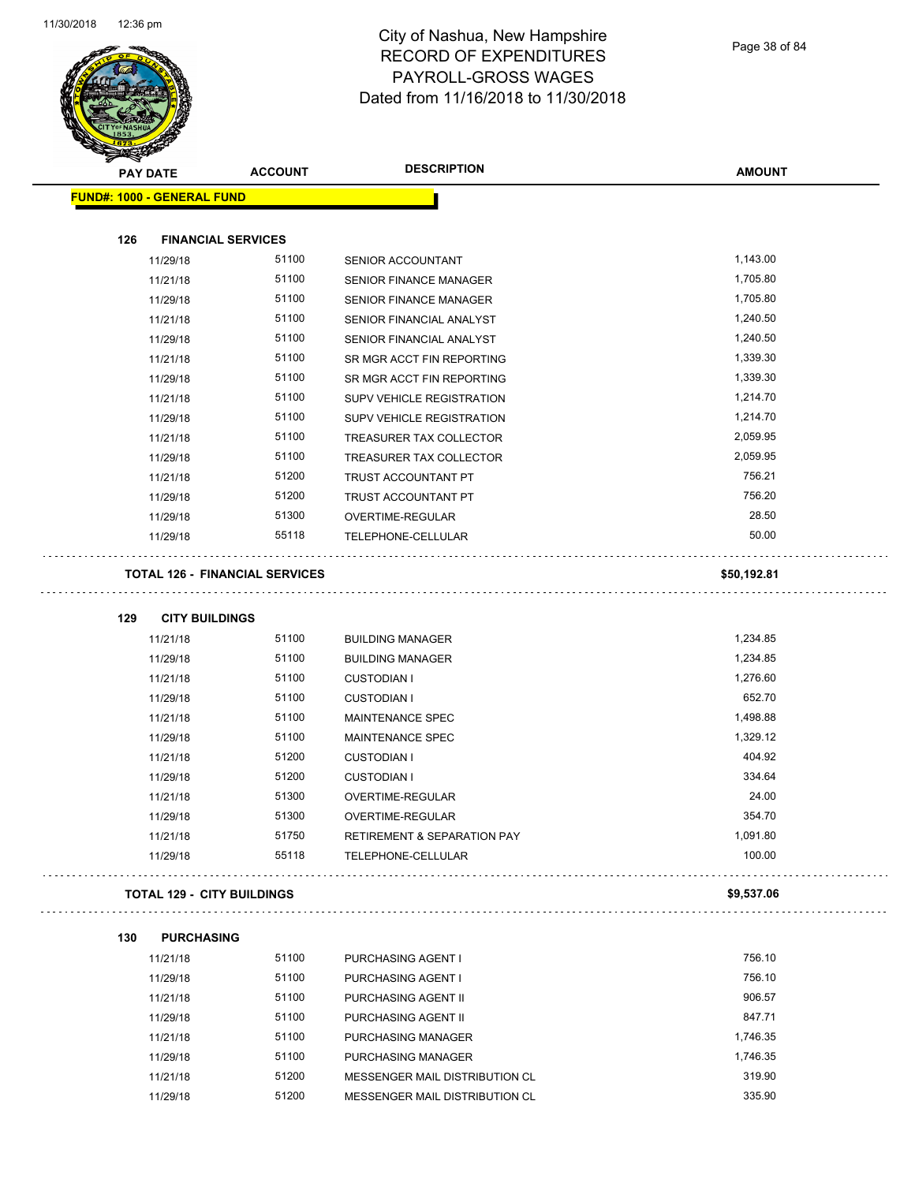# City of Nashua, New Hampshire
## RECORD OF EXPENDITURES
## PAYROLL-GROSS WAGES
## Dated from 11/16/2018 to 11/30/2018

| PAY DATE | ACCOUNT | DESCRIPTION | AMOUNT |
|---|---|---|---|
| **FUND#: 1000 - GENERAL FUND** | | | |
| **126 FINANCIAL SERVICES** | | | |
| 11/29/18 | 51100 | SENIOR ACCOUNTANT | 1,143.00 |
| 11/21/18 | 51100 | SENIOR FINANCE MANAGER | 1,705.80 |
| 11/29/18 | 51100 | SENIOR FINANCE MANAGER | 1,705.80 |
| 11/21/18 | 51100 | SENIOR FINANCIAL ANALYST | 1,240.50 |
| 11/29/18 | 51100 | SENIOR FINANCIAL ANALYST | 1,240.50 |
| 11/21/18 | 51100 | SR MGR ACCT FIN REPORTING | 1,339.30 |
| 11/29/18 | 51100 | SR MGR ACCT FIN REPORTING | 1,339.30 |
| 11/21/18 | 51100 | SUPV VEHICLE REGISTRATION | 1,214.70 |
| 11/29/18 | 51100 | SUPV VEHICLE REGISTRATION | 1,214.70 |
| 11/21/18 | 51100 | TREASURER TAX COLLECTOR | 2,059.95 |
| 11/29/18 | 51100 | TREASURER TAX COLLECTOR | 2,059.95 |
| 11/21/18 | 51200 | TRUST ACCOUNTANT PT | 756.21 |
| 11/29/18 | 51200 | TRUST ACCOUNTANT PT | 756.20 |
| 11/29/18 | 51300 | OVERTIME-REGULAR | 28.50 |
| 11/29/18 | 55118 | TELEPHONE-CELLULAR | 50.00 |
| **TOTAL 126 - FINANCIAL SERVICES** | | | **$50,192.81** |
| **129 CITY BUILDINGS** | | | |
| 11/21/18 | 51100 | BUILDING MANAGER | 1,234.85 |
| 11/29/18 | 51100 | BUILDING MANAGER | 1,234.85 |
| 11/21/18 | 51100 | CUSTODIAN I | 1,276.60 |
| 11/29/18 | 51100 | CUSTODIAN I | 652.70 |
| 11/21/18 | 51100 | MAINTENANCE SPEC | 1,498.88 |
| 11/29/18 | 51100 | MAINTENANCE SPEC | 1,329.12 |
| 11/21/18 | 51200 | CUSTODIAN I | 404.92 |
| 11/29/18 | 51200 | CUSTODIAN I | 334.64 |
| 11/21/18 | 51300 | OVERTIME-REGULAR | 24.00 |
| 11/29/18 | 51300 | OVERTIME-REGULAR | 354.70 |
| 11/21/18 | 51750 | RETIREMENT & SEPARATION PAY | 1,091.80 |
| 11/29/18 | 55118 | TELEPHONE-CELLULAR | 100.00 |
| **TOTAL 129 - CITY BUILDINGS** | | | **$9,537.06** |
| **130 PURCHASING** | | | |
| 11/21/18 | 51100 | PURCHASING AGENT I | 756.10 |
| 11/29/18 | 51100 | PURCHASING AGENT I | 756.10 |
| 11/21/18 | 51100 | PURCHASING AGENT II | 906.57 |
| 11/29/18 | 51100 | PURCHASING AGENT II | 847.71 |
| 11/21/18 | 51100 | PURCHASING MANAGER | 1,746.35 |
| 11/29/18 | 51100 | PURCHASING MANAGER | 1,746.35 |
| 11/21/18 | 51200 | MESSENGER MAIL DISTRIBUTION CL | 319.90 |
| 11/29/18 | 51200 | MESSENGER MAIL DISTRIBUTION CL | 335.90 |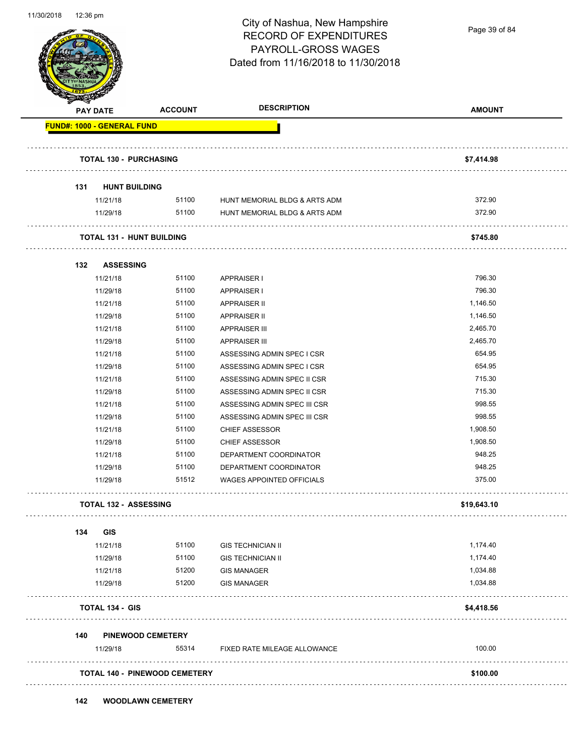# City of Nashua, New Hampshire
## RECORD OF EXPENDITURES
## PAYROLL-GROSS WAGES
## Dated from 11/16/2018 to 11/30/2018

| PAY DATE | ACCOUNT | DESCRIPTION | AMOUNT |
|---|---|---|---|
| **FUND#: 1000 - GENERAL FUND** | | | |
| **TOTAL 130 - PURCHASING** | | | **$7,414.98** |
| **131 HUNT BUILDING** | | | |
| 11/21/18 | 51100 | HUNT MEMORIAL BLDG & ARTS ADM | 372.90 |
| 11/29/18 | 51100 | HUNT MEMORIAL BLDG & ARTS ADM | 372.90 |
| **TOTAL 131 - HUNT BUILDING** | | | **$745.80** |
| **132 ASSESSING** | | | |
| 11/21/18 | 51100 | APPRAISER I | 796.30 |
| 11/29/18 | 51100 | APPRAISER I | 796.30 |
| 11/21/18 | 51100 | APPRAISER II | 1,146.50 |
| 11/29/18 | 51100 | APPRAISER II | 1,146.50 |
| 11/21/18 | 51100 | APPRAISER III | 2,465.70 |
| 11/29/18 | 51100 | APPRAISER III | 2,465.70 |
| 11/21/18 | 51100 | ASSESSING ADMIN SPEC I CSR | 654.95 |
| 11/29/18 | 51100 | ASSESSING ADMIN SPEC I CSR | 654.95 |
| 11/21/18 | 51100 | ASSESSING ADMIN SPEC II CSR | 715.30 |
| 11/29/18 | 51100 | ASSESSING ADMIN SPEC II CSR | 715.30 |
| 11/21/18 | 51100 | ASSESSING ADMIN SPEC III CSR | 998.55 |
| 11/29/18 | 51100 | ASSESSING ADMIN SPEC III CSR | 998.55 |
| 11/21/18 | 51100 | CHIEF ASSESSOR | 1,908.50 |
| 11/29/18 | 51100 | CHIEF ASSESSOR | 1,908.50 |
| 11/21/18 | 51100 | DEPARTMENT COORDINATOR | 948.25 |
| 11/29/18 | 51100 | DEPARTMENT COORDINATOR | 948.25 |
| 11/29/18 | 51512 | WAGES APPOINTED OFFICIALS | 375.00 |
| **TOTAL 132 - ASSESSING** | | | **$19,643.10** |
| **134 GIS** | | | |
| 11/21/18 | 51100 | GIS TECHNICIAN II | 1,174.40 |
| 11/29/18 | 51100 | GIS TECHNICIAN II | 1,174.40 |
| 11/21/18 | 51200 | GIS MANAGER | 1,034.88 |
| 11/29/18 | 51200 | GIS MANAGER | 1,034.88 |
| **TOTAL 134 - GIS** | | | **$4,418.56** |
| **140 PINEWOOD CEMETERY** | | | |
| 11/29/18 | 55314 | FIXED RATE MILEAGE ALLOWANCE | 100.00 |
| **TOTAL 140 - PINEWOOD CEMETERY** | | | **$100.00** |
| **142 WOODLAWN CEMETERY** | | | |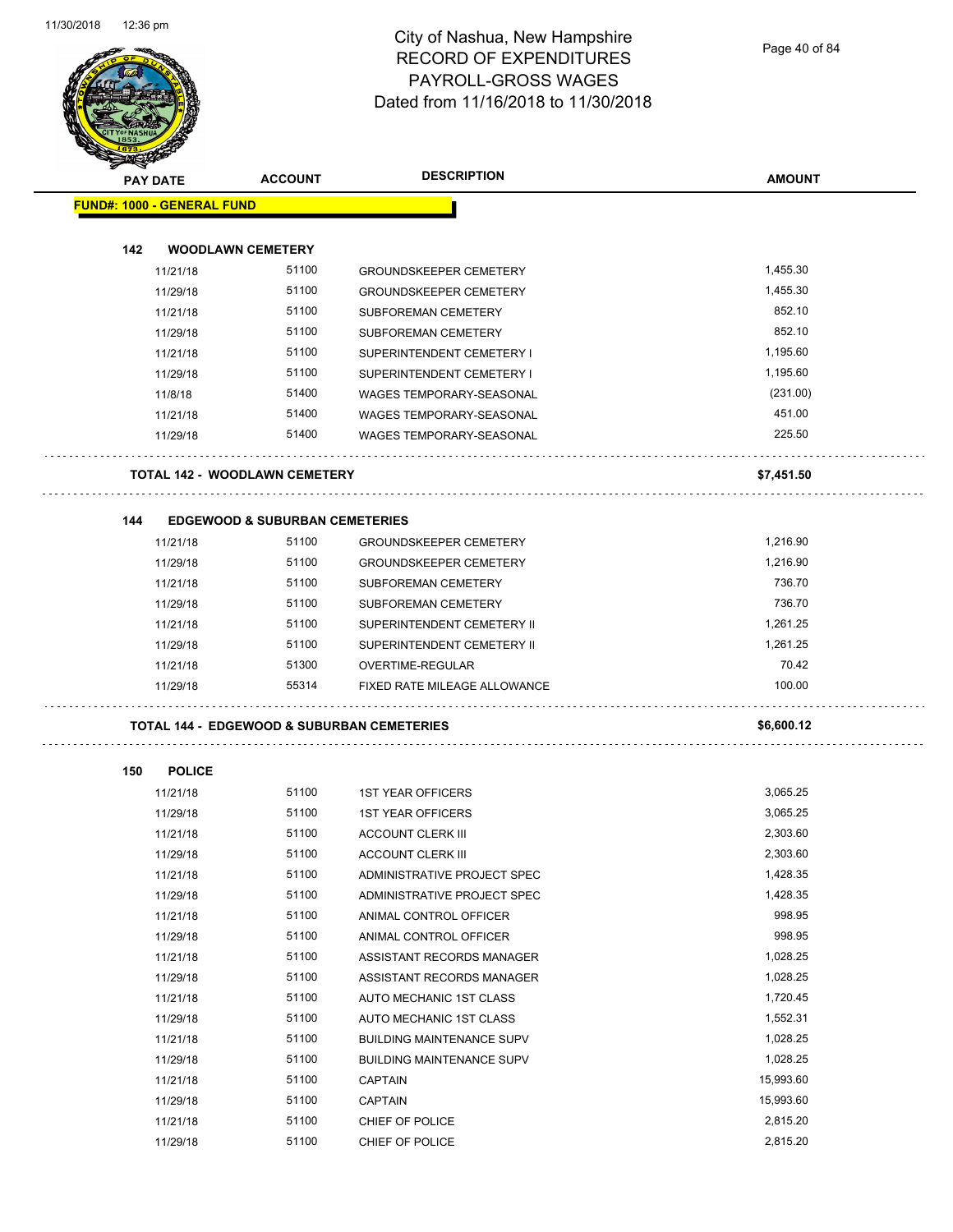# City of Nashua, New Hampshire
## RECORD OF EXPENDITURES
## PAYROLL-GROSS WAGES
## Dated from 11/16/2018 to 11/30/2018

| PAY DATE | ACCOUNT | DESCRIPTION | AMOUNT |
|---|---|---|---|

**FUND#: 1000 - GENERAL FUND**

**142 WOODLAWN CEMETERY**

| PAY DATE | ACCOUNT | DESCRIPTION | AMOUNT |
|---|---|---|---|
| 11/21/18 | 51100 | GROUNDSKEEPER CEMETERY | 1,455.30 |
| 11/29/18 | 51100 | GROUNDSKEEPER CEMETERY | 1,455.30 |
| 11/21/18 | 51100 | SUBFOREMAN CEMETERY | 852.10 |
| 11/29/18 | 51100 | SUBFOREMAN CEMETERY | 852.10 |
| 11/21/18 | 51100 | SUPERINTENDENT CEMETERY I | 1,195.60 |
| 11/29/18 | 51100 | SUPERINTENDENT CEMETERY I | 1,195.60 |
| 11/8/18 | 51400 | WAGES TEMPORARY-SEASONAL | (231.00) |
| 11/21/18 | 51400 | WAGES TEMPORARY-SEASONAL | 451.00 |
| 11/29/18 | 51400 | WAGES TEMPORARY-SEASONAL | 225.50 |

**TOTAL 142 - WOODLAWN CEMETERY** **$7,451.50**

**144 EDGEWOOD & SUBURBAN CEMETERIES**

| PAY DATE | ACCOUNT | DESCRIPTION | AMOUNT |
|---|---|---|---|
| 11/21/18 | 51100 | GROUNDSKEEPER CEMETERY | 1,216.90 |
| 11/29/18 | 51100 | GROUNDSKEEPER CEMETERY | 1,216.90 |
| 11/21/18 | 51100 | SUBFOREMAN CEMETERY | 736.70 |
| 11/29/18 | 51100 | SUBFOREMAN CEMETERY | 736.70 |
| 11/21/18 | 51100 | SUPERINTENDENT CEMETERY II | 1,261.25 |
| 11/29/18 | 51100 | SUPERINTENDENT CEMETERY II | 1,261.25 |
| 11/21/18 | 51300 | OVERTIME-REGULAR | 70.42 |
| 11/29/18 | 55314 | FIXED RATE MILEAGE ALLOWANCE | 100.00 |

**TOTAL 144 - EDGEWOOD & SUBURBAN CEMETERIES** **$6,600.12**

**150 POLICE**

| PAY DATE | ACCOUNT | DESCRIPTION | AMOUNT |
|---|---|---|---|
| 11/21/18 | 51100 | 1ST YEAR OFFICERS | 3,065.25 |
| 11/29/18 | 51100 | 1ST YEAR OFFICERS | 3,065.25 |
| 11/21/18 | 51100 | ACCOUNT CLERK III | 2,303.60 |
| 11/29/18 | 51100 | ACCOUNT CLERK III | 2,303.60 |
| 11/21/18 | 51100 | ADMINISTRATIVE PROJECT SPEC | 1,428.35 |
| 11/29/18 | 51100 | ADMINISTRATIVE PROJECT SPEC | 1,428.35 |
| 11/21/18 | 51100 | ANIMAL CONTROL OFFICER | 998.95 |
| 11/29/18 | 51100 | ANIMAL CONTROL OFFICER | 998.95 |
| 11/21/18 | 51100 | ASSISTANT RECORDS MANAGER | 1,028.25 |
| 11/29/18 | 51100 | ASSISTANT RECORDS MANAGER | 1,028.25 |
| 11/21/18 | 51100 | AUTO MECHANIC 1ST CLASS | 1,720.45 |
| 11/29/18 | 51100 | AUTO MECHANIC 1ST CLASS | 1,552.31 |
| 11/21/18 | 51100 | BUILDING MAINTENANCE SUPV | 1,028.25 |
| 11/29/18 | 51100 | BUILDING MAINTENANCE SUPV | 1,028.25 |
| 11/21/18 | 51100 | CAPTAIN | 15,993.60 |
| 11/29/18 | 51100 | CAPTAIN | 15,993.60 |
| 11/21/18 | 51100 | CHIEF OF POLICE | 2,815.20 |
| 11/29/18 | 51100 | CHIEF OF POLICE | 2,815.20 |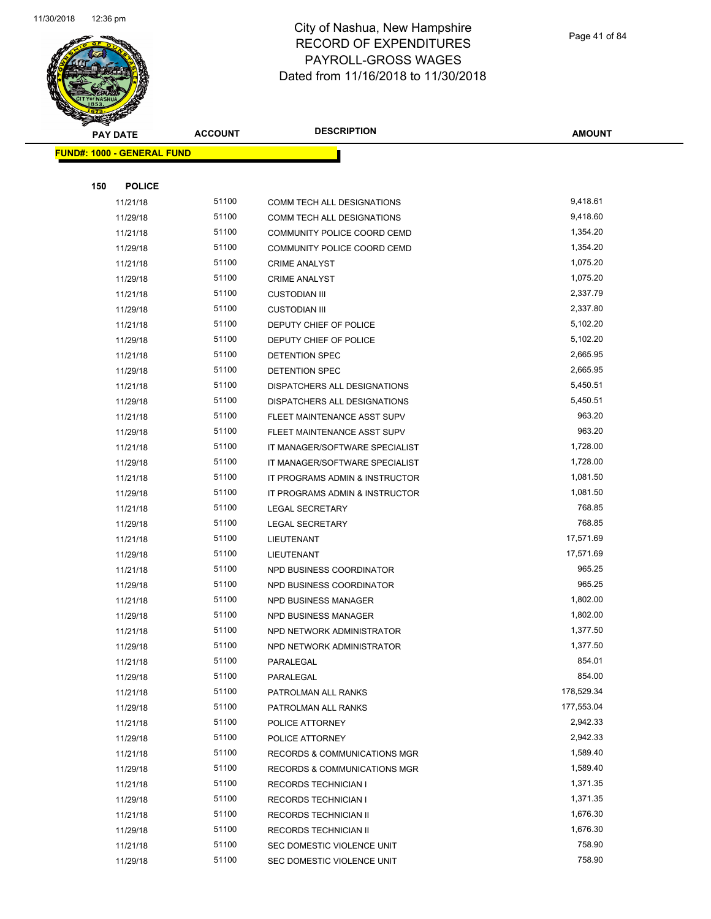# City of Nashua, New Hampshire
# RECORD OF EXPENDITURES
# PAYROLL-GROSS WAGES
# Dated from 11/16/2018 to 11/30/2018

**FUND#: 1000 - GENERAL FUND**

**150 POLICE**

| PAY DATE | ACCOUNT | DESCRIPTION | AMOUNT |
|---|---|---|---|
| 11/21/18 | 51100 | COMM TECH ALL DESIGNATIONS | 9,418.61 |
| 11/29/18 | 51100 | COMM TECH ALL DESIGNATIONS | 9,418.60 |
| 11/21/18 | 51100 | COMMUNITY POLICE COORD CEMD | 1,354.20 |
| 11/29/18 | 51100 | COMMUNITY POLICE COORD CEMD | 1,354.20 |
| 11/21/18 | 51100 | CRIME ANALYST | 1,075.20 |
| 11/29/18 | 51100 | CRIME ANALYST | 1,075.20 |
| 11/21/18 | 51100 | CUSTODIAN III | 2,337.79 |
| 11/29/18 | 51100 | CUSTODIAN III | 2,337.80 |
| 11/21/18 | 51100 | DEPUTY CHIEF OF POLICE | 5,102.20 |
| 11/29/18 | 51100 | DEPUTY CHIEF OF POLICE | 5,102.20 |
| 11/21/18 | 51100 | DETENTION SPEC | 2,665.95 |
| 11/29/18 | 51100 | DETENTION SPEC | 2,665.95 |
| 11/21/18 | 51100 | DISPATCHERS ALL DESIGNATIONS | 5,450.51 |
| 11/29/18 | 51100 | DISPATCHERS ALL DESIGNATIONS | 5,450.51 |
| 11/21/18 | 51100 | FLEET MAINTENANCE ASST SUPV | 963.20 |
| 11/29/18 | 51100 | FLEET MAINTENANCE ASST SUPV | 963.20 |
| 11/21/18 | 51100 | IT MANAGER/SOFTWARE SPECIALIST | 1,728.00 |
| 11/29/18 | 51100 | IT MANAGER/SOFTWARE SPECIALIST | 1,728.00 |
| 11/21/18 | 51100 | IT PROGRAMS ADMIN & INSTRUCTOR | 1,081.50 |
| 11/29/18 | 51100 | IT PROGRAMS ADMIN & INSTRUCTOR | 1,081.50 |
| 11/21/18 | 51100 | LEGAL SECRETARY | 768.85 |
| 11/29/18 | 51100 | LEGAL SECRETARY | 768.85 |
| 11/21/18 | 51100 | LIEUTENANT | 17,571.69 |
| 11/29/18 | 51100 | LIEUTENANT | 17,571.69 |
| 11/21/18 | 51100 | NPD BUSINESS COORDINATOR | 965.25 |
| 11/29/18 | 51100 | NPD BUSINESS COORDINATOR | 965.25 |
| 11/21/18 | 51100 | NPD BUSINESS MANAGER | 1,802.00 |
| 11/29/18 | 51100 | NPD BUSINESS MANAGER | 1,802.00 |
| 11/21/18 | 51100 | NPD NETWORK ADMINISTRATOR | 1,377.50 |
| 11/29/18 | 51100 | NPD NETWORK ADMINISTRATOR | 1,377.50 |
| 11/21/18 | 51100 | PARALEGAL | 854.01 |
| 11/29/18 | 51100 | PARALEGAL | 854.00 |
| 11/21/18 | 51100 | PATROLMAN ALL RANKS | 178,529.34 |
| 11/29/18 | 51100 | PATROLMAN ALL RANKS | 177,553.04 |
| 11/21/18 | 51100 | POLICE ATTORNEY | 2,942.33 |
| 11/29/18 | 51100 | POLICE ATTORNEY | 2,942.33 |
| 11/21/18 | 51100 | RECORDS & COMMUNICATIONS MGR | 1,589.40 |
| 11/29/18 | 51100 | RECORDS & COMMUNICATIONS MGR | 1,589.40 |
| 11/21/18 | 51100 | RECORDS TECHNICIAN I | 1,371.35 |
| 11/29/18 | 51100 | RECORDS TECHNICIAN I | 1,371.35 |
| 11/21/18 | 51100 | RECORDS TECHNICIAN II | 1,676.30 |
| 11/29/18 | 51100 | RECORDS TECHNICIAN II | 1,676.30 |
| 11/21/18 | 51100 | SEC DOMESTIC VIOLENCE UNIT | 758.90 |
| 11/29/18 | 51100 | SEC DOMESTIC VIOLENCE UNIT | 758.90 |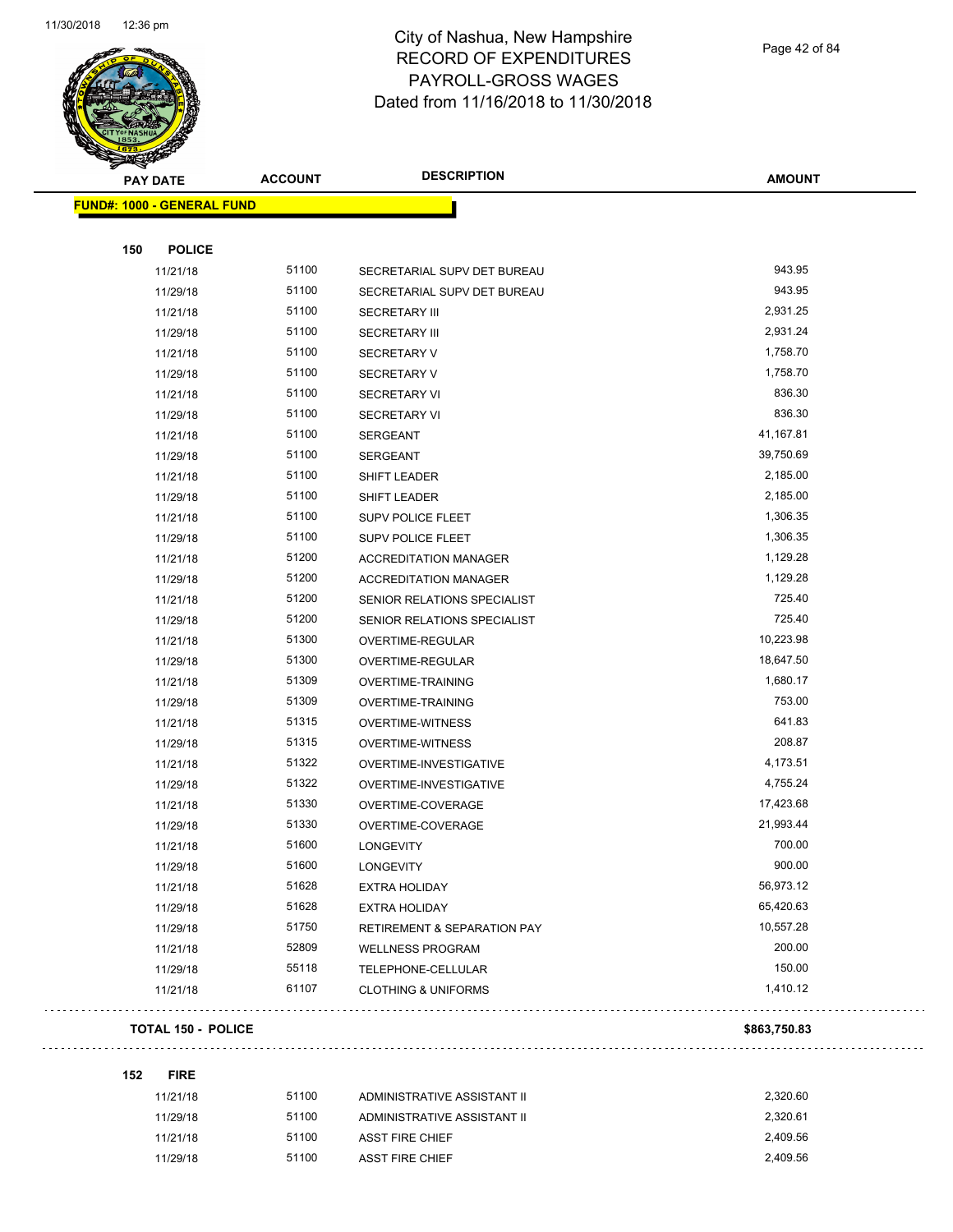# City of Nashua, New Hampshire
# RECORD OF EXPENDITURES
# PAYROLL-GROSS WAGES
# Dated from 11/16/2018 to 11/30/2018

| PAY DATE | ACCOUNT | DESCRIPTION | AMOUNT |
|---|---|---|---|

**FUND#: 1000 - GENERAL FUND**

**150 POLICE**

| PAY DATE | ACCOUNT | DESCRIPTION | AMOUNT |
|---|---|---|---|
| 11/21/18 | 51100 | SECRETARIAL SUPV DET BUREAU | 943.95 |
| 11/29/18 | 51100 | SECRETARIAL SUPV DET BUREAU | 943.95 |
| 11/21/18 | 51100 | SECRETARY III | 2,931.25 |
| 11/29/18 | 51100 | SECRETARY III | 2,931.24 |
| 11/21/18 | 51100 | SECRETARY V | 1,758.70 |
| 11/29/18 | 51100 | SECRETARY V | 1,758.70 |
| 11/21/18 | 51100 | SECRETARY VI | 836.30 |
| 11/29/18 | 51100 | SECRETARY VI | 836.30 |
| 11/21/18 | 51100 | SERGEANT | 41,167.81 |
| 11/29/18 | 51100 | SERGEANT | 39,750.69 |
| 11/21/18 | 51100 | SHIFT LEADER | 2,185.00 |
| 11/29/18 | 51100 | SHIFT LEADER | 2,185.00 |
| 11/21/18 | 51100 | SUPV POLICE FLEET | 1,306.35 |
| 11/29/18 | 51100 | SUPV POLICE FLEET | 1,306.35 |
| 11/21/18 | 51200 | ACCREDITATION MANAGER | 1,129.28 |
| 11/29/18 | 51200 | ACCREDITATION MANAGER | 1,129.28 |
| 11/21/18 | 51200 | SENIOR RELATIONS SPECIALIST | 725.40 |
| 11/29/18 | 51200 | SENIOR RELATIONS SPECIALIST | 725.40 |
| 11/21/18 | 51300 | OVERTIME-REGULAR | 10,223.98 |
| 11/29/18 | 51300 | OVERTIME-REGULAR | 18,647.50 |
| 11/21/18 | 51309 | OVERTIME-TRAINING | 1,680.17 |
| 11/29/18 | 51309 | OVERTIME-TRAINING | 753.00 |
| 11/21/18 | 51315 | OVERTIME-WITNESS | 641.83 |
| 11/29/18 | 51315 | OVERTIME-WITNESS | 208.87 |
| 11/21/18 | 51322 | OVERTIME-INVESTIGATIVE | 4,173.51 |
| 11/29/18 | 51322 | OVERTIME-INVESTIGATIVE | 4,755.24 |
| 11/21/18 | 51330 | OVERTIME-COVERAGE | 17,423.68 |
| 11/29/18 | 51330 | OVERTIME-COVERAGE | 21,993.44 |
| 11/21/18 | 51600 | LONGEVITY | 700.00 |
| 11/29/18 | 51600 | LONGEVITY | 900.00 |
| 11/21/18 | 51628 | EXTRA HOLIDAY | 56,973.12 |
| 11/29/18 | 51628 | EXTRA HOLIDAY | 65,420.63 |
| 11/29/18 | 51750 | RETIREMENT & SEPARATION PAY | 10,557.28 |
| 11/21/18 | 52809 | WELLNESS PROGRAM | 200.00 |
| 11/29/18 | 55118 | TELEPHONE-CELLULAR | 150.00 |
| 11/21/18 | 61107 | CLOTHING & UNIFORMS | 1,410.12 |

**TOTAL 150 - POLICE** **$863,750.83**

**152 FIRE**

| PAY DATE | ACCOUNT | DESCRIPTION | AMOUNT |
|---|---|---|---|
| 11/21/18 | 51100 | ADMINISTRATIVE ASSISTANT II | 2,320.60 |
| 11/29/18 | 51100 | ADMINISTRATIVE ASSISTANT II | 2,320.61 |
| 11/21/18 | 51100 | ASST FIRE CHIEF | 2,409.56 |
| 11/29/18 | 51100 | ASST FIRE CHIEF | 2,409.56 |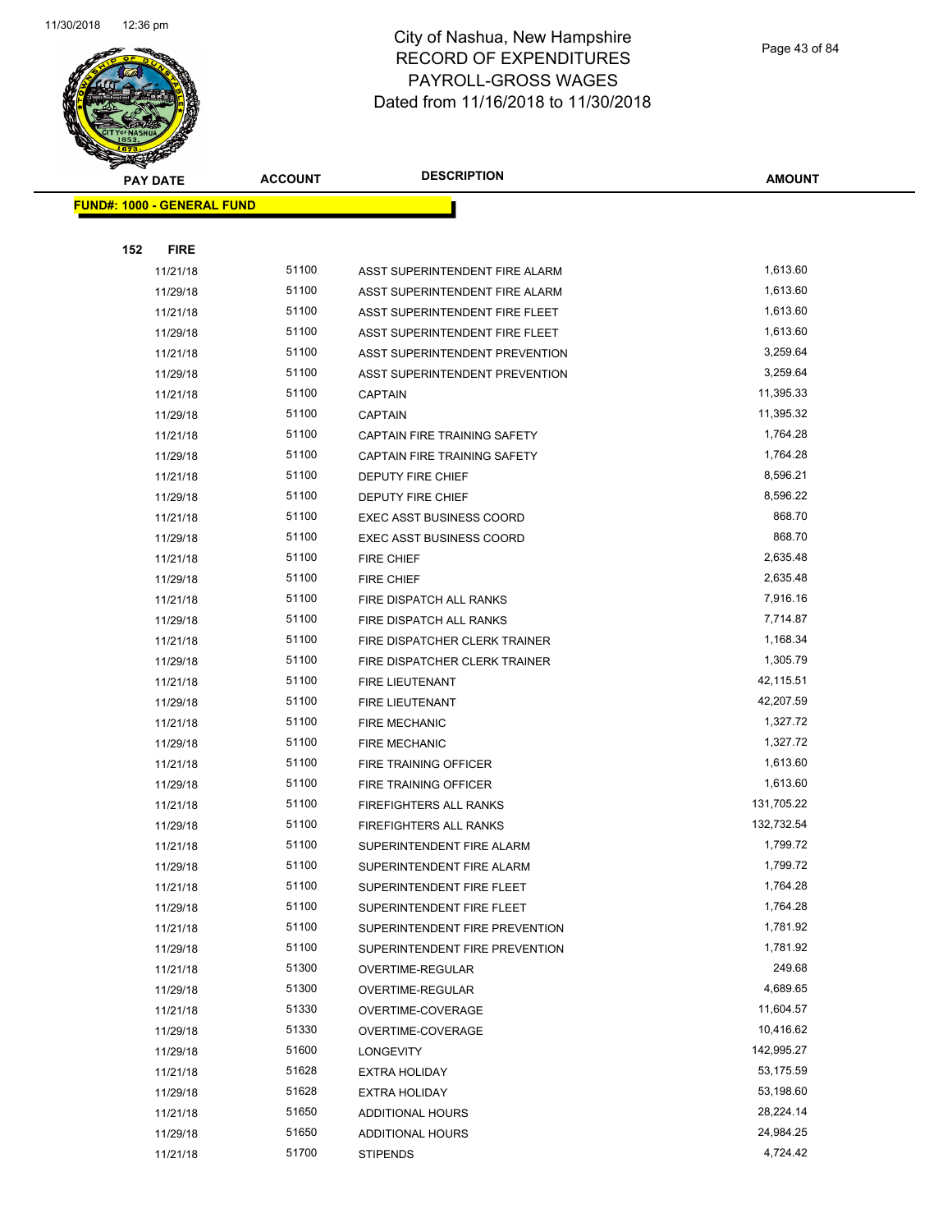# City of Nashua, New Hampshire
# RECORD OF EXPENDITURES
# PAYROLL-GROSS WAGES
# Dated from 11/16/2018 to 11/30/2018

| PAY DATE | ACCOUNT | DESCRIPTION | AMOUNT |
|---|---|---|---|

**FUND#: 1000 - GENERAL FUND**

**152 FIRE**

| PAY DATE | ACCOUNT | DESCRIPTION | AMOUNT |
|---|---|---|---|
| 11/21/18 | 51100 | ASST SUPERINTENDENT FIRE ALARM | 1,613.60 |
| 11/29/18 | 51100 | ASST SUPERINTENDENT FIRE ALARM | 1,613.60 |
| 11/21/18 | 51100 | ASST SUPERINTENDENT FIRE FLEET | 1,613.60 |
| 11/29/18 | 51100 | ASST SUPERINTENDENT FIRE FLEET | 1,613.60 |
| 11/21/18 | 51100 | ASST SUPERINTENDENT PREVENTION | 3,259.64 |
| 11/29/18 | 51100 | ASST SUPERINTENDENT PREVENTION | 3,259.64 |
| 11/21/18 | 51100 | CAPTAIN | 11,395.33 |
| 11/29/18 | 51100 | CAPTAIN | 11,395.32 |
| 11/21/18 | 51100 | CAPTAIN FIRE TRAINING SAFETY | 1,764.28 |
| 11/29/18 | 51100 | CAPTAIN FIRE TRAINING SAFETY | 1,764.28 |
| 11/21/18 | 51100 | DEPUTY FIRE CHIEF | 8,596.21 |
| 11/29/18 | 51100 | DEPUTY FIRE CHIEF | 8,596.22 |
| 11/21/18 | 51100 | EXEC ASST BUSINESS COORD | 868.70 |
| 11/29/18 | 51100 | EXEC ASST BUSINESS COORD | 868.70 |
| 11/21/18 | 51100 | FIRE CHIEF | 2,635.48 |
| 11/29/18 | 51100 | FIRE CHIEF | 2,635.48 |
| 11/21/18 | 51100 | FIRE DISPATCH ALL RANKS | 7,916.16 |
| 11/29/18 | 51100 | FIRE DISPATCH ALL RANKS | 7,714.87 |
| 11/21/18 | 51100 | FIRE DISPATCHER CLERK TRAINER | 1,168.34 |
| 11/29/18 | 51100 | FIRE DISPATCHER CLERK TRAINER | 1,305.79 |
| 11/21/18 | 51100 | FIRE LIEUTENANT | 42,115.51 |
| 11/29/18 | 51100 | FIRE LIEUTENANT | 42,207.59 |
| 11/21/18 | 51100 | FIRE MECHANIC | 1,327.72 |
| 11/29/18 | 51100 | FIRE MECHANIC | 1,327.72 |
| 11/21/18 | 51100 | FIRE TRAINING OFFICER | 1,613.60 |
| 11/29/18 | 51100 | FIRE TRAINING OFFICER | 1,613.60 |
| 11/21/18 | 51100 | FIREFIGHTERS ALL RANKS | 131,705.22 |
| 11/29/18 | 51100 | FIREFIGHTERS ALL RANKS | 132,732.54 |
| 11/21/18 | 51100 | SUPERINTENDENT FIRE ALARM | 1,799.72 |
| 11/29/18 | 51100 | SUPERINTENDENT FIRE ALARM | 1,799.72 |
| 11/21/18 | 51100 | SUPERINTENDENT FIRE FLEET | 1,764.28 |
| 11/29/18 | 51100 | SUPERINTENDENT FIRE FLEET | 1,764.28 |
| 11/21/18 | 51100 | SUPERINTENDENT FIRE PREVENTION | 1,781.92 |
| 11/29/18 | 51100 | SUPERINTENDENT FIRE PREVENTION | 1,781.92 |
| 11/21/18 | 51300 | OVERTIME-REGULAR | 249.68 |
| 11/29/18 | 51300 | OVERTIME-REGULAR | 4,689.65 |
| 11/21/18 | 51330 | OVERTIME-COVERAGE | 11,604.57 |
| 11/29/18 | 51330 | OVERTIME-COVERAGE | 10,416.62 |
| 11/29/18 | 51600 | LONGEVITY | 142,995.27 |
| 11/21/18 | 51628 | EXTRA HOLIDAY | 53,175.59 |
| 11/29/18 | 51628 | EXTRA HOLIDAY | 53,198.60 |
| 11/21/18 | 51650 | ADDITIONAL HOURS | 28,224.14 |
| 11/29/18 | 51650 | ADDITIONAL HOURS | 24,984.25 |
| 11/21/18 | 51700 | STIPENDS | 4,724.42 |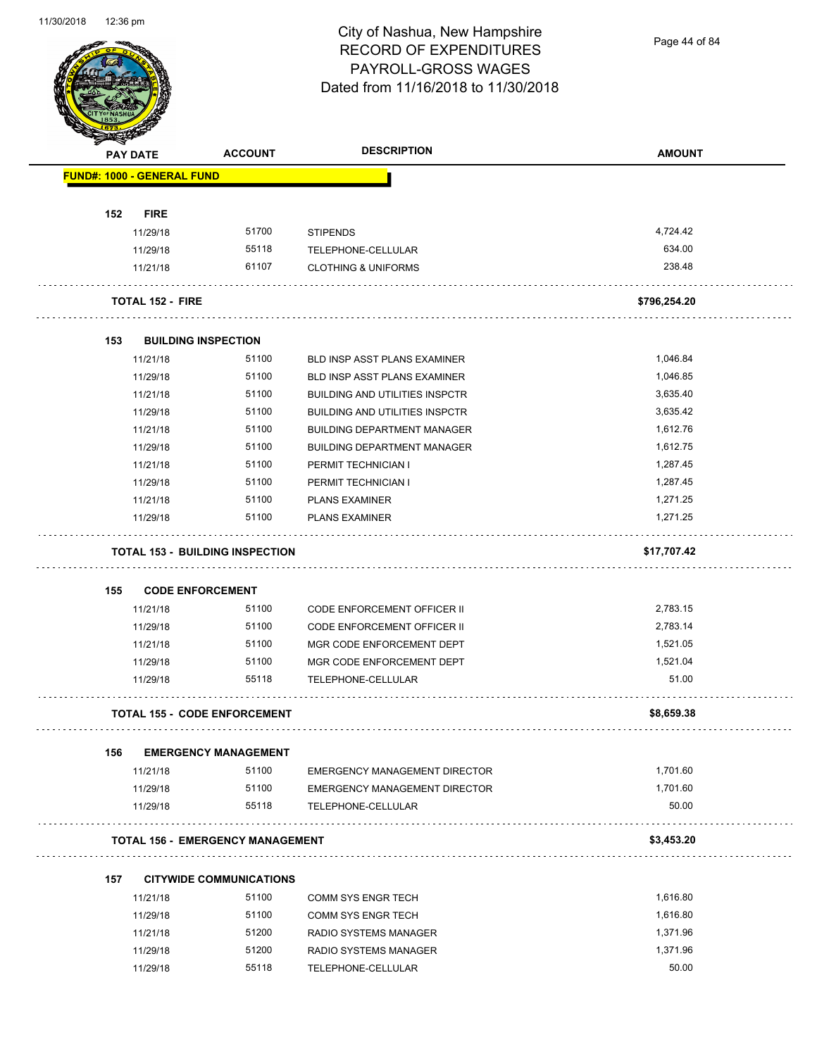# City of Nashua, New Hampshire
## RECORD OF EXPENDITURES
## PAYROLL-GROSS WAGES
## Dated from 11/16/2018 to 11/30/2018

| PAY DATE | ACCOUNT | DESCRIPTION | AMOUNT |
|---|---|---|---|
| **FUND#: 1000 - GENERAL FUND** | | | |
| **152 FIRE** | | | |
| 11/29/18 | 51700 | STIPENDS | 4,724.42 |
| 11/29/18 | 55118 | TELEPHONE-CELLULAR | 634.00 |
| 11/21/18 | 61107 | CLOTHING & UNIFORMS | 238.48 |
| **TOTAL 152 - FIRE** | | | **$796,254.20** |
| **153 BUILDING INSPECTION** | | | |
| 11/21/18 | 51100 | BLD INSP ASST PLANS EXAMINER | 1,046.84 |
| 11/29/18 | 51100 | BLD INSP ASST PLANS EXAMINER | 1,046.85 |
| 11/21/18 | 51100 | BUILDING AND UTILITIES INSPCTR | 3,635.40 |
| 11/29/18 | 51100 | BUILDING AND UTILITIES INSPCTR | 3,635.42 |
| 11/21/18 | 51100 | BUILDING DEPARTMENT MANAGER | 1,612.76 |
| 11/29/18 | 51100 | BUILDING DEPARTMENT MANAGER | 1,612.75 |
| 11/21/18 | 51100 | PERMIT TECHNICIAN I | 1,287.45 |
| 11/29/18 | 51100 | PERMIT TECHNICIAN I | 1,287.45 |
| 11/21/18 | 51100 | PLANS EXAMINER | 1,271.25 |
| 11/29/18 | 51100 | PLANS EXAMINER | 1,271.25 |
| **TOTAL 153 - BUILDING INSPECTION** | | | **$17,707.42** |
| **155 CODE ENFORCEMENT** | | | |
| 11/21/18 | 51100 | CODE ENFORCEMENT OFFICER II | 2,783.15 |
| 11/29/18 | 51100 | CODE ENFORCEMENT OFFICER II | 2,783.14 |
| 11/21/18 | 51100 | MGR CODE ENFORCEMENT DEPT | 1,521.05 |
| 11/29/18 | 51100 | MGR CODE ENFORCEMENT DEPT | 1,521.04 |
| 11/29/18 | 55118 | TELEPHONE-CELLULAR | 51.00 |
| **TOTAL 155 - CODE ENFORCEMENT** | | | **$8,659.38** |
| **156 EMERGENCY MANAGEMENT** | | | |
| 11/21/18 | 51100 | EMERGENCY MANAGEMENT DIRECTOR | 1,701.60 |
| 11/29/18 | 51100 | EMERGENCY MANAGEMENT DIRECTOR | 1,701.60 |
| 11/29/18 | 55118 | TELEPHONE-CELLULAR | 50.00 |
| **TOTAL 156 - EMERGENCY MANAGEMENT** | | | **$3,453.20** |
| **157 CITYWIDE COMMUNICATIONS** | | | |
| 11/21/18 | 51100 | COMM SYS ENGR TECH | 1,616.80 |
| 11/29/18 | 51100 | COMM SYS ENGR TECH | 1,616.80 |
| 11/21/18 | 51200 | RADIO SYSTEMS MANAGER | 1,371.96 |
| 11/29/18 | 51200 | RADIO SYSTEMS MANAGER | 1,371.96 |
| 11/29/18 | 55118 | TELEPHONE-CELLULAR | 50.00 |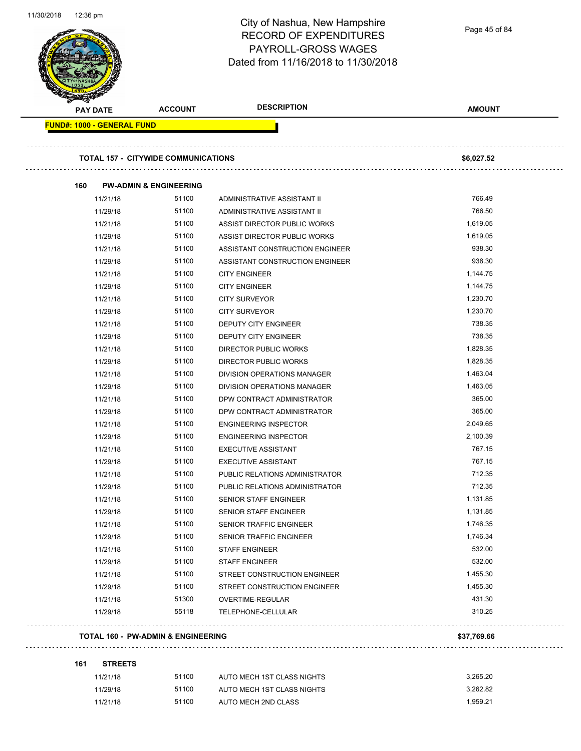# City of Nashua, New Hampshire
## RECORD OF EXPENDITURES
## PAYROLL-GROSS WAGES
## Dated from 11/16/2018 to 11/30/2018

| PAY DATE | ACCOUNT | DESCRIPTION | AMOUNT |
|---|---|---|---|
| **FUND#: 1000 - GENERAL FUND** | | | |
| **TOTAL 157 - CITYWIDE COMMUNICATIONS** | | | **$6,027.52** |
| **160 PW-ADMIN & ENGINEERING** | | | |
| 11/21/18 | 51100 | ADMINISTRATIVE ASSISTANT II | 766.49 |
| 11/29/18 | 51100 | ADMINISTRATIVE ASSISTANT II | 766.50 |
| 11/21/18 | 51100 | ASSIST DIRECTOR PUBLIC WORKS | 1,619.05 |
| 11/29/18 | 51100 | ASSIST DIRECTOR PUBLIC WORKS | 1,619.05 |
| 11/21/18 | 51100 | ASSISTANT CONSTRUCTION ENGINEER | 938.30 |
| 11/29/18 | 51100 | ASSISTANT CONSTRUCTION ENGINEER | 938.30 |
| 11/21/18 | 51100 | CITY ENGINEER | 1,144.75 |
| 11/29/18 | 51100 | CITY ENGINEER | 1,144.75 |
| 11/21/18 | 51100 | CITY SURVEYOR | 1,230.70 |
| 11/29/18 | 51100 | CITY SURVEYOR | 1,230.70 |
| 11/21/18 | 51100 | DEPUTY CITY ENGINEER | 738.35 |
| 11/29/18 | 51100 | DEPUTY CITY ENGINEER | 738.35 |
| 11/21/18 | 51100 | DIRECTOR PUBLIC WORKS | 1,828.35 |
| 11/29/18 | 51100 | DIRECTOR PUBLIC WORKS | 1,828.35 |
| 11/21/18 | 51100 | DIVISION OPERATIONS MANAGER | 1,463.04 |
| 11/29/18 | 51100 | DIVISION OPERATIONS MANAGER | 1,463.05 |
| 11/21/18 | 51100 | DPW CONTRACT ADMINISTRATOR | 365.00 |
| 11/29/18 | 51100 | DPW CONTRACT ADMINISTRATOR | 365.00 |
| 11/21/18 | 51100 | ENGINEERING INSPECTOR | 2,049.65 |
| 11/29/18 | 51100 | ENGINEERING INSPECTOR | 2,100.39 |
| 11/21/18 | 51100 | EXECUTIVE ASSISTANT | 767.15 |
| 11/29/18 | 51100 | EXECUTIVE ASSISTANT | 767.15 |
| 11/21/18 | 51100 | PUBLIC RELATIONS ADMINISTRATOR | 712.35 |
| 11/29/18 | 51100 | PUBLIC RELATIONS ADMINISTRATOR | 712.35 |
| 11/21/18 | 51100 | SENIOR STAFF ENGINEER | 1,131.85 |
| 11/29/18 | 51100 | SENIOR STAFF ENGINEER | 1,131.85 |
| 11/21/18 | 51100 | SENIOR TRAFFIC ENGINEER | 1,746.35 |
| 11/29/18 | 51100 | SENIOR TRAFFIC ENGINEER | 1,746.34 |
| 11/21/18 | 51100 | STAFF ENGINEER | 532.00 |
| 11/29/18 | 51100 | STAFF ENGINEER | 532.00 |
| 11/21/18 | 51100 | STREET CONSTRUCTION ENGINEER | 1,455.30 |
| 11/29/18 | 51100 | STREET CONSTRUCTION ENGINEER | 1,455.30 |
| 11/21/18 | 51300 | OVERTIME-REGULAR | 431.30 |
| 11/29/18 | 55118 | TELEPHONE-CELLULAR | 310.25 |
| **TOTAL 160 - PW-ADMIN & ENGINEERING** | | | **$37,769.66** |
| **161 STREETS** | | | |
| 11/21/18 | 51100 | AUTO MECH 1ST CLASS NIGHTS | 3,265.20 |
| 11/29/18 | 51100 | AUTO MECH 1ST CLASS NIGHTS | 3,262.82 |
| 11/21/18 | 51100 | AUTO MECH 2ND CLASS | 1,959.21 |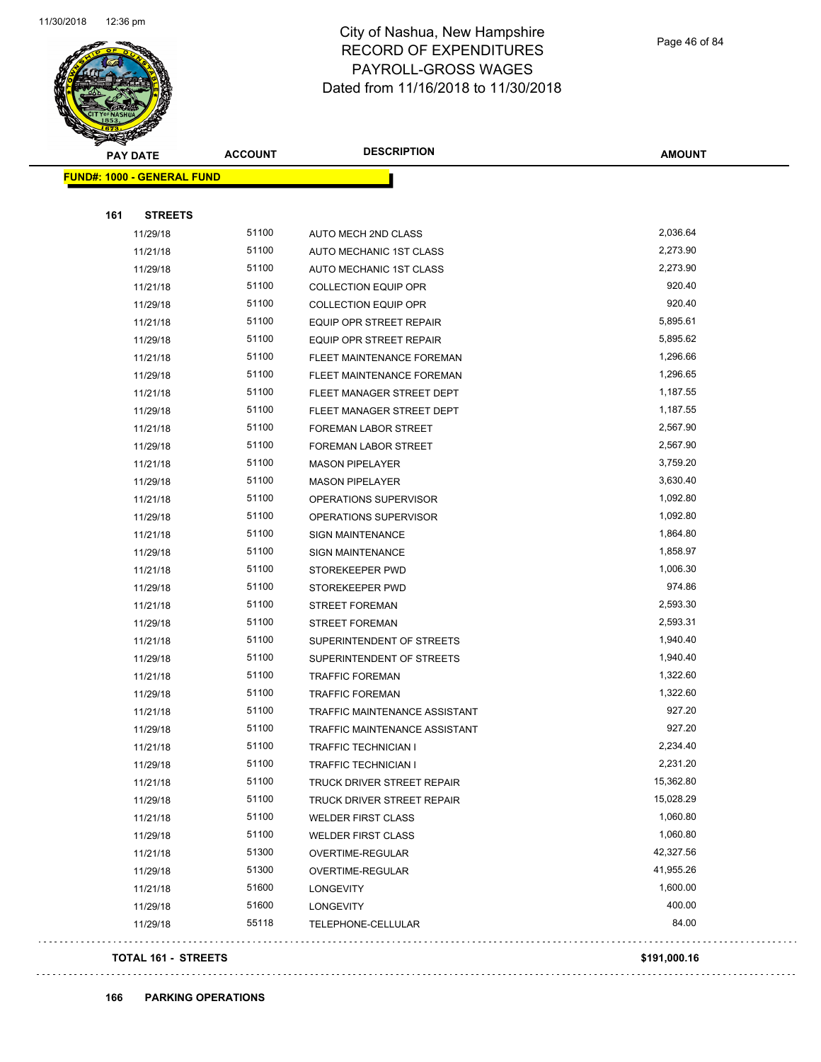# City of Nashua, New Hampshire
## RECORD OF EXPENDITURES
## PAYROLL-GROSS WAGES
## Dated from 11/16/2018 to 11/30/2018

| PAY DATE | ACCOUNT | DESCRIPTION | AMOUNT |
|---|---|---|---|
| **FUND#: 1000 - GENERAL FUND** | | | |
| **161 STREETS** | | | |
| 11/29/18 | 51100 | AUTO MECH 2ND CLASS | 2,036.64 |
| 11/21/18 | 51100 | AUTO MECHANIC 1ST CLASS | 2,273.90 |
| 11/29/18 | 51100 | AUTO MECHANIC 1ST CLASS | 2,273.90 |
| 11/21/18 | 51100 | COLLECTION EQUIP OPR | 920.40 |
| 11/29/18 | 51100 | COLLECTION EQUIP OPR | 920.40 |
| 11/21/18 | 51100 | EQUIP OPR STREET REPAIR | 5,895.61 |
| 11/29/18 | 51100 | EQUIP OPR STREET REPAIR | 5,895.62 |
| 11/21/18 | 51100 | FLEET MAINTENANCE FOREMAN | 1,296.66 |
| 11/29/18 | 51100 | FLEET MAINTENANCE FOREMAN | 1,296.65 |
| 11/21/18 | 51100 | FLEET MANAGER STREET DEPT | 1,187.55 |
| 11/29/18 | 51100 | FLEET MANAGER STREET DEPT | 1,187.55 |
| 11/21/18 | 51100 | FOREMAN LABOR STREET | 2,567.90 |
| 11/29/18 | 51100 | FOREMAN LABOR STREET | 2,567.90 |
| 11/21/18 | 51100 | MASON PIPELAYER | 3,759.20 |
| 11/29/18 | 51100 | MASON PIPELAYER | 3,630.40 |
| 11/21/18 | 51100 | OPERATIONS SUPERVISOR | 1,092.80 |
| 11/29/18 | 51100 | OPERATIONS SUPERVISOR | 1,092.80 |
| 11/21/18 | 51100 | SIGN MAINTENANCE | 1,864.80 |
| 11/29/18 | 51100 | SIGN MAINTENANCE | 1,858.97 |
| 11/21/18 | 51100 | STOREKEEPER PWD | 1,006.30 |
| 11/29/18 | 51100 | STOREKEEPER PWD | 974.86 |
| 11/21/18 | 51100 | STREET FOREMAN | 2,593.30 |
| 11/29/18 | 51100 | STREET FOREMAN | 2,593.31 |
| 11/21/18 | 51100 | SUPERINTENDENT OF STREETS | 1,940.40 |
| 11/29/18 | 51100 | SUPERINTENDENT OF STREETS | 1,940.40 |
| 11/21/18 | 51100 | TRAFFIC FOREMAN | 1,322.60 |
| 11/29/18 | 51100 | TRAFFIC FOREMAN | 1,322.60 |
| 11/21/18 | 51100 | TRAFFIC MAINTENANCE ASSISTANT | 927.20 |
| 11/29/18 | 51100 | TRAFFIC MAINTENANCE ASSISTANT | 927.20 |
| 11/21/18 | 51100 | TRAFFIC TECHNICIAN I | 2,234.40 |
| 11/29/18 | 51100 | TRAFFIC TECHNICIAN I | 2,231.20 |
| 11/21/18 | 51100 | TRUCK DRIVER STREET REPAIR | 15,362.80 |
| 11/29/18 | 51100 | TRUCK DRIVER STREET REPAIR | 15,028.29 |
| 11/21/18 | 51100 | WELDER FIRST CLASS | 1,060.80 |
| 11/29/18 | 51100 | WELDER FIRST CLASS | 1,060.80 |
| 11/21/18 | 51300 | OVERTIME-REGULAR | 42,327.56 |
| 11/29/18 | 51300 | OVERTIME-REGULAR | 41,955.26 |
| 11/21/18 | 51600 | LONGEVITY | 1,600.00 |
| 11/29/18 | 51600 | LONGEVITY | 400.00 |
| 11/29/18 | 55118 | TELEPHONE-CELLULAR | 84.00 |
| **TOTAL 161 - STREETS** | | | **$191,000.16** |

**166 PARKING OPERATIONS**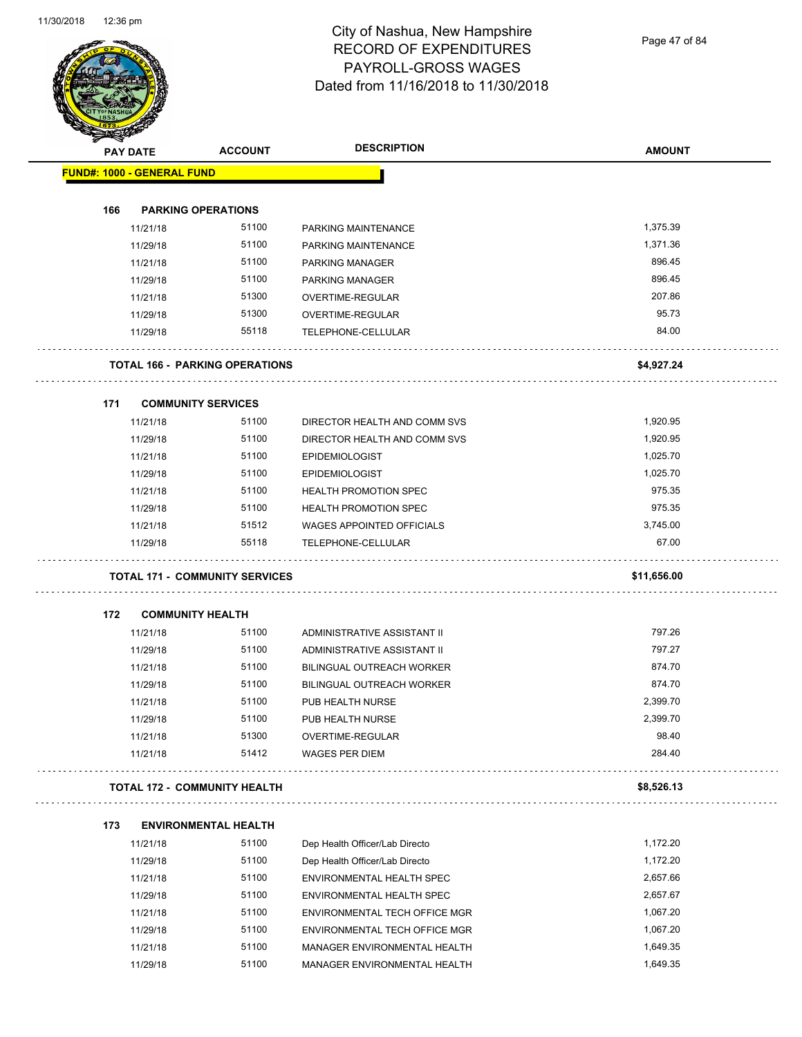# City of Nashua, New Hampshire
# RECORD OF EXPENDITURES
# PAYROLL-GROSS WAGES
# Dated from 11/16/2018 to 11/30/2018

| PAY DATE | ACCOUNT | DESCRIPTION | AMOUNT |
|---|---|---|---|
| **FUND#: 1000 - GENERAL FUND** | | | |
| **166 PARKING OPERATIONS** | | | |
| 11/21/18 | 51100 | PARKING MAINTENANCE | 1,375.39 |
| 11/29/18 | 51100 | PARKING MAINTENANCE | 1,371.36 |
| 11/21/18 | 51100 | PARKING MANAGER | 896.45 |
| 11/29/18 | 51100 | PARKING MANAGER | 896.45 |
| 11/21/18 | 51300 | OVERTIME-REGULAR | 207.86 |
| 11/29/18 | 51300 | OVERTIME-REGULAR | 95.73 |
| 11/29/18 | 55118 | TELEPHONE-CELLULAR | 84.00 |
| **TOTAL 166 - PARKING OPERATIONS** | | | **$4,927.24** |
| **171 COMMUNITY SERVICES** | | | |
| 11/21/18 | 51100 | DIRECTOR HEALTH AND COMM SVS | 1,920.95 |
| 11/29/18 | 51100 | DIRECTOR HEALTH AND COMM SVS | 1,920.95 |
| 11/21/18 | 51100 | EPIDEMIOLOGIST | 1,025.70 |
| 11/29/18 | 51100 | EPIDEMIOLOGIST | 1,025.70 |
| 11/21/18 | 51100 | HEALTH PROMOTION SPEC | 975.35 |
| 11/29/18 | 51100 | HEALTH PROMOTION SPEC | 975.35 |
| 11/21/18 | 51512 | WAGES APPOINTED OFFICIALS | 3,745.00 |
| 11/29/18 | 55118 | TELEPHONE-CELLULAR | 67.00 |
| **TOTAL 171 - COMMUNITY SERVICES** | | | **$11,656.00** |
| **172 COMMUNITY HEALTH** | | | |
| 11/21/18 | 51100 | ADMINISTRATIVE ASSISTANT II | 797.26 |
| 11/29/18 | 51100 | ADMINISTRATIVE ASSISTANT II | 797.27 |
| 11/21/18 | 51100 | BILINGUAL OUTREACH WORKER | 874.70 |
| 11/29/18 | 51100 | BILINGUAL OUTREACH WORKER | 874.70 |
| 11/21/18 | 51100 | PUB HEALTH NURSE | 2,399.70 |
| 11/29/18 | 51100 | PUB HEALTH NURSE | 2,399.70 |
| 11/21/18 | 51300 | OVERTIME-REGULAR | 98.40 |
| 11/21/18 | 51412 | WAGES PER DIEM | 284.40 |
| **TOTAL 172 - COMMUNITY HEALTH** | | | **$8,526.13** |
| **173 ENVIRONMENTAL HEALTH** | | | |
| 11/21/18 | 51100 | Dep Health Officer/Lab Directo | 1,172.20 |
| 11/29/18 | 51100 | Dep Health Officer/Lab Directo | 1,172.20 |
| 11/21/18 | 51100 | ENVIRONMENTAL HEALTH SPEC | 2,657.66 |
| 11/29/18 | 51100 | ENVIRONMENTAL HEALTH SPEC | 2,657.67 |
| 11/21/18 | 51100 | ENVIRONMENTAL TECH OFFICE MGR | 1,067.20 |
| 11/29/18 | 51100 | ENVIRONMENTAL TECH OFFICE MGR | 1,067.20 |
| 11/21/18 | 51100 | MANAGER ENVIRONMENTAL HEALTH | 1,649.35 |
| 11/29/18 | 51100 | MANAGER ENVIRONMENTAL HEALTH | 1,649.35 |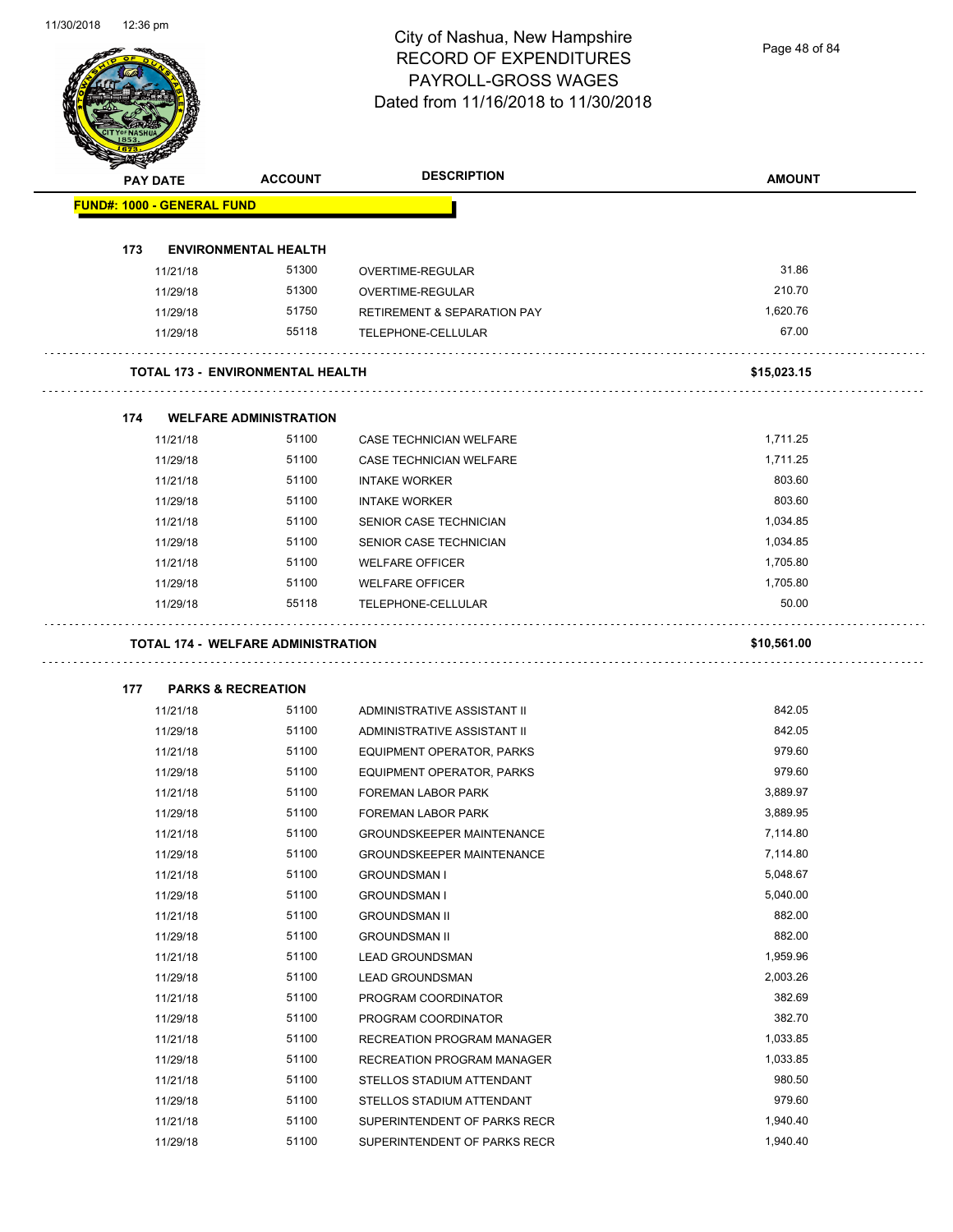# City of Nashua, New Hampshire
# RECORD OF EXPENDITURES
# PAYROLL-GROSS WAGES
# Dated from 11/16/2018 to 11/30/2018

| PAY DATE | ACCOUNT | DESCRIPTION | AMOUNT |
|---|---|---|---|
| **FUND#: 1000 - GENERAL FUND** | | | |
| **173 ENVIRONMENTAL HEALTH** | | | |
| 11/21/18 | 51300 | OVERTIME-REGULAR | 31.86 |
| 11/29/18 | 51300 | OVERTIME-REGULAR | 210.70 |
| 11/29/18 | 51750 | RETIREMENT & SEPARATION PAY | 1,620.76 |
| 11/29/18 | 55118 | TELEPHONE-CELLULAR | 67.00 |
| **TOTAL 173 - ENVIRONMENTAL HEALTH** | | | **$15,023.15** |
| **174 WELFARE ADMINISTRATION** | | | |
| 11/21/18 | 51100 | CASE TECHNICIAN WELFARE | 1,711.25 |
| 11/29/18 | 51100 | CASE TECHNICIAN WELFARE | 1,711.25 |
| 11/21/18 | 51100 | INTAKE WORKER | 803.60 |
| 11/29/18 | 51100 | INTAKE WORKER | 803.60 |
| 11/21/18 | 51100 | SENIOR CASE TECHNICIAN | 1,034.85 |
| 11/29/18 | 51100 | SENIOR CASE TECHNICIAN | 1,034.85 |
| 11/21/18 | 51100 | WELFARE OFFICER | 1,705.80 |
| 11/29/18 | 51100 | WELFARE OFFICER | 1,705.80 |
| 11/29/18 | 55118 | TELEPHONE-CELLULAR | 50.00 |
| **TOTAL 174 - WELFARE ADMINISTRATION** | | | **$10,561.00** |
| **177 PARKS & RECREATION** | | | |
| 11/21/18 | 51100 | ADMINISTRATIVE ASSISTANT II | 842.05 |
| 11/29/18 | 51100 | ADMINISTRATIVE ASSISTANT II | 842.05 |
| 11/21/18 | 51100 | EQUIPMENT OPERATOR, PARKS | 979.60 |
| 11/29/18 | 51100 | EQUIPMENT OPERATOR, PARKS | 979.60 |
| 11/21/18 | 51100 | FOREMAN LABOR PARK | 3,889.97 |
| 11/29/18 | 51100 | FOREMAN LABOR PARK | 3,889.95 |
| 11/21/18 | 51100 | GROUNDSKEEPER MAINTENANCE | 7,114.80 |
| 11/29/18 | 51100 | GROUNDSKEEPER MAINTENANCE | 7,114.80 |
| 11/21/18 | 51100 | GROUNDSMAN I | 5,048.67 |
| 11/29/18 | 51100 | GROUNDSMAN I | 5,040.00 |
| 11/21/18 | 51100 | GROUNDSMAN II | 882.00 |
| 11/29/18 | 51100 | GROUNDSMAN II | 882.00 |
| 11/21/18 | 51100 | LEAD GROUNDSMAN | 1,959.96 |
| 11/29/18 | 51100 | LEAD GROUNDSMAN | 2,003.26 |
| 11/21/18 | 51100 | PROGRAM COORDINATOR | 382.69 |
| 11/29/18 | 51100 | PROGRAM COORDINATOR | 382.70 |
| 11/21/18 | 51100 | RECREATION PROGRAM MANAGER | 1,033.85 |
| 11/29/18 | 51100 | RECREATION PROGRAM MANAGER | 1,033.85 |
| 11/21/18 | 51100 | STELLOS STADIUM ATTENDANT | 980.50 |
| 11/29/18 | 51100 | STELLOS STADIUM ATTENDANT | 979.60 |
| 11/21/18 | 51100 | SUPERINTENDENT OF PARKS RECR | 1,940.40 |
| 11/29/18 | 51100 | SUPERINTENDENT OF PARKS RECR | 1,940.40 |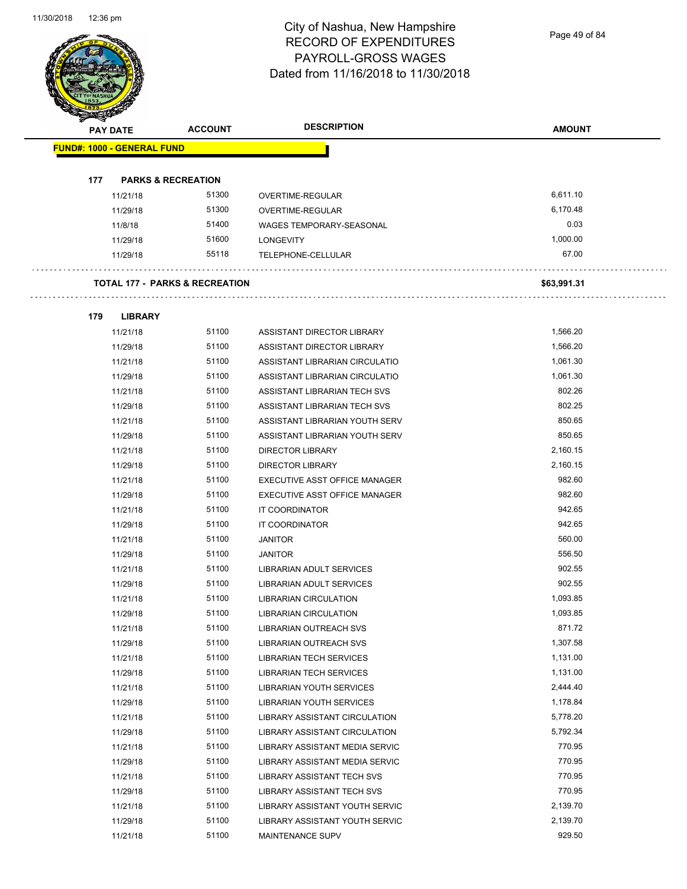# City of Nashua, New Hampshire
## RECORD OF EXPENDITURES
## PAYROLL-GROSS WAGES
## Dated from 11/16/2018 to 11/30/2018

| PAY DATE | ACCOUNT | DESCRIPTION | AMOUNT |
|---|---|---|---|
| **FUND#: 1000 - GENERAL FUND** | | | |
| **177 PARKS & RECREATION** | | | |
| 11/21/18 | 51300 | OVERTIME-REGULAR | 6,611.10 |
| 11/29/18 | 51300 | OVERTIME-REGULAR | 6,170.48 |
| 11/8/18 | 51400 | WAGES TEMPORARY-SEASONAL | 0.03 |
| 11/29/18 | 51600 | LONGEVITY | 1,000.00 |
| 11/29/18 | 55118 | TELEPHONE-CELLULAR | 67.00 |
| **TOTAL 177 - PARKS & RECREATION** | | | **$63,991.31** |
| **179 LIBRARY** | | | |
| 11/21/18 | 51100 | ASSISTANT DIRECTOR LIBRARY | 1,566.20 |
| 11/29/18 | 51100 | ASSISTANT DIRECTOR LIBRARY | 1,566.20 |
| 11/21/18 | 51100 | ASSISTANT LIBRARIAN CIRCULATIO | 1,061.30 |
| 11/29/18 | 51100 | ASSISTANT LIBRARIAN CIRCULATIO | 1,061.30 |
| 11/21/18 | 51100 | ASSISTANT LIBRARIAN TECH SVS | 802.26 |
| 11/29/18 | 51100 | ASSISTANT LIBRARIAN TECH SVS | 802.25 |
| 11/21/18 | 51100 | ASSISTANT LIBRARIAN YOUTH SERV | 850.65 |
| 11/29/18 | 51100 | ASSISTANT LIBRARIAN YOUTH SERV | 850.65 |
| 11/21/18 | 51100 | DIRECTOR LIBRARY | 2,160.15 |
| 11/29/18 | 51100 | DIRECTOR LIBRARY | 2,160.15 |
| 11/21/18 | 51100 | EXECUTIVE ASST OFFICE MANAGER | 982.60 |
| 11/29/18 | 51100 | EXECUTIVE ASST OFFICE MANAGER | 982.60 |
| 11/21/18 | 51100 | IT COORDINATOR | 942.65 |
| 11/29/18 | 51100 | IT COORDINATOR | 942.65 |
| 11/21/18 | 51100 | JANITOR | 560.00 |
| 11/29/18 | 51100 | JANITOR | 556.50 |
| 11/21/18 | 51100 | LIBRARIAN ADULT SERVICES | 902.55 |
| 11/29/18 | 51100 | LIBRARIAN ADULT SERVICES | 902.55 |
| 11/21/18 | 51100 | LIBRARIAN CIRCULATION | 1,093.85 |
| 11/29/18 | 51100 | LIBRARIAN CIRCULATION | 1,093.85 |
| 11/21/18 | 51100 | LIBRARIAN OUTREACH SVS | 871.72 |
| 11/29/18 | 51100 | LIBRARIAN OUTREACH SVS | 1,307.58 |
| 11/21/18 | 51100 | LIBRARIAN TECH SERVICES | 1,131.00 |
| 11/29/18 | 51100 | LIBRARIAN TECH SERVICES | 1,131.00 |
| 11/21/18 | 51100 | LIBRARIAN YOUTH SERVICES | 2,444.40 |
| 11/29/18 | 51100 | LIBRARIAN YOUTH SERVICES | 1,178.84 |
| 11/21/18 | 51100 | LIBRARY ASSISTANT CIRCULATION | 5,778.20 |
| 11/29/18 | 51100 | LIBRARY ASSISTANT CIRCULATION | 5,792.34 |
| 11/21/18 | 51100 | LIBRARY ASSISTANT MEDIA SERVIC | 770.95 |
| 11/29/18 | 51100 | LIBRARY ASSISTANT MEDIA SERVIC | 770.95 |
| 11/21/18 | 51100 | LIBRARY ASSISTANT TECH SVS | 770.95 |
| 11/29/18 | 51100 | LIBRARY ASSISTANT TECH SVS | 770.95 |
| 11/21/18 | 51100 | LIBRARY ASSISTANT YOUTH SERVIC | 2,139.70 |
| 11/29/18 | 51100 | LIBRARY ASSISTANT YOUTH SERVIC | 2,139.70 |
| 11/21/18 | 51100 | MAINTENANCE SUPV | 929.50 |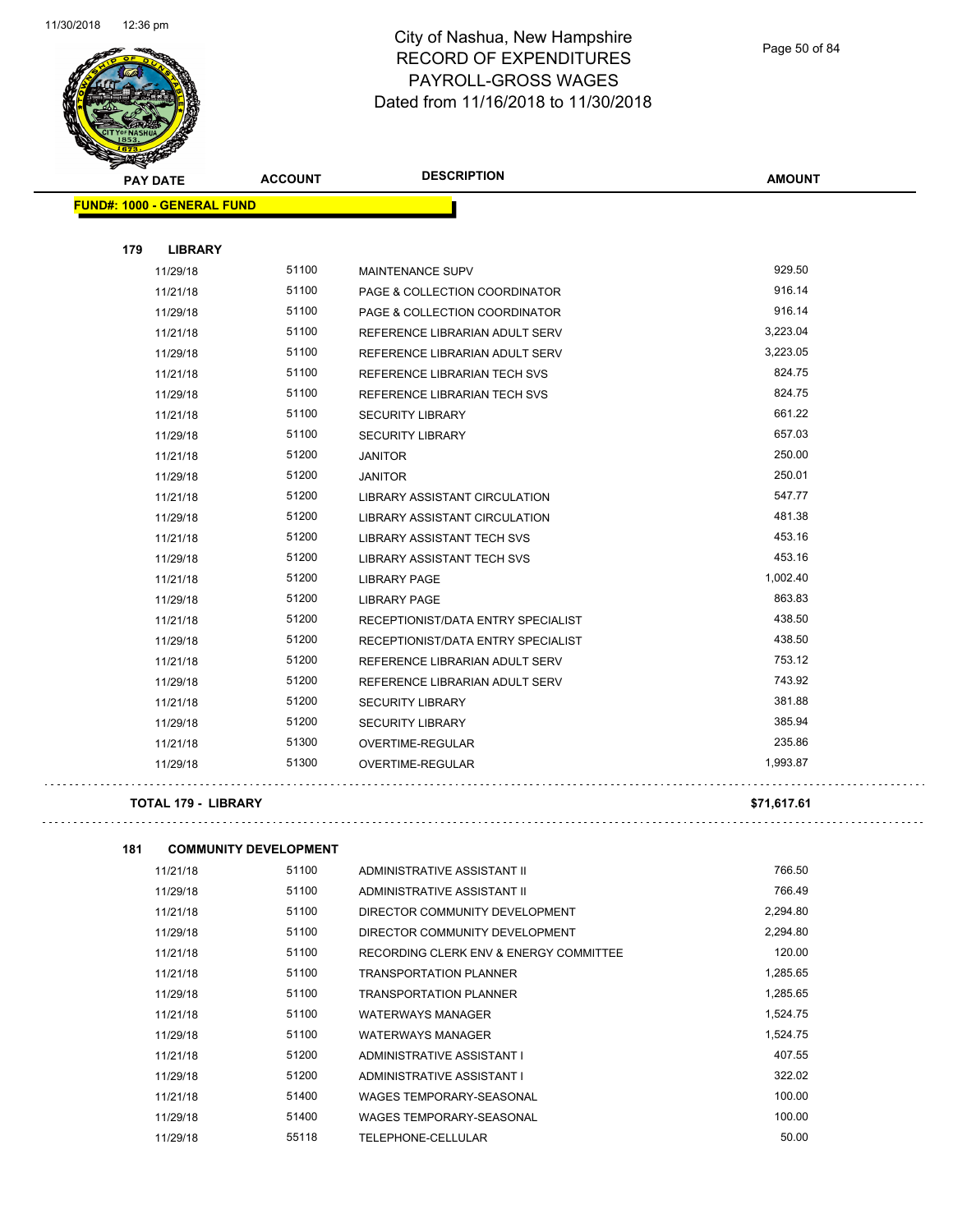City of Nashua, New Hampshire
RECORD OF EXPENDITURES
PAYROLL-GROSS WAGES
Dated from 11/16/2018 to 11/30/2018

| PAY DATE | ACCOUNT | DESCRIPTION | AMOUNT |
|---|---|---|---|
| **FUND#: 1000 - GENERAL FUND** | | | |
| **179 LIBRARY** | | | |
| 11/29/18 | 51100 | MAINTENANCE SUPV | 929.50 |
| 11/21/18 | 51100 | PAGE & COLLECTION COORDINATOR | 916.14 |
| 11/29/18 | 51100 | PAGE & COLLECTION COORDINATOR | 916.14 |
| 11/21/18 | 51100 | REFERENCE LIBRARIAN ADULT SERV | 3,223.04 |
| 11/29/18 | 51100 | REFERENCE LIBRARIAN ADULT SERV | 3,223.05 |
| 11/21/18 | 51100 | REFERENCE LIBRARIAN TECH SVS | 824.75 |
| 11/29/18 | 51100 | REFERENCE LIBRARIAN TECH SVS | 824.75 |
| 11/21/18 | 51100 | SECURITY LIBRARY | 661.22 |
| 11/29/18 | 51100 | SECURITY LIBRARY | 657.03 |
| 11/21/18 | 51200 | JANITOR | 250.00 |
| 11/29/18 | 51200 | JANITOR | 250.01 |
| 11/21/18 | 51200 | LIBRARY ASSISTANT CIRCULATION | 547.77 |
| 11/29/18 | 51200 | LIBRARY ASSISTANT CIRCULATION | 481.38 |
| 11/21/18 | 51200 | LIBRARY ASSISTANT TECH SVS | 453.16 |
| 11/29/18 | 51200 | LIBRARY ASSISTANT TECH SVS | 453.16 |
| 11/21/18 | 51200 | LIBRARY PAGE | 1,002.40 |
| 11/29/18 | 51200 | LIBRARY PAGE | 863.83 |
| 11/21/18 | 51200 | RECEPTIONIST/DATA ENTRY SPECIALIST | 438.50 |
| 11/29/18 | 51200 | RECEPTIONIST/DATA ENTRY SPECIALIST | 438.50 |
| 11/21/18 | 51200 | REFERENCE LIBRARIAN ADULT SERV | 753.12 |
| 11/29/18 | 51200 | REFERENCE LIBRARIAN ADULT SERV | 743.92 |
| 11/21/18 | 51200 | SECURITY LIBRARY | 381.88 |
| 11/29/18 | 51200 | SECURITY LIBRARY | 385.94 |
| 11/21/18 | 51300 | OVERTIME-REGULAR | 235.86 |
| 11/29/18 | 51300 | OVERTIME-REGULAR | 1,993.87 |
| **TOTAL 179 - LIBRARY** | | | **$71,617.61** |
| **181 COMMUNITY DEVELOPMENT** | | | |
| 11/21/18 | 51100 | ADMINISTRATIVE ASSISTANT II | 766.50 |
| 11/29/18 | 51100 | ADMINISTRATIVE ASSISTANT II | 766.49 |
| 11/21/18 | 51100 | DIRECTOR COMMUNITY DEVELOPMENT | 2,294.80 |
| 11/29/18 | 51100 | DIRECTOR COMMUNITY DEVELOPMENT | 2,294.80 |
| 11/21/18 | 51100 | RECORDING CLERK ENV & ENERGY COMMITTEE | 120.00 |
| 11/21/18 | 51100 | TRANSPORTATION PLANNER | 1,285.65 |
| 11/29/18 | 51100 | TRANSPORTATION PLANNER | 1,285.65 |
| 11/21/18 | 51100 | WATERWAYS MANAGER | 1,524.75 |
| 11/29/18 | 51100 | WATERWAYS MANAGER | 1,524.75 |
| 11/21/18 | 51200 | ADMINISTRATIVE ASSISTANT I | 407.55 |
| 11/29/18 | 51200 | ADMINISTRATIVE ASSISTANT I | 322.02 |
| 11/21/18 | 51400 | WAGES TEMPORARY-SEASONAL | 100.00 |
| 11/29/18 | 51400 | WAGES TEMPORARY-SEASONAL | 100.00 |
| 11/29/18 | 55118 | TELEPHONE-CELLULAR | 50.00 |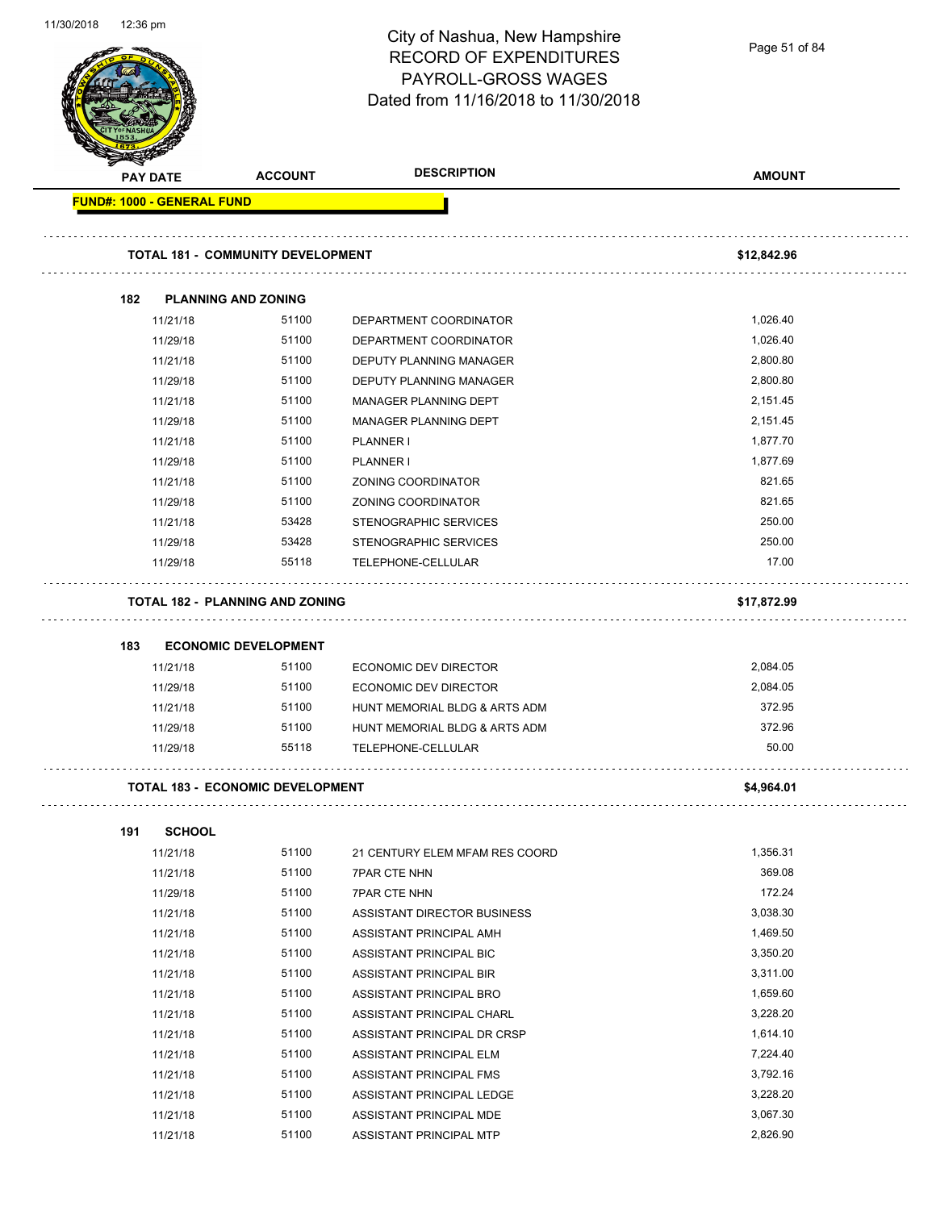# City of Nashua, New Hampshire
## RECORD OF EXPENDITURES
## PAYROLL-GROSS WAGES
### Dated from 11/16/2018 to 11/30/2018

| PAY DATE | ACCOUNT | DESCRIPTION | AMOUNT |
|---|---|---|---|
| **FUND#: 1000 - GENERAL FUND** | | | |
| **TOTAL 181 - COMMUNITY DEVELOPMENT** | | | **$12,842.96** |
| **182 PLANNING AND ZONING** | | | |
| 11/21/18 | 51100 | DEPARTMENT COORDINATOR | 1,026.40 |
| 11/29/18 | 51100 | DEPARTMENT COORDINATOR | 1,026.40 |
| 11/21/18 | 51100 | DEPUTY PLANNING MANAGER | 2,800.80 |
| 11/29/18 | 51100 | DEPUTY PLANNING MANAGER | 2,800.80 |
| 11/21/18 | 51100 | MANAGER PLANNING DEPT | 2,151.45 |
| 11/29/18 | 51100 | MANAGER PLANNING DEPT | 2,151.45 |
| 11/21/18 | 51100 | PLANNER I | 1,877.70 |
| 11/29/18 | 51100 | PLANNER I | 1,877.69 |
| 11/21/18 | 51100 | ZONING COORDINATOR | 821.65 |
| 11/29/18 | 51100 | ZONING COORDINATOR | 821.65 |
| 11/21/18 | 53428 | STENOGRAPHIC SERVICES | 250.00 |
| 11/29/18 | 53428 | STENOGRAPHIC SERVICES | 250.00 |
| 11/29/18 | 55118 | TELEPHONE-CELLULAR | 17.00 |
| **TOTAL 182 - PLANNING AND ZONING** | | | **$17,872.99** |
| **183 ECONOMIC DEVELOPMENT** | | | |
| 11/21/18 | 51100 | ECONOMIC DEV DIRECTOR | 2,084.05 |
| 11/29/18 | 51100 | ECONOMIC DEV DIRECTOR | 2,084.05 |
| 11/21/18 | 51100 | HUNT MEMORIAL BLDG & ARTS ADM | 372.95 |
| 11/29/18 | 51100 | HUNT MEMORIAL BLDG & ARTS ADM | 372.96 |
| 11/29/18 | 55118 | TELEPHONE-CELLULAR | 50.00 |
| **TOTAL 183 - ECONOMIC DEVELOPMENT** | | | **$4,964.01** |
| **191 SCHOOL** | | | |
| 11/21/18 | 51100 | 21 CENTURY ELEM MFAM RES COORD | 1,356.31 |
| 11/21/18 | 51100 | 7PAR CTE NHN | 369.08 |
| 11/29/18 | 51100 | 7PAR CTE NHN | 172.24 |
| 11/21/18 | 51100 | ASSISTANT DIRECTOR BUSINESS | 3,038.30 |
| 11/21/18 | 51100 | ASSISTANT PRINCIPAL AMH | 1,469.50 |
| 11/21/18 | 51100 | ASSISTANT PRINCIPAL BIC | 3,350.20 |
| 11/21/18 | 51100 | ASSISTANT PRINCIPAL BIR | 3,311.00 |
| 11/21/18 | 51100 | ASSISTANT PRINCIPAL BRO | 1,659.60 |
| 11/21/18 | 51100 | ASSISTANT PRINCIPAL CHARL | 3,228.20 |
| 11/21/18 | 51100 | ASSISTANT PRINCIPAL DR CRSP | 1,614.10 |
| 11/21/18 | 51100 | ASSISTANT PRINCIPAL ELM | 7,224.40 |
| 11/21/18 | 51100 | ASSISTANT PRINCIPAL FMS | 3,792.16 |
| 11/21/18 | 51100 | ASSISTANT PRINCIPAL LEDGE | 3,228.20 |
| 11/21/18 | 51100 | ASSISTANT PRINCIPAL MDE | 3,067.30 |
| 11/21/18 | 51100 | ASSISTANT PRINCIPAL MTP | 2,826.90 |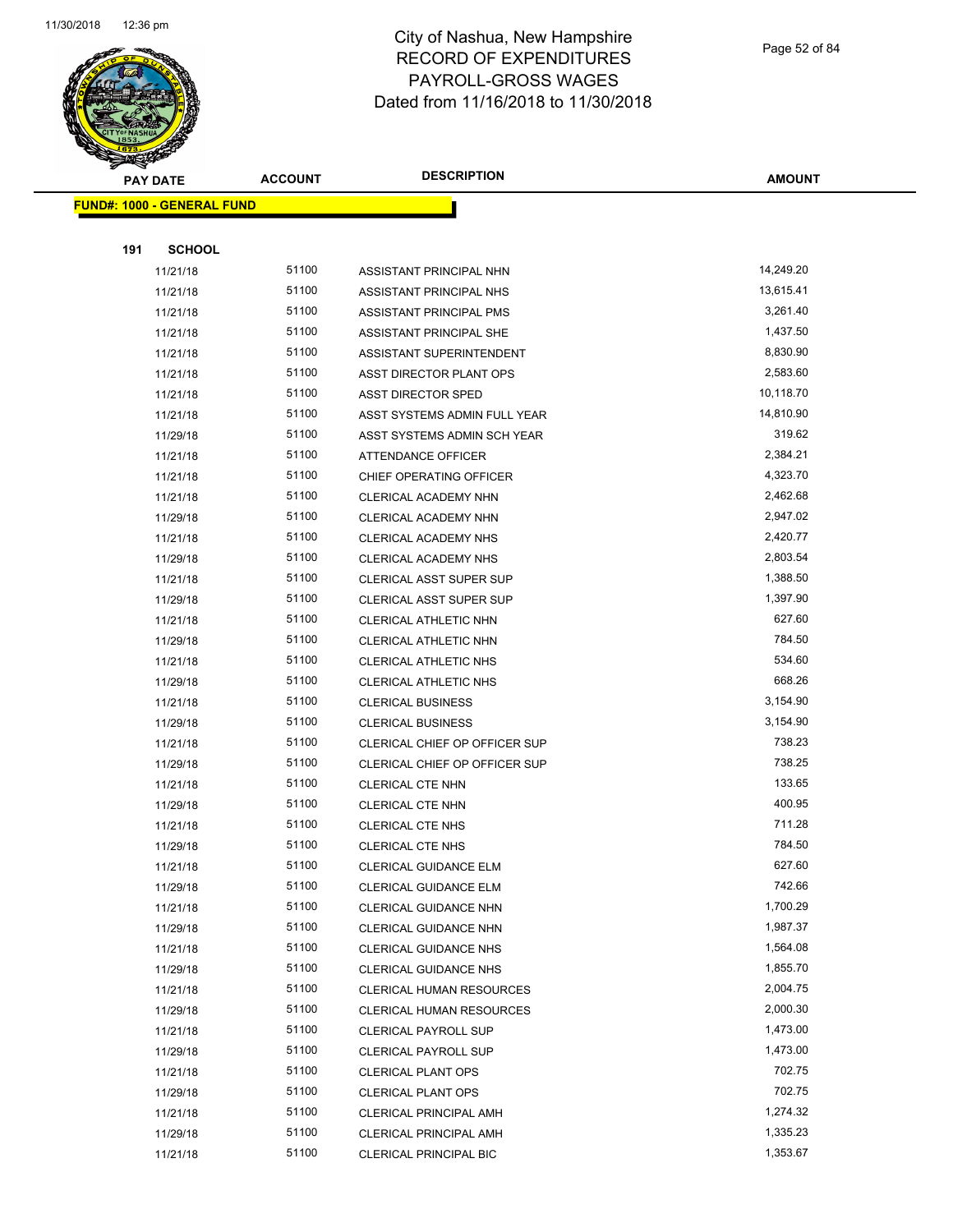# City of Nashua, New Hampshire
## RECORD OF EXPENDITURES
## PAYROLL-GROSS WAGES
## Dated from 11/16/2018 to 11/30/2018

| PAY DATE | ACCOUNT | DESCRIPTION | AMOUNT |
|---|---|---|---|
| **FUND#: 1000 - GENERAL FUND** | | | |
| **191 SCHOOL** | | | |
| 11/21/18 | 51100 | ASSISTANT PRINCIPAL NHN | 14,249.20 |
| 11/21/18 | 51100 | ASSISTANT PRINCIPAL NHS | 13,615.41 |
| 11/21/18 | 51100 | ASSISTANT PRINCIPAL PMS | 3,261.40 |
| 11/21/18 | 51100 | ASSISTANT PRINCIPAL SHE | 1,437.50 |
| 11/21/18 | 51100 | ASSISTANT SUPERINTENDENT | 8,830.90 |
| 11/21/18 | 51100 | ASST DIRECTOR PLANT OPS | 2,583.60 |
| 11/21/18 | 51100 | ASST DIRECTOR SPED | 10,118.70 |
| 11/21/18 | 51100 | ASST SYSTEMS ADMIN FULL YEAR | 14,810.90 |
| 11/29/18 | 51100 | ASST SYSTEMS ADMIN SCH YEAR | 319.62 |
| 11/21/18 | 51100 | ATTENDANCE OFFICER | 2,384.21 |
| 11/21/18 | 51100 | CHIEF OPERATING OFFICER | 4,323.70 |
| 11/21/18 | 51100 | CLERICAL ACADEMY NHN | 2,462.68 |
| 11/29/18 | 51100 | CLERICAL ACADEMY NHN | 2,947.02 |
| 11/21/18 | 51100 | CLERICAL ACADEMY NHS | 2,420.77 |
| 11/29/18 | 51100 | CLERICAL ACADEMY NHS | 2,803.54 |
| 11/21/18 | 51100 | CLERICAL ASST SUPER SUP | 1,388.50 |
| 11/29/18 | 51100 | CLERICAL ASST SUPER SUP | 1,397.90 |
| 11/21/18 | 51100 | CLERICAL ATHLETIC NHN | 627.60 |
| 11/29/18 | 51100 | CLERICAL ATHLETIC NHN | 784.50 |
| 11/21/18 | 51100 | CLERICAL ATHLETIC NHS | 534.60 |
| 11/29/18 | 51100 | CLERICAL ATHLETIC NHS | 668.26 |
| 11/21/18 | 51100 | CLERICAL BUSINESS | 3,154.90 |
| 11/29/18 | 51100 | CLERICAL BUSINESS | 3,154.90 |
| 11/21/18 | 51100 | CLERICAL CHIEF OP OFFICER SUP | 738.23 |
| 11/29/18 | 51100 | CLERICAL CHIEF OP OFFICER SUP | 738.25 |
| 11/21/18 | 51100 | CLERICAL CTE NHN | 133.65 |
| 11/29/18 | 51100 | CLERICAL CTE NHN | 400.95 |
| 11/21/18 | 51100 | CLERICAL CTE NHS | 711.28 |
| 11/29/18 | 51100 | CLERICAL CTE NHS | 784.50 |
| 11/21/18 | 51100 | CLERICAL GUIDANCE ELM | 627.60 |
| 11/29/18 | 51100 | CLERICAL GUIDANCE ELM | 742.66 |
| 11/21/18 | 51100 | CLERICAL GUIDANCE NHN | 1,700.29 |
| 11/29/18 | 51100 | CLERICAL GUIDANCE NHN | 1,987.37 |
| 11/21/18 | 51100 | CLERICAL GUIDANCE NHS | 1,564.08 |
| 11/29/18 | 51100 | CLERICAL GUIDANCE NHS | 1,855.70 |
| 11/21/18 | 51100 | CLERICAL HUMAN RESOURCES | 2,004.75 |
| 11/29/18 | 51100 | CLERICAL HUMAN RESOURCES | 2,000.30 |
| 11/21/18 | 51100 | CLERICAL PAYROLL SUP | 1,473.00 |
| 11/29/18 | 51100 | CLERICAL PAYROLL SUP | 1,473.00 |
| 11/21/18 | 51100 | CLERICAL PLANT OPS | 702.75 |
| 11/29/18 | 51100 | CLERICAL PLANT OPS | 702.75 |
| 11/21/18 | 51100 | CLERICAL PRINCIPAL AMH | 1,274.32 |
| 11/29/18 | 51100 | CLERICAL PRINCIPAL AMH | 1,335.23 |
| 11/21/18 | 51100 | CLERICAL PRINCIPAL BIC | 1,353.67 |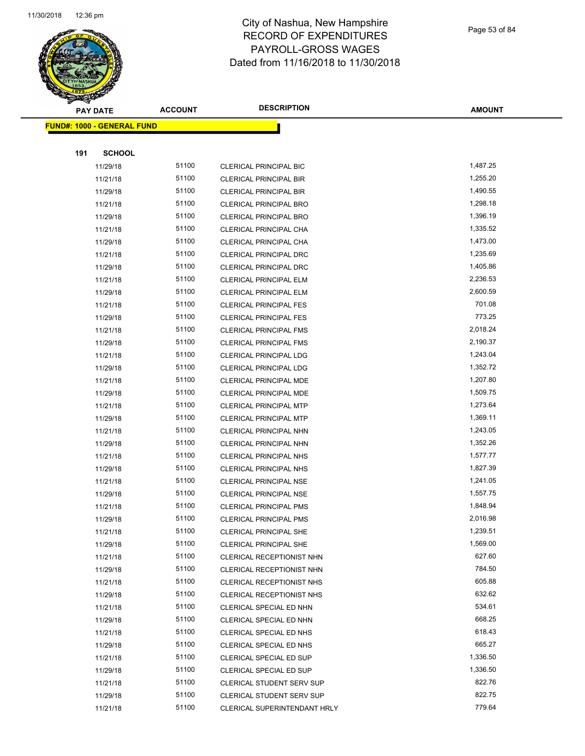# City of Nashua, New Hampshire
# RECORD OF EXPENDITURES
# PAYROLL-GROSS WAGES
# Dated from 11/16/2018 to 11/30/2018

| PAY DATE | ACCOUNT | DESCRIPTION | AMOUNT |
|---|---|---|---|

**FUND#: 1000 - GENERAL FUND**

**191 SCHOOL**

| PAY DATE | ACCOUNT | DESCRIPTION | AMOUNT |
|---|---|---|---|
| 11/29/18 | 51100 | CLERICAL PRINCIPAL BIC | 1,487.25 |
| 11/21/18 | 51100 | CLERICAL PRINCIPAL BIR | 1,255.20 |
| 11/29/18 | 51100 | CLERICAL PRINCIPAL BIR | 1,490.55 |
| 11/21/18 | 51100 | CLERICAL PRINCIPAL BRO | 1,298.18 |
| 11/29/18 | 51100 | CLERICAL PRINCIPAL BRO | 1,396.19 |
| 11/21/18 | 51100 | CLERICAL PRINCIPAL CHA | 1,335.52 |
| 11/29/18 | 51100 | CLERICAL PRINCIPAL CHA | 1,473.00 |
| 11/21/18 | 51100 | CLERICAL PRINCIPAL DRC | 1,235.69 |
| 11/29/18 | 51100 | CLERICAL PRINCIPAL DRC | 1,405.86 |
| 11/21/18 | 51100 | CLERICAL PRINCIPAL ELM | 2,236.53 |
| 11/29/18 | 51100 | CLERICAL PRINCIPAL ELM | 2,600.59 |
| 11/21/18 | 51100 | CLERICAL PRINCIPAL FES | 701.08 |
| 11/29/18 | 51100 | CLERICAL PRINCIPAL FES | 773.25 |
| 11/21/18 | 51100 | CLERICAL PRINCIPAL FMS | 2,018.24 |
| 11/29/18 | 51100 | CLERICAL PRINCIPAL FMS | 2,190.37 |
| 11/21/18 | 51100 | CLERICAL PRINCIPAL LDG | 1,243.04 |
| 11/29/18 | 51100 | CLERICAL PRINCIPAL LDG | 1,352.72 |
| 11/21/18 | 51100 | CLERICAL PRINCIPAL MDE | 1,207.80 |
| 11/29/18 | 51100 | CLERICAL PRINCIPAL MDE | 1,509.75 |
| 11/21/18 | 51100 | CLERICAL PRINCIPAL MTP | 1,273.64 |
| 11/29/18 | 51100 | CLERICAL PRINCIPAL MTP | 1,369.11 |
| 11/21/18 | 51100 | CLERICAL PRINCIPAL NHN | 1,243.05 |
| 11/29/18 | 51100 | CLERICAL PRINCIPAL NHN | 1,352.26 |
| 11/21/18 | 51100 | CLERICAL PRINCIPAL NHS | 1,577.77 |
| 11/29/18 | 51100 | CLERICAL PRINCIPAL NHS | 1,827.39 |
| 11/21/18 | 51100 | CLERICAL PRINCIPAL NSE | 1,241.05 |
| 11/29/18 | 51100 | CLERICAL PRINCIPAL NSE | 1,557.75 |
| 11/21/18 | 51100 | CLERICAL PRINCIPAL PMS | 1,848.94 |
| 11/29/18 | 51100 | CLERICAL PRINCIPAL PMS | 2,016.98 |
| 11/21/18 | 51100 | CLERICAL PRINCIPAL SHE | 1,239.51 |
| 11/29/18 | 51100 | CLERICAL PRINCIPAL SHE | 1,569.00 |
| 11/21/18 | 51100 | CLERICAL RECEPTIONIST NHN | 627.60 |
| 11/29/18 | 51100 | CLERICAL RECEPTIONIST NHN | 784.50 |
| 11/21/18 | 51100 | CLERICAL RECEPTIONIST NHS | 605.88 |
| 11/29/18 | 51100 | CLERICAL RECEPTIONIST NHS | 632.62 |
| 11/21/18 | 51100 | CLERICAL SPECIAL ED NHN | 534.61 |
| 11/29/18 | 51100 | CLERICAL SPECIAL ED NHN | 668.25 |
| 11/21/18 | 51100 | CLERICAL SPECIAL ED NHS | 618.43 |
| 11/29/18 | 51100 | CLERICAL SPECIAL ED NHS | 665.27 |
| 11/21/18 | 51100 | CLERICAL SPECIAL ED SUP | 1,336.50 |
| 11/29/18 | 51100 | CLERICAL SPECIAL ED SUP | 1,336.50 |
| 11/21/18 | 51100 | CLERICAL STUDENT SERV SUP | 822.76 |
| 11/29/18 | 51100 | CLERICAL STUDENT SERV SUP | 822.75 |
| 11/21/18 | 51100 | CLERICAL SUPERINTENDANT HRLY | 779.64 |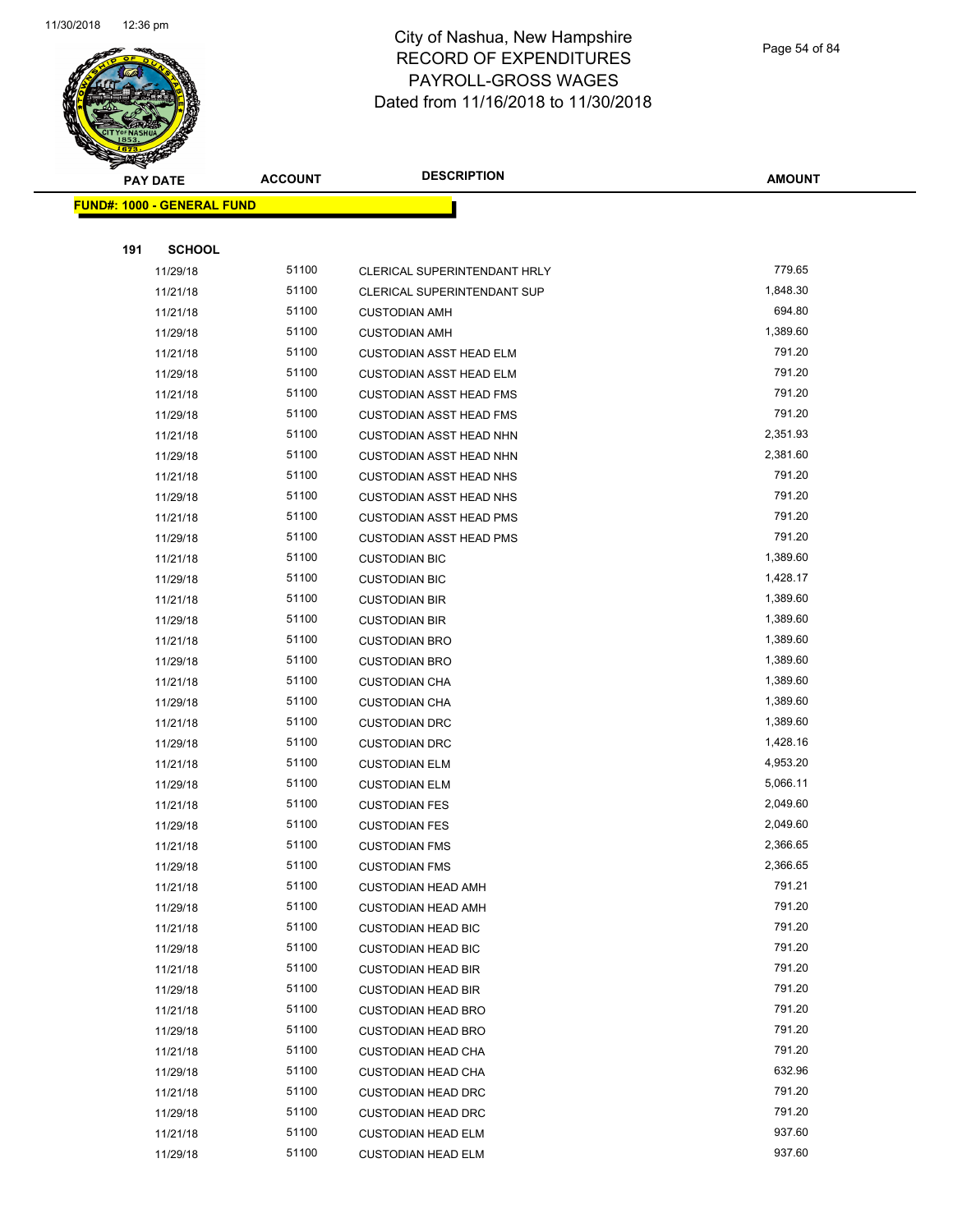# City of Nashua, New Hampshire
# RECORD OF EXPENDITURES
# PAYROLL-GROSS WAGES
# Dated from 11/16/2018 to 11/30/2018

| PAY DATE | ACCOUNT | DESCRIPTION | AMOUNT |
|---|---|---|---|
| **FUND#: 1000 - GENERAL FUND** | | | |
| **191 SCHOOL** | | | |
| 11/29/18 | 51100 | CLERICAL SUPERINTENDANT HRLY | 779.65 |
| 11/21/18 | 51100 | CLERICAL SUPERINTENDANT SUP | 1,848.30 |
| 11/21/18 | 51100 | CUSTODIAN AMH | 694.80 |
| 11/29/18 | 51100 | CUSTODIAN AMH | 1,389.60 |
| 11/21/18 | 51100 | CUSTODIAN ASST HEAD ELM | 791.20 |
| 11/29/18 | 51100 | CUSTODIAN ASST HEAD ELM | 791.20 |
| 11/21/18 | 51100 | CUSTODIAN ASST HEAD FMS | 791.20 |
| 11/29/18 | 51100 | CUSTODIAN ASST HEAD FMS | 791.20 |
| 11/21/18 | 51100 | CUSTODIAN ASST HEAD NHN | 2,351.93 |
| 11/29/18 | 51100 | CUSTODIAN ASST HEAD NHN | 2,381.60 |
| 11/21/18 | 51100 | CUSTODIAN ASST HEAD NHS | 791.20 |
| 11/29/18 | 51100 | CUSTODIAN ASST HEAD NHS | 791.20 |
| 11/21/18 | 51100 | CUSTODIAN ASST HEAD PMS | 791.20 |
| 11/29/18 | 51100 | CUSTODIAN ASST HEAD PMS | 791.20 |
| 11/21/18 | 51100 | CUSTODIAN BIC | 1,389.60 |
| 11/29/18 | 51100 | CUSTODIAN BIC | 1,428.17 |
| 11/21/18 | 51100 | CUSTODIAN BIR | 1,389.60 |
| 11/29/18 | 51100 | CUSTODIAN BIR | 1,389.60 |
| 11/21/18 | 51100 | CUSTODIAN BRO | 1,389.60 |
| 11/29/18 | 51100 | CUSTODIAN BRO | 1,389.60 |
| 11/21/18 | 51100 | CUSTODIAN CHA | 1,389.60 |
| 11/29/18 | 51100 | CUSTODIAN CHA | 1,389.60 |
| 11/21/18 | 51100 | CUSTODIAN DRC | 1,389.60 |
| 11/29/18 | 51100 | CUSTODIAN DRC | 1,428.16 |
| 11/21/18 | 51100 | CUSTODIAN ELM | 4,953.20 |
| 11/29/18 | 51100 | CUSTODIAN ELM | 5,066.11 |
| 11/21/18 | 51100 | CUSTODIAN FES | 2,049.60 |
| 11/29/18 | 51100 | CUSTODIAN FES | 2,049.60 |
| 11/21/18 | 51100 | CUSTODIAN FMS | 2,366.65 |
| 11/29/18 | 51100 | CUSTODIAN FMS | 2,366.65 |
| 11/21/18 | 51100 | CUSTODIAN HEAD AMH | 791.21 |
| 11/29/18 | 51100 | CUSTODIAN HEAD AMH | 791.20 |
| 11/21/18 | 51100 | CUSTODIAN HEAD BIC | 791.20 |
| 11/29/18 | 51100 | CUSTODIAN HEAD BIC | 791.20 |
| 11/21/18 | 51100 | CUSTODIAN HEAD BIR | 791.20 |
| 11/29/18 | 51100 | CUSTODIAN HEAD BIR | 791.20 |
| 11/21/18 | 51100 | CUSTODIAN HEAD BRO | 791.20 |
| 11/29/18 | 51100 | CUSTODIAN HEAD BRO | 791.20 |
| 11/21/18 | 51100 | CUSTODIAN HEAD CHA | 791.20 |
| 11/29/18 | 51100 | CUSTODIAN HEAD CHA | 632.96 |
| 11/21/18 | 51100 | CUSTODIAN HEAD DRC | 791.20 |
| 11/29/18 | 51100 | CUSTODIAN HEAD DRC | 791.20 |
| 11/21/18 | 51100 | CUSTODIAN HEAD ELM | 937.60 |
| 11/29/18 | 51100 | CUSTODIAN HEAD ELM | 937.60 |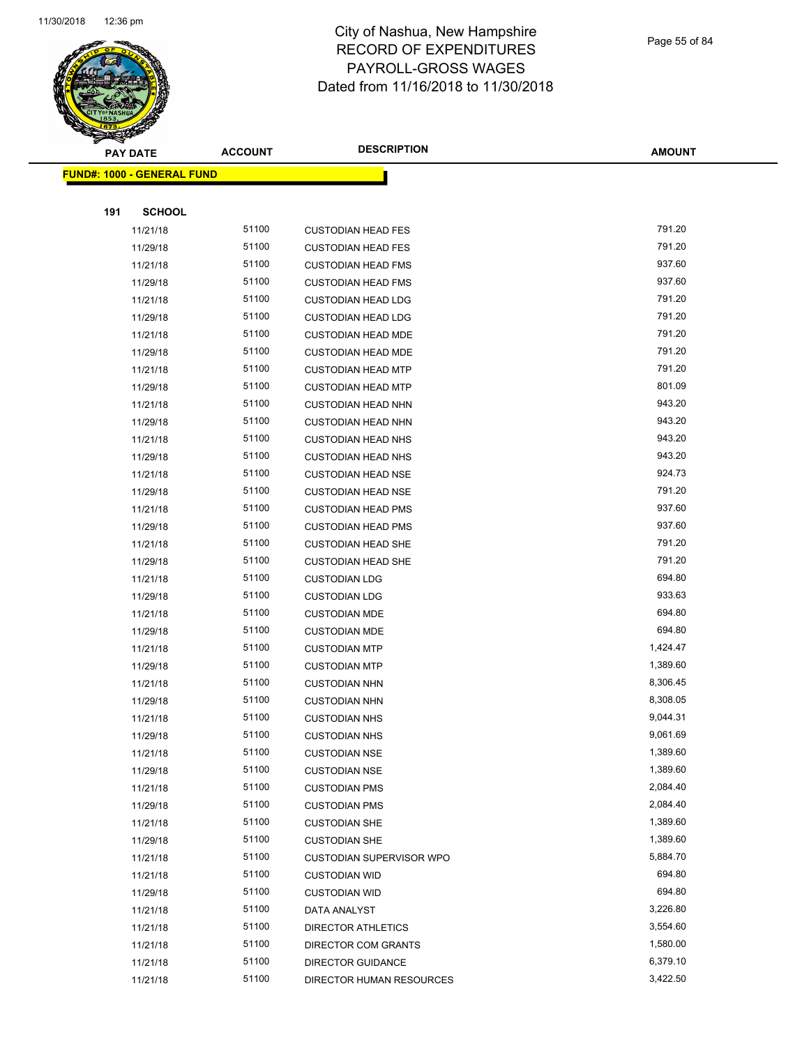# City of Nashua, New Hampshire
# RECORD OF EXPENDITURES
# PAYROLL-GROSS WAGES
# Dated from 11/16/2018 to 11/30/2018

| PAY DATE | ACCOUNT | DESCRIPTION | AMOUNT |
|---|---|---|---|

**FUND#: 1000 - GENERAL FUND**

**191 SCHOOL**

| PAY DATE | ACCOUNT | DESCRIPTION | AMOUNT |
|---|---|---|---|
| 11/21/18 | 51100 | CUSTODIAN HEAD FES | 791.20 |
| 11/29/18 | 51100 | CUSTODIAN HEAD FES | 791.20 |
| 11/21/18 | 51100 | CUSTODIAN HEAD FMS | 937.60 |
| 11/29/18 | 51100 | CUSTODIAN HEAD FMS | 937.60 |
| 11/21/18 | 51100 | CUSTODIAN HEAD LDG | 791.20 |
| 11/29/18 | 51100 | CUSTODIAN HEAD LDG | 791.20 |
| 11/21/18 | 51100 | CUSTODIAN HEAD MDE | 791.20 |
| 11/29/18 | 51100 | CUSTODIAN HEAD MDE | 791.20 |
| 11/21/18 | 51100 | CUSTODIAN HEAD MTP | 791.20 |
| 11/29/18 | 51100 | CUSTODIAN HEAD MTP | 801.09 |
| 11/21/18 | 51100 | CUSTODIAN HEAD NHN | 943.20 |
| 11/29/18 | 51100 | CUSTODIAN HEAD NHN | 943.20 |
| 11/21/18 | 51100 | CUSTODIAN HEAD NHS | 943.20 |
| 11/29/18 | 51100 | CUSTODIAN HEAD NHS | 943.20 |
| 11/21/18 | 51100 | CUSTODIAN HEAD NSE | 924.73 |
| 11/29/18 | 51100 | CUSTODIAN HEAD NSE | 791.20 |
| 11/21/18 | 51100 | CUSTODIAN HEAD PMS | 937.60 |
| 11/29/18 | 51100 | CUSTODIAN HEAD PMS | 937.60 |
| 11/21/18 | 51100 | CUSTODIAN HEAD SHE | 791.20 |
| 11/29/18 | 51100 | CUSTODIAN HEAD SHE | 791.20 |
| 11/21/18 | 51100 | CUSTODIAN LDG | 694.80 |
| 11/29/18 | 51100 | CUSTODIAN LDG | 933.63 |
| 11/21/18 | 51100 | CUSTODIAN MDE | 694.80 |
| 11/29/18 | 51100 | CUSTODIAN MDE | 694.80 |
| 11/21/18 | 51100 | CUSTODIAN MTP | 1,424.47 |
| 11/29/18 | 51100 | CUSTODIAN MTP | 1,389.60 |
| 11/21/18 | 51100 | CUSTODIAN NHN | 8,306.45 |
| 11/29/18 | 51100 | CUSTODIAN NHN | 8,308.05 |
| 11/21/18 | 51100 | CUSTODIAN NHS | 9,044.31 |
| 11/29/18 | 51100 | CUSTODIAN NHS | 9,061.69 |
| 11/21/18 | 51100 | CUSTODIAN NSE | 1,389.60 |
| 11/29/18 | 51100 | CUSTODIAN NSE | 1,389.60 |
| 11/21/18 | 51100 | CUSTODIAN PMS | 2,084.40 |
| 11/29/18 | 51100 | CUSTODIAN PMS | 2,084.40 |
| 11/21/18 | 51100 | CUSTODIAN SHE | 1,389.60 |
| 11/29/18 | 51100 | CUSTODIAN SHE | 1,389.60 |
| 11/21/18 | 51100 | CUSTODIAN SUPERVISOR WPO | 5,884.70 |
| 11/21/18 | 51100 | CUSTODIAN WID | 694.80 |
| 11/29/18 | 51100 | CUSTODIAN WID | 694.80 |
| 11/21/18 | 51100 | DATA ANALYST | 3,226.80 |
| 11/21/18 | 51100 | DIRECTOR ATHLETICS | 3,554.60 |
| 11/21/18 | 51100 | DIRECTOR COM GRANTS | 1,580.00 |
| 11/21/18 | 51100 | DIRECTOR GUIDANCE | 6,379.10 |
| 11/21/18 | 51100 | DIRECTOR HUMAN RESOURCES | 3,422.50 |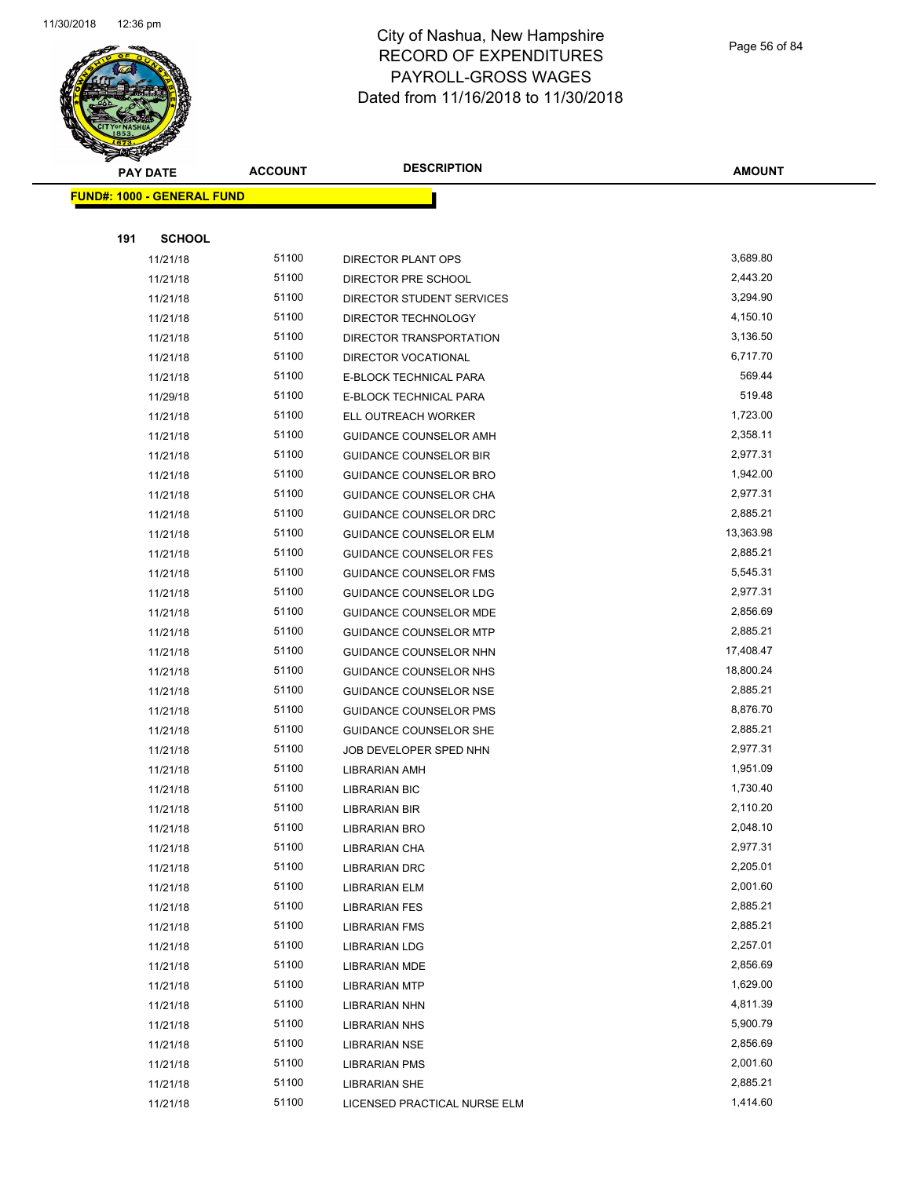# City of Nashua, New Hampshire
# RECORD OF EXPENDITURES
# PAYROLL-GROSS WAGES
# Dated from 11/16/2018 to 11/30/2018

| PAY DATE | ACCOUNT | DESCRIPTION | AMOUNT |
|---|---|---|---|
| **FUND#: 1000 - GENERAL FUND** | | | |
| **191 SCHOOL** | | | |
| 11/21/18 | 51100 | DIRECTOR PLANT OPS | 3,689.80 |
| 11/21/18 | 51100 | DIRECTOR PRE SCHOOL | 2,443.20 |
| 11/21/18 | 51100 | DIRECTOR STUDENT SERVICES | 3,294.90 |
| 11/21/18 | 51100 | DIRECTOR TECHNOLOGY | 4,150.10 |
| 11/21/18 | 51100 | DIRECTOR TRANSPORTATION | 3,136.50 |
| 11/21/18 | 51100 | DIRECTOR VOCATIONAL | 6,717.70 |
| 11/21/18 | 51100 | E-BLOCK TECHNICAL PARA | 569.44 |
| 11/29/18 | 51100 | E-BLOCK TECHNICAL PARA | 519.48 |
| 11/21/18 | 51100 | ELL OUTREACH WORKER | 1,723.00 |
| 11/21/18 | 51100 | GUIDANCE COUNSELOR AMH | 2,358.11 |
| 11/21/18 | 51100 | GUIDANCE COUNSELOR BIR | 2,977.31 |
| 11/21/18 | 51100 | GUIDANCE COUNSELOR BRO | 1,942.00 |
| 11/21/18 | 51100 | GUIDANCE COUNSELOR CHA | 2,977.31 |
| 11/21/18 | 51100 | GUIDANCE COUNSELOR DRC | 2,885.21 |
| 11/21/18 | 51100 | GUIDANCE COUNSELOR ELM | 13,363.98 |
| 11/21/18 | 51100 | GUIDANCE COUNSELOR FES | 2,885.21 |
| 11/21/18 | 51100 | GUIDANCE COUNSELOR FMS | 5,545.31 |
| 11/21/18 | 51100 | GUIDANCE COUNSELOR LDG | 2,977.31 |
| 11/21/18 | 51100 | GUIDANCE COUNSELOR MDE | 2,856.69 |
| 11/21/18 | 51100 | GUIDANCE COUNSELOR MTP | 2,885.21 |
| 11/21/18 | 51100 | GUIDANCE COUNSELOR NHN | 17,408.47 |
| 11/21/18 | 51100 | GUIDANCE COUNSELOR NHS | 18,800.24 |
| 11/21/18 | 51100 | GUIDANCE COUNSELOR NSE | 2,885.21 |
| 11/21/18 | 51100 | GUIDANCE COUNSELOR PMS | 8,876.70 |
| 11/21/18 | 51100 | GUIDANCE COUNSELOR SHE | 2,885.21 |
| 11/21/18 | 51100 | JOB DEVELOPER SPED NHN | 2,977.31 |
| 11/21/18 | 51100 | LIBRARIAN AMH | 1,951.09 |
| 11/21/18 | 51100 | LIBRARIAN BIC | 1,730.40 |
| 11/21/18 | 51100 | LIBRARIAN BIR | 2,110.20 |
| 11/21/18 | 51100 | LIBRARIAN BRO | 2,048.10 |
| 11/21/18 | 51100 | LIBRARIAN CHA | 2,977.31 |
| 11/21/18 | 51100 | LIBRARIAN DRC | 2,205.01 |
| 11/21/18 | 51100 | LIBRARIAN ELM | 2,001.60 |
| 11/21/18 | 51100 | LIBRARIAN FES | 2,885.21 |
| 11/21/18 | 51100 | LIBRARIAN FMS | 2,885.21 |
| 11/21/18 | 51100 | LIBRARIAN LDG | 2,257.01 |
| 11/21/18 | 51100 | LIBRARIAN MDE | 2,856.69 |
| 11/21/18 | 51100 | LIBRARIAN MTP | 1,629.00 |
| 11/21/18 | 51100 | LIBRARIAN NHN | 4,811.39 |
| 11/21/18 | 51100 | LIBRARIAN NHS | 5,900.79 |
| 11/21/18 | 51100 | LIBRARIAN NSE | 2,856.69 |
| 11/21/18 | 51100 | LIBRARIAN PMS | 2,001.60 |
| 11/21/18 | 51100 | LIBRARIAN SHE | 2,885.21 |
| 11/21/18 | 51100 | LICENSED PRACTICAL NURSE ELM | 1,414.60 |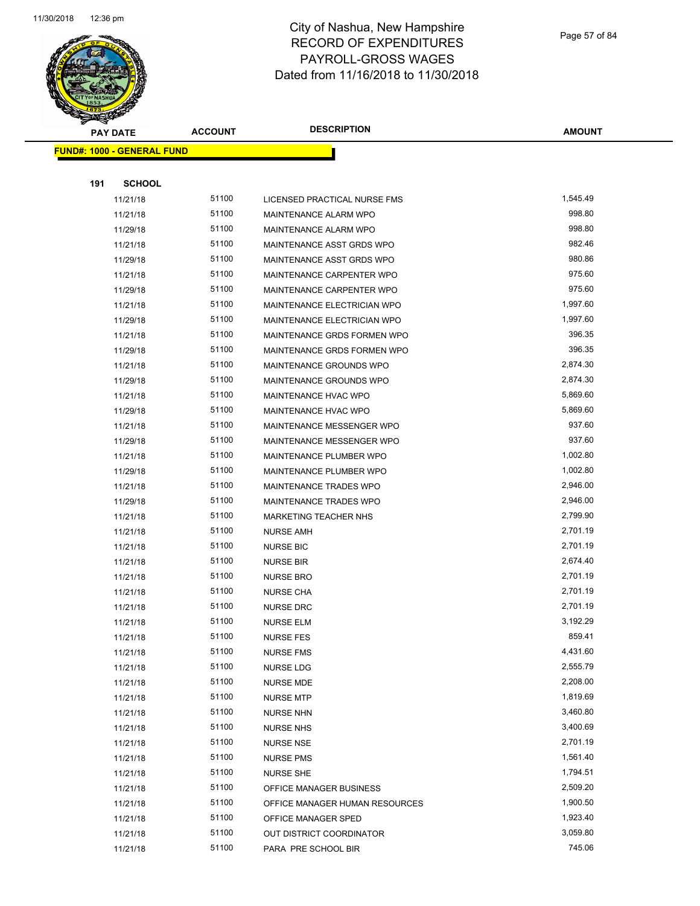# City of Nashua, New Hampshire
# RECORD OF EXPENDITURES
# PAYROLL-GROSS WAGES
# Dated from 11/16/2018 to 11/30/2018

| PAY DATE | ACCOUNT | DESCRIPTION | AMOUNT |
|---|---|---|---|
| **FUND#: 1000 - GENERAL FUND** | | | |
| **191 SCHOOL** | | | |
| 11/21/18 | 51100 | LICENSED PRACTICAL NURSE FMS | 1,545.49 |
| 11/21/18 | 51100 | MAINTENANCE ALARM WPO | 998.80 |
| 11/29/18 | 51100 | MAINTENANCE ALARM WPO | 998.80 |
| 11/21/18 | 51100 | MAINTENANCE ASST GRDS WPO | 982.46 |
| 11/29/18 | 51100 | MAINTENANCE ASST GRDS WPO | 980.86 |
| 11/21/18 | 51100 | MAINTENANCE CARPENTER WPO | 975.60 |
| 11/29/18 | 51100 | MAINTENANCE CARPENTER WPO | 975.60 |
| 11/21/18 | 51100 | MAINTENANCE ELECTRICIAN WPO | 1,997.60 |
| 11/29/18 | 51100 | MAINTENANCE ELECTRICIAN WPO | 1,997.60 |
| 11/21/18 | 51100 | MAINTENANCE GRDS FORMEN WPO | 396.35 |
| 11/29/18 | 51100 | MAINTENANCE GRDS FORMEN WPO | 396.35 |
| 11/21/18 | 51100 | MAINTENANCE GROUNDS WPO | 2,874.30 |
| 11/29/18 | 51100 | MAINTENANCE GROUNDS WPO | 2,874.30 |
| 11/21/18 | 51100 | MAINTENANCE HVAC WPO | 5,869.60 |
| 11/29/18 | 51100 | MAINTENANCE HVAC WPO | 5,869.60 |
| 11/21/18 | 51100 | MAINTENANCE MESSENGER WPO | 937.60 |
| 11/29/18 | 51100 | MAINTENANCE MESSENGER WPO | 937.60 |
| 11/21/18 | 51100 | MAINTENANCE PLUMBER WPO | 1,002.80 |
| 11/29/18 | 51100 | MAINTENANCE PLUMBER WPO | 1,002.80 |
| 11/21/18 | 51100 | MAINTENANCE TRADES WPO | 2,946.00 |
| 11/29/18 | 51100 | MAINTENANCE TRADES WPO | 2,946.00 |
| 11/21/18 | 51100 | MARKETING TEACHER NHS | 2,799.90 |
| 11/21/18 | 51100 | NURSE AMH | 2,701.19 |
| 11/21/18 | 51100 | NURSE BIC | 2,701.19 |
| 11/21/18 | 51100 | NURSE BIR | 2,674.40 |
| 11/21/18 | 51100 | NURSE BRO | 2,701.19 |
| 11/21/18 | 51100 | NURSE CHA | 2,701.19 |
| 11/21/18 | 51100 | NURSE DRC | 2,701.19 |
| 11/21/18 | 51100 | NURSE ELM | 3,192.29 |
| 11/21/18 | 51100 | NURSE FES | 859.41 |
| 11/21/18 | 51100 | NURSE FMS | 4,431.60 |
| 11/21/18 | 51100 | NURSE LDG | 2,555.79 |
| 11/21/18 | 51100 | NURSE MDE | 2,208.00 |
| 11/21/18 | 51100 | NURSE MTP | 1,819.69 |
| 11/21/18 | 51100 | NURSE NHN | 3,460.80 |
| 11/21/18 | 51100 | NURSE NHS | 3,400.69 |
| 11/21/18 | 51100 | NURSE NSE | 2,701.19 |
| 11/21/18 | 51100 | NURSE PMS | 1,561.40 |
| 11/21/18 | 51100 | NURSE SHE | 1,794.51 |
| 11/21/18 | 51100 | OFFICE MANAGER BUSINESS | 2,509.20 |
| 11/21/18 | 51100 | OFFICE MANAGER HUMAN RESOURCES | 1,900.50 |
| 11/21/18 | 51100 | OFFICE MANAGER SPED | 1,923.40 |
| 11/21/18 | 51100 | OUT DISTRICT COORDINATOR | 3,059.80 |
| 11/21/18 | 51100 | PARA PRE SCHOOL BIR | 745.06 |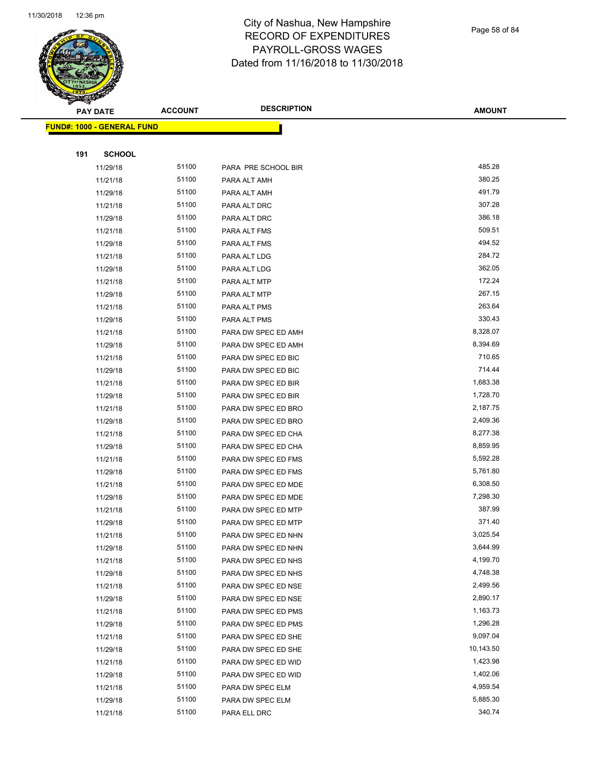# City of Nashua, New Hampshire
## RECORD OF EXPENDITURES
## PAYROLL-GROSS WAGES
## Dated from 11/16/2018 to 11/30/2018

| PAY DATE | ACCOUNT | DESCRIPTION | AMOUNT |
|---|---|---|---|
| **FUND#: 1000 - GENERAL FUND** | | | |
| **191 SCHOOL** | | | |
| 11/29/18 | 51100 | PARA PRE SCHOOL BIR | 485.28 |
| 11/21/18 | 51100 | PARA ALT AMH | 380.25 |
| 11/29/18 | 51100 | PARA ALT AMH | 491.79 |
| 11/21/18 | 51100 | PARA ALT DRC | 307.28 |
| 11/29/18 | 51100 | PARA ALT DRC | 386.18 |
| 11/21/18 | 51100 | PARA ALT FMS | 509.51 |
| 11/29/18 | 51100 | PARA ALT FMS | 494.52 |
| 11/21/18 | 51100 | PARA ALT LDG | 284.72 |
| 11/29/18 | 51100 | PARA ALT LDG | 362.05 |
| 11/21/18 | 51100 | PARA ALT MTP | 172.24 |
| 11/29/18 | 51100 | PARA ALT MTP | 267.15 |
| 11/21/18 | 51100 | PARA ALT PMS | 263.64 |
| 11/29/18 | 51100 | PARA ALT PMS | 330.43 |
| 11/21/18 | 51100 | PARA DW SPEC ED AMH | 8,328.07 |
| 11/29/18 | 51100 | PARA DW SPEC ED AMH | 8,394.69 |
| 11/21/18 | 51100 | PARA DW SPEC ED BIC | 710.65 |
| 11/29/18 | 51100 | PARA DW SPEC ED BIC | 714.44 |
| 11/21/18 | 51100 | PARA DW SPEC ED BIR | 1,683.38 |
| 11/29/18 | 51100 | PARA DW SPEC ED BIR | 1,728.70 |
| 11/21/18 | 51100 | PARA DW SPEC ED BRO | 2,187.75 |
| 11/29/18 | 51100 | PARA DW SPEC ED BRO | 2,409.36 |
| 11/21/18 | 51100 | PARA DW SPEC ED CHA | 8,277.38 |
| 11/29/18 | 51100 | PARA DW SPEC ED CHA | 8,859.95 |
| 11/21/18 | 51100 | PARA DW SPEC ED FMS | 5,592.28 |
| 11/29/18 | 51100 | PARA DW SPEC ED FMS | 5,761.80 |
| 11/21/18 | 51100 | PARA DW SPEC ED MDE | 6,308.50 |
| 11/29/18 | 51100 | PARA DW SPEC ED MDE | 7,298.30 |
| 11/21/18 | 51100 | PARA DW SPEC ED MTP | 387.99 |
| 11/29/18 | 51100 | PARA DW SPEC ED MTP | 371.40 |
| 11/21/18 | 51100 | PARA DW SPEC ED NHN | 3,025.54 |
| 11/29/18 | 51100 | PARA DW SPEC ED NHN | 3,644.99 |
| 11/21/18 | 51100 | PARA DW SPEC ED NHS | 4,199.70 |
| 11/29/18 | 51100 | PARA DW SPEC ED NHS | 4,748.38 |
| 11/21/18 | 51100 | PARA DW SPEC ED NSE | 2,499.56 |
| 11/29/18 | 51100 | PARA DW SPEC ED NSE | 2,890.17 |
| 11/21/18 | 51100 | PARA DW SPEC ED PMS | 1,163.73 |
| 11/29/18 | 51100 | PARA DW SPEC ED PMS | 1,296.28 |
| 11/21/18 | 51100 | PARA DW SPEC ED SHE | 9,097.04 |
| 11/29/18 | 51100 | PARA DW SPEC ED SHE | 10,143.50 |
| 11/21/18 | 51100 | PARA DW SPEC ED WID | 1,423.98 |
| 11/29/18 | 51100 | PARA DW SPEC ED WID | 1,402.06 |
| 11/21/18 | 51100 | PARA DW SPEC ELM | 4,959.54 |
| 11/29/18 | 51100 | PARA DW SPEC ELM | 5,885.30 |
| 11/21/18 | 51100 | PARA ELL DRC | 340.74 |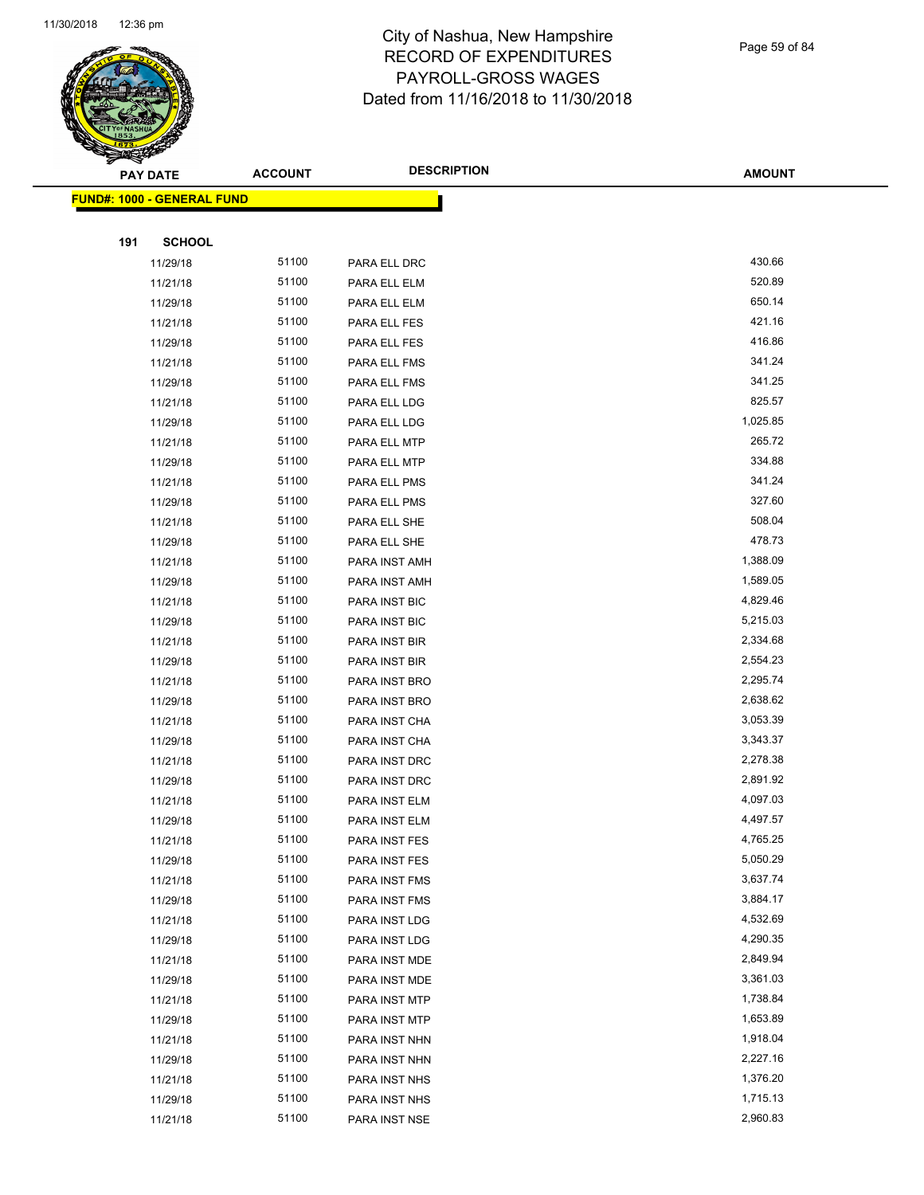# City of Nashua, New Hampshire
## RECORD OF EXPENDITURES
## PAYROLL-GROSS WAGES
## Dated from 11/16/2018 to 11/30/2018

| PAY DATE | ACCOUNT | DESCRIPTION | AMOUNT |
|---|---|---|---|

**FUND#: 1000 - GENERAL FUND**

**191 SCHOOL**

| PAY DATE | ACCOUNT | DESCRIPTION | AMOUNT |
|---|---|---|---|
| 11/29/18 | 51100 | PARA ELL DRC | 430.66 |
| 11/21/18 | 51100 | PARA ELL ELM | 520.89 |
| 11/29/18 | 51100 | PARA ELL ELM | 650.14 |
| 11/21/18 | 51100 | PARA ELL FES | 421.16 |
| 11/29/18 | 51100 | PARA ELL FES | 416.86 |
| 11/21/18 | 51100 | PARA ELL FMS | 341.24 |
| 11/29/18 | 51100 | PARA ELL FMS | 341.25 |
| 11/21/18 | 51100 | PARA ELL LDG | 825.57 |
| 11/29/18 | 51100 | PARA ELL LDG | 1,025.85 |
| 11/21/18 | 51100 | PARA ELL MTP | 265.72 |
| 11/29/18 | 51100 | PARA ELL MTP | 334.88 |
| 11/21/18 | 51100 | PARA ELL PMS | 341.24 |
| 11/29/18 | 51100 | PARA ELL PMS | 327.60 |
| 11/21/18 | 51100 | PARA ELL SHE | 508.04 |
| 11/29/18 | 51100 | PARA ELL SHE | 478.73 |
| 11/21/18 | 51100 | PARA INST AMH | 1,388.09 |
| 11/29/18 | 51100 | PARA INST AMH | 1,589.05 |
| 11/21/18 | 51100 | PARA INST BIC | 4,829.46 |
| 11/29/18 | 51100 | PARA INST BIC | 5,215.03 |
| 11/21/18 | 51100 | PARA INST BIR | 2,334.68 |
| 11/29/18 | 51100 | PARA INST BIR | 2,554.23 |
| 11/21/18 | 51100 | PARA INST BRO | 2,295.74 |
| 11/29/18 | 51100 | PARA INST BRO | 2,638.62 |
| 11/21/18 | 51100 | PARA INST CHA | 3,053.39 |
| 11/29/18 | 51100 | PARA INST CHA | 3,343.37 |
| 11/21/18 | 51100 | PARA INST DRC | 2,278.38 |
| 11/29/18 | 51100 | PARA INST DRC | 2,891.92 |
| 11/21/18 | 51100 | PARA INST ELM | 4,097.03 |
| 11/29/18 | 51100 | PARA INST ELM | 4,497.57 |
| 11/21/18 | 51100 | PARA INST FES | 4,765.25 |
| 11/29/18 | 51100 | PARA INST FES | 5,050.29 |
| 11/21/18 | 51100 | PARA INST FMS | 3,637.74 |
| 11/29/18 | 51100 | PARA INST FMS | 3,884.17 |
| 11/21/18 | 51100 | PARA INST LDG | 4,532.69 |
| 11/29/18 | 51100 | PARA INST LDG | 4,290.35 |
| 11/21/18 | 51100 | PARA INST MDE | 2,849.94 |
| 11/29/18 | 51100 | PARA INST MDE | 3,361.03 |
| 11/21/18 | 51100 | PARA INST MTP | 1,738.84 |
| 11/29/18 | 51100 | PARA INST MTP | 1,653.89 |
| 11/21/18 | 51100 | PARA INST NHN | 1,918.04 |
| 11/29/18 | 51100 | PARA INST NHN | 2,227.16 |
| 11/21/18 | 51100 | PARA INST NHS | 1,376.20 |
| 11/29/18 | 51100 | PARA INST NHS | 1,715.13 |
| 11/21/18 | 51100 | PARA INST NSE | 2,960.83 |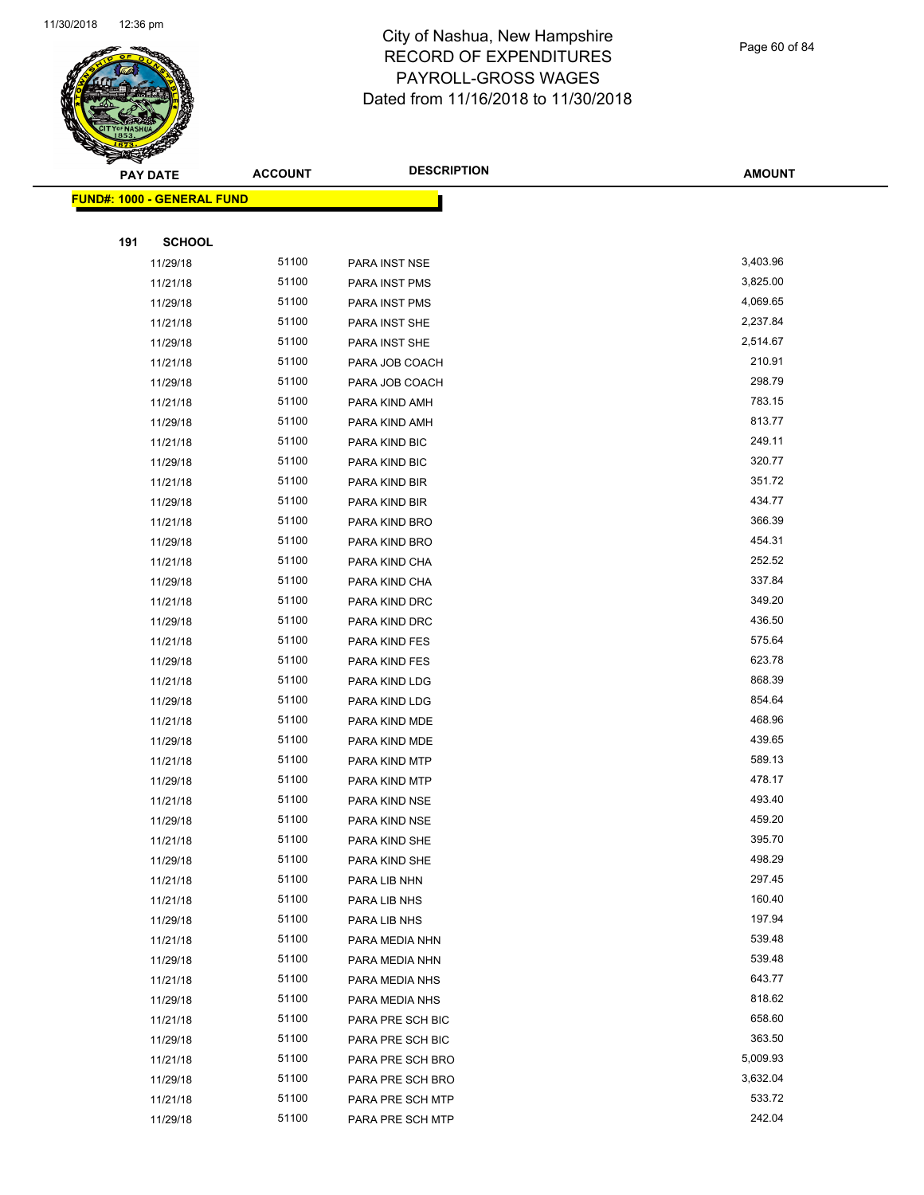# City of Nashua, New Hampshire
# RECORD OF EXPENDITURES
# PAYROLL-GROSS WAGES
# Dated from 11/16/2018 to 11/30/2018

| PAY DATE | ACCOUNT | DESCRIPTION | AMOUNT |
|---|---|---|---|

**FUND#: 1000 - GENERAL FUND**

**191 SCHOOL**

| PAY DATE | ACCOUNT | DESCRIPTION | AMOUNT |
|---|---|---|---|
| 11/29/18 | 51100 | PARA INST NSE | 3,403.96 |
| 11/21/18 | 51100 | PARA INST PMS | 3,825.00 |
| 11/29/18 | 51100 | PARA INST PMS | 4,069.65 |
| 11/21/18 | 51100 | PARA INST SHE | 2,237.84 |
| 11/29/18 | 51100 | PARA INST SHE | 2,514.67 |
| 11/21/18 | 51100 | PARA JOB COACH | 210.91 |
| 11/29/18 | 51100 | PARA JOB COACH | 298.79 |
| 11/21/18 | 51100 | PARA KIND AMH | 783.15 |
| 11/29/18 | 51100 | PARA KIND AMH | 813.77 |
| 11/21/18 | 51100 | PARA KIND BIC | 249.11 |
| 11/29/18 | 51100 | PARA KIND BIC | 320.77 |
| 11/21/18 | 51100 | PARA KIND BIR | 351.72 |
| 11/29/18 | 51100 | PARA KIND BIR | 434.77 |
| 11/21/18 | 51100 | PARA KIND BRO | 366.39 |
| 11/29/18 | 51100 | PARA KIND BRO | 454.31 |
| 11/21/18 | 51100 | PARA KIND CHA | 252.52 |
| 11/29/18 | 51100 | PARA KIND CHA | 337.84 |
| 11/21/18 | 51100 | PARA KIND DRC | 349.20 |
| 11/29/18 | 51100 | PARA KIND DRC | 436.50 |
| 11/21/18 | 51100 | PARA KIND FES | 575.64 |
| 11/29/18 | 51100 | PARA KIND FES | 623.78 |
| 11/21/18 | 51100 | PARA KIND LDG | 868.39 |
| 11/29/18 | 51100 | PARA KIND LDG | 854.64 |
| 11/21/18 | 51100 | PARA KIND MDE | 468.96 |
| 11/29/18 | 51100 | PARA KIND MDE | 439.65 |
| 11/21/18 | 51100 | PARA KIND MTP | 589.13 |
| 11/29/18 | 51100 | PARA KIND MTP | 478.17 |
| 11/21/18 | 51100 | PARA KIND NSE | 493.40 |
| 11/29/18 | 51100 | PARA KIND NSE | 459.20 |
| 11/21/18 | 51100 | PARA KIND SHE | 395.70 |
| 11/29/18 | 51100 | PARA KIND SHE | 498.29 |
| 11/21/18 | 51100 | PARA LIB NHN | 297.45 |
| 11/21/18 | 51100 | PARA LIB NHS | 160.40 |
| 11/29/18 | 51100 | PARA LIB NHS | 197.94 |
| 11/21/18 | 51100 | PARA MEDIA NHN | 539.48 |
| 11/29/18 | 51100 | PARA MEDIA NHN | 539.48 |
| 11/21/18 | 51100 | PARA MEDIA NHS | 643.77 |
| 11/29/18 | 51100 | PARA MEDIA NHS | 818.62 |
| 11/21/18 | 51100 | PARA PRE SCH BIC | 658.60 |
| 11/29/18 | 51100 | PARA PRE SCH BIC | 363.50 |
| 11/21/18 | 51100 | PARA PRE SCH BRO | 5,009.93 |
| 11/29/18 | 51100 | PARA PRE SCH BRO | 3,632.04 |
| 11/21/18 | 51100 | PARA PRE SCH MTP | 533.72 |
| 11/29/18 | 51100 | PARA PRE SCH MTP | 242.04 |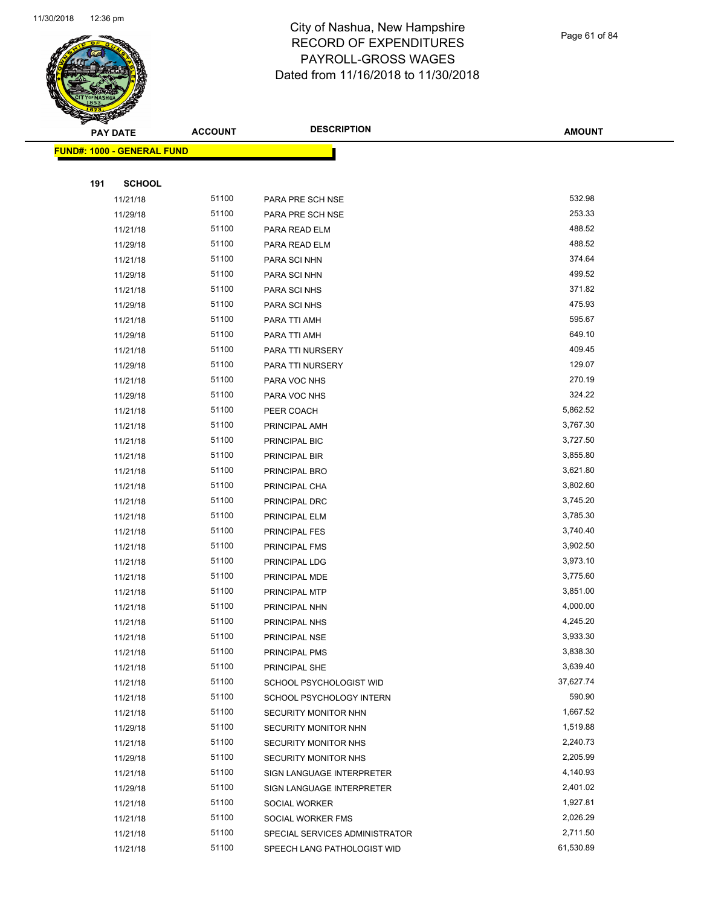# City of Nashua, New Hampshire
# RECORD OF EXPENDITURES
# PAYROLL-GROSS WAGES
# Dated from 11/16/2018 to 11/30/2018

| PAY DATE | ACCOUNT | DESCRIPTION | AMOUNT |
|---|---|---|---|

**FUND#: 1000 - GENERAL FUND**

**191 SCHOOL**

| PAY DATE | ACCOUNT | DESCRIPTION | AMOUNT |
|---|---|---|---|
| 11/21/18 | 51100 | PARA PRE SCH NSE | 532.98 |
| 11/29/18 | 51100 | PARA PRE SCH NSE | 253.33 |
| 11/21/18 | 51100 | PARA READ ELM | 488.52 |
| 11/29/18 | 51100 | PARA READ ELM | 488.52 |
| 11/21/18 | 51100 | PARA SCI NHN | 374.64 |
| 11/29/18 | 51100 | PARA SCI NHN | 499.52 |
| 11/21/18 | 51100 | PARA SCI NHS | 371.82 |
| 11/29/18 | 51100 | PARA SCI NHS | 475.93 |
| 11/21/18 | 51100 | PARA TTI AMH | 595.67 |
| 11/29/18 | 51100 | PARA TTI AMH | 649.10 |
| 11/21/18 | 51100 | PARA TTI NURSERY | 409.45 |
| 11/29/18 | 51100 | PARA TTI NURSERY | 129.07 |
| 11/21/18 | 51100 | PARA VOC NHS | 270.19 |
| 11/29/18 | 51100 | PARA VOC NHS | 324.22 |
| 11/21/18 | 51100 | PEER COACH | 5,862.52 |
| 11/21/18 | 51100 | PRINCIPAL AMH | 3,767.30 |
| 11/21/18 | 51100 | PRINCIPAL BIC | 3,727.50 |
| 11/21/18 | 51100 | PRINCIPAL BIR | 3,855.80 |
| 11/21/18 | 51100 | PRINCIPAL BRO | 3,621.80 |
| 11/21/18 | 51100 | PRINCIPAL CHA | 3,802.60 |
| 11/21/18 | 51100 | PRINCIPAL DRC | 3,745.20 |
| 11/21/18 | 51100 | PRINCIPAL ELM | 3,785.30 |
| 11/21/18 | 51100 | PRINCIPAL FES | 3,740.40 |
| 11/21/18 | 51100 | PRINCIPAL FMS | 3,902.50 |
| 11/21/18 | 51100 | PRINCIPAL LDG | 3,973.10 |
| 11/21/18 | 51100 | PRINCIPAL MDE | 3,775.60 |
| 11/21/18 | 51100 | PRINCIPAL MTP | 3,851.00 |
| 11/21/18 | 51100 | PRINCIPAL NHN | 4,000.00 |
| 11/21/18 | 51100 | PRINCIPAL NHS | 4,245.20 |
| 11/21/18 | 51100 | PRINCIPAL NSE | 3,933.30 |
| 11/21/18 | 51100 | PRINCIPAL PMS | 3,838.30 |
| 11/21/18 | 51100 | PRINCIPAL SHE | 3,639.40 |
| 11/21/18 | 51100 | SCHOOL PSYCHOLOGIST WID | 37,627.74 |
| 11/21/18 | 51100 | SCHOOL PSYCHOLOGY INTERN | 590.90 |
| 11/21/18 | 51100 | SECURITY MONITOR NHN | 1,667.52 |
| 11/29/18 | 51100 | SECURITY MONITOR NHN | 1,519.88 |
| 11/21/18 | 51100 | SECURITY MONITOR NHS | 2,240.73 |
| 11/29/18 | 51100 | SECURITY MONITOR NHS | 2,205.99 |
| 11/21/18 | 51100 | SIGN LANGUAGE INTERPRETER | 4,140.93 |
| 11/29/18 | 51100 | SIGN LANGUAGE INTERPRETER | 2,401.02 |
| 11/21/18 | 51100 | SOCIAL WORKER | 1,927.81 |
| 11/21/18 | 51100 | SOCIAL WORKER FMS | 2,026.29 |
| 11/21/18 | 51100 | SPECIAL SERVICES ADMINISTRATOR | 2,711.50 |
| 11/21/18 | 51100 | SPEECH LANG PATHOLOGIST WID | 61,530.89 |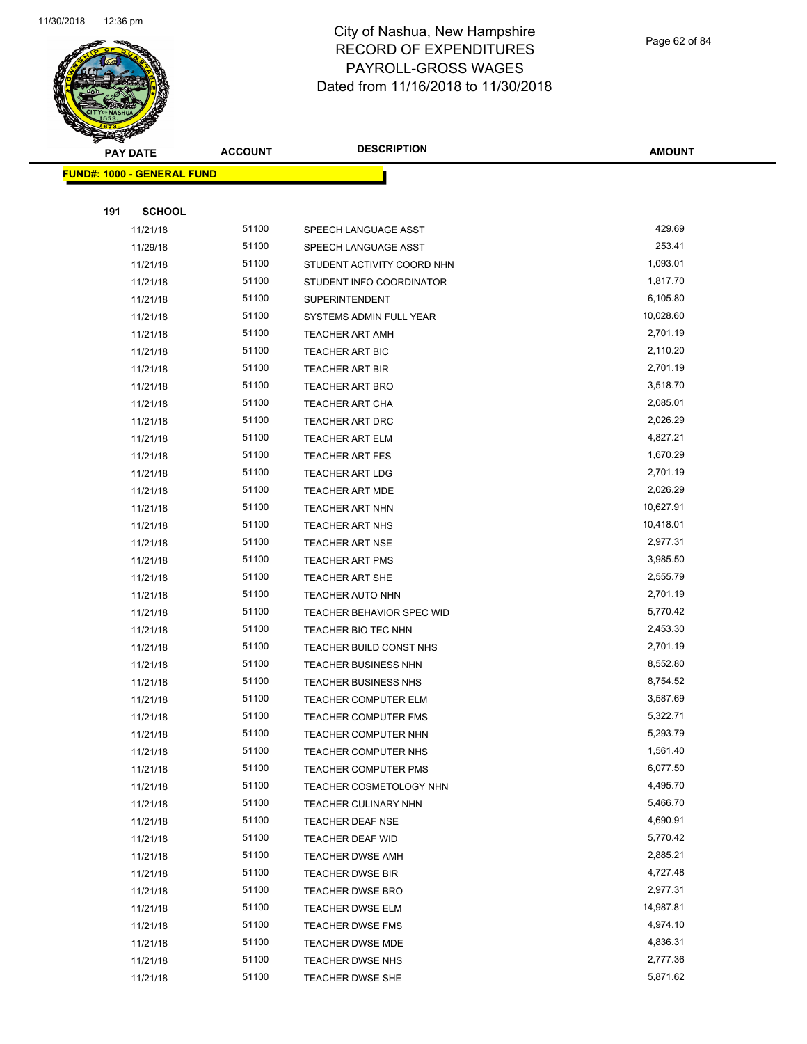# City of Nashua, New Hampshire
# RECORD OF EXPENDITURES
# PAYROLL-GROSS WAGES
# Dated from 11/16/2018 to 11/30/2018

**FUND#: 1000 - GENERAL FUND**

**191 SCHOOL**

| PAY DATE | ACCOUNT | DESCRIPTION | AMOUNT |
|---|---|---|---|
| 11/21/18 | 51100 | SPEECH LANGUAGE ASST | 429.69 |
| 11/29/18 | 51100 | SPEECH LANGUAGE ASST | 253.41 |
| 11/21/18 | 51100 | STUDENT ACTIVITY COORD NHN | 1,093.01 |
| 11/21/18 | 51100 | STUDENT INFO COORDINATOR | 1,817.70 |
| 11/21/18 | 51100 | SUPERINTENDENT | 6,105.80 |
| 11/21/18 | 51100 | SYSTEMS ADMIN FULL YEAR | 10,028.60 |
| 11/21/18 | 51100 | TEACHER ART AMH | 2,701.19 |
| 11/21/18 | 51100 | TEACHER ART BIC | 2,110.20 |
| 11/21/18 | 51100 | TEACHER ART BIR | 2,701.19 |
| 11/21/18 | 51100 | TEACHER ART BRO | 3,518.70 |
| 11/21/18 | 51100 | TEACHER ART CHA | 2,085.01 |
| 11/21/18 | 51100 | TEACHER ART DRC | 2,026.29 |
| 11/21/18 | 51100 | TEACHER ART ELM | 4,827.21 |
| 11/21/18 | 51100 | TEACHER ART FES | 1,670.29 |
| 11/21/18 | 51100 | TEACHER ART LDG | 2,701.19 |
| 11/21/18 | 51100 | TEACHER ART MDE | 2,026.29 |
| 11/21/18 | 51100 | TEACHER ART NHN | 10,627.91 |
| 11/21/18 | 51100 | TEACHER ART NHS | 10,418.01 |
| 11/21/18 | 51100 | TEACHER ART NSE | 2,977.31 |
| 11/21/18 | 51100 | TEACHER ART PMS | 3,985.50 |
| 11/21/18 | 51100 | TEACHER ART SHE | 2,555.79 |
| 11/21/18 | 51100 | TEACHER AUTO NHN | 2,701.19 |
| 11/21/18 | 51100 | TEACHER BEHAVIOR SPEC WID | 5,770.42 |
| 11/21/18 | 51100 | TEACHER BIO TEC NHN | 2,453.30 |
| 11/21/18 | 51100 | TEACHER BUILD CONST NHS | 2,701.19 |
| 11/21/18 | 51100 | TEACHER BUSINESS NHN | 8,552.80 |
| 11/21/18 | 51100 | TEACHER BUSINESS NHS | 8,754.52 |
| 11/21/18 | 51100 | TEACHER COMPUTER ELM | 3,587.69 |
| 11/21/18 | 51100 | TEACHER COMPUTER FMS | 5,322.71 |
| 11/21/18 | 51100 | TEACHER COMPUTER NHN | 5,293.79 |
| 11/21/18 | 51100 | TEACHER COMPUTER NHS | 1,561.40 |
| 11/21/18 | 51100 | TEACHER COMPUTER PMS | 6,077.50 |
| 11/21/18 | 51100 | TEACHER COSMETOLOGY NHN | 4,495.70 |
| 11/21/18 | 51100 | TEACHER CULINARY NHN | 5,466.70 |
| 11/21/18 | 51100 | TEACHER DEAF NSE | 4,690.91 |
| 11/21/18 | 51100 | TEACHER DEAF WID | 5,770.42 |
| 11/21/18 | 51100 | TEACHER DWSE AMH | 2,885.21 |
| 11/21/18 | 51100 | TEACHER DWSE BIR | 4,727.48 |
| 11/21/18 | 51100 | TEACHER DWSE BRO | 2,977.31 |
| 11/21/18 | 51100 | TEACHER DWSE ELM | 14,987.81 |
| 11/21/18 | 51100 | TEACHER DWSE FMS | 4,974.10 |
| 11/21/18 | 51100 | TEACHER DWSE MDE | 4,836.31 |
| 11/21/18 | 51100 | TEACHER DWSE NHS | 2,777.36 |
| 11/21/18 | 51100 | TEACHER DWSE SHE | 5,871.62 |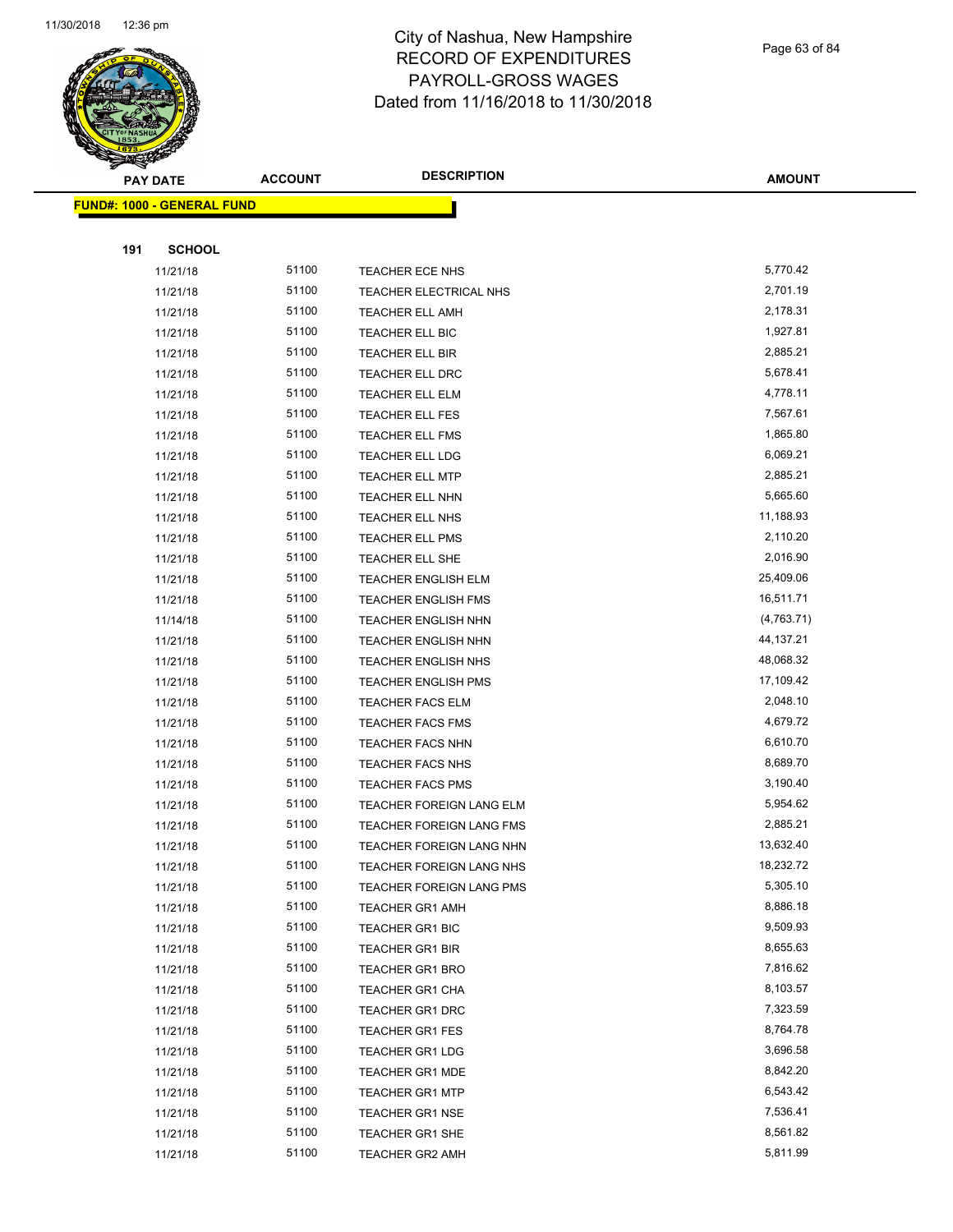# City of Nashua, New Hampshire
## RECORD OF EXPENDITURES
## PAYROLL-GROSS WAGES
## Dated from 11/16/2018 to 11/30/2018

| PAY DATE | ACCOUNT | DESCRIPTION | AMOUNT |
|---|---|---|---|

**FUND#: 1000 - GENERAL FUND**

**191 SCHOOL**

| PAY DATE | ACCOUNT | DESCRIPTION | AMOUNT |
|---|---|---|---|
| 11/21/18 | 51100 | TEACHER ECE NHS | 5,770.42 |
| 11/21/18 | 51100 | TEACHER ELECTRICAL NHS | 2,701.19 |
| 11/21/18 | 51100 | TEACHER ELL AMH | 2,178.31 |
| 11/21/18 | 51100 | TEACHER ELL BIC | 1,927.81 |
| 11/21/18 | 51100 | TEACHER ELL BIR | 2,885.21 |
| 11/21/18 | 51100 | TEACHER ELL DRC | 5,678.41 |
| 11/21/18 | 51100 | TEACHER ELL ELM | 4,778.11 |
| 11/21/18 | 51100 | TEACHER ELL FES | 7,567.61 |
| 11/21/18 | 51100 | TEACHER ELL FMS | 1,865.80 |
| 11/21/18 | 51100 | TEACHER ELL LDG | 6,069.21 |
| 11/21/18 | 51100 | TEACHER ELL MTP | 2,885.21 |
| 11/21/18 | 51100 | TEACHER ELL NHN | 5,665.60 |
| 11/21/18 | 51100 | TEACHER ELL NHS | 11,188.93 |
| 11/21/18 | 51100 | TEACHER ELL PMS | 2,110.20 |
| 11/21/18 | 51100 | TEACHER ELL SHE | 2,016.90 |
| 11/21/18 | 51100 | TEACHER ENGLISH ELM | 25,409.06 |
| 11/21/18 | 51100 | TEACHER ENGLISH FMS | 16,511.71 |
| 11/14/18 | 51100 | TEACHER ENGLISH NHN | (4,763.71) |
| 11/21/18 | 51100 | TEACHER ENGLISH NHN | 44,137.21 |
| 11/21/18 | 51100 | TEACHER ENGLISH NHS | 48,068.32 |
| 11/21/18 | 51100 | TEACHER ENGLISH PMS | 17,109.42 |
| 11/21/18 | 51100 | TEACHER FACS ELM | 2,048.10 |
| 11/21/18 | 51100 | TEACHER FACS FMS | 4,679.72 |
| 11/21/18 | 51100 | TEACHER FACS NHN | 6,610.70 |
| 11/21/18 | 51100 | TEACHER FACS NHS | 8,689.70 |
| 11/21/18 | 51100 | TEACHER FACS PMS | 3,190.40 |
| 11/21/18 | 51100 | TEACHER FOREIGN LANG ELM | 5,954.62 |
| 11/21/18 | 51100 | TEACHER FOREIGN LANG FMS | 2,885.21 |
| 11/21/18 | 51100 | TEACHER FOREIGN LANG NHN | 13,632.40 |
| 11/21/18 | 51100 | TEACHER FOREIGN LANG NHS | 18,232.72 |
| 11/21/18 | 51100 | TEACHER FOREIGN LANG PMS | 5,305.10 |
| 11/21/18 | 51100 | TEACHER GR1 AMH | 8,886.18 |
| 11/21/18 | 51100 | TEACHER GR1 BIC | 9,509.93 |
| 11/21/18 | 51100 | TEACHER GR1 BIR | 8,655.63 |
| 11/21/18 | 51100 | TEACHER GR1 BRO | 7,816.62 |
| 11/21/18 | 51100 | TEACHER GR1 CHA | 8,103.57 |
| 11/21/18 | 51100 | TEACHER GR1 DRC | 7,323.59 |
| 11/21/18 | 51100 | TEACHER GR1 FES | 8,764.78 |
| 11/21/18 | 51100 | TEACHER GR1 LDG | 3,696.58 |
| 11/21/18 | 51100 | TEACHER GR1 MDE | 8,842.20 |
| 11/21/18 | 51100 | TEACHER GR1 MTP | 6,543.42 |
| 11/21/18 | 51100 | TEACHER GR1 NSE | 7,536.41 |
| 11/21/18 | 51100 | TEACHER GR1 SHE | 8,561.82 |
| 11/21/18 | 51100 | TEACHER GR2 AMH | 5,811.99 |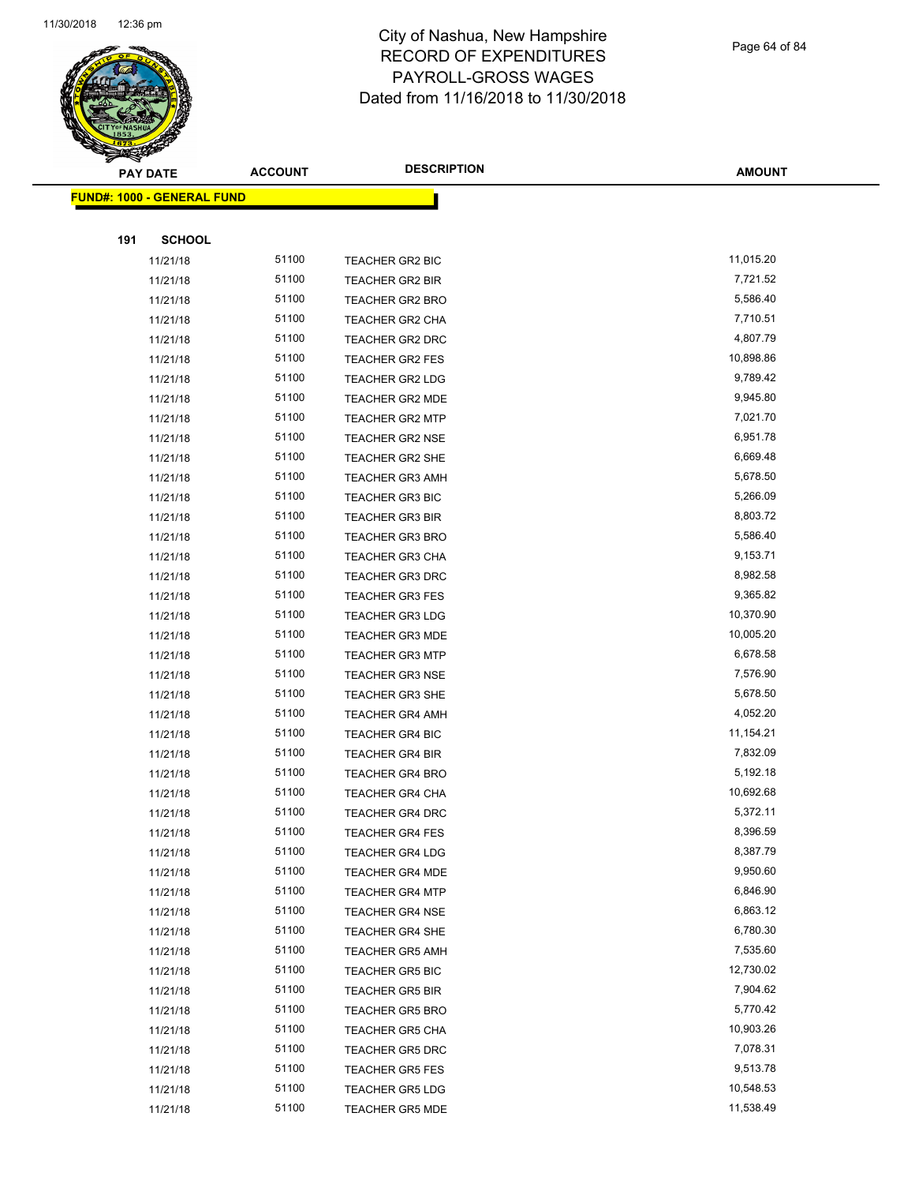# City of Nashua, New Hampshire
# RECORD OF EXPENDITURES
# PAYROLL-GROSS WAGES
# Dated from 11/16/2018 to 11/30/2018

**FUND#: 1000 - GENERAL FUND**

**191 SCHOOL**

| PAY DATE | ACCOUNT | DESCRIPTION | AMOUNT |
|---|---|---|---|
| 11/21/18 | 51100 | TEACHER GR2 BIC | 11,015.20 |
| 11/21/18 | 51100 | TEACHER GR2 BIR | 7,721.52 |
| 11/21/18 | 51100 | TEACHER GR2 BRO | 5,586.40 |
| 11/21/18 | 51100 | TEACHER GR2 CHA | 7,710.51 |
| 11/21/18 | 51100 | TEACHER GR2 DRC | 4,807.79 |
| 11/21/18 | 51100 | TEACHER GR2 FES | 10,898.86 |
| 11/21/18 | 51100 | TEACHER GR2 LDG | 9,789.42 |
| 11/21/18 | 51100 | TEACHER GR2 MDE | 9,945.80 |
| 11/21/18 | 51100 | TEACHER GR2 MTP | 7,021.70 |
| 11/21/18 | 51100 | TEACHER GR2 NSE | 6,951.78 |
| 11/21/18 | 51100 | TEACHER GR2 SHE | 6,669.48 |
| 11/21/18 | 51100 | TEACHER GR3 AMH | 5,678.50 |
| 11/21/18 | 51100 | TEACHER GR3 BIC | 5,266.09 |
| 11/21/18 | 51100 | TEACHER GR3 BIR | 8,803.72 |
| 11/21/18 | 51100 | TEACHER GR3 BRO | 5,586.40 |
| 11/21/18 | 51100 | TEACHER GR3 CHA | 9,153.71 |
| 11/21/18 | 51100 | TEACHER GR3 DRC | 8,982.58 |
| 11/21/18 | 51100 | TEACHER GR3 FES | 9,365.82 |
| 11/21/18 | 51100 | TEACHER GR3 LDG | 10,370.90 |
| 11/21/18 | 51100 | TEACHER GR3 MDE | 10,005.20 |
| 11/21/18 | 51100 | TEACHER GR3 MTP | 6,678.58 |
| 11/21/18 | 51100 | TEACHER GR3 NSE | 7,576.90 |
| 11/21/18 | 51100 | TEACHER GR3 SHE | 5,678.50 |
| 11/21/18 | 51100 | TEACHER GR4 AMH | 4,052.20 |
| 11/21/18 | 51100 | TEACHER GR4 BIC | 11,154.21 |
| 11/21/18 | 51100 | TEACHER GR4 BIR | 7,832.09 |
| 11/21/18 | 51100 | TEACHER GR4 BRO | 5,192.18 |
| 11/21/18 | 51100 | TEACHER GR4 CHA | 10,692.68 |
| 11/21/18 | 51100 | TEACHER GR4 DRC | 5,372.11 |
| 11/21/18 | 51100 | TEACHER GR4 FES | 8,396.59 |
| 11/21/18 | 51100 | TEACHER GR4 LDG | 8,387.79 |
| 11/21/18 | 51100 | TEACHER GR4 MDE | 9,950.60 |
| 11/21/18 | 51100 | TEACHER GR4 MTP | 6,846.90 |
| 11/21/18 | 51100 | TEACHER GR4 NSE | 6,863.12 |
| 11/21/18 | 51100 | TEACHER GR4 SHE | 6,780.30 |
| 11/21/18 | 51100 | TEACHER GR5 AMH | 7,535.60 |
| 11/21/18 | 51100 | TEACHER GR5 BIC | 12,730.02 |
| 11/21/18 | 51100 | TEACHER GR5 BIR | 7,904.62 |
| 11/21/18 | 51100 | TEACHER GR5 BRO | 5,770.42 |
| 11/21/18 | 51100 | TEACHER GR5 CHA | 10,903.26 |
| 11/21/18 | 51100 | TEACHER GR5 DRC | 7,078.31 |
| 11/21/18 | 51100 | TEACHER GR5 FES | 9,513.78 |
| 11/21/18 | 51100 | TEACHER GR5 LDG | 10,548.53 |
| 11/21/18 | 51100 | TEACHER GR5 MDE | 11,538.49 |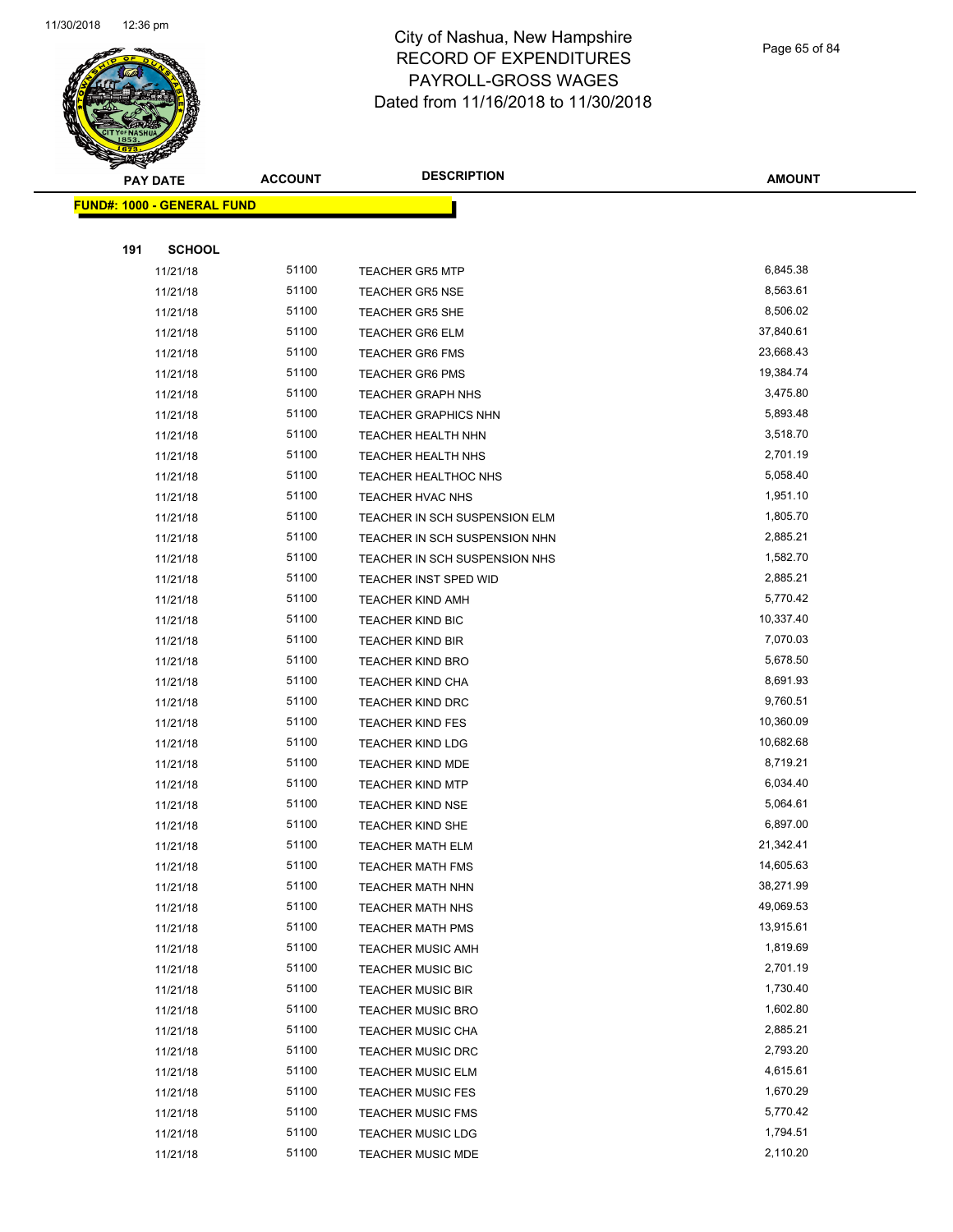# City of Nashua, New Hampshire
## RECORD OF EXPENDITURES
## PAYROLL-GROSS WAGES
### Dated from 11/16/2018 to 11/30/2018

| PAY DATE | ACCOUNT | DESCRIPTION | AMOUNT |
|---|---|---|---|

**FUND#: 1000 - GENERAL FUND**

**191 SCHOOL**

| PAY DATE | ACCOUNT | DESCRIPTION | AMOUNT |
|---|---|---|---|
| 11/21/18 | 51100 | TEACHER GR5 MTP | 6,845.38 |
| 11/21/18 | 51100 | TEACHER GR5 NSE | 8,563.61 |
| 11/21/18 | 51100 | TEACHER GR5 SHE | 8,506.02 |
| 11/21/18 | 51100 | TEACHER GR6 ELM | 37,840.61 |
| 11/21/18 | 51100 | TEACHER GR6 FMS | 23,668.43 |
| 11/21/18 | 51100 | TEACHER GR6 PMS | 19,384.74 |
| 11/21/18 | 51100 | TEACHER GRAPH NHS | 3,475.80 |
| 11/21/18 | 51100 | TEACHER GRAPHICS NHN | 5,893.48 |
| 11/21/18 | 51100 | TEACHER HEALTH NHN | 3,518.70 |
| 11/21/18 | 51100 | TEACHER HEALTH NHS | 2,701.19 |
| 11/21/18 | 51100 | TEACHER HEALTHOC NHS | 5,058.40 |
| 11/21/18 | 51100 | TEACHER HVAC NHS | 1,951.10 |
| 11/21/18 | 51100 | TEACHER IN SCH SUSPENSION ELM | 1,805.70 |
| 11/21/18 | 51100 | TEACHER IN SCH SUSPENSION NHN | 2,885.21 |
| 11/21/18 | 51100 | TEACHER IN SCH SUSPENSION NHS | 1,582.70 |
| 11/21/18 | 51100 | TEACHER INST SPED WID | 2,885.21 |
| 11/21/18 | 51100 | TEACHER KIND AMH | 5,770.42 |
| 11/21/18 | 51100 | TEACHER KIND BIC | 10,337.40 |
| 11/21/18 | 51100 | TEACHER KIND BIR | 7,070.03 |
| 11/21/18 | 51100 | TEACHER KIND BRO | 5,678.50 |
| 11/21/18 | 51100 | TEACHER KIND CHA | 8,691.93 |
| 11/21/18 | 51100 | TEACHER KIND DRC | 9,760.51 |
| 11/21/18 | 51100 | TEACHER KIND FES | 10,360.09 |
| 11/21/18 | 51100 | TEACHER KIND LDG | 10,682.68 |
| 11/21/18 | 51100 | TEACHER KIND MDE | 8,719.21 |
| 11/21/18 | 51100 | TEACHER KIND MTP | 6,034.40 |
| 11/21/18 | 51100 | TEACHER KIND NSE | 5,064.61 |
| 11/21/18 | 51100 | TEACHER KIND SHE | 6,897.00 |
| 11/21/18 | 51100 | TEACHER MATH ELM | 21,342.41 |
| 11/21/18 | 51100 | TEACHER MATH FMS | 14,605.63 |
| 11/21/18 | 51100 | TEACHER MATH NHN | 38,271.99 |
| 11/21/18 | 51100 | TEACHER MATH NHS | 49,069.53 |
| 11/21/18 | 51100 | TEACHER MATH PMS | 13,915.61 |
| 11/21/18 | 51100 | TEACHER MUSIC AMH | 1,819.69 |
| 11/21/18 | 51100 | TEACHER MUSIC BIC | 2,701.19 |
| 11/21/18 | 51100 | TEACHER MUSIC BIR | 1,730.40 |
| 11/21/18 | 51100 | TEACHER MUSIC BRO | 1,602.80 |
| 11/21/18 | 51100 | TEACHER MUSIC CHA | 2,885.21 |
| 11/21/18 | 51100 | TEACHER MUSIC DRC | 2,793.20 |
| 11/21/18 | 51100 | TEACHER MUSIC ELM | 4,615.61 |
| 11/21/18 | 51100 | TEACHER MUSIC FES | 1,670.29 |
| 11/21/18 | 51100 | TEACHER MUSIC FMS | 5,770.42 |
| 11/21/18 | 51100 | TEACHER MUSIC LDG | 1,794.51 |
| 11/21/18 | 51100 | TEACHER MUSIC MDE | 2,110.20 |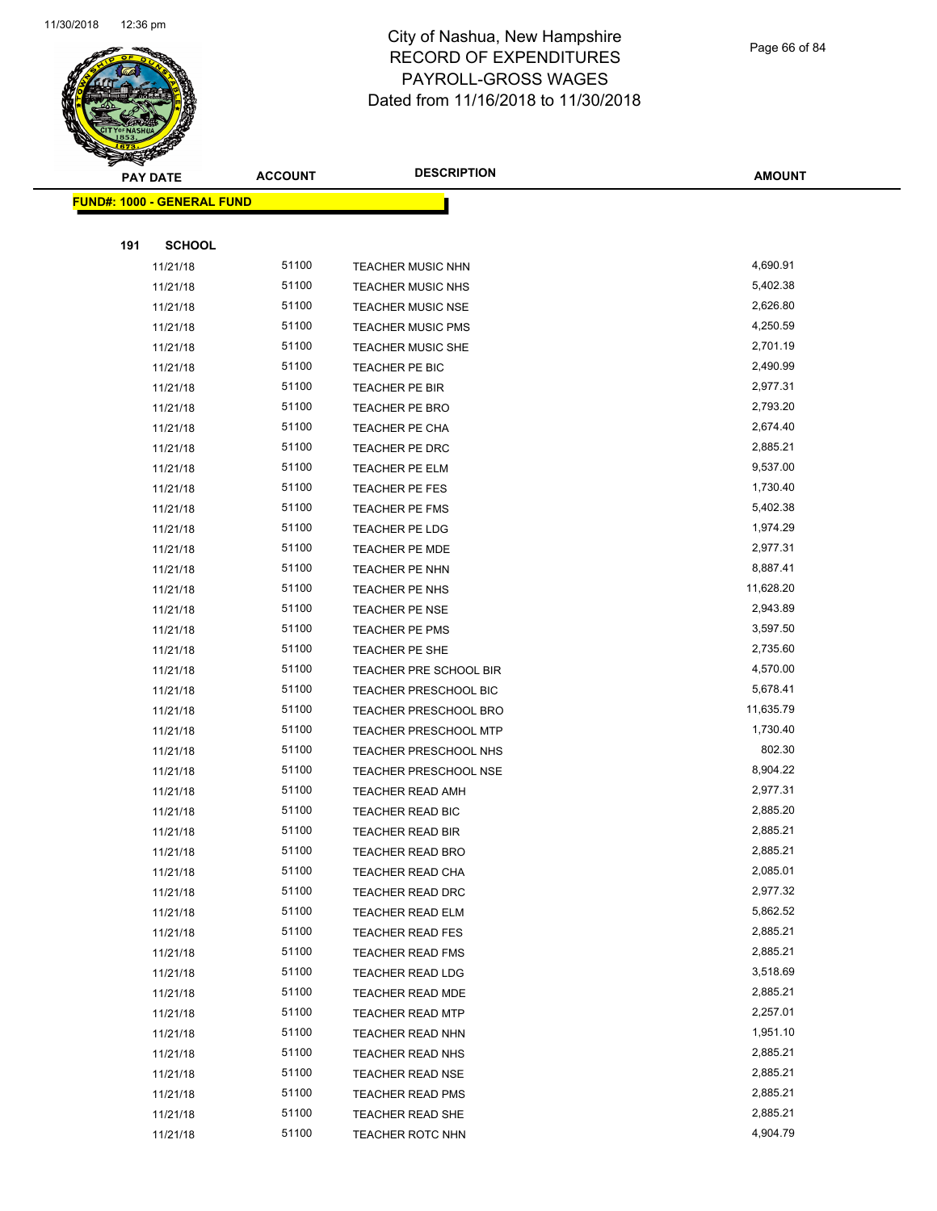# City of Nashua, New Hampshire
## RECORD OF EXPENDITURES
## PAYROLL-GROSS WAGES
## Dated from 11/16/2018 to 11/30/2018

| PAY DATE | ACCOUNT | DESCRIPTION | AMOUNT |
|---|---|---|---|
| **FUND#: 1000 - GENERAL FUND** | | | |
| **191 SCHOOL** | | | |
| 11/21/18 | 51100 | TEACHER MUSIC NHN | 4,690.91 |
| 11/21/18 | 51100 | TEACHER MUSIC NHS | 5,402.38 |
| 11/21/18 | 51100 | TEACHER MUSIC NSE | 2,626.80 |
| 11/21/18 | 51100 | TEACHER MUSIC PMS | 4,250.59 |
| 11/21/18 | 51100 | TEACHER MUSIC SHE | 2,701.19 |
| 11/21/18 | 51100 | TEACHER PE BIC | 2,490.99 |
| 11/21/18 | 51100 | TEACHER PE BIR | 2,977.31 |
| 11/21/18 | 51100 | TEACHER PE BRO | 2,793.20 |
| 11/21/18 | 51100 | TEACHER PE CHA | 2,674.40 |
| 11/21/18 | 51100 | TEACHER PE DRC | 2,885.21 |
| 11/21/18 | 51100 | TEACHER PE ELM | 9,537.00 |
| 11/21/18 | 51100 | TEACHER PE FES | 1,730.40 |
| 11/21/18 | 51100 | TEACHER PE FMS | 5,402.38 |
| 11/21/18 | 51100 | TEACHER PE LDG | 1,974.29 |
| 11/21/18 | 51100 | TEACHER PE MDE | 2,977.31 |
| 11/21/18 | 51100 | TEACHER PE NHN | 8,887.41 |
| 11/21/18 | 51100 | TEACHER PE NHS | 11,628.20 |
| 11/21/18 | 51100 | TEACHER PE NSE | 2,943.89 |
| 11/21/18 | 51100 | TEACHER PE PMS | 3,597.50 |
| 11/21/18 | 51100 | TEACHER PE SHE | 2,735.60 |
| 11/21/18 | 51100 | TEACHER PRE SCHOOL BIR | 4,570.00 |
| 11/21/18 | 51100 | TEACHER PRESCHOOL BIC | 5,678.41 |
| 11/21/18 | 51100 | TEACHER PRESCHOOL BRO | 11,635.79 |
| 11/21/18 | 51100 | TEACHER PRESCHOOL MTP | 1,730.40 |
| 11/21/18 | 51100 | TEACHER PRESCHOOL NHS | 802.30 |
| 11/21/18 | 51100 | TEACHER PRESCHOOL NSE | 8,904.22 |
| 11/21/18 | 51100 | TEACHER READ AMH | 2,977.31 |
| 11/21/18 | 51100 | TEACHER READ BIC | 2,885.20 |
| 11/21/18 | 51100 | TEACHER READ BIR | 2,885.21 |
| 11/21/18 | 51100 | TEACHER READ BRO | 2,885.21 |
| 11/21/18 | 51100 | TEACHER READ CHA | 2,085.01 |
| 11/21/18 | 51100 | TEACHER READ DRC | 2,977.32 |
| 11/21/18 | 51100 | TEACHER READ ELM | 5,862.52 |
| 11/21/18 | 51100 | TEACHER READ FES | 2,885.21 |
| 11/21/18 | 51100 | TEACHER READ FMS | 2,885.21 |
| 11/21/18 | 51100 | TEACHER READ LDG | 3,518.69 |
| 11/21/18 | 51100 | TEACHER READ MDE | 2,885.21 |
| 11/21/18 | 51100 | TEACHER READ MTP | 2,257.01 |
| 11/21/18 | 51100 | TEACHER READ NHN | 1,951.10 |
| 11/21/18 | 51100 | TEACHER READ NHS | 2,885.21 |
| 11/21/18 | 51100 | TEACHER READ NSE | 2,885.21 |
| 11/21/18 | 51100 | TEACHER READ PMS | 2,885.21 |
| 11/21/18 | 51100 | TEACHER READ SHE | 2,885.21 |
| 11/21/18 | 51100 | TEACHER ROTC NHN | 4,904.79 |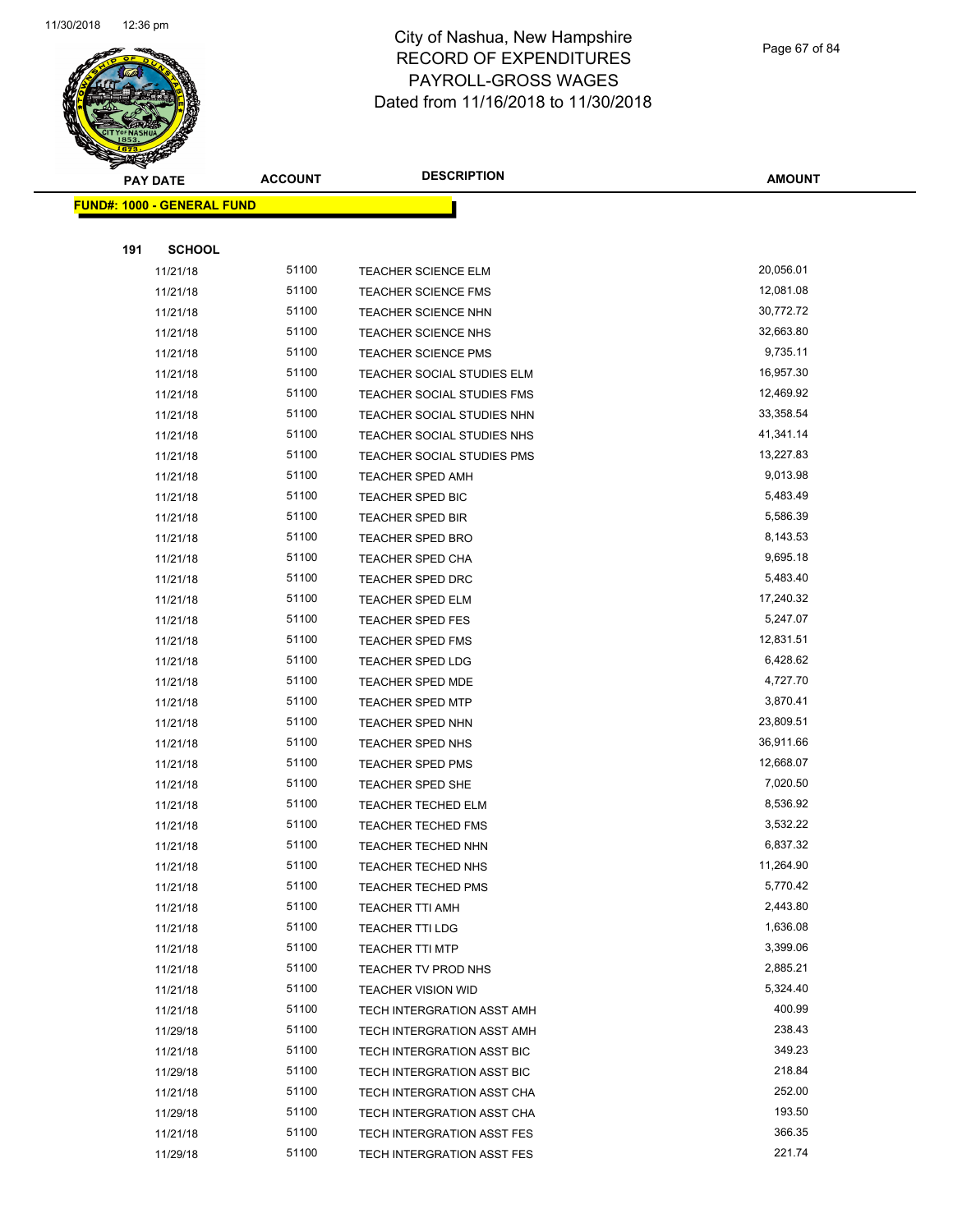# City of Nashua, New Hampshire
# RECORD OF EXPENDITURES
# PAYROLL-GROSS WAGES
# Dated from 11/16/2018 to 11/30/2018

**FUND#: 1000 - GENERAL FUND**

**191 SCHOOL**

| PAY DATE | ACCOUNT | DESCRIPTION | AMOUNT |
|---|---|---|---|
| 11/21/18 | 51100 | TEACHER SCIENCE ELM | 20,056.01 |
| 11/21/18 | 51100 | TEACHER SCIENCE FMS | 12,081.08 |
| 11/21/18 | 51100 | TEACHER SCIENCE NHN | 30,772.72 |
| 11/21/18 | 51100 | TEACHER SCIENCE NHS | 32,663.80 |
| 11/21/18 | 51100 | TEACHER SCIENCE PMS | 9,735.11 |
| 11/21/18 | 51100 | TEACHER SOCIAL STUDIES ELM | 16,957.30 |
| 11/21/18 | 51100 | TEACHER SOCIAL STUDIES FMS | 12,469.92 |
| 11/21/18 | 51100 | TEACHER SOCIAL STUDIES NHN | 33,358.54 |
| 11/21/18 | 51100 | TEACHER SOCIAL STUDIES NHS | 41,341.14 |
| 11/21/18 | 51100 | TEACHER SOCIAL STUDIES PMS | 13,227.83 |
| 11/21/18 | 51100 | TEACHER SPED AMH | 9,013.98 |
| 11/21/18 | 51100 | TEACHER SPED BIC | 5,483.49 |
| 11/21/18 | 51100 | TEACHER SPED BIR | 5,586.39 |
| 11/21/18 | 51100 | TEACHER SPED BRO | 8,143.53 |
| 11/21/18 | 51100 | TEACHER SPED CHA | 9,695.18 |
| 11/21/18 | 51100 | TEACHER SPED DRC | 5,483.40 |
| 11/21/18 | 51100 | TEACHER SPED ELM | 17,240.32 |
| 11/21/18 | 51100 | TEACHER SPED FES | 5,247.07 |
| 11/21/18 | 51100 | TEACHER SPED FMS | 12,831.51 |
| 11/21/18 | 51100 | TEACHER SPED LDG | 6,428.62 |
| 11/21/18 | 51100 | TEACHER SPED MDE | 4,727.70 |
| 11/21/18 | 51100 | TEACHER SPED MTP | 3,870.41 |
| 11/21/18 | 51100 | TEACHER SPED NHN | 23,809.51 |
| 11/21/18 | 51100 | TEACHER SPED NHS | 36,911.66 |
| 11/21/18 | 51100 | TEACHER SPED PMS | 12,668.07 |
| 11/21/18 | 51100 | TEACHER SPED SHE | 7,020.50 |
| 11/21/18 | 51100 | TEACHER TECHED ELM | 8,536.92 |
| 11/21/18 | 51100 | TEACHER TECHED FMS | 3,532.22 |
| 11/21/18 | 51100 | TEACHER TECHED NHN | 6,837.32 |
| 11/21/18 | 51100 | TEACHER TECHED NHS | 11,264.90 |
| 11/21/18 | 51100 | TEACHER TECHED PMS | 5,770.42 |
| 11/21/18 | 51100 | TEACHER TTI AMH | 2,443.80 |
| 11/21/18 | 51100 | TEACHER TTI LDG | 1,636.08 |
| 11/21/18 | 51100 | TEACHER TTI MTP | 3,399.06 |
| 11/21/18 | 51100 | TEACHER TV PROD NHS | 2,885.21 |
| 11/21/18 | 51100 | TEACHER VISION WID | 5,324.40 |
| 11/21/18 | 51100 | TECH INTERGRATION ASST AMH | 400.99 |
| 11/29/18 | 51100 | TECH INTERGRATION ASST AMH | 238.43 |
| 11/21/18 | 51100 | TECH INTERGRATION ASST BIC | 349.23 |
| 11/29/18 | 51100 | TECH INTERGRATION ASST BIC | 218.84 |
| 11/21/18 | 51100 | TECH INTERGRATION ASST CHA | 252.00 |
| 11/29/18 | 51100 | TECH INTERGRATION ASST CHA | 193.50 |
| 11/21/18 | 51100 | TECH INTERGRATION ASST FES | 366.35 |
| 11/29/18 | 51100 | TECH INTERGRATION ASST FES | 221.74 |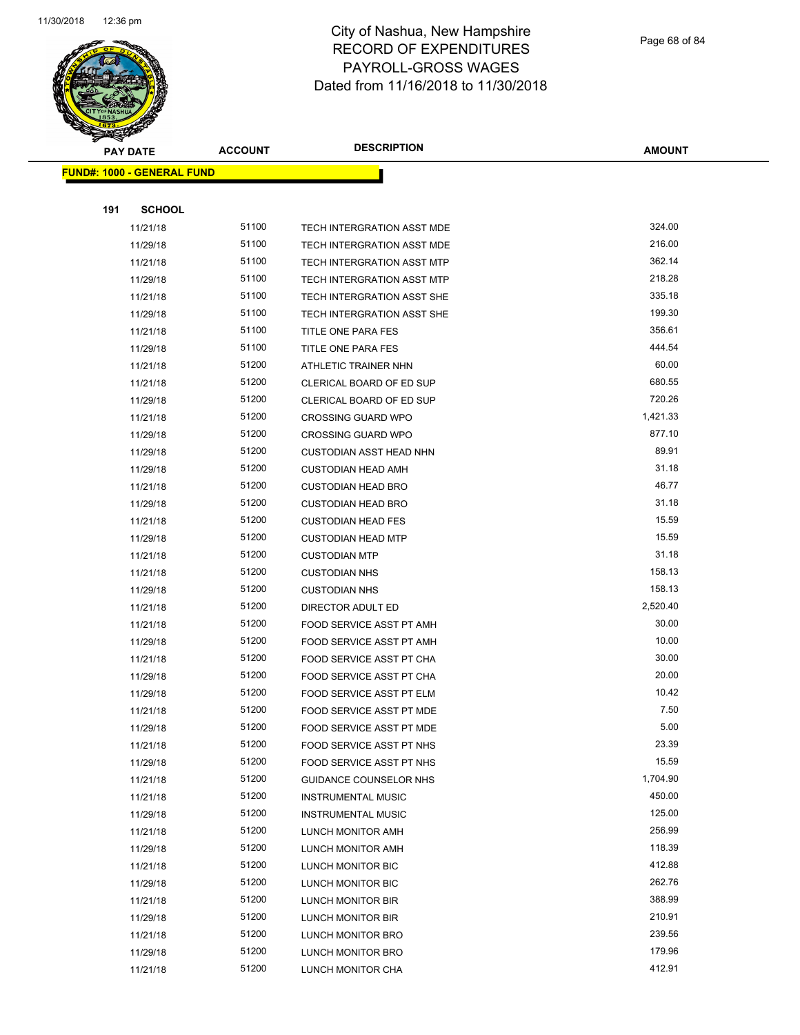# City of Nashua, New Hampshire
## RECORD OF EXPENDITURES
## PAYROLL-GROSS WAGES
## Dated from 11/16/2018 to 11/30/2018

| PAY DATE | ACCOUNT | DESCRIPTION | AMOUNT |
|---|---|---|---|
| **FUND#: 1000 - GENERAL FUND** | | | |
| **191 SCHOOL** | | | |
| 11/21/18 | 51100 | TECH INTERGRATION ASST MDE | 324.00 |
| 11/29/18 | 51100 | TECH INTERGRATION ASST MDE | 216.00 |
| 11/21/18 | 51100 | TECH INTERGRATION ASST MTP | 362.14 |
| 11/29/18 | 51100 | TECH INTERGRATION ASST MTP | 218.28 |
| 11/21/18 | 51100 | TECH INTERGRATION ASST SHE | 335.18 |
| 11/29/18 | 51100 | TECH INTERGRATION ASST SHE | 199.30 |
| 11/21/18 | 51100 | TITLE ONE PARA FES | 356.61 |
| 11/29/18 | 51100 | TITLE ONE PARA FES | 444.54 |
| 11/21/18 | 51200 | ATHLETIC TRAINER NHN | 60.00 |
| 11/21/18 | 51200 | CLERICAL BOARD OF ED SUP | 680.55 |
| 11/29/18 | 51200 | CLERICAL BOARD OF ED SUP | 720.26 |
| 11/21/18 | 51200 | CROSSING GUARD WPO | 1,421.33 |
| 11/29/18 | 51200 | CROSSING GUARD WPO | 877.10 |
| 11/29/18 | 51200 | CUSTODIAN ASST HEAD NHN | 89.91 |
| 11/29/18 | 51200 | CUSTODIAN HEAD AMH | 31.18 |
| 11/21/18 | 51200 | CUSTODIAN HEAD BRO | 46.77 |
| 11/29/18 | 51200 | CUSTODIAN HEAD BRO | 31.18 |
| 11/21/18 | 51200 | CUSTODIAN HEAD FES | 15.59 |
| 11/29/18 | 51200 | CUSTODIAN HEAD MTP | 15.59 |
| 11/21/18 | 51200 | CUSTODIAN MTP | 31.18 |
| 11/21/18 | 51200 | CUSTODIAN NHS | 158.13 |
| 11/29/18 | 51200 | CUSTODIAN NHS | 158.13 |
| 11/21/18 | 51200 | DIRECTOR ADULT ED | 2,520.40 |
| 11/21/18 | 51200 | FOOD SERVICE ASST PT AMH | 30.00 |
| 11/29/18 | 51200 | FOOD SERVICE ASST PT AMH | 10.00 |
| 11/21/18 | 51200 | FOOD SERVICE ASST PT CHA | 30.00 |
| 11/29/18 | 51200 | FOOD SERVICE ASST PT CHA | 20.00 |
| 11/29/18 | 51200 | FOOD SERVICE ASST PT ELM | 10.42 |
| 11/21/18 | 51200 | FOOD SERVICE ASST PT MDE | 7.50 |
| 11/29/18 | 51200 | FOOD SERVICE ASST PT MDE | 5.00 |
| 11/21/18 | 51200 | FOOD SERVICE ASST PT NHS | 23.39 |
| 11/29/18 | 51200 | FOOD SERVICE ASST PT NHS | 15.59 |
| 11/21/18 | 51200 | GUIDANCE COUNSELOR NHS | 1,704.90 |
| 11/21/18 | 51200 | INSTRUMENTAL MUSIC | 450.00 |
| 11/29/18 | 51200 | INSTRUMENTAL MUSIC | 125.00 |
| 11/21/18 | 51200 | LUNCH MONITOR AMH | 256.99 |
| 11/29/18 | 51200 | LUNCH MONITOR AMH | 118.39 |
| 11/21/18 | 51200 | LUNCH MONITOR BIC | 412.88 |
| 11/29/18 | 51200 | LUNCH MONITOR BIC | 262.76 |
| 11/21/18 | 51200 | LUNCH MONITOR BIR | 388.99 |
| 11/29/18 | 51200 | LUNCH MONITOR BIR | 210.91 |
| 11/21/18 | 51200 | LUNCH MONITOR BRO | 239.56 |
| 11/29/18 | 51200 | LUNCH MONITOR BRO | 179.96 |
| 11/21/18 | 51200 | LUNCH MONITOR CHA | 412.91 |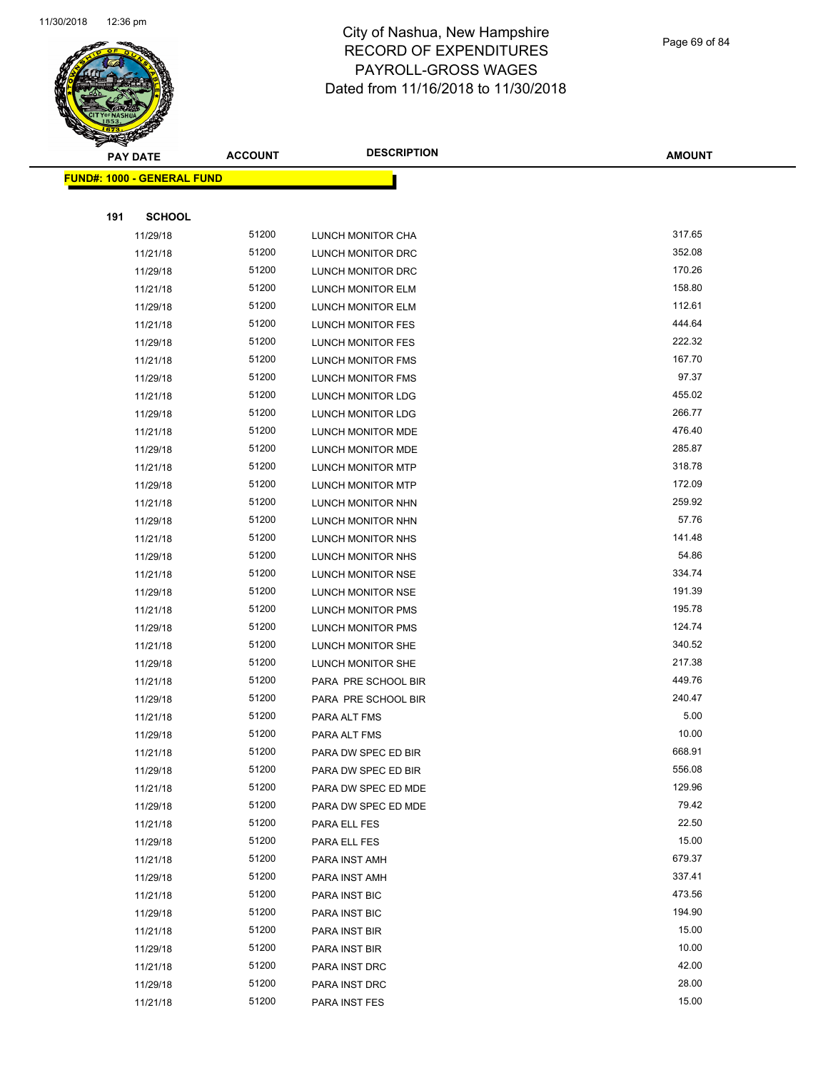# City of Nashua, New Hampshire
## RECORD OF EXPENDITURES
## PAYROLL-GROSS WAGES
## Dated from 11/16/2018 to 11/30/2018

**FUND#: 1000 - GENERAL FUND**

**191 SCHOOL**

| PAY DATE | ACCOUNT | DESCRIPTION | AMOUNT |
|---|---|---|---|
| 11/29/18 | 51200 | LUNCH MONITOR CHA | 317.65 |
| 11/21/18 | 51200 | LUNCH MONITOR DRC | 352.08 |
| 11/29/18 | 51200 | LUNCH MONITOR DRC | 170.26 |
| 11/21/18 | 51200 | LUNCH MONITOR ELM | 158.80 |
| 11/29/18 | 51200 | LUNCH MONITOR ELM | 112.61 |
| 11/21/18 | 51200 | LUNCH MONITOR FES | 444.64 |
| 11/29/18 | 51200 | LUNCH MONITOR FES | 222.32 |
| 11/21/18 | 51200 | LUNCH MONITOR FMS | 167.70 |
| 11/29/18 | 51200 | LUNCH MONITOR FMS | 97.37 |
| 11/21/18 | 51200 | LUNCH MONITOR LDG | 455.02 |
| 11/29/18 | 51200 | LUNCH MONITOR LDG | 266.77 |
| 11/21/18 | 51200 | LUNCH MONITOR MDE | 476.40 |
| 11/29/18 | 51200 | LUNCH MONITOR MDE | 285.87 |
| 11/21/18 | 51200 | LUNCH MONITOR MTP | 318.78 |
| 11/29/18 | 51200 | LUNCH MONITOR MTP | 172.09 |
| 11/21/18 | 51200 | LUNCH MONITOR NHN | 259.92 |
| 11/29/18 | 51200 | LUNCH MONITOR NHN | 57.76 |
| 11/21/18 | 51200 | LUNCH MONITOR NHS | 141.48 |
| 11/29/18 | 51200 | LUNCH MONITOR NHS | 54.86 |
| 11/21/18 | 51200 | LUNCH MONITOR NSE | 334.74 |
| 11/29/18 | 51200 | LUNCH MONITOR NSE | 191.39 |
| 11/21/18 | 51200 | LUNCH MONITOR PMS | 195.78 |
| 11/29/18 | 51200 | LUNCH MONITOR PMS | 124.74 |
| 11/21/18 | 51200 | LUNCH MONITOR SHE | 340.52 |
| 11/29/18 | 51200 | LUNCH MONITOR SHE | 217.38 |
| 11/21/18 | 51200 | PARA PRE SCHOOL BIR | 449.76 |
| 11/29/18 | 51200 | PARA PRE SCHOOL BIR | 240.47 |
| 11/21/18 | 51200 | PARA ALT FMS | 5.00 |
| 11/29/18 | 51200 | PARA ALT FMS | 10.00 |
| 11/21/18 | 51200 | PARA DW SPEC ED BIR | 668.91 |
| 11/29/18 | 51200 | PARA DW SPEC ED BIR | 556.08 |
| 11/21/18 | 51200 | PARA DW SPEC ED MDE | 129.96 |
| 11/29/18 | 51200 | PARA DW SPEC ED MDE | 79.42 |
| 11/21/18 | 51200 | PARA ELL FES | 22.50 |
| 11/29/18 | 51200 | PARA ELL FES | 15.00 |
| 11/21/18 | 51200 | PARA INST AMH | 679.37 |
| 11/29/18 | 51200 | PARA INST AMH | 337.41 |
| 11/21/18 | 51200 | PARA INST BIC | 473.56 |
| 11/29/18 | 51200 | PARA INST BIC | 194.90 |
| 11/21/18 | 51200 | PARA INST BIR | 15.00 |
| 11/29/18 | 51200 | PARA INST BIR | 10.00 |
| 11/21/18 | 51200 | PARA INST DRC | 42.00 |
| 11/29/18 | 51200 | PARA INST DRC | 28.00 |
| 11/21/18 | 51200 | PARA INST FES | 15.00 |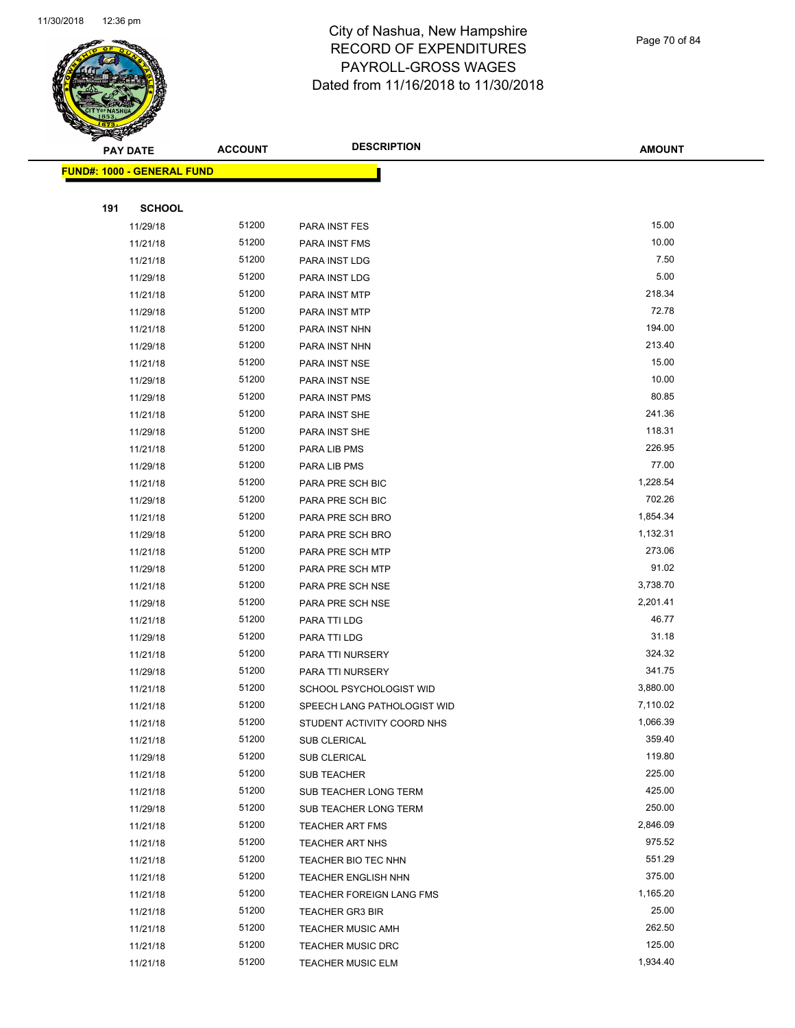# City of Nashua, New Hampshire
# RECORD OF EXPENDITURES
# PAYROLL-GROSS WAGES
# Dated from 11/16/2018 to 11/30/2018

| PAY DATE | ACCOUNT | DESCRIPTION | AMOUNT |
|---|---|---|---|

**FUND#: 1000 - GENERAL FUND**

**191 SCHOOL**

| PAY DATE | ACCOUNT | DESCRIPTION | AMOUNT |
|---|---|---|---|
| 11/29/18 | 51200 | PARA INST FES | 15.00 |
| 11/21/18 | 51200 | PARA INST FMS | 10.00 |
| 11/21/18 | 51200 | PARA INST LDG | 7.50 |
| 11/29/18 | 51200 | PARA INST LDG | 5.00 |
| 11/21/18 | 51200 | PARA INST MTP | 218.34 |
| 11/29/18 | 51200 | PARA INST MTP | 72.78 |
| 11/21/18 | 51200 | PARA INST NHN | 194.00 |
| 11/29/18 | 51200 | PARA INST NHN | 213.40 |
| 11/21/18 | 51200 | PARA INST NSE | 15.00 |
| 11/29/18 | 51200 | PARA INST NSE | 10.00 |
| 11/29/18 | 51200 | PARA INST PMS | 80.85 |
| 11/21/18 | 51200 | PARA INST SHE | 241.36 |
| 11/29/18 | 51200 | PARA INST SHE | 118.31 |
| 11/21/18 | 51200 | PARA LIB PMS | 226.95 |
| 11/29/18 | 51200 | PARA LIB PMS | 77.00 |
| 11/21/18 | 51200 | PARA PRE SCH BIC | 1,228.54 |
| 11/29/18 | 51200 | PARA PRE SCH BIC | 702.26 |
| 11/21/18 | 51200 | PARA PRE SCH BRO | 1,854.34 |
| 11/29/18 | 51200 | PARA PRE SCH BRO | 1,132.31 |
| 11/21/18 | 51200 | PARA PRE SCH MTP | 273.06 |
| 11/29/18 | 51200 | PARA PRE SCH MTP | 91.02 |
| 11/21/18 | 51200 | PARA PRE SCH NSE | 3,738.70 |
| 11/29/18 | 51200 | PARA PRE SCH NSE | 2,201.41 |
| 11/21/18 | 51200 | PARA TTI LDG | 46.77 |
| 11/29/18 | 51200 | PARA TTI LDG | 31.18 |
| 11/21/18 | 51200 | PARA TTI NURSERY | 324.32 |
| 11/29/18 | 51200 | PARA TTI NURSERY | 341.75 |
| 11/21/18 | 51200 | SCHOOL PSYCHOLOGIST WID | 3,880.00 |
| 11/21/18 | 51200 | SPEECH LANG PATHOLOGIST WID | 7,110.02 |
| 11/21/18 | 51200 | STUDENT ACTIVITY COORD NHS | 1,066.39 |
| 11/21/18 | 51200 | SUB CLERICAL | 359.40 |
| 11/29/18 | 51200 | SUB CLERICAL | 119.80 |
| 11/21/18 | 51200 | SUB TEACHER | 225.00 |
| 11/21/18 | 51200 | SUB TEACHER LONG TERM | 425.00 |
| 11/29/18 | 51200 | SUB TEACHER LONG TERM | 250.00 |
| 11/21/18 | 51200 | TEACHER ART FMS | 2,846.09 |
| 11/21/18 | 51200 | TEACHER ART NHS | 975.52 |
| 11/21/18 | 51200 | TEACHER BIO TEC NHN | 551.29 |
| 11/21/18 | 51200 | TEACHER ENGLISH NHN | 375.00 |
| 11/21/18 | 51200 | TEACHER FOREIGN LANG FMS | 1,165.20 |
| 11/21/18 | 51200 | TEACHER GR3 BIR | 25.00 |
| 11/21/18 | 51200 | TEACHER MUSIC AMH | 262.50 |
| 11/21/18 | 51200 | TEACHER MUSIC DRC | 125.00 |
| 11/21/18 | 51200 | TEACHER MUSIC ELM | 1,934.40 |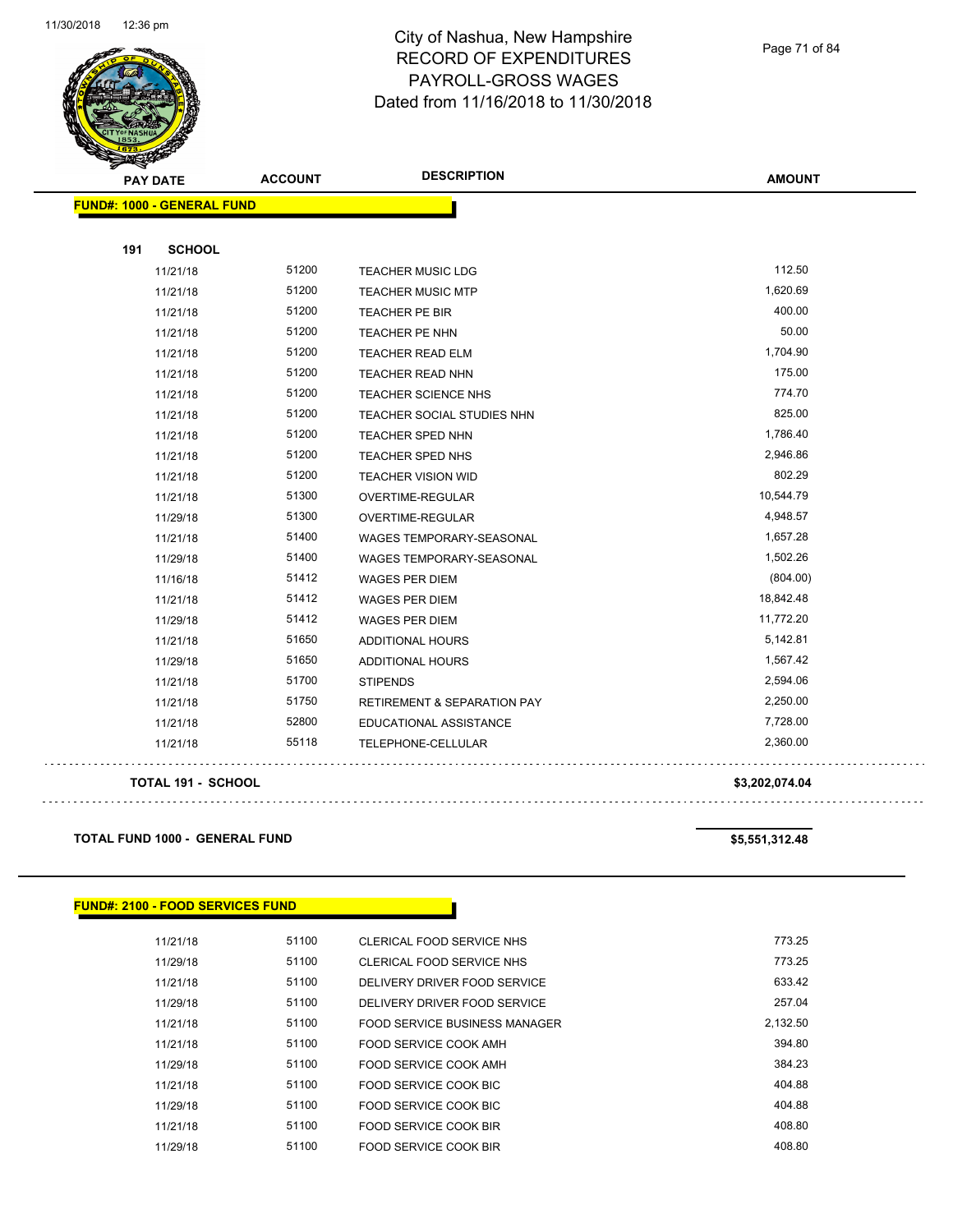City of Nashua, New Hampshire
RECORD OF EXPENDITURES
PAYROLL-GROSS WAGES
Dated from 11/16/2018 to 11/30/2018

| PAY DATE | ACCOUNT | DESCRIPTION | AMOUNT |
|---|---|---|---|
| **FUND#: 1000 - GENERAL FUND** | | | |
| **191 SCHOOL** | | | |
| 11/21/18 | 51200 | TEACHER MUSIC LDG | 112.50 |
| 11/21/18 | 51200 | TEACHER MUSIC MTP | 1,620.69 |
| 11/21/18 | 51200 | TEACHER PE BIR | 400.00 |
| 11/21/18 | 51200 | TEACHER PE NHN | 50.00 |
| 11/21/18 | 51200 | TEACHER READ ELM | 1,704.90 |
| 11/21/18 | 51200 | TEACHER READ NHN | 175.00 |
| 11/21/18 | 51200 | TEACHER SCIENCE NHS | 774.70 |
| 11/21/18 | 51200 | TEACHER SOCIAL STUDIES NHN | 825.00 |
| 11/21/18 | 51200 | TEACHER SPED NHN | 1,786.40 |
| 11/21/18 | 51200 | TEACHER SPED NHS | 2,946.86 |
| 11/21/18 | 51200 | TEACHER VISION WID | 802.29 |
| 11/21/18 | 51300 | OVERTIME-REGULAR | 10,544.79 |
| 11/29/18 | 51300 | OVERTIME-REGULAR | 4,948.57 |
| 11/21/18 | 51400 | WAGES TEMPORARY-SEASONAL | 1,657.28 |
| 11/29/18 | 51400 | WAGES TEMPORARY-SEASONAL | 1,502.26 |
| 11/16/18 | 51412 | WAGES PER DIEM | (804.00) |
| 11/21/18 | 51412 | WAGES PER DIEM | 18,842.48 |
| 11/29/18 | 51412 | WAGES PER DIEM | 11,772.20 |
| 11/21/18 | 51650 | ADDITIONAL HOURS | 5,142.81 |
| 11/29/18 | 51650 | ADDITIONAL HOURS | 1,567.42 |
| 11/21/18 | 51700 | STIPENDS | 2,594.06 |
| 11/21/18 | 51750 | RETIREMENT & SEPARATION PAY | 2,250.00 |
| 11/21/18 | 52800 | EDUCATIONAL ASSISTANCE | 7,728.00 |
| 11/21/18 | 55118 | TELEPHONE-CELLULAR | 2,360.00 |
| **TOTAL 191 - SCHOOL** | | | **$3,202,074.04** |
| **TOTAL FUND 1000 - GENERAL FUND** | | | **$5,551,312.48** |

| PAY DATE | ACCOUNT | DESCRIPTION | AMOUNT |
|---|---|---|---|
| **FUND#: 2100 - FOOD SERVICES FUND** | | | |
| 11/21/18 | 51100 | CLERICAL FOOD SERVICE NHS | 773.25 |
| 11/29/18 | 51100 | CLERICAL FOOD SERVICE NHS | 773.25 |
| 11/21/18 | 51100 | DELIVERY DRIVER FOOD SERVICE | 633.42 |
| 11/29/18 | 51100 | DELIVERY DRIVER FOOD SERVICE | 257.04 |
| 11/21/18 | 51100 | FOOD SERVICE BUSINESS MANAGER | 2,132.50 |
| 11/21/18 | 51100 | FOOD SERVICE COOK AMH | 394.80 |
| 11/29/18 | 51100 | FOOD SERVICE COOK AMH | 384.23 |
| 11/21/18 | 51100 | FOOD SERVICE COOK BIC | 404.88 |
| 11/29/18 | 51100 | FOOD SERVICE COOK BIC | 404.88 |
| 11/21/18 | 51100 | FOOD SERVICE COOK BIR | 408.80 |
| 11/29/18 | 51100 | FOOD SERVICE COOK BIR | 408.80 |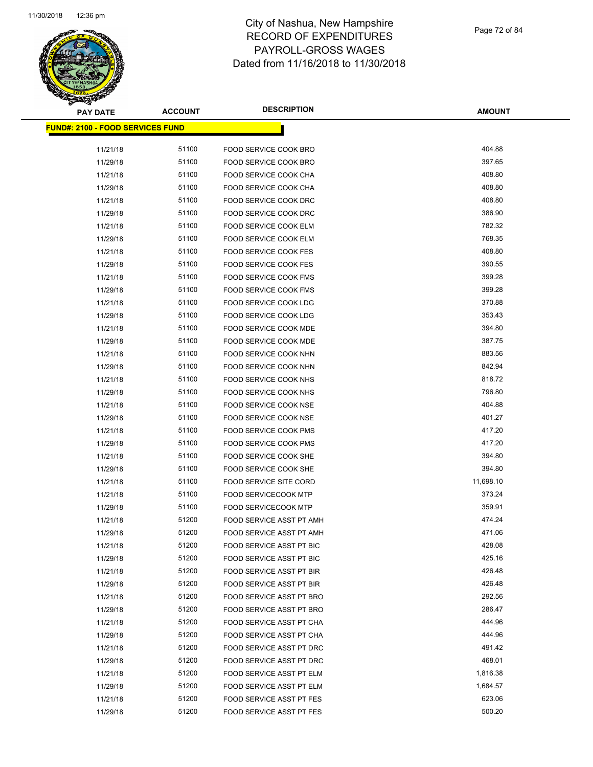# City of Nashua, New Hampshire
# RECORD OF EXPENDITURES
# PAYROLL-GROSS WAGES
# Dated from 11/16/2018 to 11/30/2018

| PAY DATE | ACCOUNT | DESCRIPTION | AMOUNT |
|---|---|---|---|
| **FUND#: 2100 - FOOD SERVICES FUND** | | | |
| 11/21/18 | 51100 | FOOD SERVICE COOK BRO | 404.88 |
| 11/29/18 | 51100 | FOOD SERVICE COOK BRO | 397.65 |
| 11/21/18 | 51100 | FOOD SERVICE COOK CHA | 408.80 |
| 11/29/18 | 51100 | FOOD SERVICE COOK CHA | 408.80 |
| 11/21/18 | 51100 | FOOD SERVICE COOK DRC | 408.80 |
| 11/29/18 | 51100 | FOOD SERVICE COOK DRC | 386.90 |
| 11/21/18 | 51100 | FOOD SERVICE COOK ELM | 782.32 |
| 11/29/18 | 51100 | FOOD SERVICE COOK ELM | 768.35 |
| 11/21/18 | 51100 | FOOD SERVICE COOK FES | 408.80 |
| 11/29/18 | 51100 | FOOD SERVICE COOK FES | 390.55 |
| 11/21/18 | 51100 | FOOD SERVICE COOK FMS | 399.28 |
| 11/29/18 | 51100 | FOOD SERVICE COOK FMS | 399.28 |
| 11/21/18 | 51100 | FOOD SERVICE COOK LDG | 370.88 |
| 11/29/18 | 51100 | FOOD SERVICE COOK LDG | 353.43 |
| 11/21/18 | 51100 | FOOD SERVICE COOK MDE | 394.80 |
| 11/29/18 | 51100 | FOOD SERVICE COOK MDE | 387.75 |
| 11/21/18 | 51100 | FOOD SERVICE COOK NHN | 883.56 |
| 11/29/18 | 51100 | FOOD SERVICE COOK NHN | 842.94 |
| 11/21/18 | 51100 | FOOD SERVICE COOK NHS | 818.72 |
| 11/29/18 | 51100 | FOOD SERVICE COOK NHS | 796.80 |
| 11/21/18 | 51100 | FOOD SERVICE COOK NSE | 404.88 |
| 11/29/18 | 51100 | FOOD SERVICE COOK NSE | 401.27 |
| 11/21/18 | 51100 | FOOD SERVICE COOK PMS | 417.20 |
| 11/29/18 | 51100 | FOOD SERVICE COOK PMS | 417.20 |
| 11/21/18 | 51100 | FOOD SERVICE COOK SHE | 394.80 |
| 11/29/18 | 51100 | FOOD SERVICE COOK SHE | 394.80 |
| 11/21/18 | 51100 | FOOD SERVICE SITE CORD | 11,698.10 |
| 11/21/18 | 51100 | FOOD SERVICECOOK MTP | 373.24 |
| 11/29/18 | 51100 | FOOD SERVICECOOK MTP | 359.91 |
| 11/21/18 | 51200 | FOOD SERVICE ASST PT AMH | 474.24 |
| 11/29/18 | 51200 | FOOD SERVICE ASST PT AMH | 471.06 |
| 11/21/18 | 51200 | FOOD SERVICE ASST PT BIC | 428.08 |
| 11/29/18 | 51200 | FOOD SERVICE ASST PT BIC | 425.16 |
| 11/21/18 | 51200 | FOOD SERVICE ASST PT BIR | 426.48 |
| 11/29/18 | 51200 | FOOD SERVICE ASST PT BIR | 426.48 |
| 11/21/18 | 51200 | FOOD SERVICE ASST PT BRO | 292.56 |
| 11/29/18 | 51200 | FOOD SERVICE ASST PT BRO | 286.47 |
| 11/21/18 | 51200 | FOOD SERVICE ASST PT CHA | 444.96 |
| 11/29/18 | 51200 | FOOD SERVICE ASST PT CHA | 444.96 |
| 11/21/18 | 51200 | FOOD SERVICE ASST PT DRC | 491.42 |
| 11/29/18 | 51200 | FOOD SERVICE ASST PT DRC | 468.01 |
| 11/21/18 | 51200 | FOOD SERVICE ASST PT ELM | 1,816.38 |
| 11/29/18 | 51200 | FOOD SERVICE ASST PT ELM | 1,684.57 |
| 11/21/18 | 51200 | FOOD SERVICE ASST PT FES | 623.06 |
| 11/29/18 | 51200 | FOOD SERVICE ASST PT FES | 500.20 |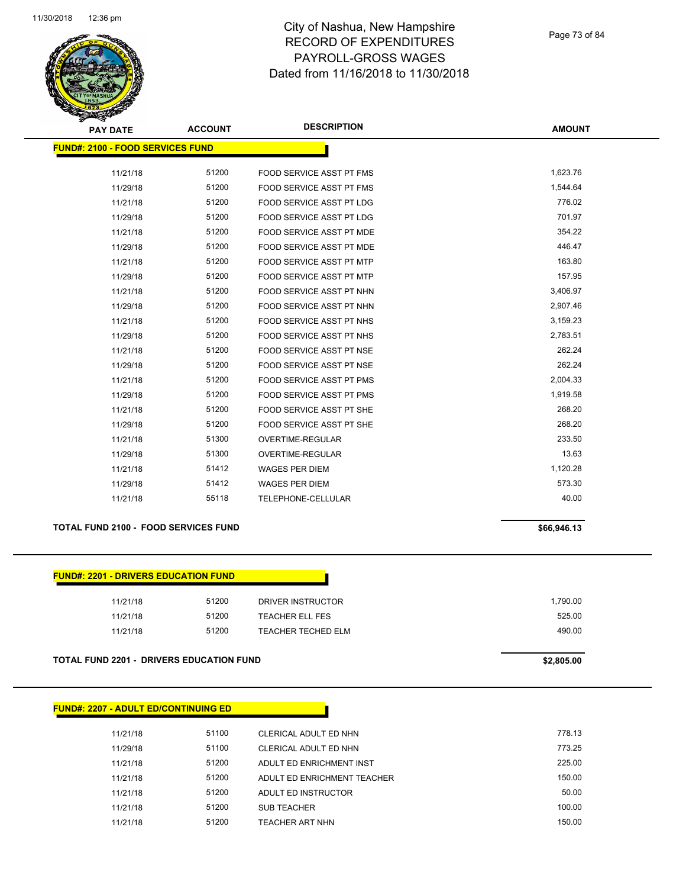# City of Nashua, New Hampshire
## RECORD OF EXPENDITURES
## PAYROLL-GROSS WAGES
## Dated from 11/16/2018 to 11/30/2018

| PAY DATE | ACCOUNT | DESCRIPTION | AMOUNT |
|---|---|---|---|
| **FUND#: 2100 - FOOD SERVICES FUND** | | | |
| 11/21/18 | 51200 | FOOD SERVICE ASST PT FMS | 1,623.76 |
| 11/29/18 | 51200 | FOOD SERVICE ASST PT FMS | 1,544.64 |
| 11/21/18 | 51200 | FOOD SERVICE ASST PT LDG | 776.02 |
| 11/29/18 | 51200 | FOOD SERVICE ASST PT LDG | 701.97 |
| 11/21/18 | 51200 | FOOD SERVICE ASST PT MDE | 354.22 |
| 11/29/18 | 51200 | FOOD SERVICE ASST PT MDE | 446.47 |
| 11/21/18 | 51200 | FOOD SERVICE ASST PT MTP | 163.80 |
| 11/29/18 | 51200 | FOOD SERVICE ASST PT MTP | 157.95 |
| 11/21/18 | 51200 | FOOD SERVICE ASST PT NHN | 3,406.97 |
| 11/29/18 | 51200 | FOOD SERVICE ASST PT NHN | 2,907.46 |
| 11/21/18 | 51200 | FOOD SERVICE ASST PT NHS | 3,159.23 |
| 11/29/18 | 51200 | FOOD SERVICE ASST PT NHS | 2,783.51 |
| 11/21/18 | 51200 | FOOD SERVICE ASST PT NSE | 262.24 |
| 11/29/18 | 51200 | FOOD SERVICE ASST PT NSE | 262.24 |
| 11/21/18 | 51200 | FOOD SERVICE ASST PT PMS | 2,004.33 |
| 11/29/18 | 51200 | FOOD SERVICE ASST PT PMS | 1,919.58 |
| 11/21/18 | 51200 | FOOD SERVICE ASST PT SHE | 268.20 |
| 11/29/18 | 51200 | FOOD SERVICE ASST PT SHE | 268.20 |
| 11/21/18 | 51300 | OVERTIME-REGULAR | 233.50 |
| 11/29/18 | 51300 | OVERTIME-REGULAR | 13.63 |
| 11/21/18 | 51412 | WAGES PER DIEM | 1,120.28 |
| 11/29/18 | 51412 | WAGES PER DIEM | 573.30 |
| 11/21/18 | 55118 | TELEPHONE-CELLULAR | 40.00 |
| **TOTAL FUND 2100 - FOOD SERVICES FUND** | | | **$66,946.13** |

| PAY DATE | ACCOUNT | DESCRIPTION | AMOUNT |
|---|---|---|---|
| **FUND#: 2201 - DRIVERS EDUCATION FUND** | | | |
| 11/21/18 | 51200 | DRIVER INSTRUCTOR | 1,790.00 |
| 11/21/18 | 51200 | TEACHER ELL FES | 525.00 |
| 11/21/18 | 51200 | TEACHER TECHED ELM | 490.00 |
| **TOTAL FUND 2201 - DRIVERS EDUCATION FUND** | | | **$2,805.00** |

| PAY DATE | ACCOUNT | DESCRIPTION | AMOUNT |
|---|---|---|---|
| **FUND#: 2207 - ADULT ED/CONTINUING ED** | | | |
| 11/21/18 | 51100 | CLERICAL ADULT ED NHN | 778.13 |
| 11/29/18 | 51100 | CLERICAL ADULT ED NHN | 773.25 |
| 11/21/18 | 51200 | ADULT ED ENRICHMENT INST | 225.00 |
| 11/21/18 | 51200 | ADULT ED ENRICHMENT TEACHER | 150.00 |
| 11/21/18 | 51200 | ADULT ED INSTRUCTOR | 50.00 |
| 11/21/18 | 51200 | SUB TEACHER | 100.00 |
| 11/21/18 | 51200 | TEACHER ART NHN | 150.00 |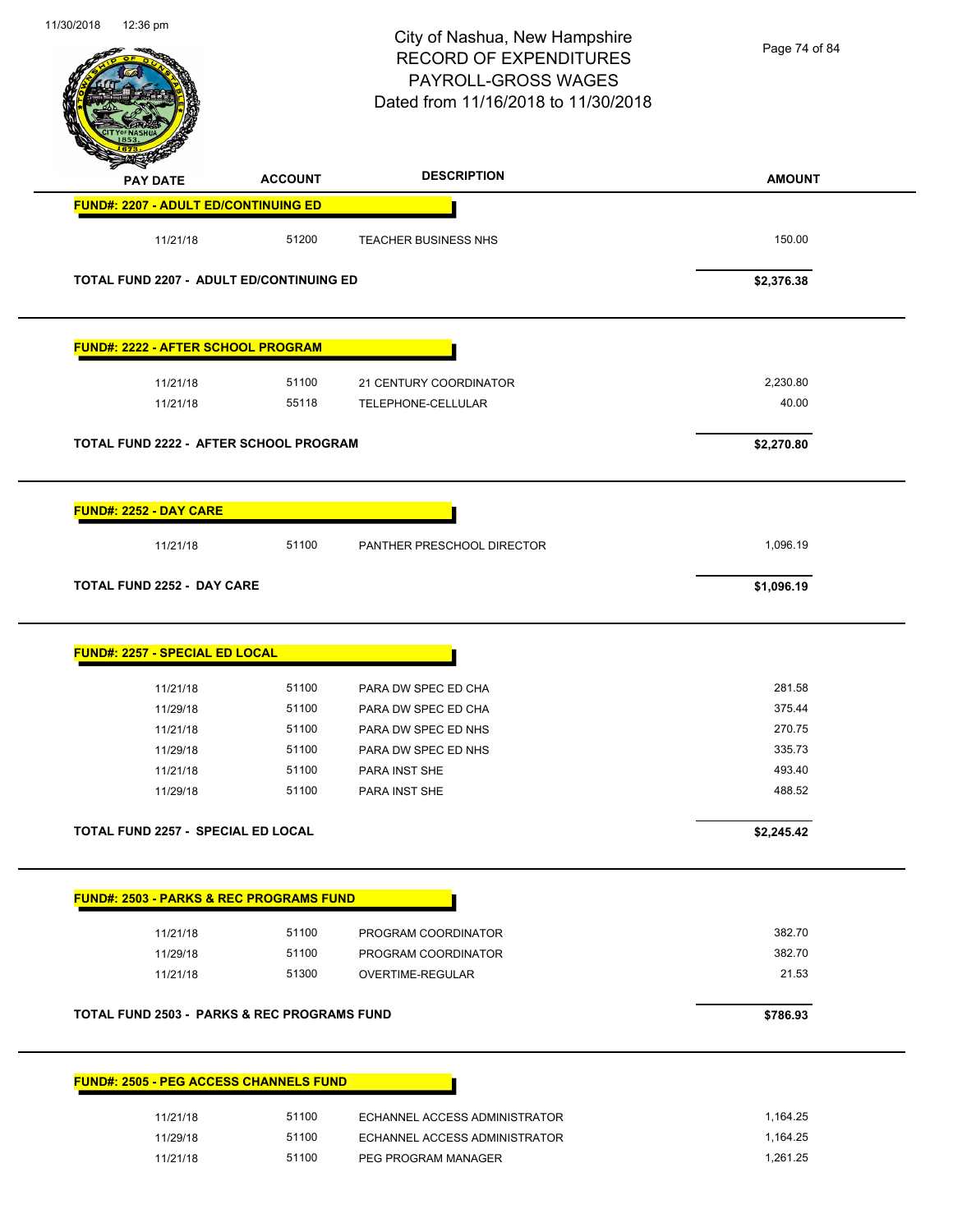# City of Nashua, New Hampshire
## RECORD OF EXPENDITURES
## PAYROLL-GROSS WAGES
### Dated from 11/16/2018 to 11/30/2018

| PAY DATE | ACCOUNT | DESCRIPTION | AMOUNT |
|---|---|---|---|
| **FUND#: 2207 - ADULT ED/CONTINUING ED** | | | |
| 11/21/18 | 51200 | TEACHER BUSINESS NHS | 150.00 |
| **TOTAL FUND 2207 - ADULT ED/CONTINUING ED** | | | **$2,376.38** |
| **FUND#: 2222 - AFTER SCHOOL PROGRAM** | | | |
| 11/21/18 | 51100 | 21 CENTURY COORDINATOR | 2,230.80 |
| 11/21/18 | 55118 | TELEPHONE-CELLULAR | 40.00 |
| **TOTAL FUND 2222 - AFTER SCHOOL PROGRAM** | | | **$2,270.80** |
| **FUND#: 2252 - DAY CARE** | | | |
| 11/21/18 | 51100 | PANTHER PRESCHOOL DIRECTOR | 1,096.19 |
| **TOTAL FUND 2252 - DAY CARE** | | | **$1,096.19** |
| **FUND#: 2257 - SPECIAL ED LOCAL** | | | |
| 11/21/18 | 51100 | PARA DW SPEC ED CHA | 281.58 |
| 11/29/18 | 51100 | PARA DW SPEC ED CHA | 375.44 |
| 11/21/18 | 51100 | PARA DW SPEC ED NHS | 270.75 |
| 11/29/18 | 51100 | PARA DW SPEC ED NHS | 335.73 |
| 11/21/18 | 51100 | PARA INST SHE | 493.40 |
| 11/29/18 | 51100 | PARA INST SHE | 488.52 |
| **TOTAL FUND 2257 - SPECIAL ED LOCAL** | | | **$2,245.42** |
| **FUND#: 2503 - PARKS & REC PROGRAMS FUND** | | | |
| 11/21/18 | 51100 | PROGRAM COORDINATOR | 382.70 |
| 11/29/18 | 51100 | PROGRAM COORDINATOR | 382.70 |
| 11/21/18 | 51300 | OVERTIME-REGULAR | 21.53 |
| **TOTAL FUND 2503 - PARKS & REC PROGRAMS FUND** | | | **$786.93** |
| **FUND#: 2505 - PEG ACCESS CHANNELS FUND** | | | |
| 11/21/18 | 51100 | ECHANNEL ACCESS ADMINISTRATOR | 1,164.25 |
| 11/29/18 | 51100 | ECHANNEL ACCESS ADMINISTRATOR | 1,164.25 |
| 11/21/18 | 51100 | PEG PROGRAM MANAGER | 1,261.25 |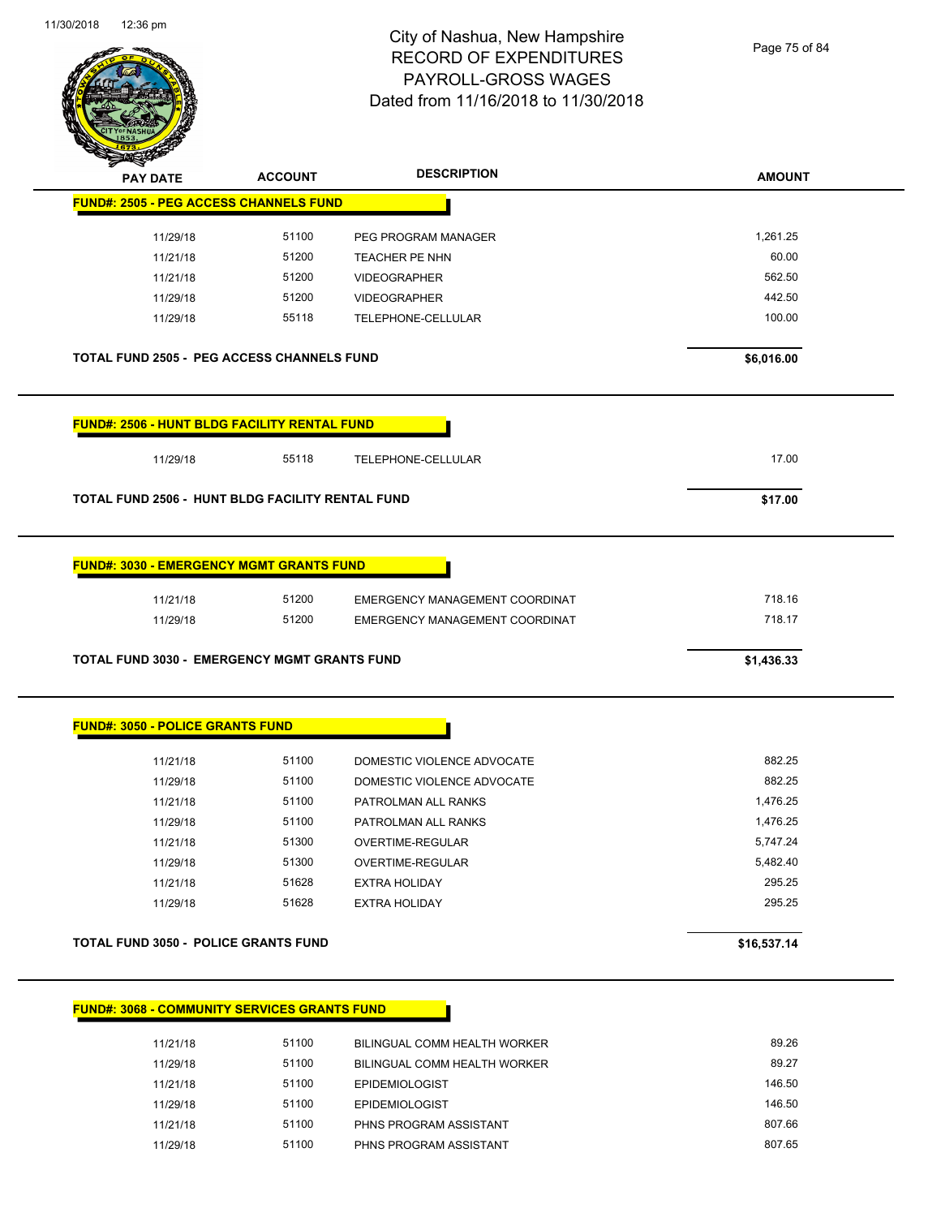# City of Nashua, New Hampshire
## RECORD OF EXPENDITURES
## PAYROLL-GROSS WAGES
## Dated from 11/16/2018 to 11/30/2018

| PAY DATE | ACCOUNT | DESCRIPTION | AMOUNT |
|---|---|---|---|
| **FUND#: 2505 - PEG ACCESS CHANNELS FUND** | | | |
| 11/29/18 | 51100 | PEG PROGRAM MANAGER | 1,261.25 |
| 11/21/18 | 51200 | TEACHER PE NHN | 60.00 |
| 11/21/18 | 51200 | VIDEOGRAPHER | 562.50 |
| 11/29/18 | 51200 | VIDEOGRAPHER | 442.50 |
| 11/29/18 | 55118 | TELEPHONE-CELLULAR | 100.00 |
| **TOTAL FUND 2505 - PEG ACCESS CHANNELS FUND** | | | **$6,016.00** |
| **FUND#: 2506 - HUNT BLDG FACILITY RENTAL FUND** | | | |
| 11/29/18 | 55118 | TELEPHONE-CELLULAR | 17.00 |
| **TOTAL FUND 2506 - HUNT BLDG FACILITY RENTAL FUND** | | | **$17.00** |
| **FUND#: 3030 - EMERGENCY MGMT GRANTS FUND** | | | |
| 11/21/18 | 51200 | EMERGENCY MANAGEMENT COORDINAT | 718.16 |
| 11/29/18 | 51200 | EMERGENCY MANAGEMENT COORDINAT | 718.17 |
| **TOTAL FUND 3030 - EMERGENCY MGMT GRANTS FUND** | | | **$1,436.33** |
| **FUND#: 3050 - POLICE GRANTS FUND** | | | |
| 11/21/18 | 51100 | DOMESTIC VIOLENCE ADVOCATE | 882.25 |
| 11/29/18 | 51100 | DOMESTIC VIOLENCE ADVOCATE | 882.25 |
| 11/21/18 | 51100 | PATROLMAN ALL RANKS | 1,476.25 |
| 11/29/18 | 51100 | PATROLMAN ALL RANKS | 1,476.25 |
| 11/21/18 | 51300 | OVERTIME-REGULAR | 5,747.24 |
| 11/29/18 | 51300 | OVERTIME-REGULAR | 5,482.40 |
| 11/21/18 | 51628 | EXTRA HOLIDAY | 295.25 |
| 11/29/18 | 51628 | EXTRA HOLIDAY | 295.25 |
| **TOTAL FUND 3050 - POLICE GRANTS FUND** | | | **$16,537.14** |
| **FUND#: 3068 - COMMUNITY SERVICES GRANTS FUND** | | | |
| 11/21/18 | 51100 | BILINGUAL COMM HEALTH WORKER | 89.26 |
| 11/29/18 | 51100 | BILINGUAL COMM HEALTH WORKER | 89.27 |
| 11/21/18 | 51100 | EPIDEMIOLOGIST | 146.50 |
| 11/29/18 | 51100 | EPIDEMIOLOGIST | 146.50 |
| 11/21/18 | 51100 | PHNS PROGRAM ASSISTANT | 807.66 |
| 11/29/18 | 51100 | PHNS PROGRAM ASSISTANT | 807.65 |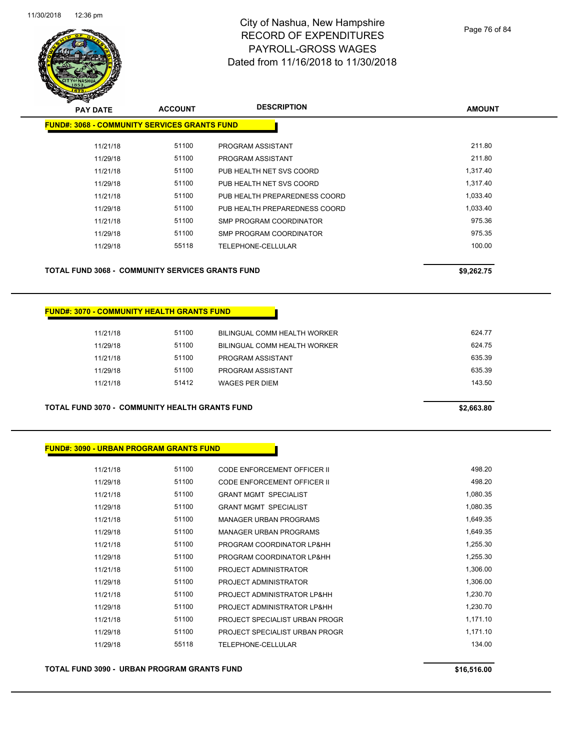# City of Nashua, New Hampshire
## RECORD OF EXPENDITURES
## PAYROLL-GROSS WAGES
## Dated from 11/16/2018 to 11/30/2018

| PAY DATE | ACCOUNT | DESCRIPTION | AMOUNT |
|---|---|---|---|
| **FUND#: 3068 - COMMUNITY SERVICES GRANTS FUND** | | | |
| 11/21/18 | 51100 | PROGRAM ASSISTANT | 211.80 |
| 11/29/18 | 51100 | PROGRAM ASSISTANT | 211.80 |
| 11/21/18 | 51100 | PUB HEALTH NET SVS COORD | 1,317.40 |
| 11/29/18 | 51100 | PUB HEALTH NET SVS COORD | 1,317.40 |
| 11/21/18 | 51100 | PUB HEALTH PREPAREDNESS COORD | 1,033.40 |
| 11/29/18 | 51100 | PUB HEALTH PREPAREDNESS COORD | 1,033.40 |
| 11/21/18 | 51100 | SMP PROGRAM COORDINATOR | 975.36 |
| 11/29/18 | 51100 | SMP PROGRAM COORDINATOR | 975.35 |
| 11/29/18 | 55118 | TELEPHONE-CELLULAR | 100.00 |
| **TOTAL FUND 3068 - COMMUNITY SERVICES GRANTS FUND** | | | **$9,262.75** |

| PAY DATE | ACCOUNT | DESCRIPTION | AMOUNT |
|---|---|---|---|
| **FUND#: 3070 - COMMUNITY HEALTH GRANTS FUND** | | | |
| 11/21/18 | 51100 | BILINGUAL COMM HEALTH WORKER | 624.77 |
| 11/29/18 | 51100 | BILINGUAL COMM HEALTH WORKER | 624.75 |
| 11/21/18 | 51100 | PROGRAM ASSISTANT | 635.39 |
| 11/29/18 | 51100 | PROGRAM ASSISTANT | 635.39 |
| 11/21/18 | 51412 | WAGES PER DIEM | 143.50 |
| **TOTAL FUND 3070 - COMMUNITY HEALTH GRANTS FUND** | | | **$2,663.80** |

| PAY DATE | ACCOUNT | DESCRIPTION | AMOUNT |
|---|---|---|---|
| **FUND#: 3090 - URBAN PROGRAM GRANTS FUND** | | | |
| 11/21/18 | 51100 | CODE ENFORCEMENT OFFICER II | 498.20 |
| 11/29/18 | 51100 | CODE ENFORCEMENT OFFICER II | 498.20 |
| 11/21/18 | 51100 | GRANT MGMT SPECIALIST | 1,080.35 |
| 11/29/18 | 51100 | GRANT MGMT SPECIALIST | 1,080.35 |
| 11/21/18 | 51100 | MANAGER URBAN PROGRAMS | 1,649.35 |
| 11/29/18 | 51100 | MANAGER URBAN PROGRAMS | 1,649.35 |
| 11/21/18 | 51100 | PROGRAM COORDINATOR LP&HH | 1,255.30 |
| 11/29/18 | 51100 | PROGRAM COORDINATOR LP&HH | 1,255.30 |
| 11/21/18 | 51100 | PROJECT ADMINISTRATOR | 1,306.00 |
| 11/29/18 | 51100 | PROJECT ADMINISTRATOR | 1,306.00 |
| 11/21/18 | 51100 | PROJECT ADMINISTRATOR LP&HH | 1,230.70 |
| 11/29/18 | 51100 | PROJECT ADMINISTRATOR LP&HH | 1,230.70 |
| 11/21/18 | 51100 | PROJECT SPECIALIST URBAN PROGR | 1,171.10 |
| 11/29/18 | 51100 | PROJECT SPECIALIST URBAN PROGR | 1,171.10 |
| 11/29/18 | 55118 | TELEPHONE-CELLULAR | 134.00 |
| **TOTAL FUND 3090 - URBAN PROGRAM GRANTS FUND** | | | **$16,516.00** |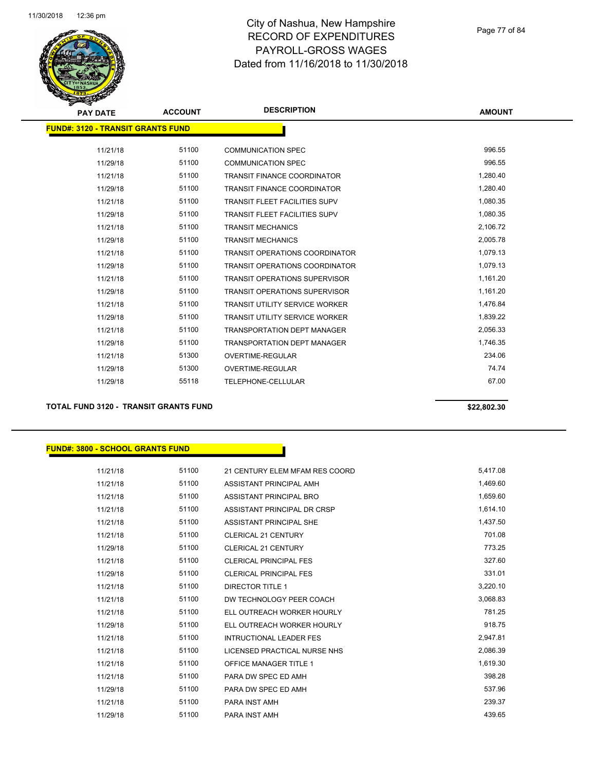# City of Nashua, New Hampshire
## RECORD OF EXPENDITURES
## PAYROLL-GROSS WAGES
## Dated from 11/16/2018 to 11/30/2018

### FUND#: 3120 - TRANSIT GRANTS FUND

| PAY DATE | ACCOUNT | DESCRIPTION | AMOUNT |
|---|---|---|---|
| 11/21/18 | 51100 | COMMUNICATION SPEC | 996.55 |
| 11/29/18 | 51100 | COMMUNICATION SPEC | 996.55 |
| 11/21/18 | 51100 | TRANSIT FINANCE COORDINATOR | 1,280.40 |
| 11/29/18 | 51100 | TRANSIT FINANCE COORDINATOR | 1,280.40 |
| 11/21/18 | 51100 | TRANSIT FLEET FACILITIES SUPV | 1,080.35 |
| 11/29/18 | 51100 | TRANSIT FLEET FACILITIES SUPV | 1,080.35 |
| 11/21/18 | 51100 | TRANSIT MECHANICS | 2,106.72 |
| 11/29/18 | 51100 | TRANSIT MECHANICS | 2,005.78 |
| 11/21/18 | 51100 | TRANSIT OPERATIONS COORDINATOR | 1,079.13 |
| 11/29/18 | 51100 | TRANSIT OPERATIONS COORDINATOR | 1,079.13 |
| 11/21/18 | 51100 | TRANSIT OPERATIONS SUPERVISOR | 1,161.20 |
| 11/29/18 | 51100 | TRANSIT OPERATIONS SUPERVISOR | 1,161.20 |
| 11/21/18 | 51100 | TRANSIT UTILITY SERVICE WORKER | 1,476.84 |
| 11/29/18 | 51100 | TRANSIT UTILITY SERVICE WORKER | 1,839.22 |
| 11/21/18 | 51100 | TRANSPORTATION DEPT MANAGER | 2,056.33 |
| 11/29/18 | 51100 | TRANSPORTATION DEPT MANAGER | 1,746.35 |
| 11/21/18 | 51300 | OVERTIME-REGULAR | 234.06 |
| 11/29/18 | 51300 | OVERTIME-REGULAR | 74.74 |
| 11/29/18 | 55118 | TELEPHONE-CELLULAR | 67.00 |

**TOTAL FUND 3120 - TRANSIT GRANTS FUND** **$22,802.30**

### FUND#: 3800 - SCHOOL GRANTS FUND

| PAY DATE | ACCOUNT | DESCRIPTION | AMOUNT |
|---|---|---|---|
| 11/21/18 | 51100 | 21 CENTURY ELEM MFAM RES COORD | 5,417.08 |
| 11/21/18 | 51100 | ASSISTANT PRINCIPAL AMH | 1,469.60 |
| 11/21/18 | 51100 | ASSISTANT PRINCIPAL BRO | 1,659.60 |
| 11/21/18 | 51100 | ASSISTANT PRINCIPAL DR CRSP | 1,614.10 |
| 11/21/18 | 51100 | ASSISTANT PRINCIPAL SHE | 1,437.50 |
| 11/21/18 | 51100 | CLERICAL 21 CENTURY | 701.08 |
| 11/29/18 | 51100 | CLERICAL 21 CENTURY | 773.25 |
| 11/21/18 | 51100 | CLERICAL PRINCIPAL FES | 327.60 |
| 11/29/18 | 51100 | CLERICAL PRINCIPAL FES | 331.01 |
| 11/21/18 | 51100 | DIRECTOR TITLE 1 | 3,220.10 |
| 11/21/18 | 51100 | DW TECHNOLOGY PEER COACH | 3,068.83 |
| 11/21/18 | 51100 | ELL OUTREACH WORKER HOURLY | 781.25 |
| 11/29/18 | 51100 | ELL OUTREACH WORKER HOURLY | 918.75 |
| 11/21/18 | 51100 | INTRUCTIONAL LEADER FES | 2,947.81 |
| 11/21/18 | 51100 | LICENSED PRACTICAL NURSE NHS | 2,086.39 |
| 11/21/18 | 51100 | OFFICE MANAGER TITLE 1 | 1,619.30 |
| 11/21/18 | 51100 | PARA DW SPEC ED AMH | 398.28 |
| 11/29/18 | 51100 | PARA DW SPEC ED AMH | 537.96 |
| 11/21/18 | 51100 | PARA INST AMH | 239.37 |
| 11/29/18 | 51100 | PARA INST AMH | 439.65 |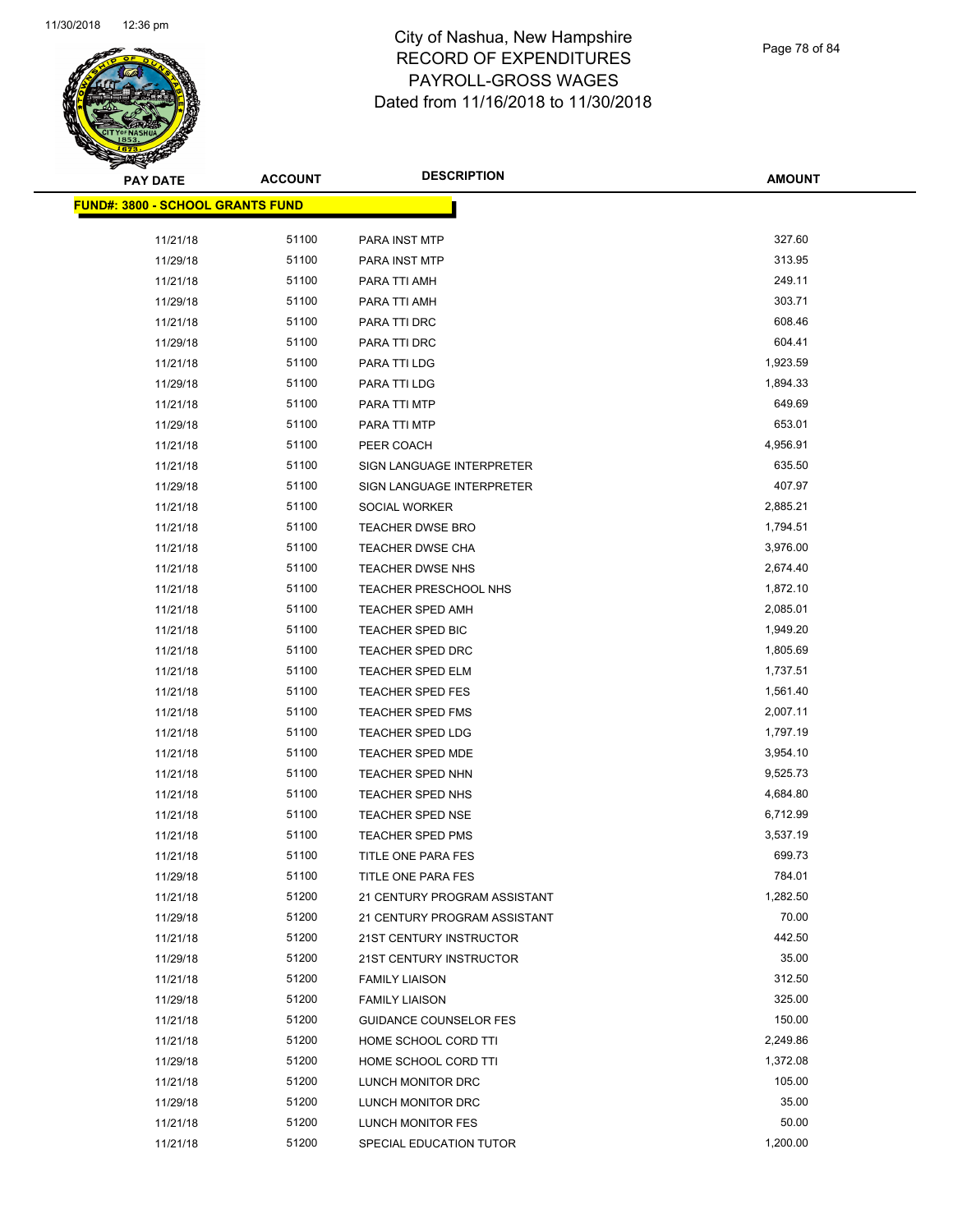# City of Nashua, New Hampshire
## RECORD OF EXPENDITURES
## PAYROLL-GROSS WAGES
## Dated from 11/16/2018 to 11/30/2018

| PAY DATE | ACCOUNT | DESCRIPTION | AMOUNT |
|---|---|---|---|
| **FUND#: 3800 - SCHOOL GRANTS FUND** | | | |
| 11/21/18 | 51100 | PARA INST MTP | 327.60 |
| 11/29/18 | 51100 | PARA INST MTP | 313.95 |
| 11/21/18 | 51100 | PARA TTI AMH | 249.11 |
| 11/29/18 | 51100 | PARA TTI AMH | 303.71 |
| 11/21/18 | 51100 | PARA TTI DRC | 608.46 |
| 11/29/18 | 51100 | PARA TTI DRC | 604.41 |
| 11/21/18 | 51100 | PARA TTI LDG | 1,923.59 |
| 11/29/18 | 51100 | PARA TTI LDG | 1,894.33 |
| 11/21/18 | 51100 | PARA TTI MTP | 649.69 |
| 11/29/18 | 51100 | PARA TTI MTP | 653.01 |
| 11/21/18 | 51100 | PEER COACH | 4,956.91 |
| 11/21/18 | 51100 | SIGN LANGUAGE INTERPRETER | 635.50 |
| 11/29/18 | 51100 | SIGN LANGUAGE INTERPRETER | 407.97 |
| 11/21/18 | 51100 | SOCIAL WORKER | 2,885.21 |
| 11/21/18 | 51100 | TEACHER DWSE BRO | 1,794.51 |
| 11/21/18 | 51100 | TEACHER DWSE CHA | 3,976.00 |
| 11/21/18 | 51100 | TEACHER DWSE NHS | 2,674.40 |
| 11/21/18 | 51100 | TEACHER PRESCHOOL NHS | 1,872.10 |
| 11/21/18 | 51100 | TEACHER SPED AMH | 2,085.01 |
| 11/21/18 | 51100 | TEACHER SPED BIC | 1,949.20 |
| 11/21/18 | 51100 | TEACHER SPED DRC | 1,805.69 |
| 11/21/18 | 51100 | TEACHER SPED ELM | 1,737.51 |
| 11/21/18 | 51100 | TEACHER SPED FES | 1,561.40 |
| 11/21/18 | 51100 | TEACHER SPED FMS | 2,007.11 |
| 11/21/18 | 51100 | TEACHER SPED LDG | 1,797.19 |
| 11/21/18 | 51100 | TEACHER SPED MDE | 3,954.10 |
| 11/21/18 | 51100 | TEACHER SPED NHN | 9,525.73 |
| 11/21/18 | 51100 | TEACHER SPED NHS | 4,684.80 |
| 11/21/18 | 51100 | TEACHER SPED NSE | 6,712.99 |
| 11/21/18 | 51100 | TEACHER SPED PMS | 3,537.19 |
| 11/21/18 | 51100 | TITLE ONE PARA FES | 699.73 |
| 11/29/18 | 51100 | TITLE ONE PARA FES | 784.01 |
| 11/21/18 | 51200 | 21 CENTURY PROGRAM ASSISTANT | 1,282.50 |
| 11/29/18 | 51200 | 21 CENTURY PROGRAM ASSISTANT | 70.00 |
| 11/21/18 | 51200 | 21ST CENTURY INSTRUCTOR | 442.50 |
| 11/29/18 | 51200 | 21ST CENTURY INSTRUCTOR | 35.00 |
| 11/21/18 | 51200 | FAMILY LIAISON | 312.50 |
| 11/29/18 | 51200 | FAMILY LIAISON | 325.00 |
| 11/21/18 | 51200 | GUIDANCE COUNSELOR FES | 150.00 |
| 11/21/18 | 51200 | HOME SCHOOL CORD TTI | 2,249.86 |
| 11/29/18 | 51200 | HOME SCHOOL CORD TTI | 1,372.08 |
| 11/21/18 | 51200 | LUNCH MONITOR DRC | 105.00 |
| 11/29/18 | 51200 | LUNCH MONITOR DRC | 35.00 |
| 11/21/18 | 51200 | LUNCH MONITOR FES | 50.00 |
| 11/21/18 | 51200 | SPECIAL EDUCATION TUTOR | 1,200.00 |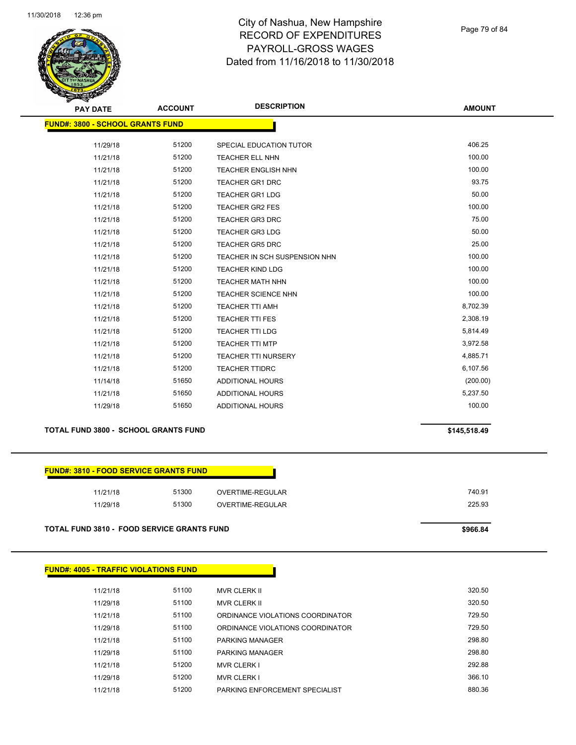# City of Nashua, New Hampshire
# RECORD OF EXPENDITURES
# PAYROLL-GROSS WAGES
# Dated from 11/16/2018 to 11/30/2018

| PAY DATE | ACCOUNT | DESCRIPTION | AMOUNT |
|---|---|---|---|
| **FUND#: 3800 - SCHOOL GRANTS FUND** | | | |
| 11/29/18 | 51200 | SPECIAL EDUCATION TUTOR | 406.25 |
| 11/21/18 | 51200 | TEACHER ELL NHN | 100.00 |
| 11/21/18 | 51200 | TEACHER ENGLISH NHN | 100.00 |
| 11/21/18 | 51200 | TEACHER GR1 DRC | 93.75 |
| 11/21/18 | 51200 | TEACHER GR1 LDG | 50.00 |
| 11/21/18 | 51200 | TEACHER GR2 FES | 100.00 |
| 11/21/18 | 51200 | TEACHER GR3 DRC | 75.00 |
| 11/21/18 | 51200 | TEACHER GR3 LDG | 50.00 |
| 11/21/18 | 51200 | TEACHER GR5 DRC | 25.00 |
| 11/21/18 | 51200 | TEACHER IN SCH SUSPENSION NHN | 100.00 |
| 11/21/18 | 51200 | TEACHER KIND LDG | 100.00 |
| 11/21/18 | 51200 | TEACHER MATH NHN | 100.00 |
| 11/21/18 | 51200 | TEACHER SCIENCE NHN | 100.00 |
| 11/21/18 | 51200 | TEACHER TTI AMH | 8,702.39 |
| 11/21/18 | 51200 | TEACHER TTI FES | 2,308.19 |
| 11/21/18 | 51200 | TEACHER TTI LDG | 5,814.49 |
| 11/21/18 | 51200 | TEACHER TTI MTP | 3,972.58 |
| 11/21/18 | 51200 | TEACHER TTI NURSERY | 4,885.71 |
| 11/21/18 | 51200 | TEACHER TTIDRC | 6,107.56 |
| 11/14/18 | 51650 | ADDITIONAL HOURS | (200.00) |
| 11/21/18 | 51650 | ADDITIONAL HOURS | 5,237.50 |
| 11/29/18 | 51650 | ADDITIONAL HOURS | 100.00 |
| **TOTAL FUND 3800 - SCHOOL GRANTS FUND** | | | **$145,518.49** |

| PAY DATE | ACCOUNT | DESCRIPTION | AMOUNT |
|---|---|---|---|
| **FUND#: 3810 - FOOD SERVICE GRANTS FUND** | | | |
| 11/21/18 | 51300 | OVERTIME-REGULAR | 740.91 |
| 11/29/18 | 51300 | OVERTIME-REGULAR | 225.93 |
| **TOTAL FUND 3810 - FOOD SERVICE GRANTS FUND** | | | **$966.84** |

| PAY DATE | ACCOUNT | DESCRIPTION | AMOUNT |
|---|---|---|---|
| **FUND#: 4005 - TRAFFIC VIOLATIONS FUND** | | | |
| 11/21/18 | 51100 | MVR CLERK II | 320.50 |
| 11/29/18 | 51100 | MVR CLERK II | 320.50 |
| 11/21/18 | 51100 | ORDINANCE VIOLATIONS COORDINATOR | 729.50 |
| 11/29/18 | 51100 | ORDINANCE VIOLATIONS COORDINATOR | 729.50 |
| 11/21/18 | 51100 | PARKING MANAGER | 298.80 |
| 11/29/18 | 51100 | PARKING MANAGER | 298.80 |
| 11/21/18 | 51200 | MVR CLERK I | 292.88 |
| 11/29/18 | 51200 | MVR CLERK I | 366.10 |
| 11/21/18 | 51200 | PARKING ENFORCEMENT SPECIALIST | 880.36 |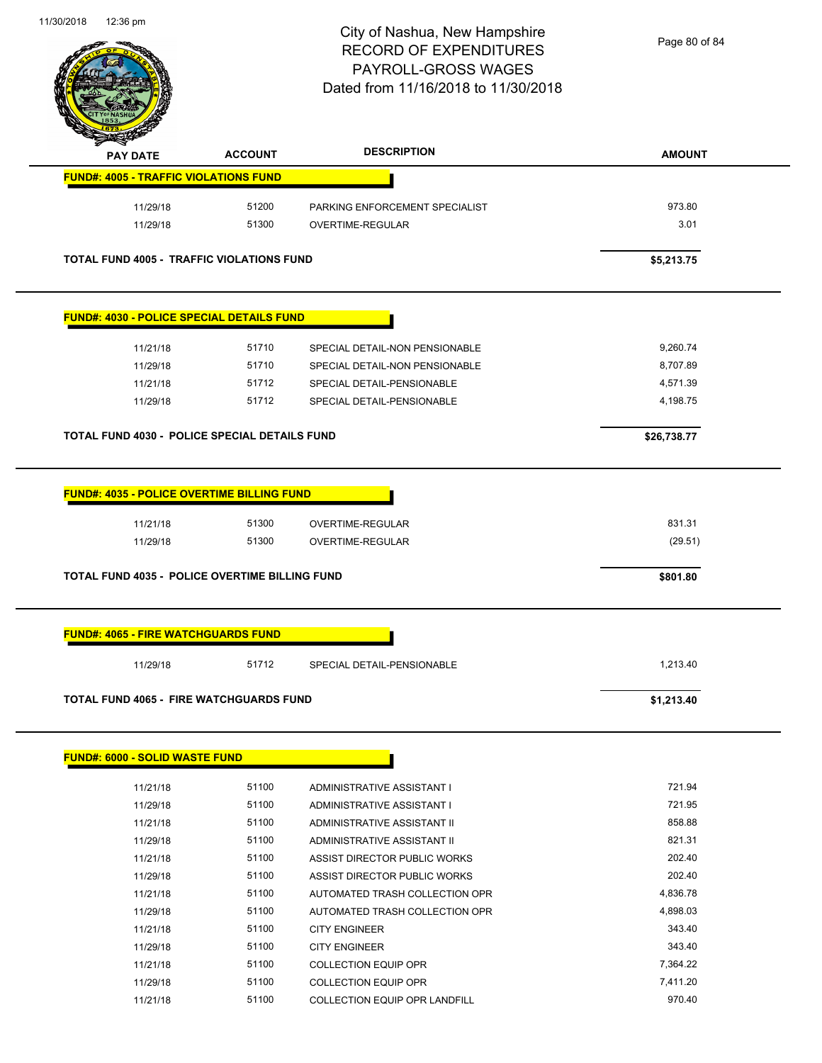# City of Nashua, New Hampshire
## RECORD OF EXPENDITURES
## PAYROLL-GROSS WAGES
## Dated from 11/16/2018 to 11/30/2018

| PAY DATE | ACCOUNT | DESCRIPTION | AMOUNT |
|---|---|---|---|
| **FUND#: 4005 - TRAFFIC VIOLATIONS FUND** | | | |
| 11/29/18 | 51200 | PARKING ENFORCEMENT SPECIALIST | 973.80 |
| 11/29/18 | 51300 | OVERTIME-REGULAR | 3.01 |
| **TOTAL FUND 4005 - TRAFFIC VIOLATIONS FUND** | | | **$5,213.75** |
| **FUND#: 4030 - POLICE SPECIAL DETAILS FUND** | | | |
| 11/21/18 | 51710 | SPECIAL DETAIL-NON PENSIONABLE | 9,260.74 |
| 11/29/18 | 51710 | SPECIAL DETAIL-NON PENSIONABLE | 8,707.89 |
| 11/21/18 | 51712 | SPECIAL DETAIL-PENSIONABLE | 4,571.39 |
| 11/29/18 | 51712 | SPECIAL DETAIL-PENSIONABLE | 4,198.75 |
| **TOTAL FUND 4030 - POLICE SPECIAL DETAILS FUND** | | | **$26,738.77** |
| **FUND#: 4035 - POLICE OVERTIME BILLING FUND** | | | |
| 11/21/18 | 51300 | OVERTIME-REGULAR | 831.31 |
| 11/29/18 | 51300 | OVERTIME-REGULAR | (29.51) |
| **TOTAL FUND 4035 - POLICE OVERTIME BILLING FUND** | | | **$801.80** |
| **FUND#: 4065 - FIRE WATCHGUARDS FUND** | | | |
| 11/29/18 | 51712 | SPECIAL DETAIL-PENSIONABLE | 1,213.40 |
| **TOTAL FUND 4065 - FIRE WATCHGUARDS FUND** | | | **$1,213.40** |
| **FUND#: 6000 - SOLID WASTE FUND** | | | |
| 11/21/18 | 51100 | ADMINISTRATIVE ASSISTANT I | 721.94 |
| 11/29/18 | 51100 | ADMINISTRATIVE ASSISTANT I | 721.95 |
| 11/21/18 | 51100 | ADMINISTRATIVE ASSISTANT II | 858.88 |
| 11/29/18 | 51100 | ADMINISTRATIVE ASSISTANT II | 821.31 |
| 11/21/18 | 51100 | ASSIST DIRECTOR PUBLIC WORKS | 202.40 |
| 11/29/18 | 51100 | ASSIST DIRECTOR PUBLIC WORKS | 202.40 |
| 11/21/18 | 51100 | AUTOMATED TRASH COLLECTION OPR | 4,836.78 |
| 11/29/18 | 51100 | AUTOMATED TRASH COLLECTION OPR | 4,898.03 |
| 11/21/18 | 51100 | CITY ENGINEER | 343.40 |
| 11/29/18 | 51100 | CITY ENGINEER | 343.40 |
| 11/21/18 | 51100 | COLLECTION EQUIP OPR | 7,364.22 |
| 11/29/18 | 51100 | COLLECTION EQUIP OPR | 7,411.20 |
| 11/21/18 | 51100 | COLLECTION EQUIP OPR LANDFILL | 970.40 |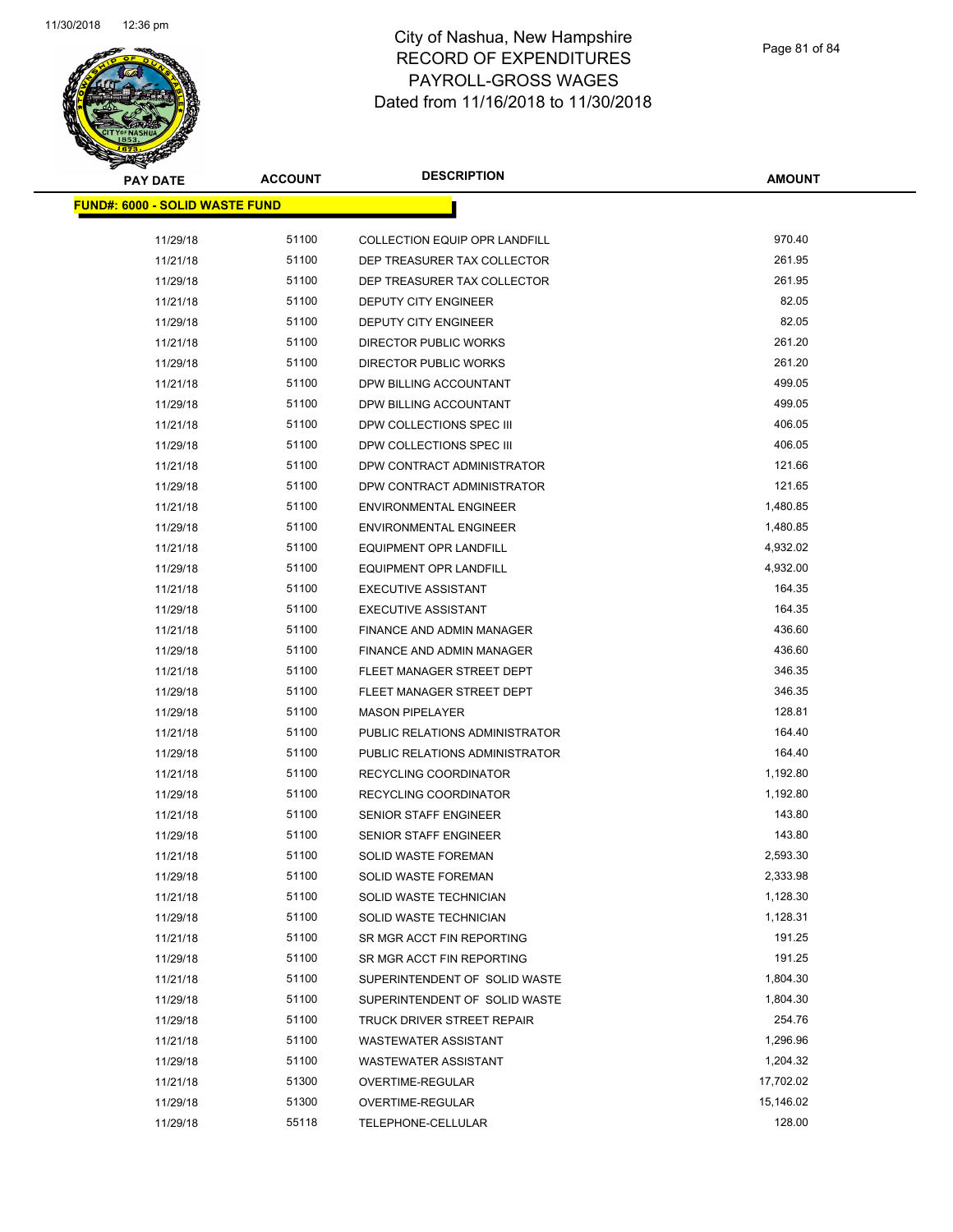# City of Nashua, New Hampshire
# RECORD OF EXPENDITURES
# PAYROLL-GROSS WAGES
# Dated from 11/16/2018 to 11/30/2018

| PAY DATE | ACCOUNT | DESCRIPTION | AMOUNT |
|---|---|---|---|
| **FUND#: 6000 - SOLID WASTE FUND** | | | |
| 11/29/18 | 51100 | COLLECTION EQUIP OPR LANDFILL | 970.40 |
| 11/21/18 | 51100 | DEP TREASURER TAX COLLECTOR | 261.95 |
| 11/29/18 | 51100 | DEP TREASURER TAX COLLECTOR | 261.95 |
| 11/21/18 | 51100 | DEPUTY CITY ENGINEER | 82.05 |
| 11/29/18 | 51100 | DEPUTY CITY ENGINEER | 82.05 |
| 11/21/18 | 51100 | DIRECTOR PUBLIC WORKS | 261.20 |
| 11/29/18 | 51100 | DIRECTOR PUBLIC WORKS | 261.20 |
| 11/21/18 | 51100 | DPW BILLING ACCOUNTANT | 499.05 |
| 11/29/18 | 51100 | DPW BILLING ACCOUNTANT | 499.05 |
| 11/21/18 | 51100 | DPW COLLECTIONS SPEC III | 406.05 |
| 11/29/18 | 51100 | DPW COLLECTIONS SPEC III | 406.05 |
| 11/21/18 | 51100 | DPW CONTRACT ADMINISTRATOR | 121.66 |
| 11/29/18 | 51100 | DPW CONTRACT ADMINISTRATOR | 121.65 |
| 11/21/18 | 51100 | ENVIRONMENTAL ENGINEER | 1,480.85 |
| 11/29/18 | 51100 | ENVIRONMENTAL ENGINEER | 1,480.85 |
| 11/21/18 | 51100 | EQUIPMENT OPR LANDFILL | 4,932.02 |
| 11/29/18 | 51100 | EQUIPMENT OPR LANDFILL | 4,932.00 |
| 11/21/18 | 51100 | EXECUTIVE ASSISTANT | 164.35 |
| 11/29/18 | 51100 | EXECUTIVE ASSISTANT | 164.35 |
| 11/21/18 | 51100 | FINANCE AND ADMIN MANAGER | 436.60 |
| 11/29/18 | 51100 | FINANCE AND ADMIN MANAGER | 436.60 |
| 11/21/18 | 51100 | FLEET MANAGER STREET DEPT | 346.35 |
| 11/29/18 | 51100 | FLEET MANAGER STREET DEPT | 346.35 |
| 11/29/18 | 51100 | MASON PIPELAYER | 128.81 |
| 11/21/18 | 51100 | PUBLIC RELATIONS ADMINISTRATOR | 164.40 |
| 11/29/18 | 51100 | PUBLIC RELATIONS ADMINISTRATOR | 164.40 |
| 11/21/18 | 51100 | RECYCLING COORDINATOR | 1,192.80 |
| 11/29/18 | 51100 | RECYCLING COORDINATOR | 1,192.80 |
| 11/21/18 | 51100 | SENIOR STAFF ENGINEER | 143.80 |
| 11/29/18 | 51100 | SENIOR STAFF ENGINEER | 143.80 |
| 11/21/18 | 51100 | SOLID WASTE FOREMAN | 2,593.30 |
| 11/29/18 | 51100 | SOLID WASTE FOREMAN | 2,333.98 |
| 11/21/18 | 51100 | SOLID WASTE TECHNICIAN | 1,128.30 |
| 11/29/18 | 51100 | SOLID WASTE TECHNICIAN | 1,128.31 |
| 11/21/18 | 51100 | SR MGR ACCT FIN REPORTING | 191.25 |
| 11/29/18 | 51100 | SR MGR ACCT FIN REPORTING | 191.25 |
| 11/21/18 | 51100 | SUPERINTENDENT OF SOLID WASTE | 1,804.30 |
| 11/29/18 | 51100 | SUPERINTENDENT OF SOLID WASTE | 1,804.30 |
| 11/29/18 | 51100 | TRUCK DRIVER STREET REPAIR | 254.76 |
| 11/21/18 | 51100 | WASTEWATER ASSISTANT | 1,296.96 |
| 11/29/18 | 51100 | WASTEWATER ASSISTANT | 1,204.32 |
| 11/21/18 | 51300 | OVERTIME-REGULAR | 17,702.02 |
| 11/29/18 | 51300 | OVERTIME-REGULAR | 15,146.02 |
| 11/29/18 | 55118 | TELEPHONE-CELLULAR | 128.00 |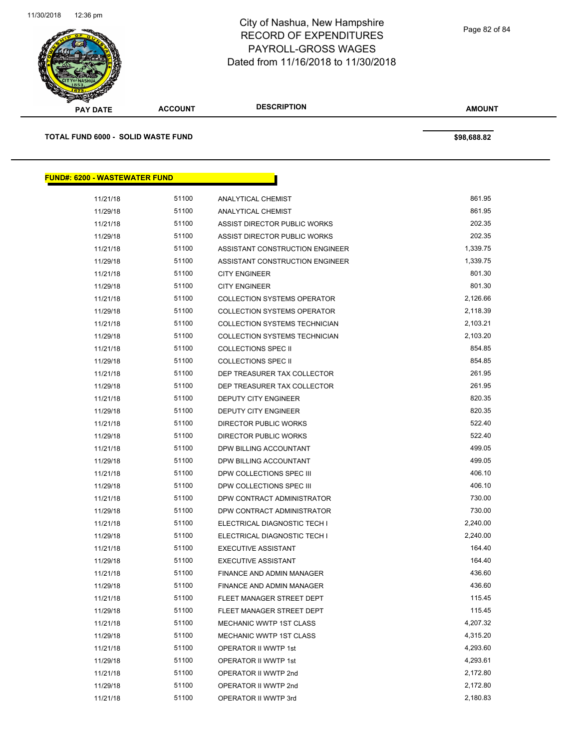| PAY DATE | ACCOUNT | DESCRIPTION | AMOUNT |
|---|---|---|---|

**TOTAL FUND 6000 - SOLID WASTE FUND** **$98,688.82**

**FUND#: 6200 - WASTEWATER FUND**

| PAY DATE | ACCOUNT | DESCRIPTION | AMOUNT |
|---|---|---|---|
| 11/21/18 | 51100 | ANALYTICAL CHEMIST | 861.95 |
| 11/29/18 | 51100 | ANALYTICAL CHEMIST | 861.95 |
| 11/21/18 | 51100 | ASSIST DIRECTOR PUBLIC WORKS | 202.35 |
| 11/29/18 | 51100 | ASSIST DIRECTOR PUBLIC WORKS | 202.35 |
| 11/21/18 | 51100 | ASSISTANT CONSTRUCTION ENGINEER | 1,339.75 |
| 11/29/18 | 51100 | ASSISTANT CONSTRUCTION ENGINEER | 1,339.75 |
| 11/21/18 | 51100 | CITY ENGINEER | 801.30 |
| 11/29/18 | 51100 | CITY ENGINEER | 801.30 |
| 11/21/18 | 51100 | COLLECTION SYSTEMS OPERATOR | 2,126.66 |
| 11/29/18 | 51100 | COLLECTION SYSTEMS OPERATOR | 2,118.39 |
| 11/21/18 | 51100 | COLLECTION SYSTEMS TECHNICIAN | 2,103.21 |
| 11/29/18 | 51100 | COLLECTION SYSTEMS TECHNICIAN | 2,103.20 |
| 11/21/18 | 51100 | COLLECTIONS SPEC II | 854.85 |
| 11/29/18 | 51100 | COLLECTIONS SPEC II | 854.85 |
| 11/21/18 | 51100 | DEP TREASURER TAX COLLECTOR | 261.95 |
| 11/29/18 | 51100 | DEP TREASURER TAX COLLECTOR | 261.95 |
| 11/21/18 | 51100 | DEPUTY CITY ENGINEER | 820.35 |
| 11/29/18 | 51100 | DEPUTY CITY ENGINEER | 820.35 |
| 11/21/18 | 51100 | DIRECTOR PUBLIC WORKS | 522.40 |
| 11/29/18 | 51100 | DIRECTOR PUBLIC WORKS | 522.40 |
| 11/21/18 | 51100 | DPW BILLING ACCOUNTANT | 499.05 |
| 11/29/18 | 51100 | DPW BILLING ACCOUNTANT | 499.05 |
| 11/21/18 | 51100 | DPW COLLECTIONS SPEC III | 406.10 |
| 11/29/18 | 51100 | DPW COLLECTIONS SPEC III | 406.10 |
| 11/21/18 | 51100 | DPW CONTRACT ADMINISTRATOR | 730.00 |
| 11/29/18 | 51100 | DPW CONTRACT ADMINISTRATOR | 730.00 |
| 11/21/18 | 51100 | ELECTRICAL DIAGNOSTIC TECH I | 2,240.00 |
| 11/29/18 | 51100 | ELECTRICAL DIAGNOSTIC TECH I | 2,240.00 |
| 11/21/18 | 51100 | EXECUTIVE ASSISTANT | 164.40 |
| 11/29/18 | 51100 | EXECUTIVE ASSISTANT | 164.40 |
| 11/21/18 | 51100 | FINANCE AND ADMIN MANAGER | 436.60 |
| 11/29/18 | 51100 | FINANCE AND ADMIN MANAGER | 436.60 |
| 11/21/18 | 51100 | FLEET MANAGER STREET DEPT | 115.45 |
| 11/29/18 | 51100 | FLEET MANAGER STREET DEPT | 115.45 |
| 11/21/18 | 51100 | MECHANIC WWTP 1ST CLASS | 4,207.32 |
| 11/29/18 | 51100 | MECHANIC WWTP 1ST CLASS | 4,315.20 |
| 11/21/18 | 51100 | OPERATOR II WWTP 1st | 4,293.60 |
| 11/29/18 | 51100 | OPERATOR II WWTP 1st | 4,293.61 |
| 11/21/18 | 51100 | OPERATOR II WWTP 2nd | 2,172.80 |
| 11/29/18 | 51100 | OPERATOR II WWTP 2nd | 2,172.80 |
| 11/21/18 | 51100 | OPERATOR II WWTP 3rd | 2,180.83 |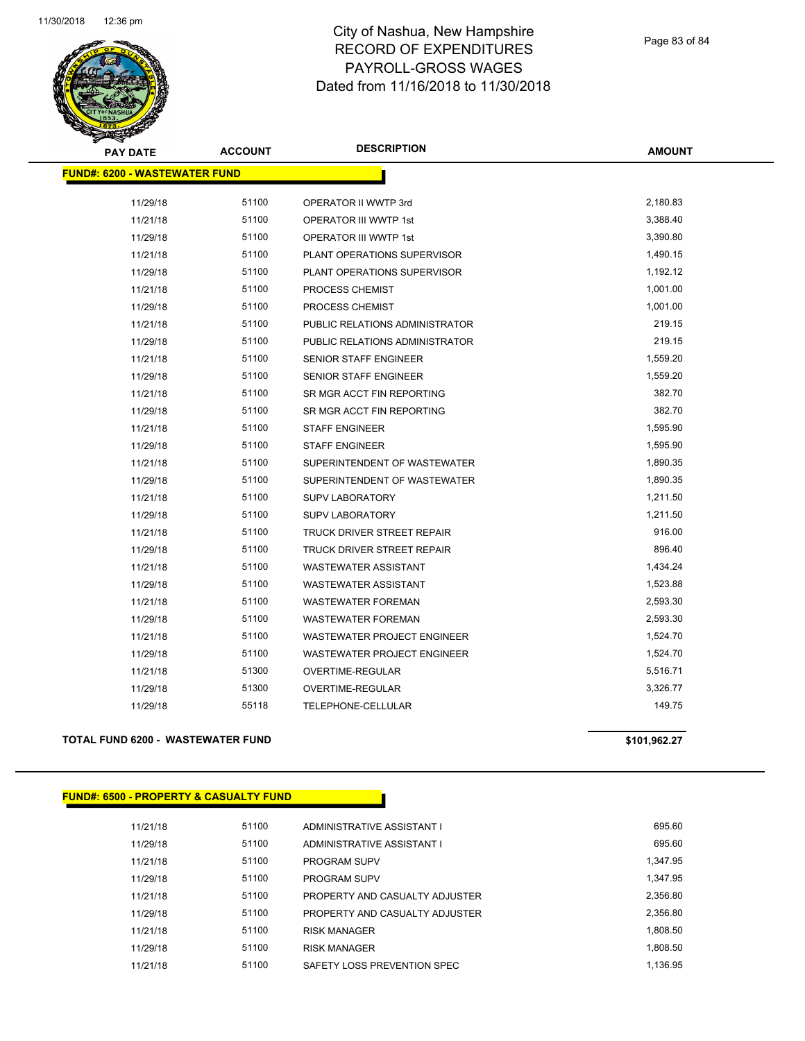# City of Nashua, New Hampshire
## RECORD OF EXPENDITURES
## PAYROLL-GROSS WAGES
## Dated from 11/16/2018 to 11/30/2018

| PAY DATE | ACCOUNT | DESCRIPTION | AMOUNT |
|---|---|---|---|
| **FUND#: 6200 - WASTEWATER FUND** | | | |
| 11/29/18 | 51100 | OPERATOR II WWTP 3rd | 2,180.83 |
| 11/21/18 | 51100 | OPERATOR III WWTP 1st | 3,388.40 |
| 11/29/18 | 51100 | OPERATOR III WWTP 1st | 3,390.80 |
| 11/21/18 | 51100 | PLANT OPERATIONS SUPERVISOR | 1,490.15 |
| 11/29/18 | 51100 | PLANT OPERATIONS SUPERVISOR | 1,192.12 |
| 11/21/18 | 51100 | PROCESS CHEMIST | 1,001.00 |
| 11/29/18 | 51100 | PROCESS CHEMIST | 1,001.00 |
| 11/21/18 | 51100 | PUBLIC RELATIONS ADMINISTRATOR | 219.15 |
| 11/29/18 | 51100 | PUBLIC RELATIONS ADMINISTRATOR | 219.15 |
| 11/21/18 | 51100 | SENIOR STAFF ENGINEER | 1,559.20 |
| 11/29/18 | 51100 | SENIOR STAFF ENGINEER | 1,559.20 |
| 11/21/18 | 51100 | SR MGR ACCT FIN REPORTING | 382.70 |
| 11/29/18 | 51100 | SR MGR ACCT FIN REPORTING | 382.70 |
| 11/21/18 | 51100 | STAFF ENGINEER | 1,595.90 |
| 11/29/18 | 51100 | STAFF ENGINEER | 1,595.90 |
| 11/21/18 | 51100 | SUPERINTENDENT OF WASTEWATER | 1,890.35 |
| 11/29/18 | 51100 | SUPERINTENDENT OF WASTEWATER | 1,890.35 |
| 11/21/18 | 51100 | SUPV LABORATORY | 1,211.50 |
| 11/29/18 | 51100 | SUPV LABORATORY | 1,211.50 |
| 11/21/18 | 51100 | TRUCK DRIVER STREET REPAIR | 916.00 |
| 11/29/18 | 51100 | TRUCK DRIVER STREET REPAIR | 896.40 |
| 11/21/18 | 51100 | WASTEWATER ASSISTANT | 1,434.24 |
| 11/29/18 | 51100 | WASTEWATER ASSISTANT | 1,523.88 |
| 11/21/18 | 51100 | WASTEWATER FOREMAN | 2,593.30 |
| 11/29/18 | 51100 | WASTEWATER FOREMAN | 2,593.30 |
| 11/21/18 | 51100 | WASTEWATER PROJECT ENGINEER | 1,524.70 |
| 11/29/18 | 51100 | WASTEWATER PROJECT ENGINEER | 1,524.70 |
| 11/21/18 | 51300 | OVERTIME-REGULAR | 5,516.71 |
| 11/29/18 | 51300 | OVERTIME-REGULAR | 3,326.77 |
| 11/29/18 | 55118 | TELEPHONE-CELLULAR | 149.75 |
| **TOTAL FUND 6200 - WASTEWATER FUND** | | | **$101,962.27** |

| PAY DATE | ACCOUNT | DESCRIPTION | AMOUNT |
|---|---|---|---|
| **FUND#: 6500 - PROPERTY & CASUALTY FUND** | | | |
| 11/21/18 | 51100 | ADMINISTRATIVE ASSISTANT I | 695.60 |
| 11/29/18 | 51100 | ADMINISTRATIVE ASSISTANT I | 695.60 |
| 11/21/18 | 51100 | PROGRAM SUPV | 1,347.95 |
| 11/29/18 | 51100 | PROGRAM SUPV | 1,347.95 |
| 11/21/18 | 51100 | PROPERTY AND CASUALTY ADJUSTER | 2,356.80 |
| 11/29/18 | 51100 | PROPERTY AND CASUALTY ADJUSTER | 2,356.80 |
| 11/21/18 | 51100 | RISK MANAGER | 1,808.50 |
| 11/29/18 | 51100 | RISK MANAGER | 1,808.50 |
| 11/21/18 | 51100 | SAFETY LOSS PREVENTION SPEC | 1,136.95 |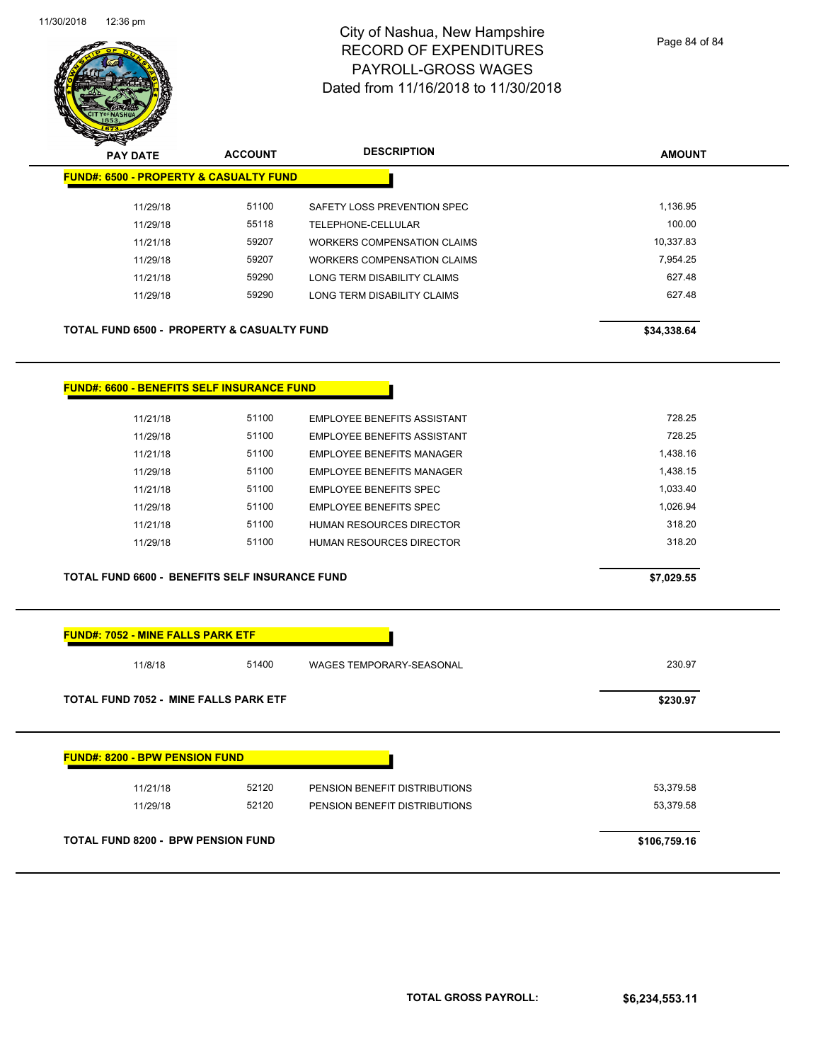# City of Nashua, New Hampshire
## RECORD OF EXPENDITURES
## PAYROLL-GROSS WAGES
## Dated from 11/16/2018 to 11/30/2018

| PAY DATE | ACCOUNT | DESCRIPTION | AMOUNT |
|---|---|---|---|
| **FUND#: 6500 - PROPERTY & CASUALTY FUND** | | | |
| 11/29/18 | 51100 | SAFETY LOSS PREVENTION SPEC | 1,136.95 |
| 11/29/18 | 55118 | TELEPHONE-CELLULAR | 100.00 |
| 11/21/18 | 59207 | WORKERS COMPENSATION CLAIMS | 10,337.83 |
| 11/29/18 | 59207 | WORKERS COMPENSATION CLAIMS | 7,954.25 |
| 11/21/18 | 59290 | LONG TERM DISABILITY CLAIMS | 627.48 |
| 11/29/18 | 59290 | LONG TERM DISABILITY CLAIMS | 627.48 |
| **TOTAL FUND 6500 - PROPERTY & CASUALTY FUND** | | | **$34,338.64** |
| **FUND#: 6600 - BENEFITS SELF INSURANCE FUND** | | | |
| 11/21/18 | 51100 | EMPLOYEE BENEFITS ASSISTANT | 728.25 |
| 11/29/18 | 51100 | EMPLOYEE BENEFITS ASSISTANT | 728.25 |
| 11/21/18 | 51100 | EMPLOYEE BENEFITS MANAGER | 1,438.16 |
| 11/29/18 | 51100 | EMPLOYEE BENEFITS MANAGER | 1,438.15 |
| 11/21/18 | 51100 | EMPLOYEE BENEFITS SPEC | 1,033.40 |
| 11/29/18 | 51100 | EMPLOYEE BENEFITS SPEC | 1,026.94 |
| 11/21/18 | 51100 | HUMAN RESOURCES DIRECTOR | 318.20 |
| 11/29/18 | 51100 | HUMAN RESOURCES DIRECTOR | 318.20 |
| **TOTAL FUND 6600 - BENEFITS SELF INSURANCE FUND** | | | **$7,029.55** |
| **FUND#: 7052 - MINE FALLS PARK ETF** | | | |
| 11/8/18 | 51400 | WAGES TEMPORARY-SEASONAL | 230.97 |
| **TOTAL FUND 7052 - MINE FALLS PARK ETF** | | | **$230.97** |
| **FUND#: 8200 - BPW PENSION FUND** | | | |
| 11/21/18 | 52120 | PENSION BENEFIT DISTRIBUTIONS | 53,379.58 |
| 11/29/18 | 52120 | PENSION BENEFIT DISTRIBUTIONS | 53,379.58 |
| **TOTAL FUND 8200 - BPW PENSION FUND** | | | **$106,759.16** |

**TOTAL GROSS PAYROLL: $6,234,553.11**